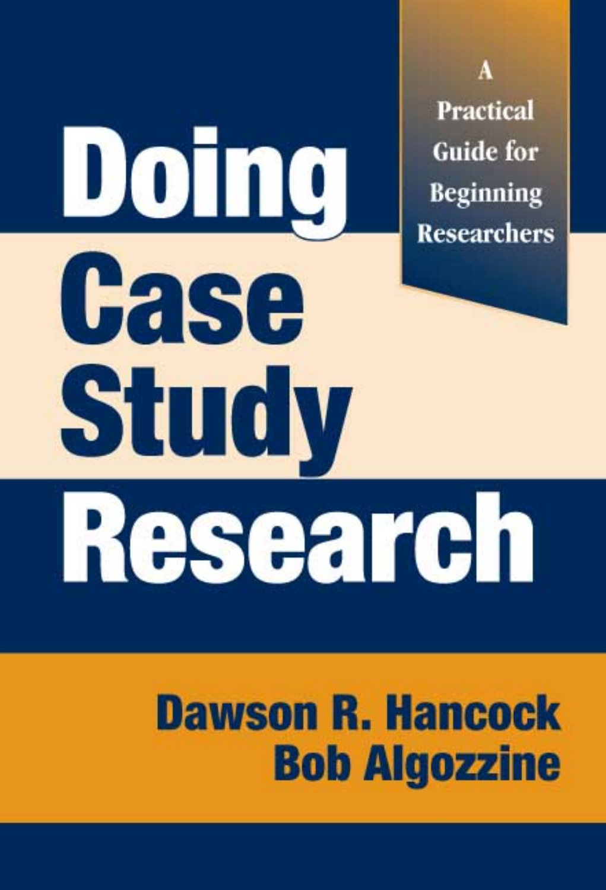# Doing Case Study Research

A Practical Guide for Beginning Researchers

**Dawson R. Hancock**
**Bob Algozzine**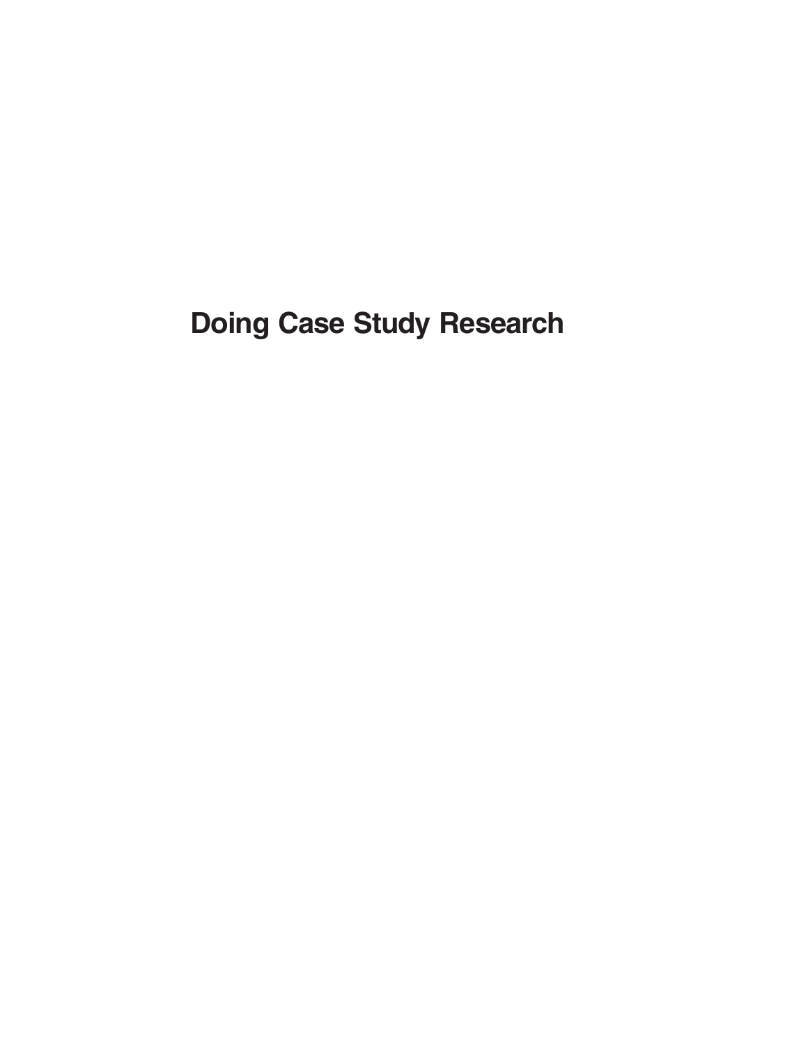# Doing Case Study Research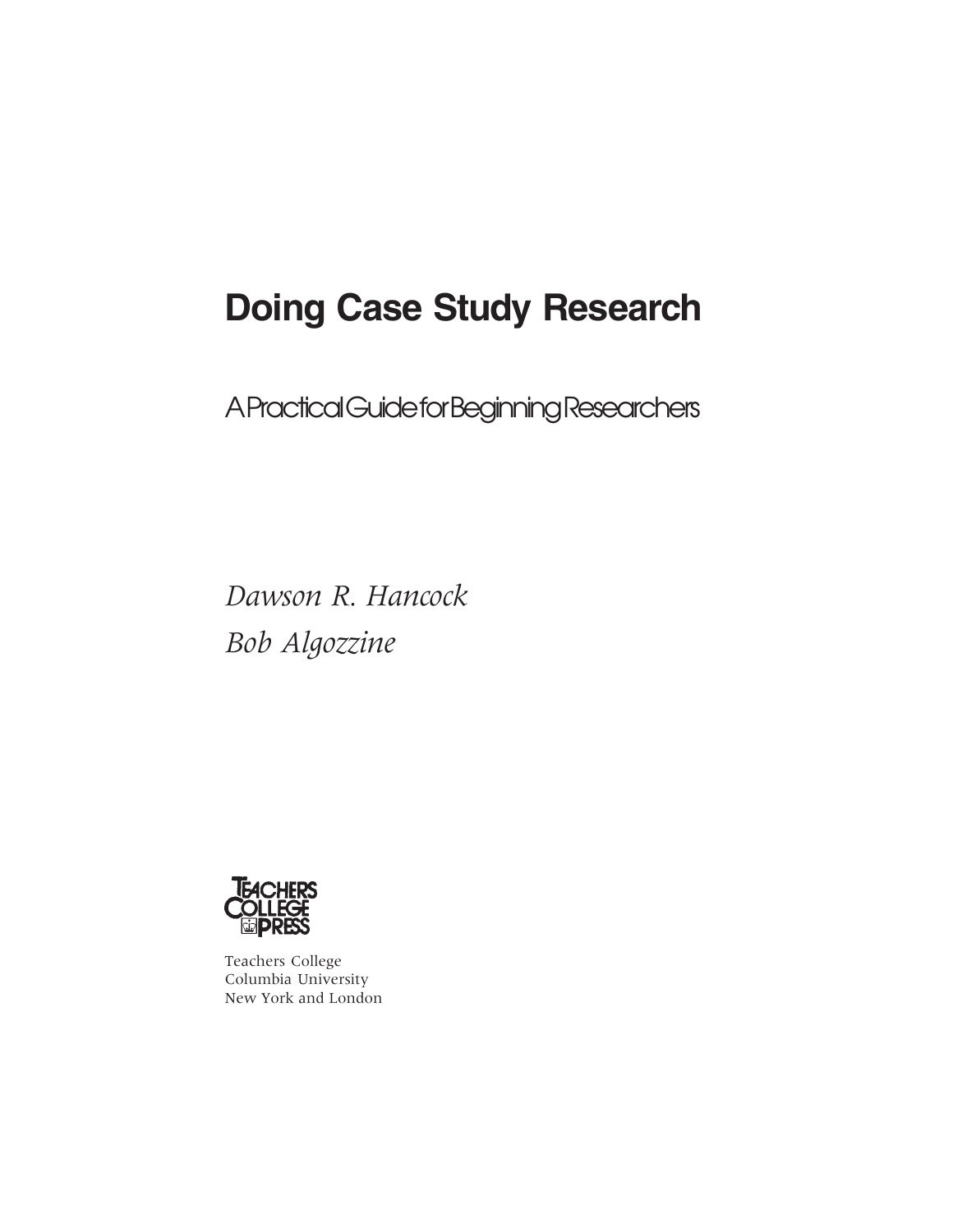# Doing Case Study Research

## A Practical Guide for Beginning Researchers

*Dawson R. Hancock*

*Bob Algozzine*

TEACHERS COLLEGE PRESS

Teachers College
Columbia University
New York and London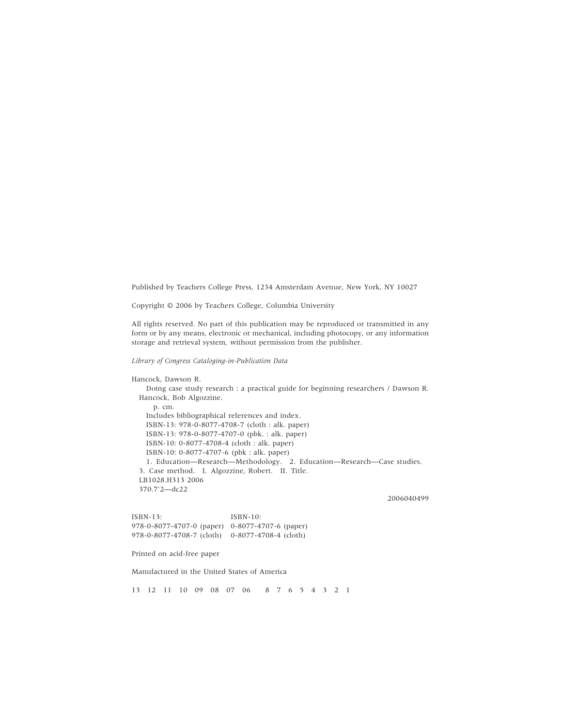Published by Teachers College Press, 1234 Amsterdam Avenue, New York, NY 10027

Copyright © 2006 by Teachers College, Columbia University

All rights reserved. No part of this publication may be reproduced or transmitted in any form or by any means, electronic or mechanical, including photocopy, or any information storage and retrieval system, without permission from the publisher.

*Library of Congress Cataloging-in-Publication Data*

Hancock, Dawson R.
Doing case study research : a practical guide for beginning researchers / Dawson R. Hancock, Bob Algozzine.
p. cm.
Includes bibliographical references and index.
ISBN-13: 978-0-8077-4708-7 (cloth : alk. paper)
ISBN-13: 978-0-8077-4707-0 (pbk. : alk. paper)
ISBN-10: 0-8077-4708-4 (cloth : alk. paper)
ISBN-10: 0-8077-4707-6 (pbk : alk. paper)
1. Education—Research—Methodology. 2. Education—Research—Case studies. 3. Case method. I. Algozzine, Robert. II. Title.
LB1028.H313 2006
370.7'2—dc22

2006040499

| ISBN-13: | ISBN-10: |
|---|---|
| 978-0-8077-4707-0 (paper) | 0-8077-4707-6 (paper) |
| 978-0-8077-4708-7 (cloth) | 0-8077-4708-4 (cloth) |

Printed on acid-free paper

Manufactured in the United States of America

13 12 11 10 09 08 07 06 8 7 6 5 4 3 2 1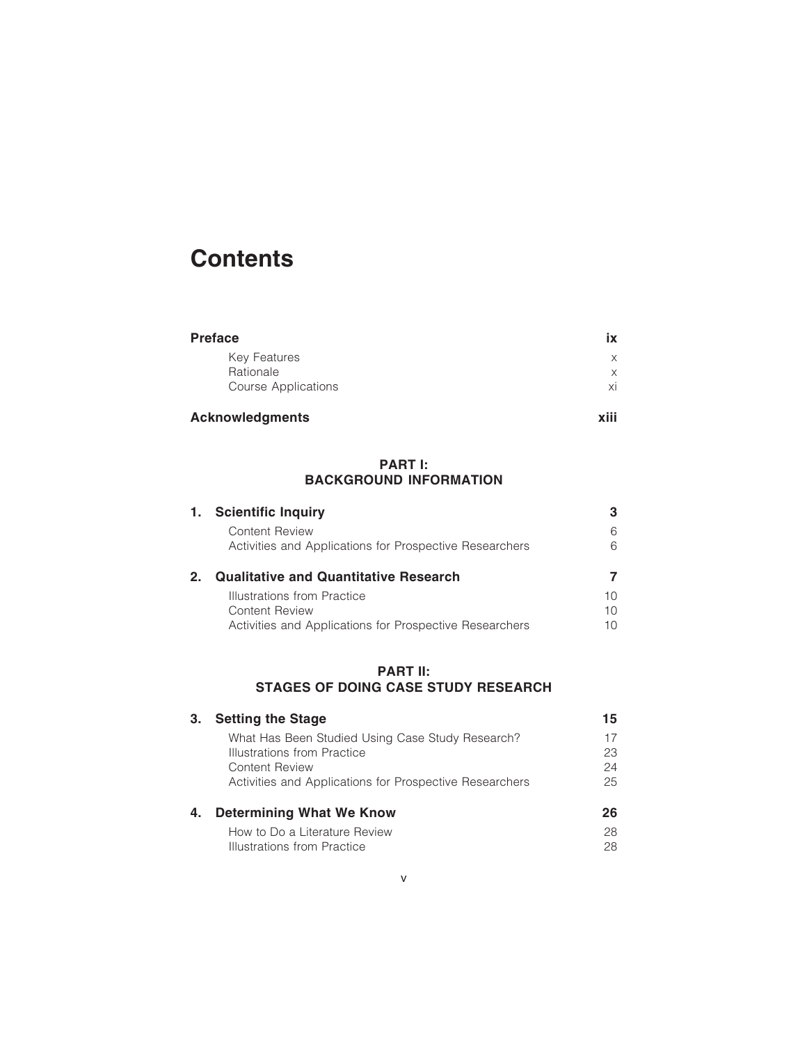# Contents

| | |
|---|---|
| **Preface** | **ix** |
| Key Features | x |
| Rationale | x |
| Course Applications | xi |
| **Acknowledgments** | **xiii** |

## PART I: BACKGROUND INFORMATION

| | |
|---|---|
| **1. Scientific Inquiry** | **3** |
| Content Review | 6 |
| Activities and Applications for Prospective Researchers | 6 |
| **2. Qualitative and Quantitative Research** | **7** |
| Illustrations from Practice | 10 |
| Content Review | 10 |
| Activities and Applications for Prospective Researchers | 10 |

## PART II: STAGES OF DOING CASE STUDY RESEARCH

| | |
|---|---|
| **3. Setting the Stage** | **15** |
| What Has Been Studied Using Case Study Research? | 17 |
| Illustrations from Practice | 23 |
| Content Review | 24 |
| Activities and Applications for Prospective Researchers | 25 |
| **4. Determining What We Know** | **26** |
| How to Do a Literature Review | 28 |
| Illustrations from Practice | 28 |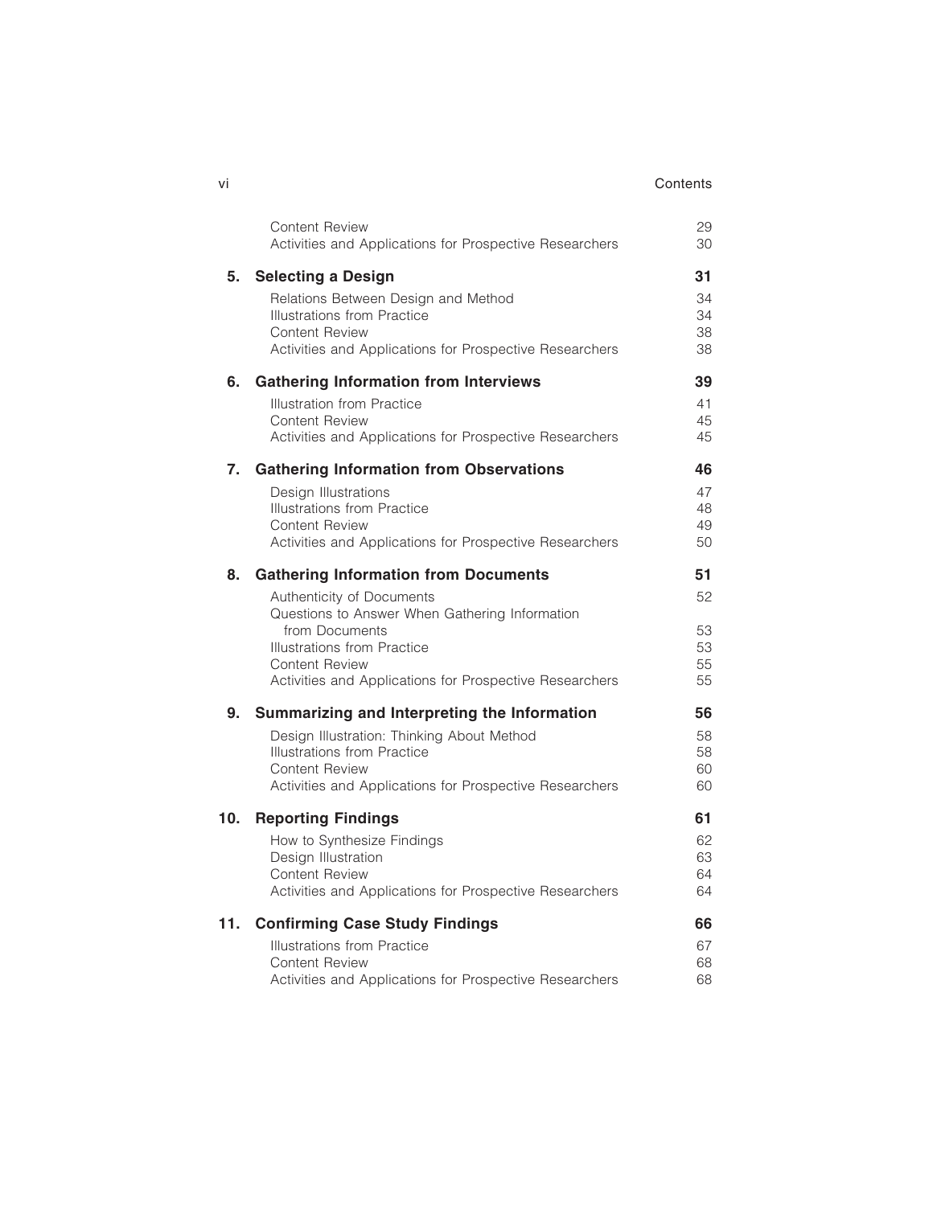| | | |
|---|---|---|
| | Content Review | 29 |
| | Activities and Applications for Prospective Researchers | 30 |
| **5.** | **Selecting a Design** | **31** |
| | Relations Between Design and Method | 34 |
| | Illustrations from Practice | 34 |
| | Content Review | 38 |
| | Activities and Applications for Prospective Researchers | 38 |
| **6.** | **Gathering Information from Interviews** | **39** |
| | Illustration from Practice | 41 |
| | Content Review | 45 |
| | Activities and Applications for Prospective Researchers | 45 |
| **7.** | **Gathering Information from Observations** | **46** |
| | Design Illustrations | 47 |
| | Illustrations from Practice | 48 |
| | Content Review | 49 |
| | Activities and Applications for Prospective Researchers | 50 |
| **8.** | **Gathering Information from Documents** | **51** |
| | Authenticity of Documents | 52 |
| | Questions to Answer When Gathering Information from Documents | 53 |
| | Illustrations from Practice | 53 |
| | Content Review | 55 |
| | Activities and Applications for Prospective Researchers | 55 |
| **9.** | **Summarizing and Interpreting the Information** | **56** |
| | Design Illustration: Thinking About Method | 58 |
| | Illustrations from Practice | 58 |
| | Content Review | 60 |
| | Activities and Applications for Prospective Researchers | 60 |
| **10.** | **Reporting Findings** | **61** |
| | How to Synthesize Findings | 62 |
| | Design Illustration | 63 |
| | Content Review | 64 |
| | Activities and Applications for Prospective Researchers | 64 |
| **11.** | **Confirming Case Study Findings** | **66** |
| | Illustrations from Practice | 67 |
| | Content Review | 68 |
| | Activities and Applications for Prospective Researchers | 68 |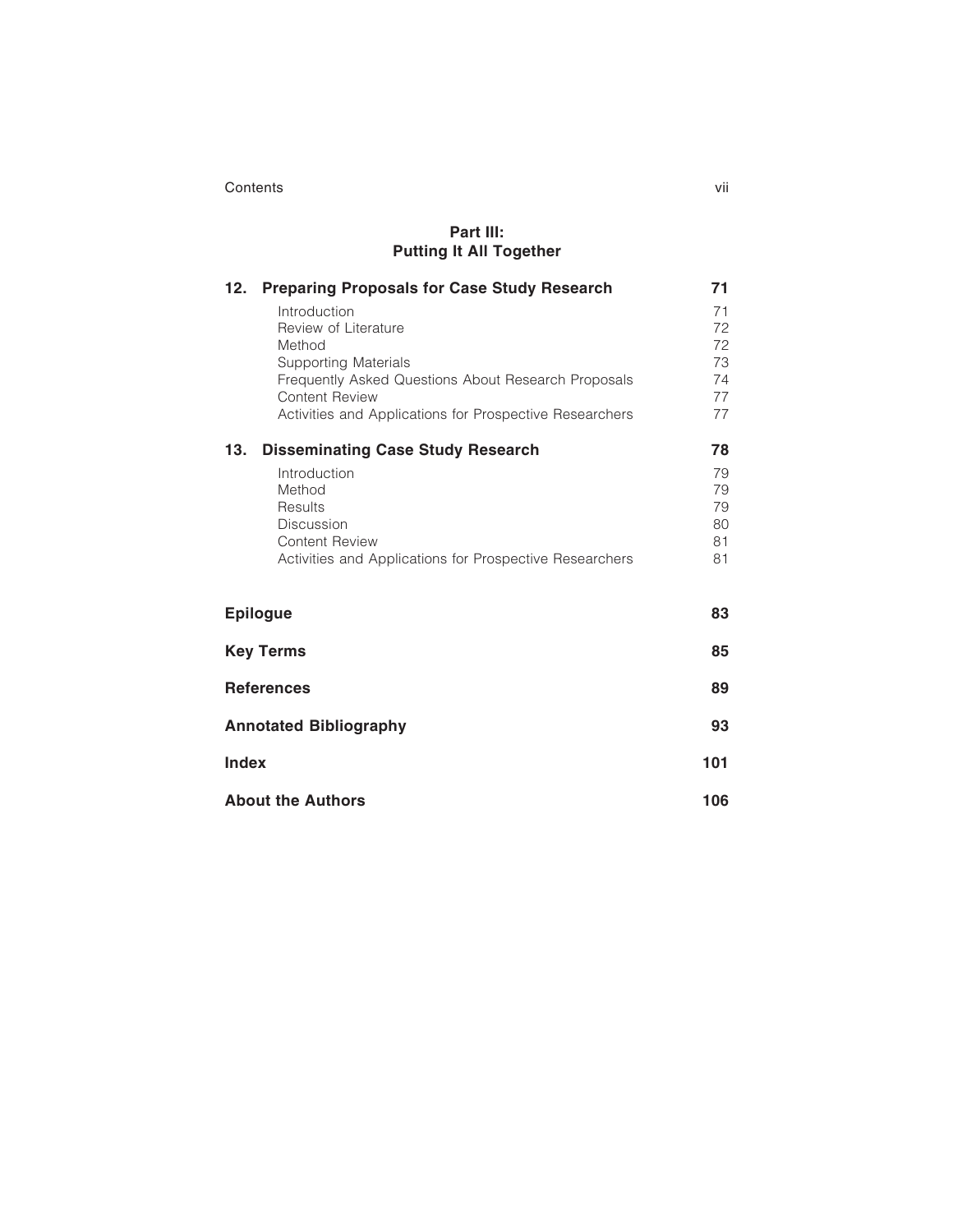## Part III: Putting It All Together

**12. Preparing Proposals for Case Study Research** — **71**

- Introduction — 71
- Review of Literature — 72
- Method — 72
- Supporting Materials — 73
- Frequently Asked Questions About Research Proposals — 74
- Content Review — 77
- Activities and Applications for Prospective Researchers — 77

**13. Disseminating Case Study Research** — **78**

- Introduction — 79
- Method — 79
- Results — 79
- Discussion — 80
- Content Review — 81
- Activities and Applications for Prospective Researchers — 81

**Epilogue** — **83**

**Key Terms** — **85**

**References** — **89**

**Annotated Bibliography** — **93**

**Index** — **101**

**About the Authors** — **106**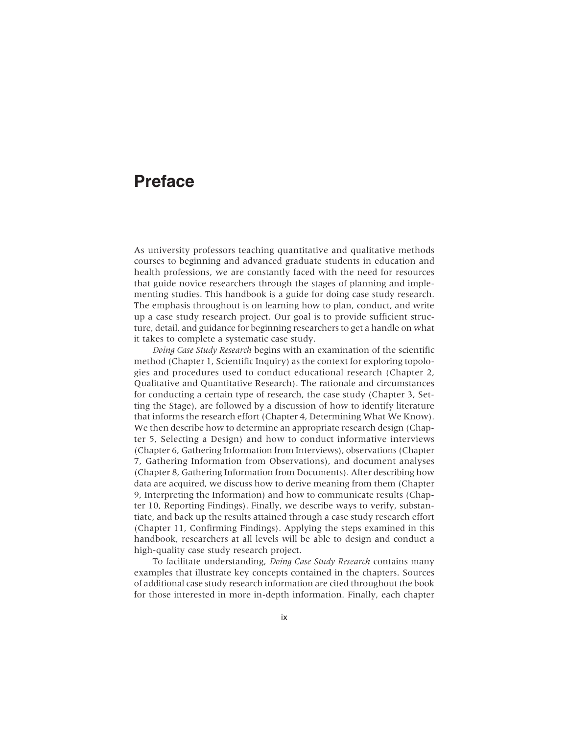# Preface

As university professors teaching quantitative and qualitative methods courses to beginning and advanced graduate students in education and health professions, we are constantly faced with the need for resources that guide novice researchers through the stages of planning and implementing studies. This handbook is a guide for doing case study research. The emphasis throughout is on learning how to plan, conduct, and write up a case study research project. Our goal is to provide sufficient structure, detail, and guidance for beginning researchers to get a handle on what it takes to complete a systematic case study.

*Doing Case Study Research* begins with an examination of the scientific method (Chapter 1, Scientific Inquiry) as the context for exploring topologies and procedures used to conduct educational research (Chapter 2, Qualitative and Quantitative Research). The rationale and circumstances for conducting a certain type of research, the case study (Chapter 3, Setting the Stage), are followed by a discussion of how to identify literature that informs the research effort (Chapter 4, Determining What We Know). We then describe how to determine an appropriate research design (Chapter 5, Selecting a Design) and how to conduct informative interviews (Chapter 6, Gathering Information from Interviews), observations (Chapter 7, Gathering Information from Observations), and document analyses (Chapter 8, Gathering Information from Documents). After describing how data are acquired, we discuss how to derive meaning from them (Chapter 9, Interpreting the Information) and how to communicate results (Chapter 10, Reporting Findings). Finally, we describe ways to verify, substantiate, and back up the results attained through a case study research effort (Chapter 11, Confirming Findings). Applying the steps examined in this handbook, researchers at all levels will be able to design and conduct a high-quality case study research project.

To facilitate understanding, *Doing Case Study Research* contains many examples that illustrate key concepts contained in the chapters. Sources of additional case study research information are cited throughout the book for those interested in more in-depth information. Finally, each chapter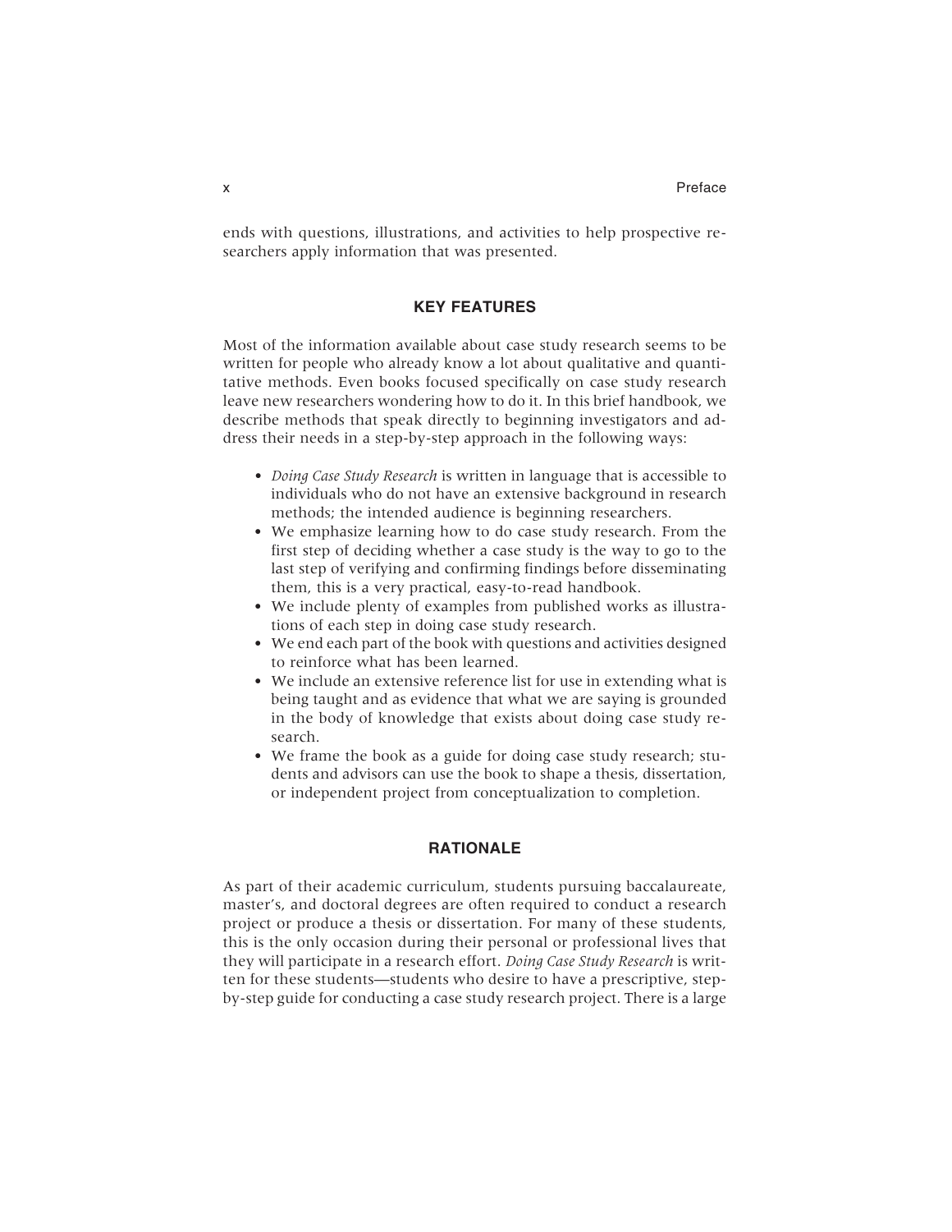ends with questions, illustrations, and activities to help prospective researchers apply information that was presented.

## KEY FEATURES

Most of the information available about case study research seems to be written for people who already know a lot about qualitative and quantitative methods. Even books focused specifically on case study research leave new researchers wondering how to do it. In this brief handbook, we describe methods that speak directly to beginning investigators and address their needs in a step-by-step approach in the following ways:

- *Doing Case Study Research* is written in language that is accessible to individuals who do not have an extensive background in research methods; the intended audience is beginning researchers.
- We emphasize learning how to do case study research. From the first step of deciding whether a case study is the way to go to the last step of verifying and confirming findings before disseminating them, this is a very practical, easy-to-read handbook.
- We include plenty of examples from published works as illustrations of each step in doing case study research.
- We end each part of the book with questions and activities designed to reinforce what has been learned.
- We include an extensive reference list for use in extending what is being taught and as evidence that what we are saying is grounded in the body of knowledge that exists about doing case study research.
- We frame the book as a guide for doing case study research; students and advisors can use the book to shape a thesis, dissertation, or independent project from conceptualization to completion.

## RATIONALE

As part of their academic curriculum, students pursuing baccalaureate, master's, and doctoral degrees are often required to conduct a research project or produce a thesis or dissertation. For many of these students, this is the only occasion during their personal or professional lives that they will participate in a research effort. *Doing Case Study Research* is written for these students—students who desire to have a prescriptive, step-by-step guide for conducting a case study research project. There is a large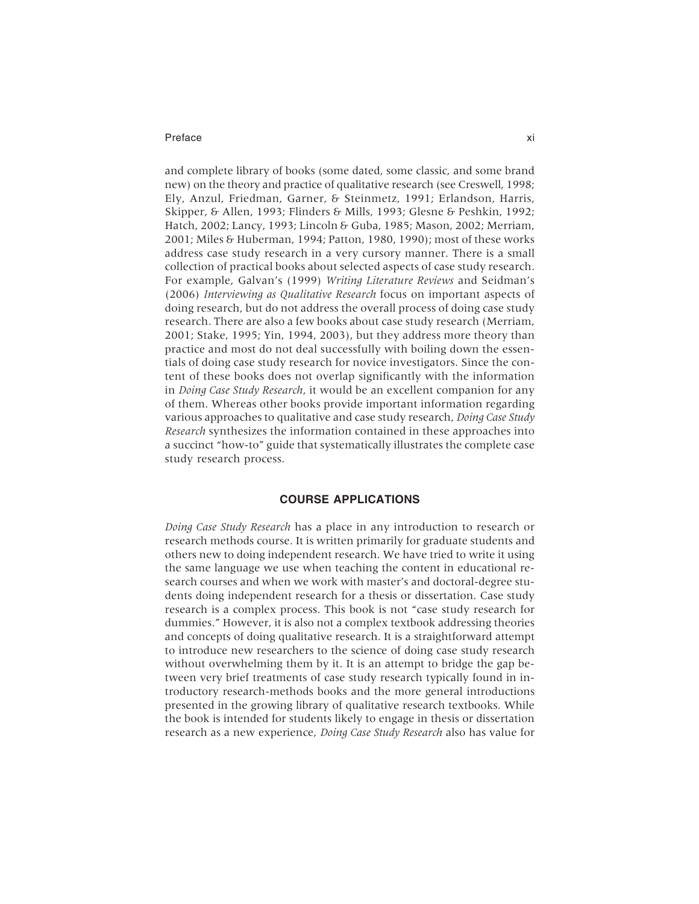and complete library of books (some dated, some classic, and some brand new) on the theory and practice of qualitative research (see Creswell, 1998; Ely, Anzul, Friedman, Garner, & Steinmetz, 1991; Erlandson, Harris, Skipper, & Allen, 1993; Flinders & Mills, 1993; Glesne & Peshkin, 1992; Hatch, 2002; Lancy, 1993; Lincoln & Guba, 1985; Mason, 2002; Merriam, 2001; Miles & Huberman, 1994; Patton, 1980, 1990); most of these works address case study research in a very cursory manner. There is a small collection of practical books about selected aspects of case study research. For example, Galvan's (1999) *Writing Literature Reviews* and Seidman's (2006) *Interviewing as Qualitative Research* focus on important aspects of doing research, but do not address the overall process of doing case study research. There are also a few books about case study research (Merriam, 2001; Stake, 1995; Yin, 1994, 2003), but they address more theory than practice and most do not deal successfully with boiling down the essentials of doing case study research for novice investigators. Since the content of these books does not overlap significantly with the information in *Doing Case Study Research*, it would be an excellent companion for any of them. Whereas other books provide important information regarding various approaches to qualitative and case study research, *Doing Case Study Research* synthesizes the information contained in these approaches into a succinct "how-to" guide that systematically illustrates the complete case study research process.

## COURSE APPLICATIONS

*Doing Case Study Research* has a place in any introduction to research or research methods course. It is written primarily for graduate students and others new to doing independent research. We have tried to write it using the same language we use when teaching the content in educational research courses and when we work with master's and doctoral-degree students doing independent research for a thesis or dissertation. Case study research is a complex process. This book is not "case study research for dummies." However, it is also not a complex textbook addressing theories and concepts of doing qualitative research. It is a straightforward attempt to introduce new researchers to the science of doing case study research without overwhelming them by it. It is an attempt to bridge the gap between very brief treatments of case study research typically found in introductory research-methods books and the more general introductions presented in the growing library of qualitative research textbooks. While the book is intended for students likely to engage in thesis or dissertation research as a new experience, *Doing Case Study Research* also has value for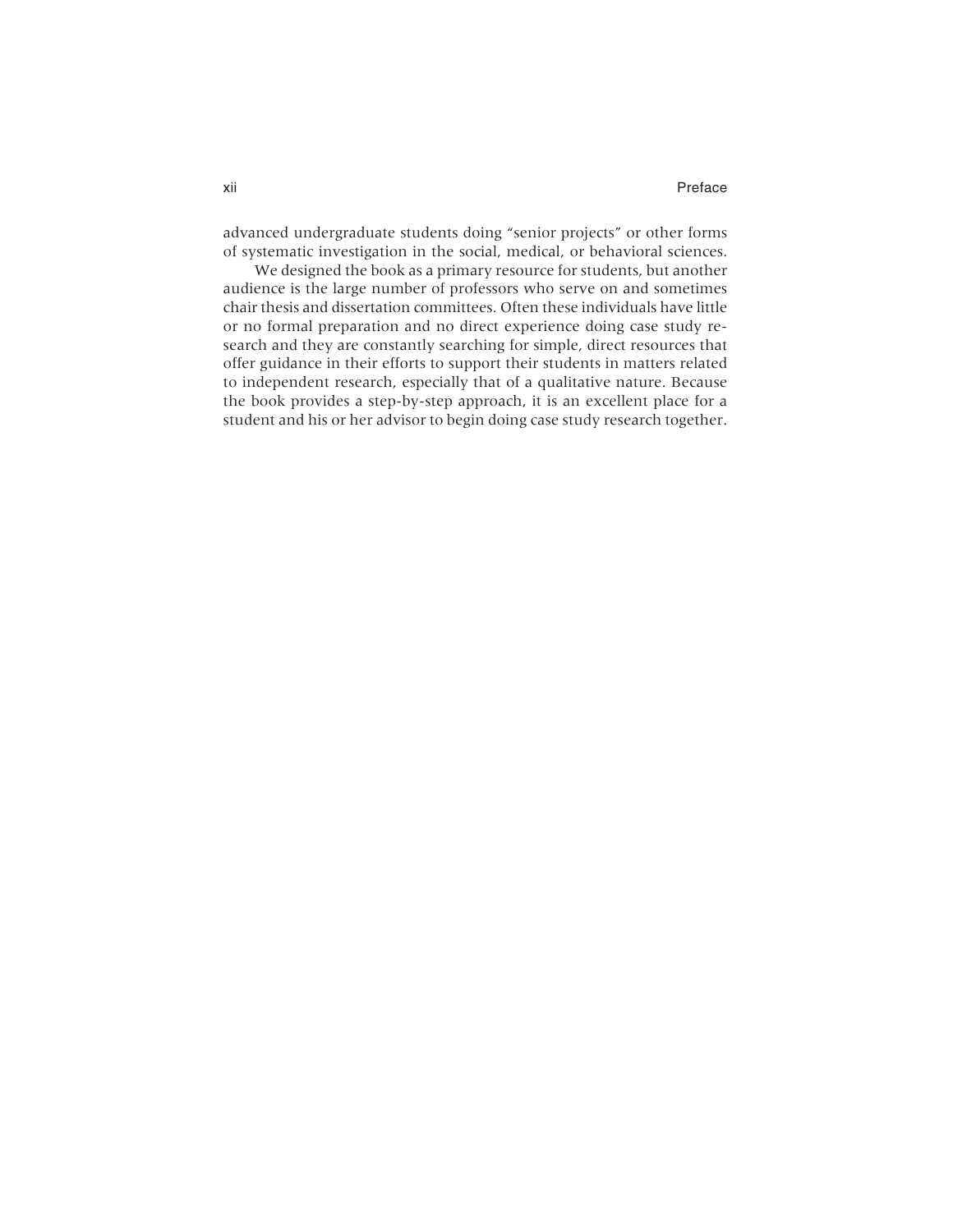advanced undergraduate students doing "senior projects" or other forms of systematic investigation in the social, medical, or behavioral sciences.

We designed the book as a primary resource for students, but another audience is the large number of professors who serve on and sometimes chair thesis and dissertation committees. Often these individuals have little or no formal preparation and no direct experience doing case study research and they are constantly searching for simple, direct resources that offer guidance in their efforts to support their students in matters related to independent research, especially that of a qualitative nature. Because the book provides a step-by-step approach, it is an excellent place for a student and his or her advisor to begin doing case study research together.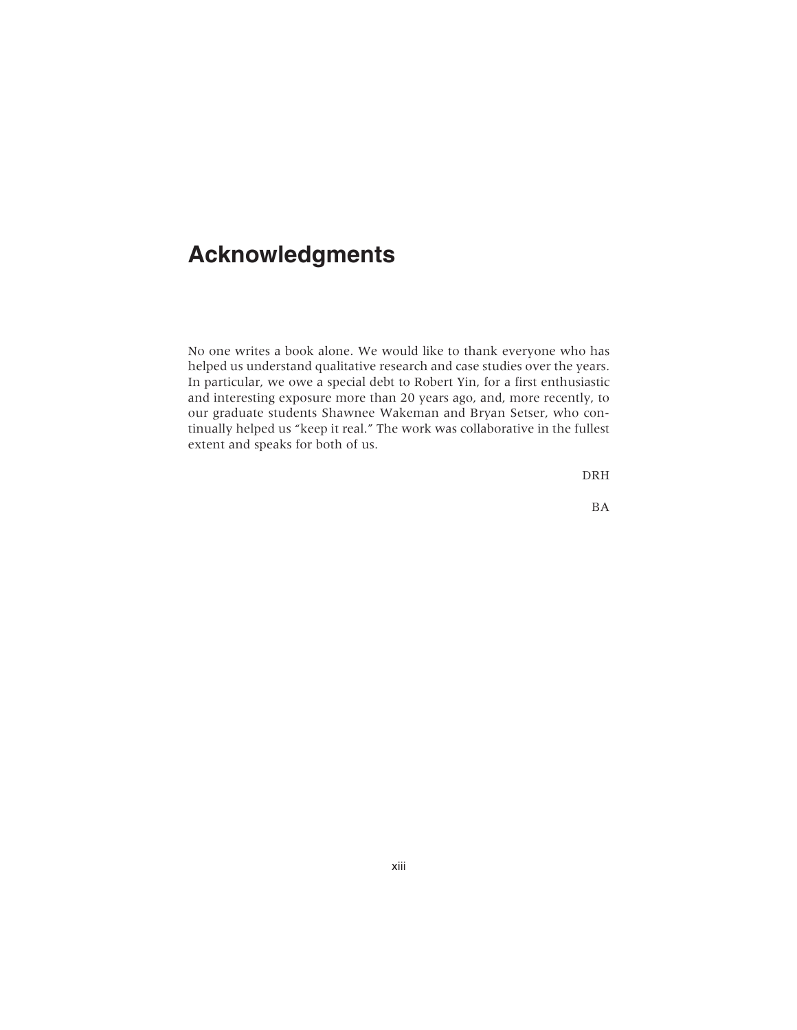# Acknowledgments

No one writes a book alone. We would like to thank everyone who has helped us understand qualitative research and case studies over the years. In particular, we owe a special debt to Robert Yin, for a first enthusiastic and interesting exposure more than 20 years ago, and, more recently, to our graduate students Shawnee Wakeman and Bryan Setser, who continually helped us "keep it real." The work was collaborative in the fullest extent and speaks for both of us.

DRH

BA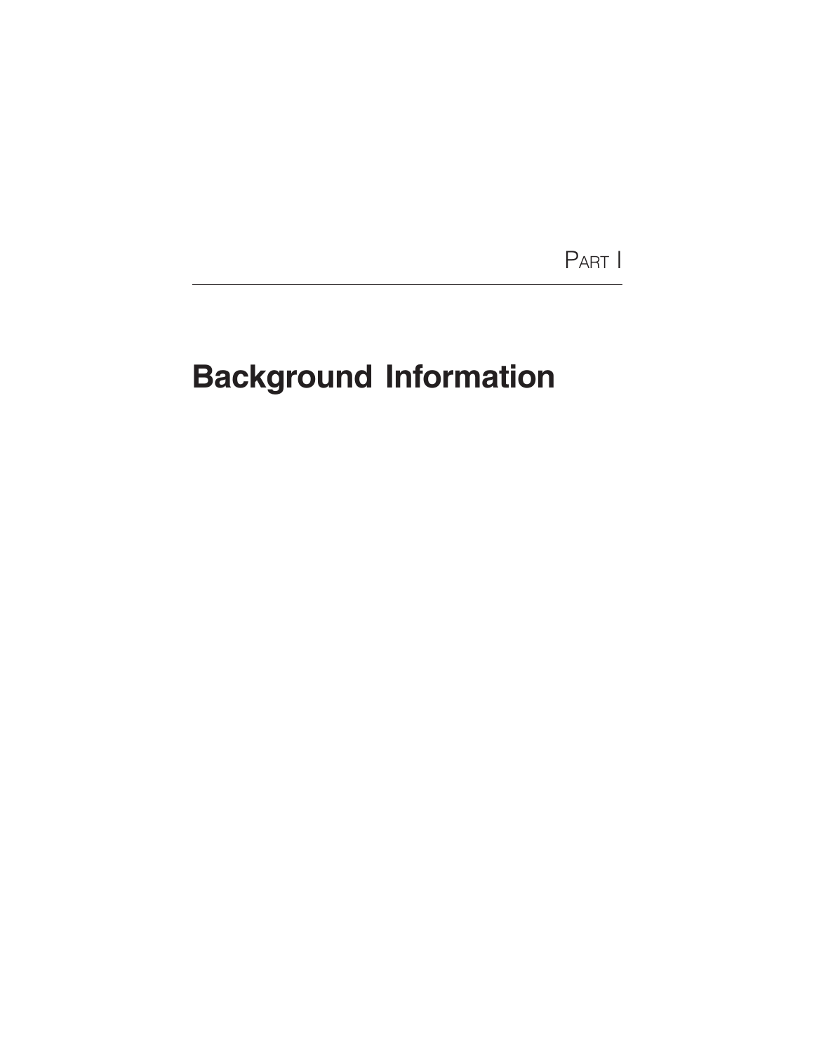Part I

# Background Information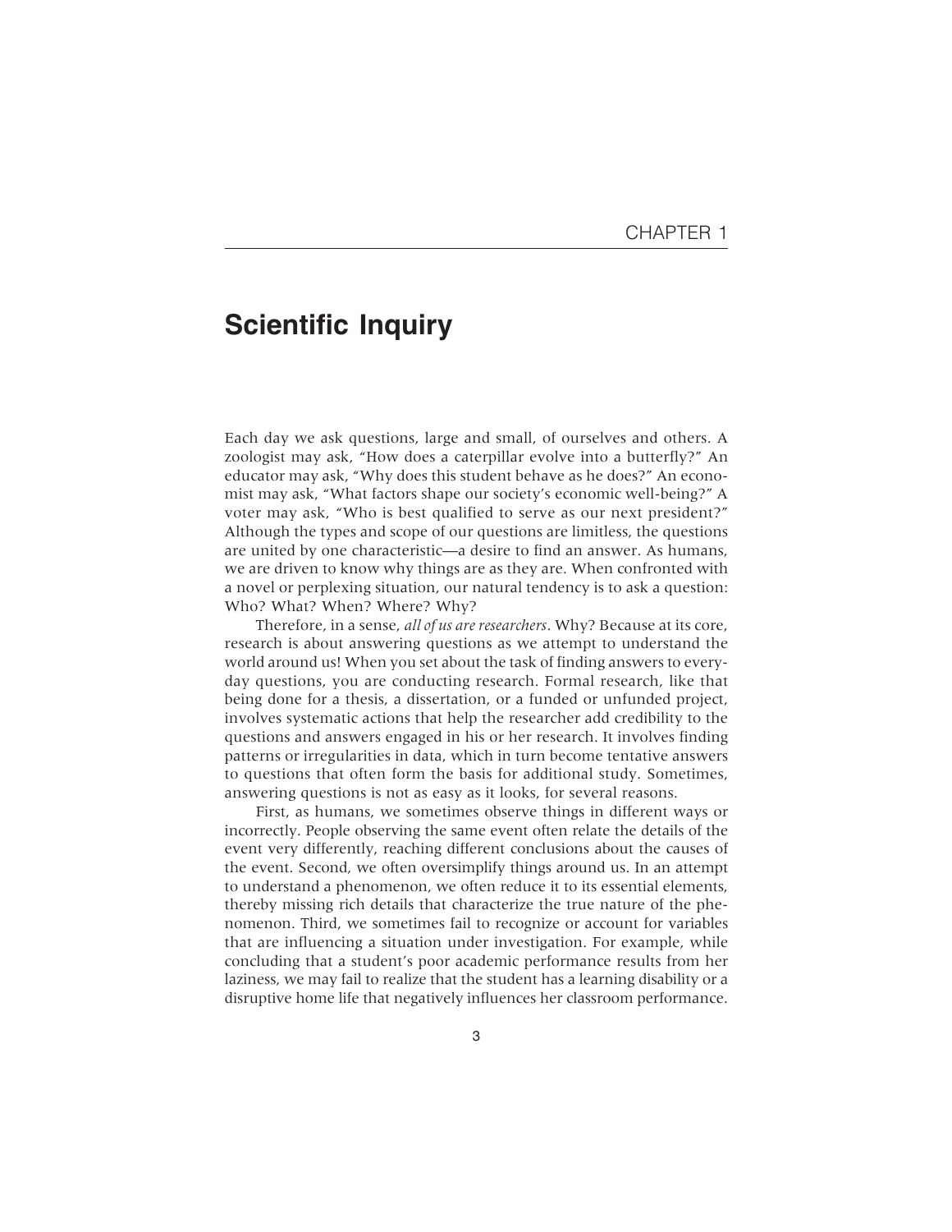# CHAPTER 1

# Scientific Inquiry

Each day we ask questions, large and small, of ourselves and others. A zoologist may ask, "How does a caterpillar evolve into a butterfly?" An educator may ask, "Why does this student behave as he does?" An economist may ask, "What factors shape our society's economic well-being?" A voter may ask, "Who is best qualified to serve as our next president?" Although the types and scope of our questions are limitless, the questions are united by one characteristic—a desire to find an answer. As humans, we are driven to know why things are as they are. When confronted with a novel or perplexing situation, our natural tendency is to ask a question: Who? What? When? Where? Why?

Therefore, in a sense, *all of us are researchers*. Why? Because at its core, research is about answering questions as we attempt to understand the world around us! When you set about the task of finding answers to everyday questions, you are conducting research. Formal research, like that being done for a thesis, a dissertation, or a funded or unfunded project, involves systematic actions that help the researcher add credibility to the questions and answers engaged in his or her research. It involves finding patterns or irregularities in data, which in turn become tentative answers to questions that often form the basis for additional study. Sometimes, answering questions is not as easy as it looks, for several reasons.

First, as humans, we sometimes observe things in different ways or incorrectly. People observing the same event often relate the details of the event very differently, reaching different conclusions about the causes of the event. Second, we often oversimplify things around us. In an attempt to understand a phenomenon, we often reduce it to its essential elements, thereby missing rich details that characterize the true nature of the phenomenon. Third, we sometimes fail to recognize or account for variables that are influencing a situation under investigation. For example, while concluding that a student's poor academic performance results from her laziness, we may fail to realize that the student has a learning disability or a disruptive home life that negatively influences her classroom performance.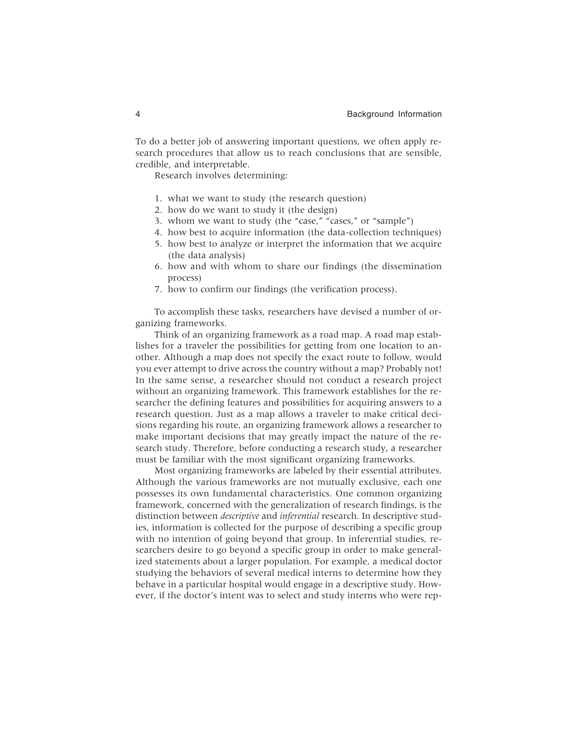To do a better job of answering important questions, we often apply research procedures that allow us to reach conclusions that are sensible, credible, and interpretable.

Research involves determining:

1. what we want to study (the research question)
2. how do we want to study it (the design)
3. whom we want to study (the "case," "cases," or "sample")
4. how best to acquire information (the data-collection techniques)
5. how best to analyze or interpret the information that we acquire (the data analysis)
6. how and with whom to share our findings (the dissemination process)
7. how to confirm our findings (the verification process).

To accomplish these tasks, researchers have devised a number of organizing frameworks.

Think of an organizing framework as a road map. A road map establishes for a traveler the possibilities for getting from one location to another. Although a map does not specify the exact route to follow, would you ever attempt to drive across the country without a map? Probably not! In the same sense, a researcher should not conduct a research project without an organizing framework. This framework establishes for the researcher the defining features and possibilities for acquiring answers to a research question. Just as a map allows a traveler to make critical decisions regarding his route, an organizing framework allows a researcher to make important decisions that may greatly impact the nature of the research study. Therefore, before conducting a research study, a researcher must be familiar with the most significant organizing frameworks.

Most organizing frameworks are labeled by their essential attributes. Although the various frameworks are not mutually exclusive, each one possesses its own fundamental characteristics. One common organizing framework, concerned with the generalization of research findings, is the distinction between *descriptive* and *inferential* research. In descriptive studies, information is collected for the purpose of describing a specific group with no intention of going beyond that group. In inferential studies, researchers desire to go beyond a specific group in order to make generalized statements about a larger population. For example, a medical doctor studying the behaviors of several medical interns to determine how they behave in a particular hospital would engage in a descriptive study. However, if the doctor's intent was to select and study interns who were rep-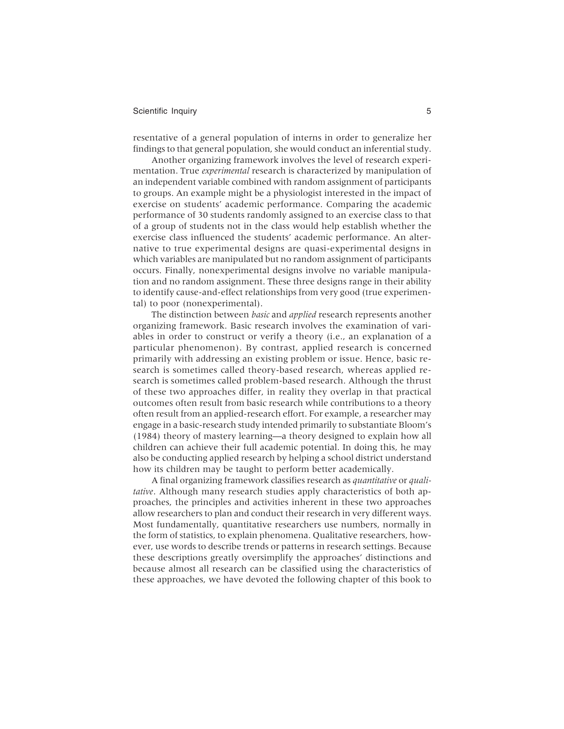resentative of a general population of interns in order to generalize her findings to that general population, she would conduct an inferential study.

Another organizing framework involves the level of research experimentation. True *experimental* research is characterized by manipulation of an independent variable combined with random assignment of participants to groups. An example might be a physiologist interested in the impact of exercise on students' academic performance. Comparing the academic performance of 30 students randomly assigned to an exercise class to that of a group of students not in the class would help establish whether the exercise class influenced the students' academic performance. An alternative to true experimental designs are quasi-experimental designs in which variables are manipulated but no random assignment of participants occurs. Finally, nonexperimental designs involve no variable manipulation and no random assignment. These three designs range in their ability to identify cause-and-effect relationships from very good (true experimental) to poor (nonexperimental).

The distinction between *basic* and *applied* research represents another organizing framework. Basic research involves the examination of variables in order to construct or verify a theory (i.e., an explanation of a particular phenomenon). By contrast, applied research is concerned primarily with addressing an existing problem or issue. Hence, basic research is sometimes called theory-based research, whereas applied research is sometimes called problem-based research. Although the thrust of these two approaches differ, in reality they overlap in that practical outcomes often result from basic research while contributions to a theory often result from an applied-research effort. For example, a researcher may engage in a basic-research study intended primarily to substantiate Bloom's (1984) theory of mastery learning—a theory designed to explain how all children can achieve their full academic potential. In doing this, he may also be conducting applied research by helping a school district understand how its children may be taught to perform better academically.

A final organizing framework classifies research as *quantitative* or *qualitative*. Although many research studies apply characteristics of both approaches, the principles and activities inherent in these two approaches allow researchers to plan and conduct their research in very different ways. Most fundamentally, quantitative researchers use numbers, normally in the form of statistics, to explain phenomena. Qualitative researchers, however, use words to describe trends or patterns in research settings. Because these descriptions greatly oversimplify the approaches' distinctions and because almost all research can be classified using the characteristics of these approaches, we have devoted the following chapter of this book to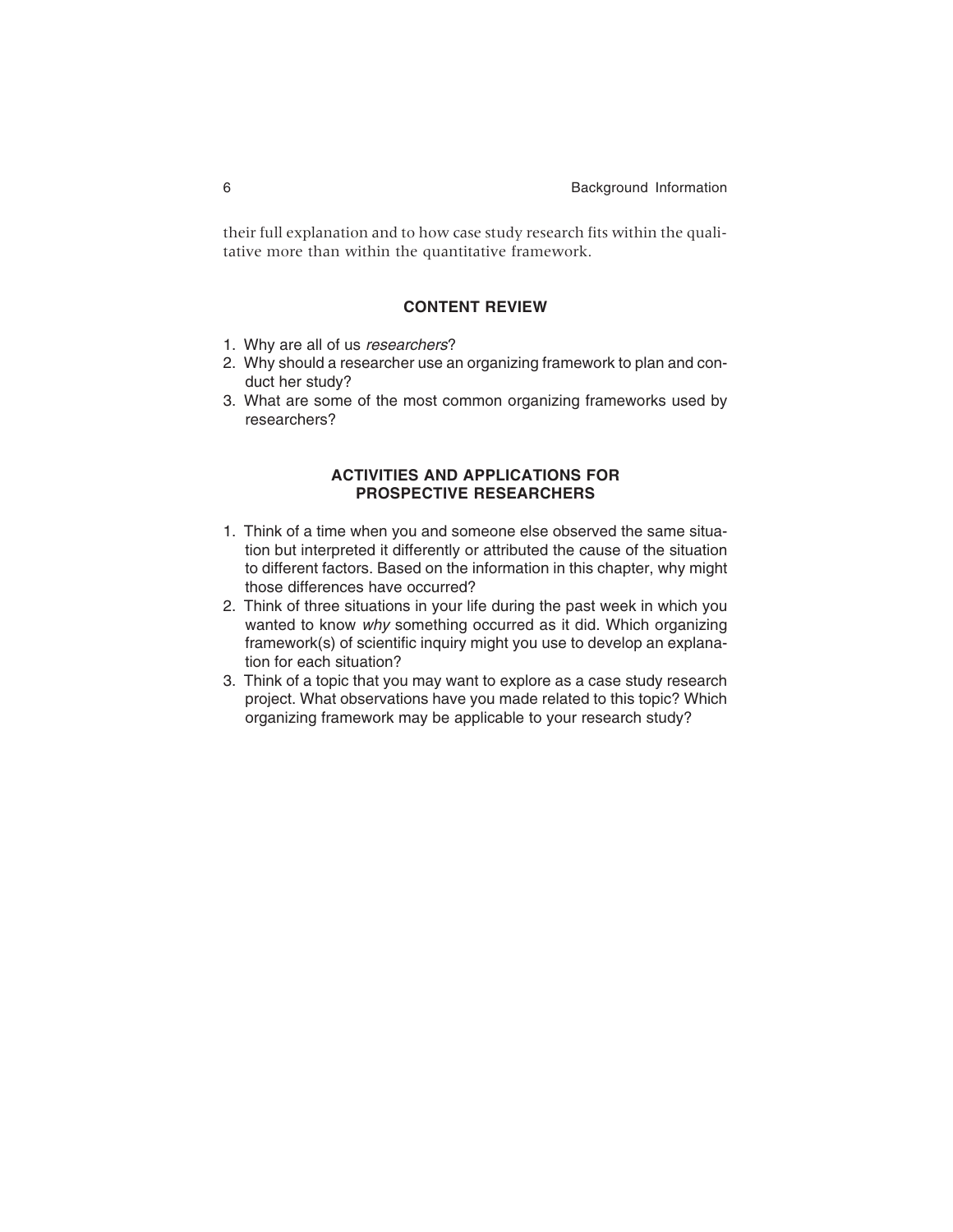their full explanation and to how case study research fits within the qualitative more than within the quantitative framework.

## CONTENT REVIEW

1. Why are all of us *researchers*?
2. Why should a researcher use an organizing framework to plan and conduct her study?
3. What are some of the most common organizing frameworks used by researchers?

## ACTIVITIES AND APPLICATIONS FOR PROSPECTIVE RESEARCHERS

1. Think of a time when you and someone else observed the same situation but interpreted it differently or attributed the cause of the situation to different factors. Based on the information in this chapter, why might those differences have occurred?
2. Think of three situations in your life during the past week in which you wanted to know *why* something occurred as it did. Which organizing framework(s) of scientific inquiry might you use to develop an explanation for each situation?
3. Think of a topic that you may want to explore as a case study research project. What observations have you made related to this topic? Which organizing framework may be applicable to your research study?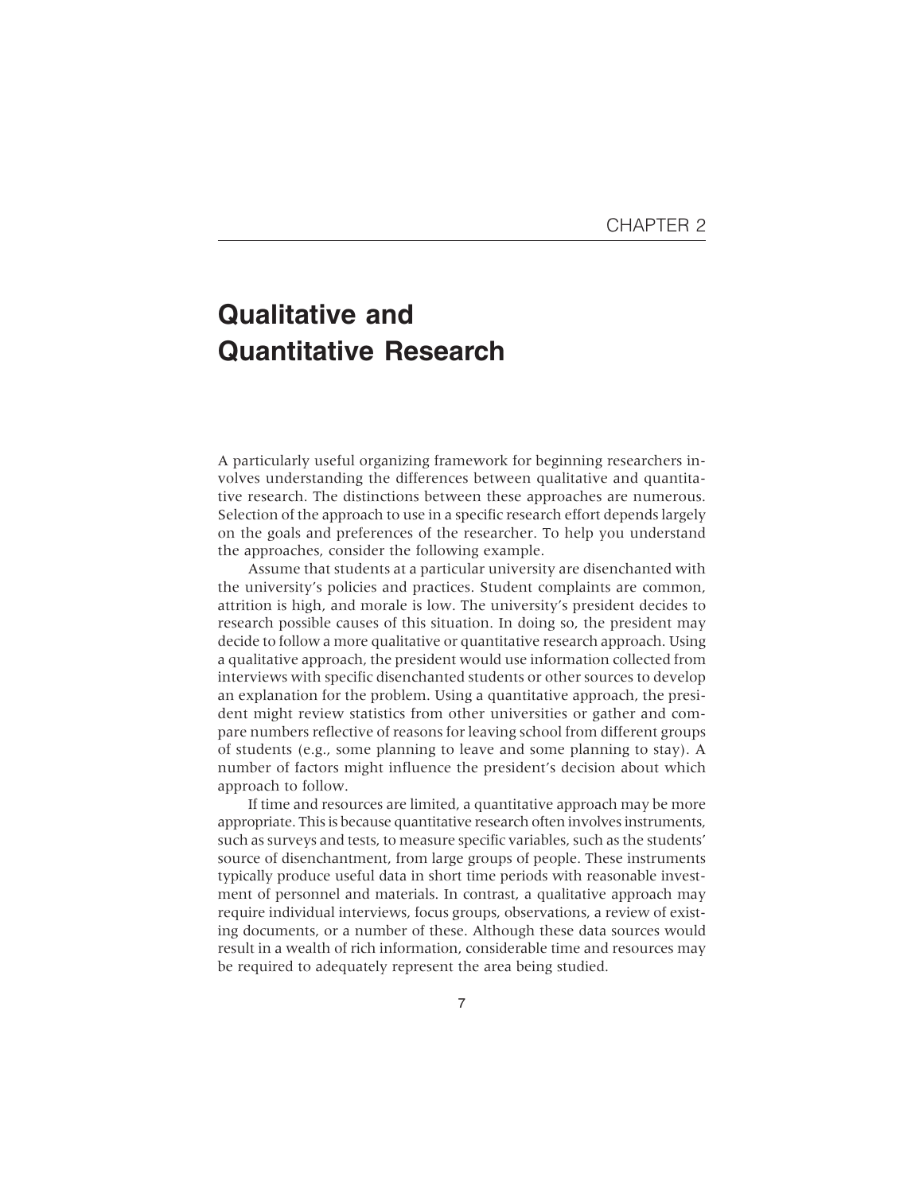CHAPTER 2

# Qualitative and Quantitative Research

A particularly useful organizing framework for beginning researchers involves understanding the differences between qualitative and quantitative research. The distinctions between these approaches are numerous. Selection of the approach to use in a specific research effort depends largely on the goals and preferences of the researcher. To help you understand the approaches, consider the following example.

Assume that students at a particular university are disenchanted with the university's policies and practices. Student complaints are common, attrition is high, and morale is low. The university's president decides to research possible causes of this situation. In doing so, the president may decide to follow a more qualitative or quantitative research approach. Using a qualitative approach, the president would use information collected from interviews with specific disenchanted students or other sources to develop an explanation for the problem. Using a quantitative approach, the president might review statistics from other universities or gather and compare numbers reflective of reasons for leaving school from different groups of students (e.g., some planning to leave and some planning to stay). A number of factors might influence the president's decision about which approach to follow.

If time and resources are limited, a quantitative approach may be more appropriate. This is because quantitative research often involves instruments, such as surveys and tests, to measure specific variables, such as the students' source of disenchantment, from large groups of people. These instruments typically produce useful data in short time periods with reasonable investment of personnel and materials. In contrast, a qualitative approach may require individual interviews, focus groups, observations, a review of existing documents, or a number of these. Although these data sources would result in a wealth of rich information, considerable time and resources may be required to adequately represent the area being studied.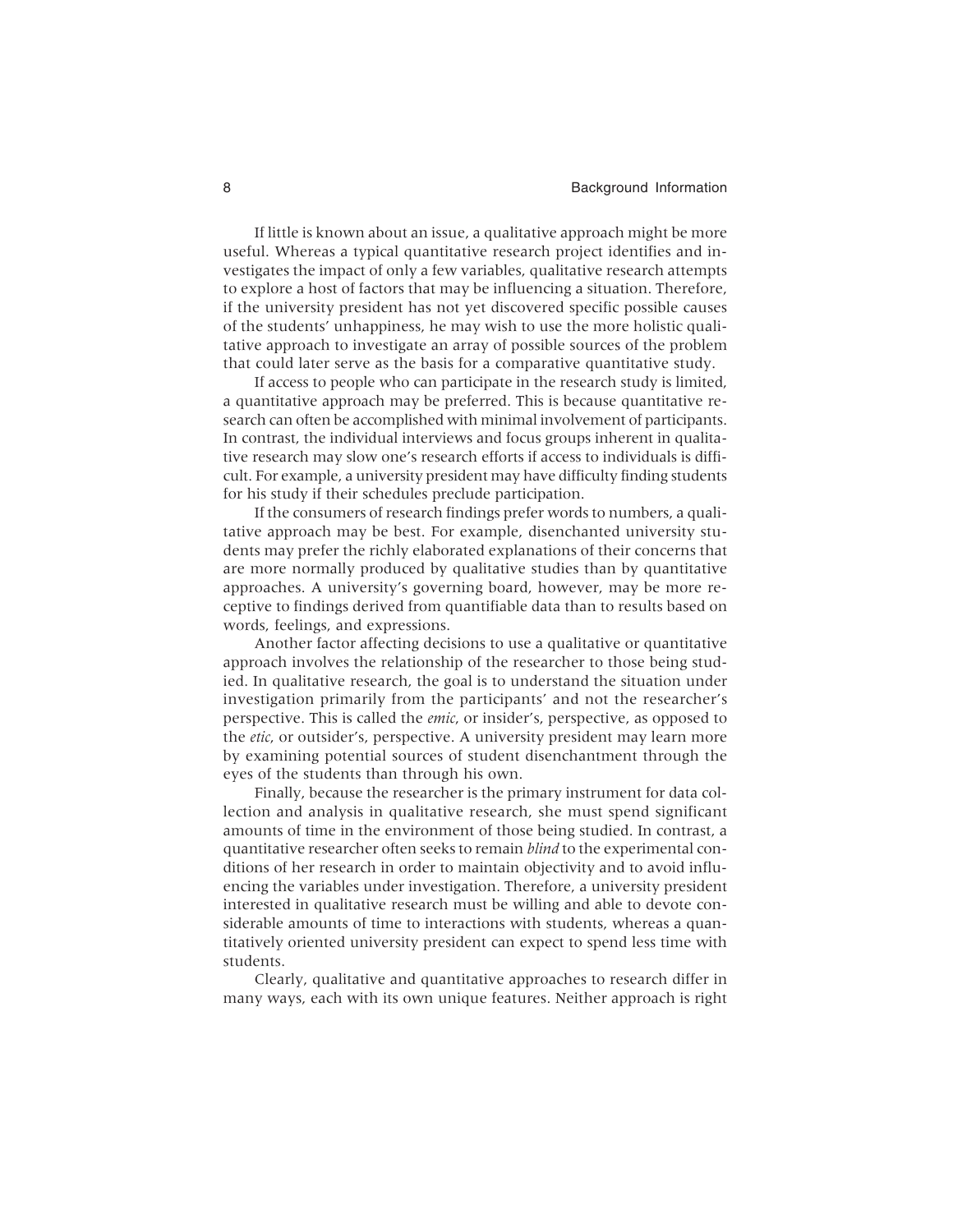If little is known about an issue, a qualitative approach might be more useful. Whereas a typical quantitative research project identifies and investigates the impact of only a few variables, qualitative research attempts to explore a host of factors that may be influencing a situation. Therefore, if the university president has not yet discovered specific possible causes of the students' unhappiness, he may wish to use the more holistic qualitative approach to investigate an array of possible sources of the problem that could later serve as the basis for a comparative quantitative study.

If access to people who can participate in the research study is limited, a quantitative approach may be preferred. This is because quantitative research can often be accomplished with minimal involvement of participants. In contrast, the individual interviews and focus groups inherent in qualitative research may slow one's research efforts if access to individuals is difficult. For example, a university president may have difficulty finding students for his study if their schedules preclude participation.

If the consumers of research findings prefer words to numbers, a qualitative approach may be best. For example, disenchanted university students may prefer the richly elaborated explanations of their concerns that are more normally produced by qualitative studies than by quantitative approaches. A university's governing board, however, may be more receptive to findings derived from quantifiable data than to results based on words, feelings, and expressions.

Another factor affecting decisions to use a qualitative or quantitative approach involves the relationship of the researcher to those being studied. In qualitative research, the goal is to understand the situation under investigation primarily from the participants' and not the researcher's perspective. This is called the *emic*, or insider's, perspective, as opposed to the *etic*, or outsider's, perspective. A university president may learn more by examining potential sources of student disenchantment through the eyes of the students than through his own.

Finally, because the researcher is the primary instrument for data collection and analysis in qualitative research, she must spend significant amounts of time in the environment of those being studied. In contrast, a quantitative researcher often seeks to remain *blind* to the experimental conditions of her research in order to maintain objectivity and to avoid influencing the variables under investigation. Therefore, a university president interested in qualitative research must be willing and able to devote considerable amounts of time to interactions with students, whereas a quantitatively oriented university president can expect to spend less time with students.

Clearly, qualitative and quantitative approaches to research differ in many ways, each with its own unique features. Neither approach is right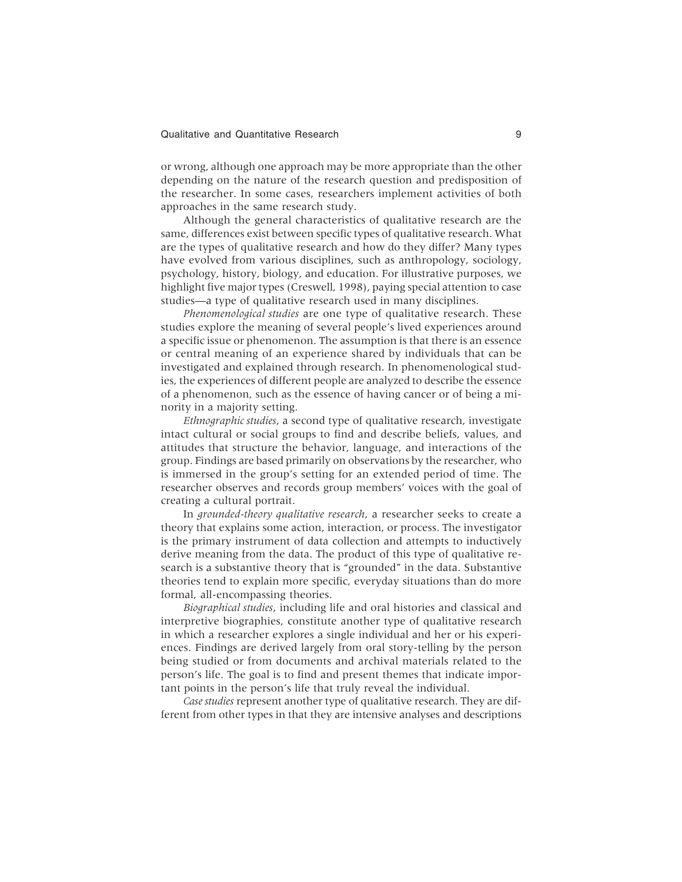or wrong, although one approach may be more appropriate than the other depending on the nature of the research question and predisposition of the researcher. In some cases, researchers implement activities of both approaches in the same research study.

Although the general characteristics of qualitative research are the same, differences exist between specific types of qualitative research. What are the types of qualitative research and how do they differ? Many types have evolved from various disciplines, such as anthropology, sociology, psychology, history, biology, and education. For illustrative purposes, we highlight five major types (Creswell, 1998), paying special attention to case studies—a type of qualitative research used in many disciplines.

*Phenomenological studies* are one type of qualitative research. These studies explore the meaning of several people's lived experiences around a specific issue or phenomenon. The assumption is that there is an essence or central meaning of an experience shared by individuals that can be investigated and explained through research. In phenomenological studies, the experiences of different people are analyzed to describe the essence of a phenomenon, such as the essence of having cancer or of being a minority in a majority setting.

*Ethnographic studies*, a second type of qualitative research, investigate intact cultural or social groups to find and describe beliefs, values, and attitudes that structure the behavior, language, and interactions of the group. Findings are based primarily on observations by the researcher, who is immersed in the group's setting for an extended period of time. The researcher observes and records group members' voices with the goal of creating a cultural portrait.

In *grounded-theory qualitative research*, a researcher seeks to create a theory that explains some action, interaction, or process. The investigator is the primary instrument of data collection and attempts to inductively derive meaning from the data. The product of this type of qualitative research is a substantive theory that is "grounded" in the data. Substantive theories tend to explain more specific, everyday situations than do more formal, all-encompassing theories.

*Biographical studies*, including life and oral histories and classical and interpretive biographies, constitute another type of qualitative research in which a researcher explores a single individual and her or his experiences. Findings are derived largely from oral story-telling by the person being studied or from documents and archival materials related to the person's life. The goal is to find and present themes that indicate important points in the person's life that truly reveal the individual.

*Case studies* represent another type of qualitative research. They are different from other types in that they are intensive analyses and descriptions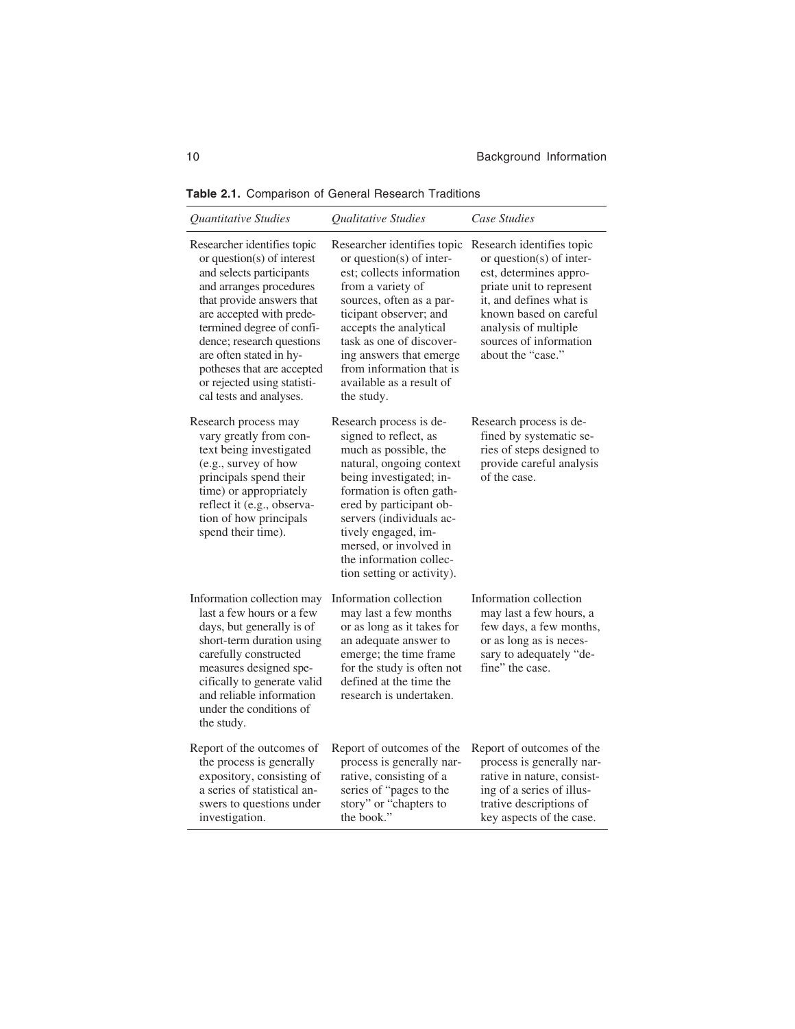**Table 2.1.** Comparison of General Research Traditions

| *Quantitative Studies* | *Qualitative Studies* | *Case Studies* |
|---|---|---|
| Researcher identifies topic or question(s) of interest and selects participants and arranges procedures that provide answers that are accepted with predetermined degree of confidence; research questions are often stated in hypotheses that are accepted or rejected using statistical tests and analyses. | Researcher identifies topic or question(s) of interest; collects information from a variety of sources, often as a participant observer; and accepts the analytical task as one of discovering answers that emerge from information that is available as a result of the study. | Research identifies topic or question(s) of interest, determines appropriate unit to represent it, and defines what is known based on careful analysis of multiple sources of information about the "case." |
| Research process may vary greatly from context being investigated (e.g., survey of how principals spend their time) or appropriately reflect it (e.g., observation of how principals spend their time). | Research process is designed to reflect, as much as possible, the natural, ongoing context being investigated; information is often gathered by participant observers (individuals actively engaged, immersed, or involved in the information collection setting or activity). | Research process is defined by systematic series of steps designed to provide careful analysis of the case. |
| Information collection may last a few hours or a few days, but generally is of short-term duration using carefully constructed measures designed specifically to generate valid and reliable information under the conditions of the study. | Information collection may last a few months or as long as it takes for an adequate answer to emerge; the time frame for the study is often not defined at the time the research is undertaken. | Information collection may last a few hours, a few days, a few months, or as long as is necessary to adequately "define" the case. |
| Report of the outcomes of the process is generally expository, consisting of a series of statistical answers to questions under investigation. | Report of outcomes of the process is generally narrative, consisting of a series of "pages to the story" or "chapters to the book." | Report of outcomes of the process is generally narrative in nature, consisting of a series of illustrative descriptions of key aspects of the case. |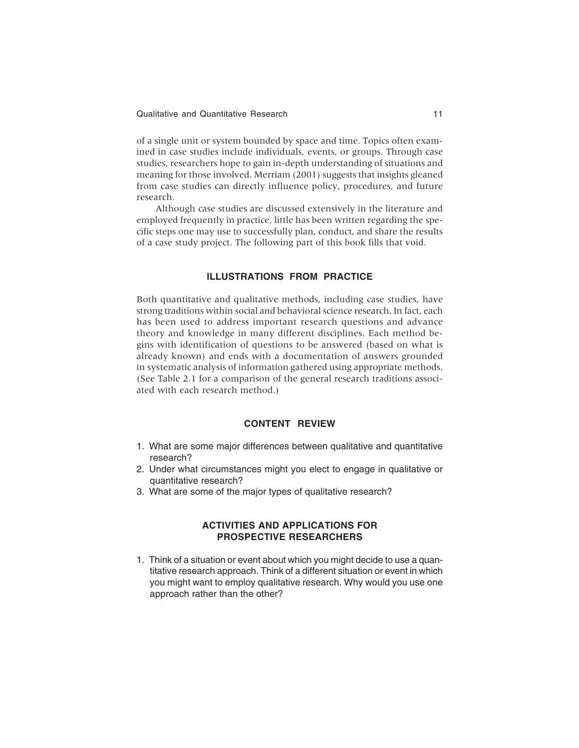of a single unit or system bounded by space and time. Topics often examined in case studies include individuals, events, or groups. Through case studies, researchers hope to gain in-depth understanding of situations and meaning for those involved. Merriam (2001) suggests that insights gleaned from case studies can directly influence policy, procedures, and future research.

Although case studies are discussed extensively in the literature and employed frequently in practice, little has been written regarding the specific steps one may use to successfully plan, conduct, and share the results of a case study project. The following part of this book fills that void.

## ILLUSTRATIONS FROM PRACTICE

Both quantitative and qualitative methods, including case studies, have strong traditions within social and behavioral science research. In fact, each has been used to address important research questions and advance theory and knowledge in many different disciplines. Each method begins with identification of questions to be answered (based on what is already known) and ends with a documentation of answers grounded in systematic analysis of information gathered using appropriate methods. (See Table 2.1 for a comparison of the general research traditions associated with each research method.)

## CONTENT REVIEW

1. What are some major differences between qualitative and quantitative research?
2. Under what circumstances might you elect to engage in qualitative or quantitative research?
3. What are some of the major types of qualitative research?

## ACTIVITIES AND APPLICATIONS FOR PROSPECTIVE RESEARCHERS

1. Think of a situation or event about which you might decide to use a quantitative research approach. Think of a different situation or event in which you might want to employ qualitative research. Why would you use one approach rather than the other?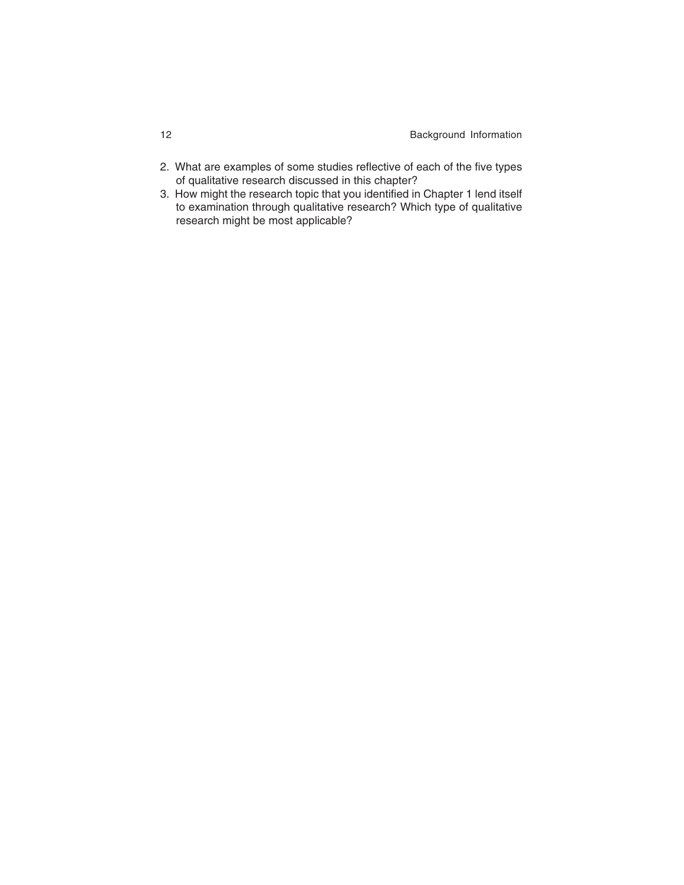2. What are examples of some studies reflective of each of the five types of qualitative research discussed in this chapter?
3. How might the research topic that you identified in Chapter 1 lend itself to examination through qualitative research? Which type of qualitative research might be most applicable?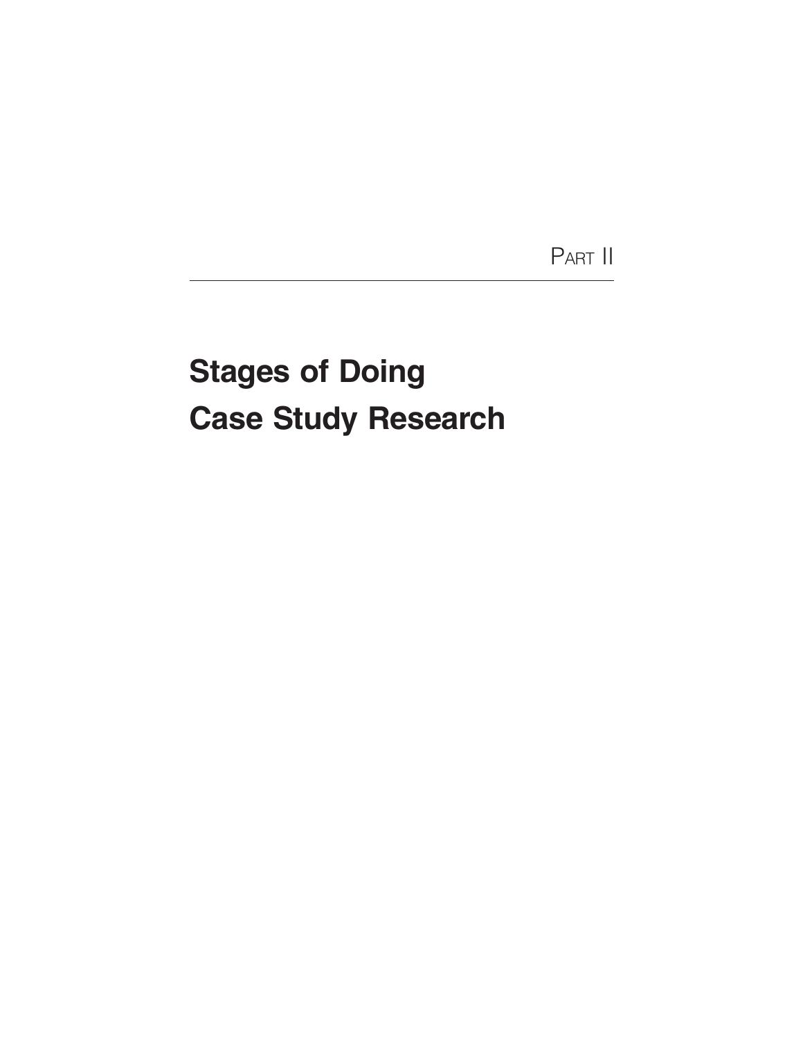Part II

# Stages of Doing Case Study Research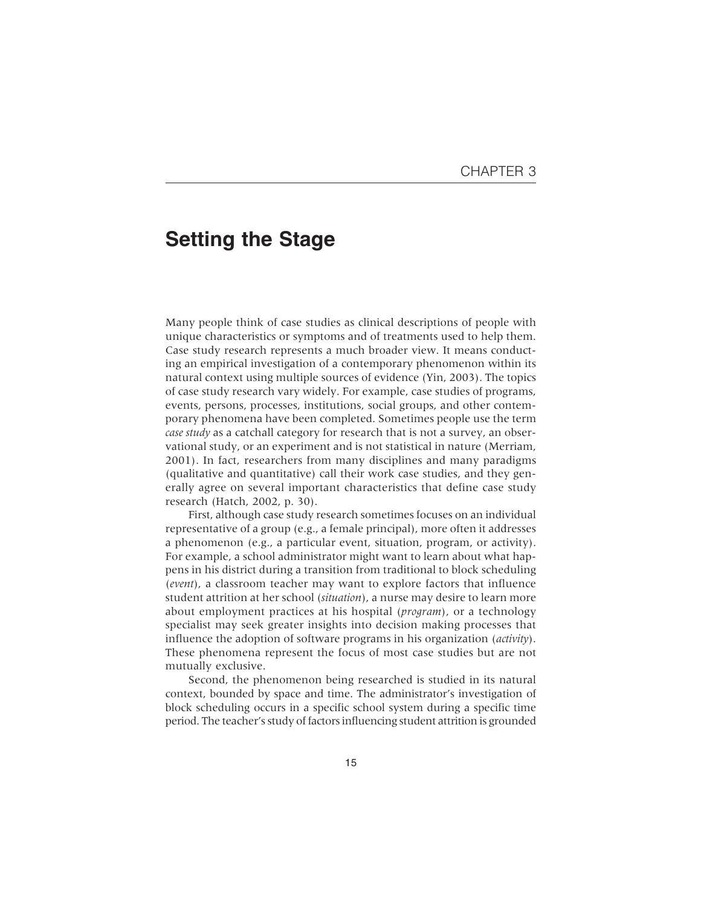# CHAPTER 3

## Setting the Stage

Many people think of case studies as clinical descriptions of people with unique characteristics or symptoms and of treatments used to help them. Case study research represents a much broader view. It means conducting an empirical investigation of a contemporary phenomenon within its natural context using multiple sources of evidence (Yin, 2003). The topics of case study research vary widely. For example, case studies of programs, events, persons, processes, institutions, social groups, and other contemporary phenomena have been completed. Sometimes people use the term *case study* as a catchall category for research that is not a survey, an observational study, or an experiment and is not statistical in nature (Merriam, 2001). In fact, researchers from many disciplines and many paradigms (qualitative and quantitative) call their work case studies, and they generally agree on several important characteristics that define case study research (Hatch, 2002, p. 30).

First, although case study research sometimes focuses on an individual representative of a group (e.g., a female principal), more often it addresses a phenomenon (e.g., a particular event, situation, program, or activity). For example, a school administrator might want to learn about what happens in his district during a transition from traditional to block scheduling (*event*), a classroom teacher may want to explore factors that influence student attrition at her school (*situation*), a nurse may desire to learn more about employment practices at his hospital (*program*), or a technology specialist may seek greater insights into decision making processes that influence the adoption of software programs in his organization (*activity*). These phenomena represent the focus of most case studies but are not mutually exclusive.

Second, the phenomenon being researched is studied in its natural context, bounded by space and time. The administrator's investigation of block scheduling occurs in a specific school system during a specific time period. The teacher's study of factors influencing student attrition is grounded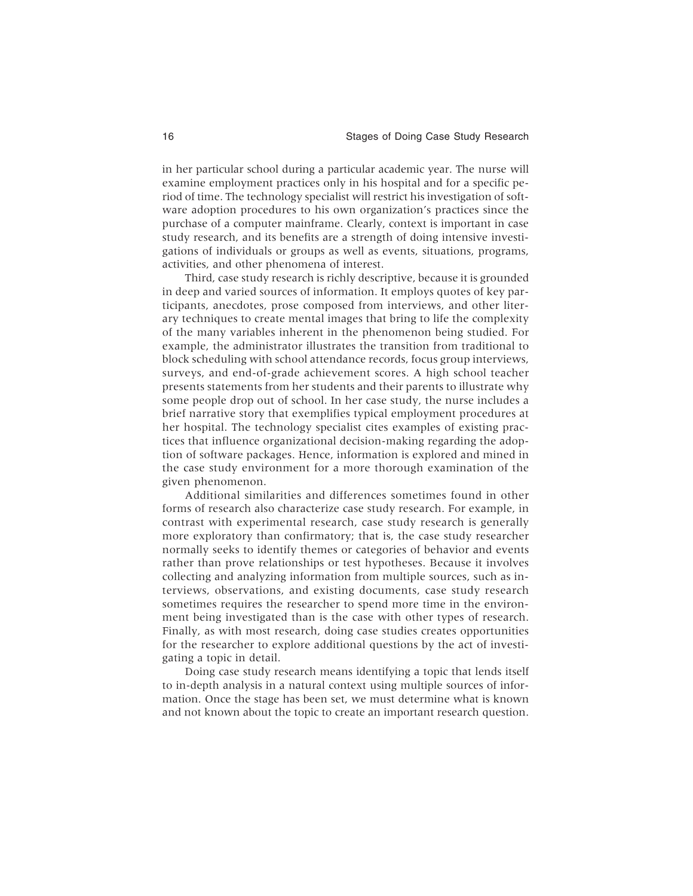in her particular school during a particular academic year. The nurse will examine employment practices only in his hospital and for a specific period of time. The technology specialist will restrict his investigation of software adoption procedures to his own organization's practices since the purchase of a computer mainframe. Clearly, context is important in case study research, and its benefits are a strength of doing intensive investigations of individuals or groups as well as events, situations, programs, activities, and other phenomena of interest.

Third, case study research is richly descriptive, because it is grounded in deep and varied sources of information. It employs quotes of key participants, anecdotes, prose composed from interviews, and other literary techniques to create mental images that bring to life the complexity of the many variables inherent in the phenomenon being studied. For example, the administrator illustrates the transition from traditional to block scheduling with school attendance records, focus group interviews, surveys, and end-of-grade achievement scores. A high school teacher presents statements from her students and their parents to illustrate why some people drop out of school. In her case study, the nurse includes a brief narrative story that exemplifies typical employment procedures at her hospital. The technology specialist cites examples of existing practices that influence organizational decision-making regarding the adoption of software packages. Hence, information is explored and mined in the case study environment for a more thorough examination of the given phenomenon.

Additional similarities and differences sometimes found in other forms of research also characterize case study research. For example, in contrast with experimental research, case study research is generally more exploratory than confirmatory; that is, the case study researcher normally seeks to identify themes or categories of behavior and events rather than prove relationships or test hypotheses. Because it involves collecting and analyzing information from multiple sources, such as interviews, observations, and existing documents, case study research sometimes requires the researcher to spend more time in the environment being investigated than is the case with other types of research. Finally, as with most research, doing case studies creates opportunities for the researcher to explore additional questions by the act of investigating a topic in detail.

Doing case study research means identifying a topic that lends itself to in-depth analysis in a natural context using multiple sources of information. Once the stage has been set, we must determine what is known and not known about the topic to create an important research question.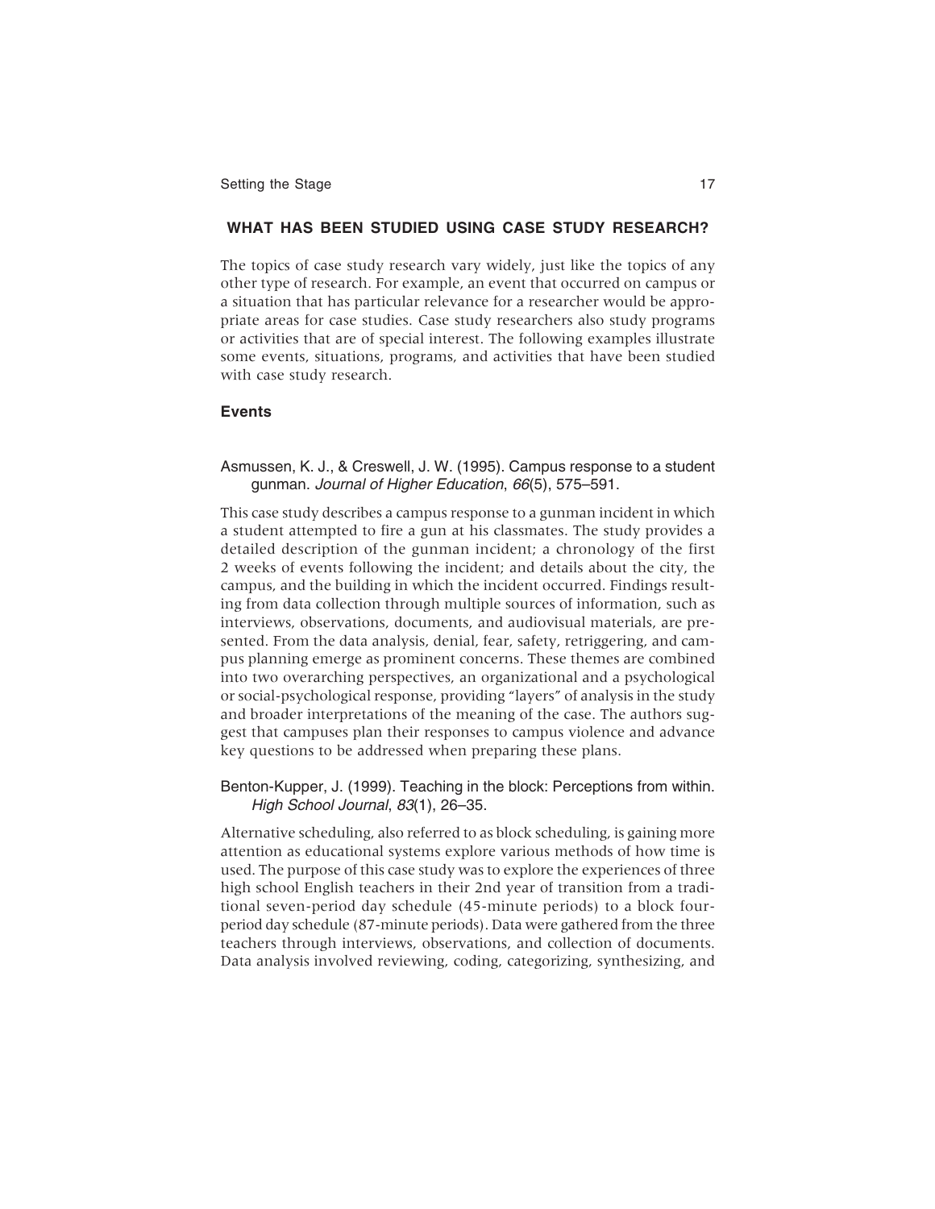## WHAT HAS BEEN STUDIED USING CASE STUDY RESEARCH?

The topics of case study research vary widely, just like the topics of any other type of research. For example, an event that occurred on campus or a situation that has particular relevance for a researcher would be appropriate areas for case studies. Case study researchers also study programs or activities that are of special interest. The following examples illustrate some events, situations, programs, and activities that have been studied with case study research.

### Events

Asmussen, K. J., & Creswell, J. W. (1995). Campus response to a student gunman. *Journal of Higher Education*, *66*(5), 575–591.

This case study describes a campus response to a gunman incident in which a student attempted to fire a gun at his classmates. The study provides a detailed description of the gunman incident; a chronology of the first 2 weeks of events following the incident; and details about the city, the campus, and the building in which the incident occurred. Findings resulting from data collection through multiple sources of information, such as interviews, observations, documents, and audiovisual materials, are presented. From the data analysis, denial, fear, safety, retriggering, and campus planning emerge as prominent concerns. These themes are combined into two overarching perspectives, an organizational and a psychological or social-psychological response, providing "layers" of analysis in the study and broader interpretations of the meaning of the case. The authors suggest that campuses plan their responses to campus violence and advance key questions to be addressed when preparing these plans.

Benton-Kupper, J. (1999). Teaching in the block: Perceptions from within. *High School Journal*, *83*(1), 26–35.

Alternative scheduling, also referred to as block scheduling, is gaining more attention as educational systems explore various methods of how time is used. The purpose of this case study was to explore the experiences of three high school English teachers in their 2nd year of transition from a traditional seven-period day schedule (45-minute periods) to a block four-period day schedule (87-minute periods). Data were gathered from the three teachers through interviews, observations, and collection of documents. Data analysis involved reviewing, coding, categorizing, synthesizing, and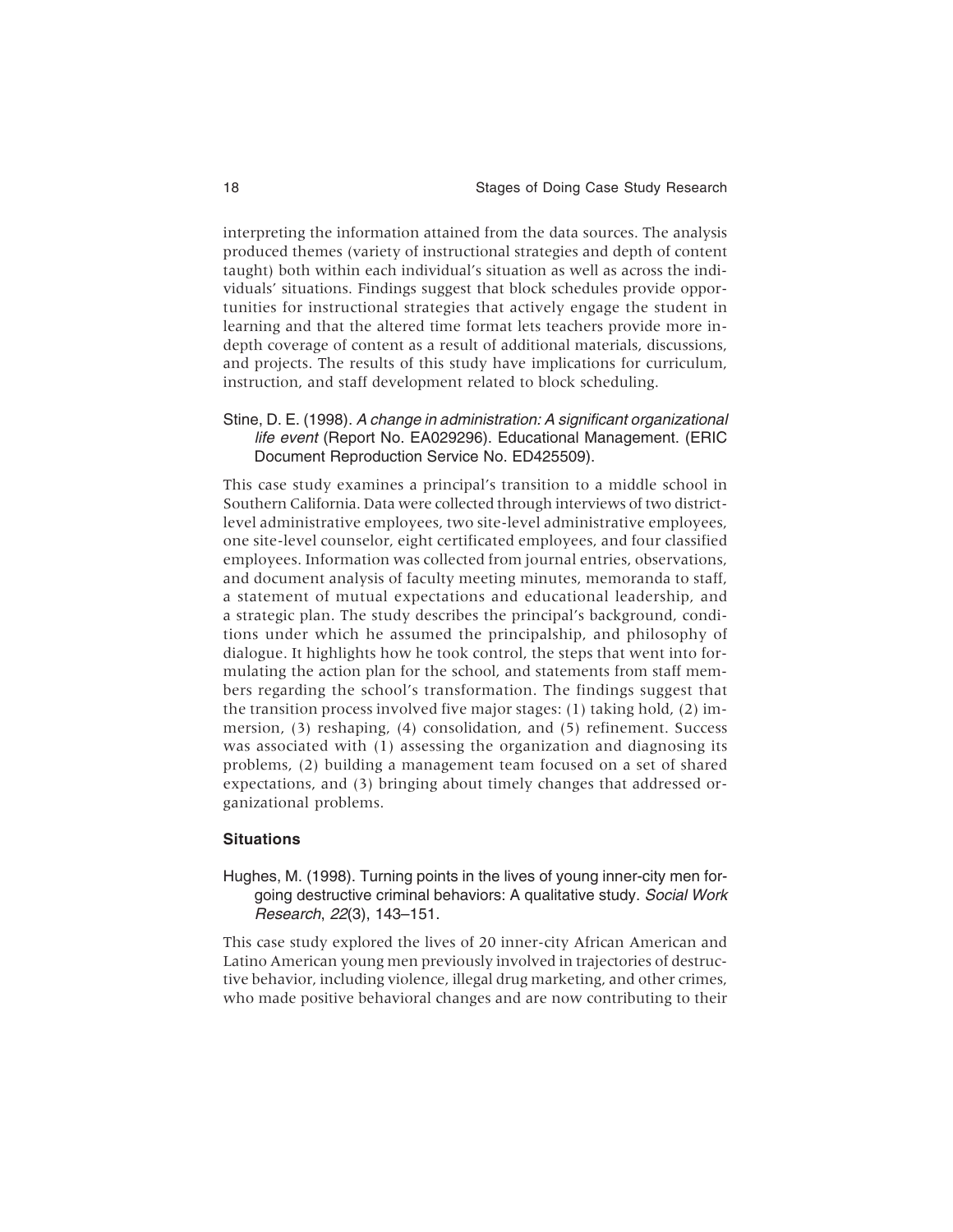interpreting the information attained from the data sources. The analysis produced themes (variety of instructional strategies and depth of content taught) both within each individual's situation as well as across the individuals' situations. Findings suggest that block schedules provide opportunities for instructional strategies that actively engage the student in learning and that the altered time format lets teachers provide more in-depth coverage of content as a result of additional materials, discussions, and projects. The results of this study have implications for curriculum, instruction, and staff development related to block scheduling.

Stine, D. E. (1998). *A change in administration: A significant organizational life event* (Report No. EA029296). Educational Management. (ERIC Document Reproduction Service No. ED425509).

This case study examines a principal's transition to a middle school in Southern California. Data were collected through interviews of two district-level administrative employees, two site-level administrative employees, one site-level counselor, eight certificated employees, and four classified employees. Information was collected from journal entries, observations, and document analysis of faculty meeting minutes, memoranda to staff, a statement of mutual expectations and educational leadership, and a strategic plan. The study describes the principal's background, conditions under which he assumed the principalship, and philosophy of dialogue. It highlights how he took control, the steps that went into formulating the action plan for the school, and statements from staff members regarding the school's transformation. The findings suggest that the transition process involved five major stages: (1) taking hold, (2) immersion, (3) reshaping, (4) consolidation, and (5) refinement. Success was associated with (1) assessing the organization and diagnosing its problems, (2) building a management team focused on a set of shared expectations, and (3) bringing about timely changes that addressed organizational problems.

### Situations

Hughes, M. (1998). Turning points in the lives of young inner-city men forgoing destructive criminal behaviors: A qualitative study. *Social Work Research*, *22*(3), 143–151.

This case study explored the lives of 20 inner-city African American and Latino American young men previously involved in trajectories of destructive behavior, including violence, illegal drug marketing, and other crimes, who made positive behavioral changes and are now contributing to their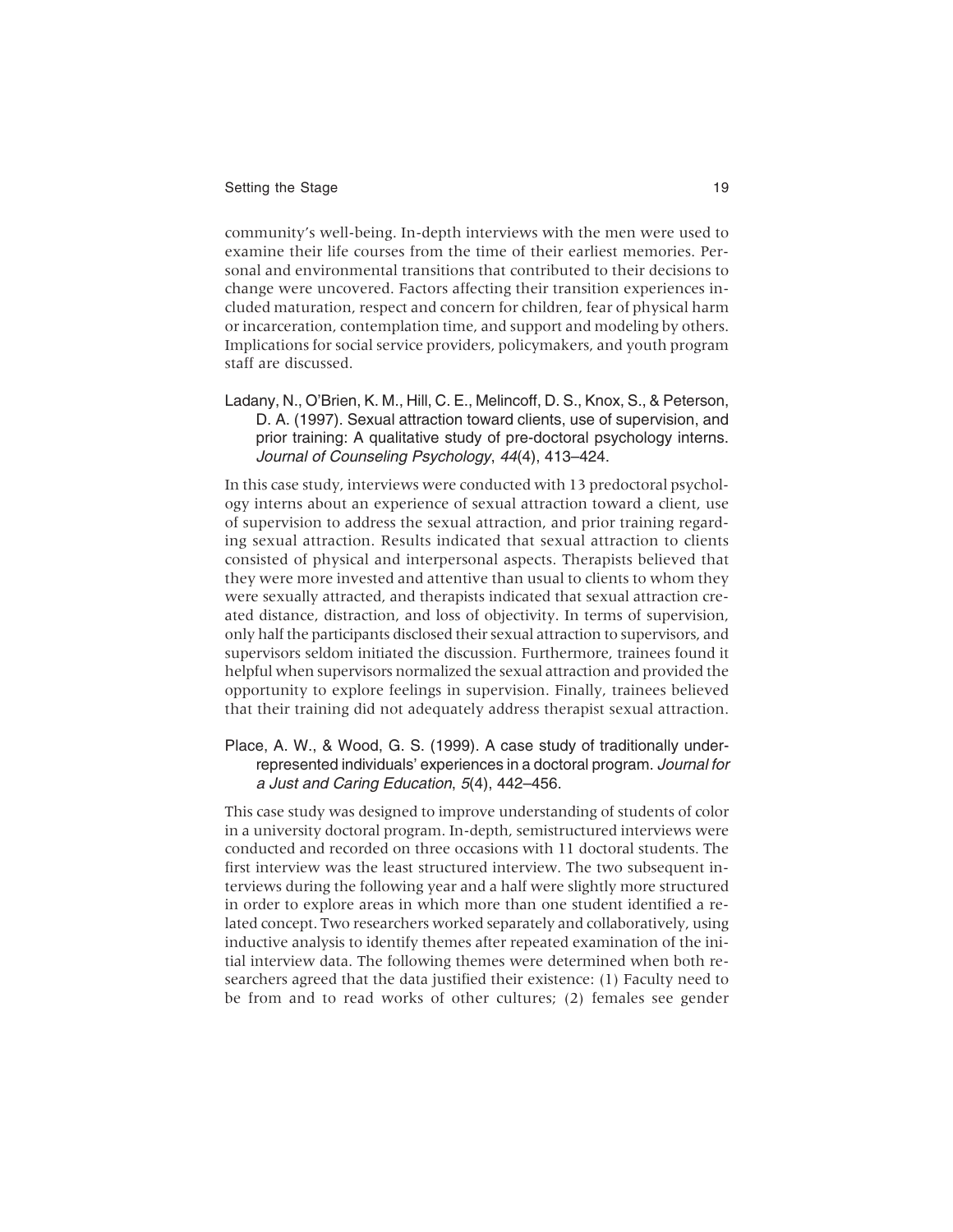community's well-being. In-depth interviews with the men were used to examine their life courses from the time of their earliest memories. Personal and environmental transitions that contributed to their decisions to change were uncovered. Factors affecting their transition experiences included maturation, respect and concern for children, fear of physical harm or incarceration, contemplation time, and support and modeling by others. Implications for social service providers, policymakers, and youth program staff are discussed.

Ladany, N., O'Brien, K. M., Hill, C. E., Melincoff, D. S., Knox, S., & Peterson, D. A. (1997). Sexual attraction toward clients, use of supervision, and prior training: A qualitative study of pre-doctoral psychology interns. *Journal of Counseling Psychology*, *44*(4), 413–424.

In this case study, interviews were conducted with 13 predoctoral psychology interns about an experience of sexual attraction toward a client, use of supervision to address the sexual attraction, and prior training regarding sexual attraction. Results indicated that sexual attraction to clients consisted of physical and interpersonal aspects. Therapists believed that they were more invested and attentive than usual to clients to whom they were sexually attracted, and therapists indicated that sexual attraction created distance, distraction, and loss of objectivity. In terms of supervision, only half the participants disclosed their sexual attraction to supervisors, and supervisors seldom initiated the discussion. Furthermore, trainees found it helpful when supervisors normalized the sexual attraction and provided the opportunity to explore feelings in supervision. Finally, trainees believed that their training did not adequately address therapist sexual attraction.

Place, A. W., & Wood, G. S. (1999). A case study of traditionally underrepresented individuals' experiences in a doctoral program. *Journal for a Just and Caring Education*, *5*(4), 442–456.

This case study was designed to improve understanding of students of color in a university doctoral program. In-depth, semistructured interviews were conducted and recorded on three occasions with 11 doctoral students. The first interview was the least structured interview. The two subsequent interviews during the following year and a half were slightly more structured in order to explore areas in which more than one student identified a related concept. Two researchers worked separately and collaboratively, using inductive analysis to identify themes after repeated examination of the initial interview data. The following themes were determined when both researchers agreed that the data justified their existence: (1) Faculty need to be from and to read works of other cultures; (2) females see gender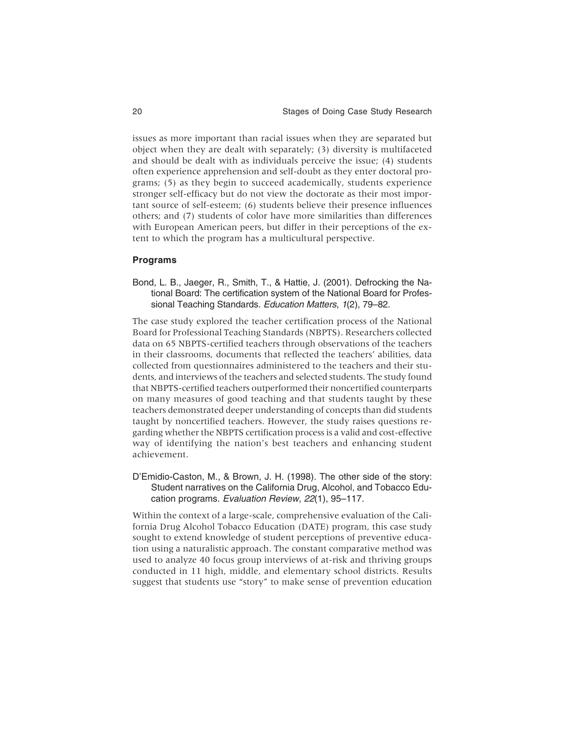issues as more important than racial issues when they are separated but object when they are dealt with separately; (3) diversity is multifaceted and should be dealt with as individuals perceive the issue; (4) students often experience apprehension and self-doubt as they enter doctoral programs; (5) as they begin to succeed academically, students experience stronger self-efficacy but do not view the doctorate as their most important source of self-esteem; (6) students believe their presence influences others; and (7) students of color have more similarities than differences with European American peers, but differ in their perceptions of the extent to which the program has a multicultural perspective.

### Programs

Bond, L. B., Jaeger, R., Smith, T., & Hattie, J. (2001). Defrocking the National Board: The certification system of the National Board for Professional Teaching Standards. *Education Matters*, *1*(2), 79–82.

The case study explored the teacher certification process of the National Board for Professional Teaching Standards (NBPTS). Researchers collected data on 65 NBPTS-certified teachers through observations of the teachers in their classrooms, documents that reflected the teachers' abilities, data collected from questionnaires administered to the teachers and their students, and interviews of the teachers and selected students. The study found that NBPTS-certified teachers outperformed their noncertified counterparts on many measures of good teaching and that students taught by these teachers demonstrated deeper understanding of concepts than did students taught by noncertified teachers. However, the study raises questions regarding whether the NBPTS certification process is a valid and cost-effective way of identifying the nation's best teachers and enhancing student achievement.

D'Emidio-Caston, M., & Brown, J. H. (1998). The other side of the story: Student narratives on the California Drug, Alcohol, and Tobacco Education programs. *Evaluation Review*, *22*(1), 95–117.

Within the context of a large-scale, comprehensive evaluation of the California Drug Alcohol Tobacco Education (DATE) program, this case study sought to extend knowledge of student perceptions of preventive education using a naturalistic approach. The constant comparative method was used to analyze 40 focus group interviews of at-risk and thriving groups conducted in 11 high, middle, and elementary school districts. Results suggest that students use "story" to make sense of prevention education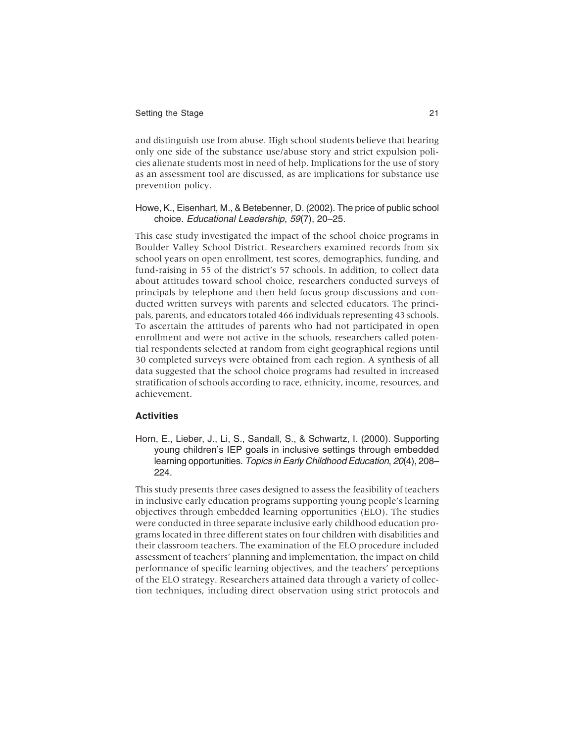and distinguish use from abuse. High school students believe that hearing only one side of the substance use/abuse story and strict expulsion policies alienate students most in need of help. Implications for the use of story as an assessment tool are discussed, as are implications for substance use prevention policy.

Howe, K., Eisenhart, M., & Betebenner, D. (2002). The price of public school choice. *Educational Leadership*, *59*(7), 20–25.

This case study investigated the impact of the school choice programs in Boulder Valley School District. Researchers examined records from six school years on open enrollment, test scores, demographics, funding, and fund-raising in 55 of the district's 57 schools. In addition, to collect data about attitudes toward school choice, researchers conducted surveys of principals by telephone and then held focus group discussions and conducted written surveys with parents and selected educators. The principals, parents, and educators totaled 466 individuals representing 43 schools. To ascertain the attitudes of parents who had not participated in open enrollment and were not active in the schools, researchers called potential respondents selected at random from eight geographical regions until 30 completed surveys were obtained from each region. A synthesis of all data suggested that the school choice programs had resulted in increased stratification of schools according to race, ethnicity, income, resources, and achievement.

### Activities

Horn, E., Lieber, J., Li, S., Sandall, S., & Schwartz, I. (2000). Supporting young children's IEP goals in inclusive settings through embedded learning opportunities. *Topics in Early Childhood Education*, *20*(4), 208–224.

This study presents three cases designed to assess the feasibility of teachers in inclusive early education programs supporting young people's learning objectives through embedded learning opportunities (ELO). The studies were conducted in three separate inclusive early childhood education programs located in three different states on four children with disabilities and their classroom teachers. The examination of the ELO procedure included assessment of teachers' planning and implementation, the impact on child performance of specific learning objectives, and the teachers' perceptions of the ELO strategy. Researchers attained data through a variety of collection techniques, including direct observation using strict protocols and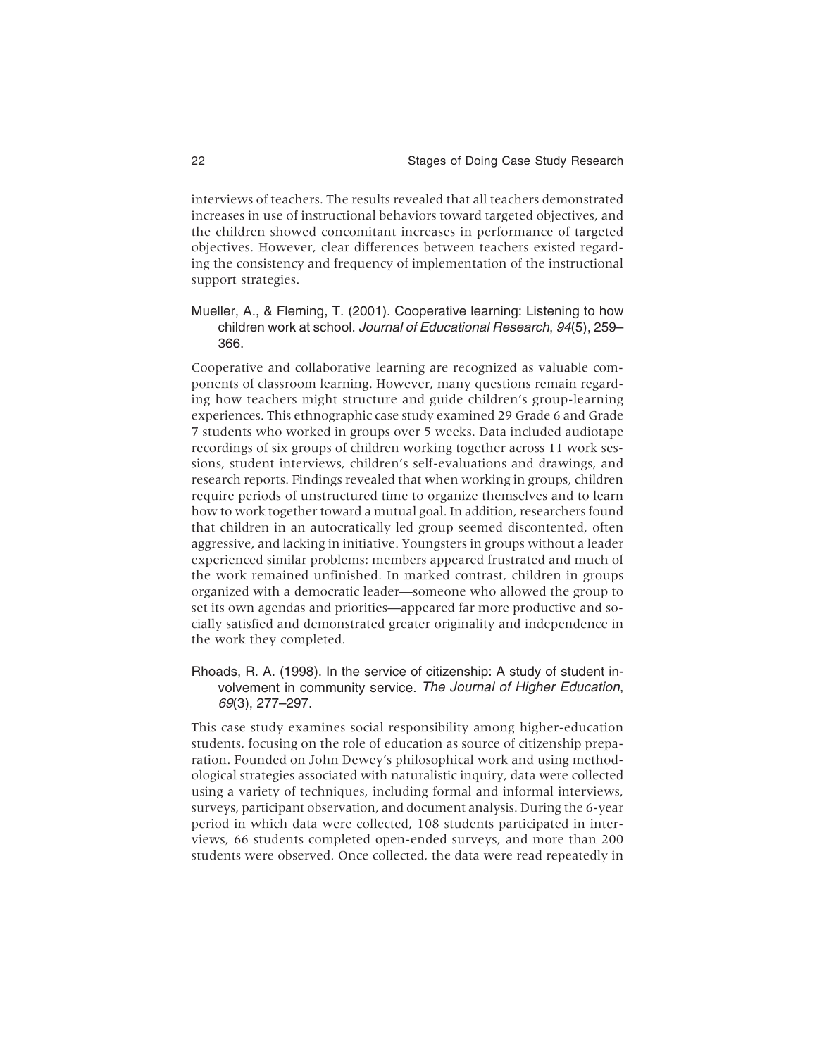interviews of teachers. The results revealed that all teachers demonstrated increases in use of instructional behaviors toward targeted objectives, and the children showed concomitant increases in performance of targeted objectives. However, clear differences between teachers existed regarding the consistency and frequency of implementation of the instructional support strategies.

Mueller, A., & Fleming, T. (2001). Cooperative learning: Listening to how children work at school. *Journal of Educational Research*, *94*(5), 259–366.

Cooperative and collaborative learning are recognized as valuable components of classroom learning. However, many questions remain regarding how teachers might structure and guide children's group-learning experiences. This ethnographic case study examined 29 Grade 6 and Grade 7 students who worked in groups over 5 weeks. Data included audiotape recordings of six groups of children working together across 11 work sessions, student interviews, children's self-evaluations and drawings, and research reports. Findings revealed that when working in groups, children require periods of unstructured time to organize themselves and to learn how to work together toward a mutual goal. In addition, researchers found that children in an autocratically led group seemed discontented, often aggressive, and lacking in initiative. Youngsters in groups without a leader experienced similar problems: members appeared frustrated and much of the work remained unfinished. In marked contrast, children in groups organized with a democratic leader—someone who allowed the group to set its own agendas and priorities—appeared far more productive and socially satisfied and demonstrated greater originality and independence in the work they completed.

Rhoads, R. A. (1998). In the service of citizenship: A study of student involvement in community service. *The Journal of Higher Education*, *69*(3), 277–297.

This case study examines social responsibility among higher-education students, focusing on the role of education as source of citizenship preparation. Founded on John Dewey's philosophical work and using methodological strategies associated with naturalistic inquiry, data were collected using a variety of techniques, including formal and informal interviews, surveys, participant observation, and document analysis. During the 6-year period in which data were collected, 108 students participated in interviews, 66 students completed open-ended surveys, and more than 200 students were observed. Once collected, the data were read repeatedly in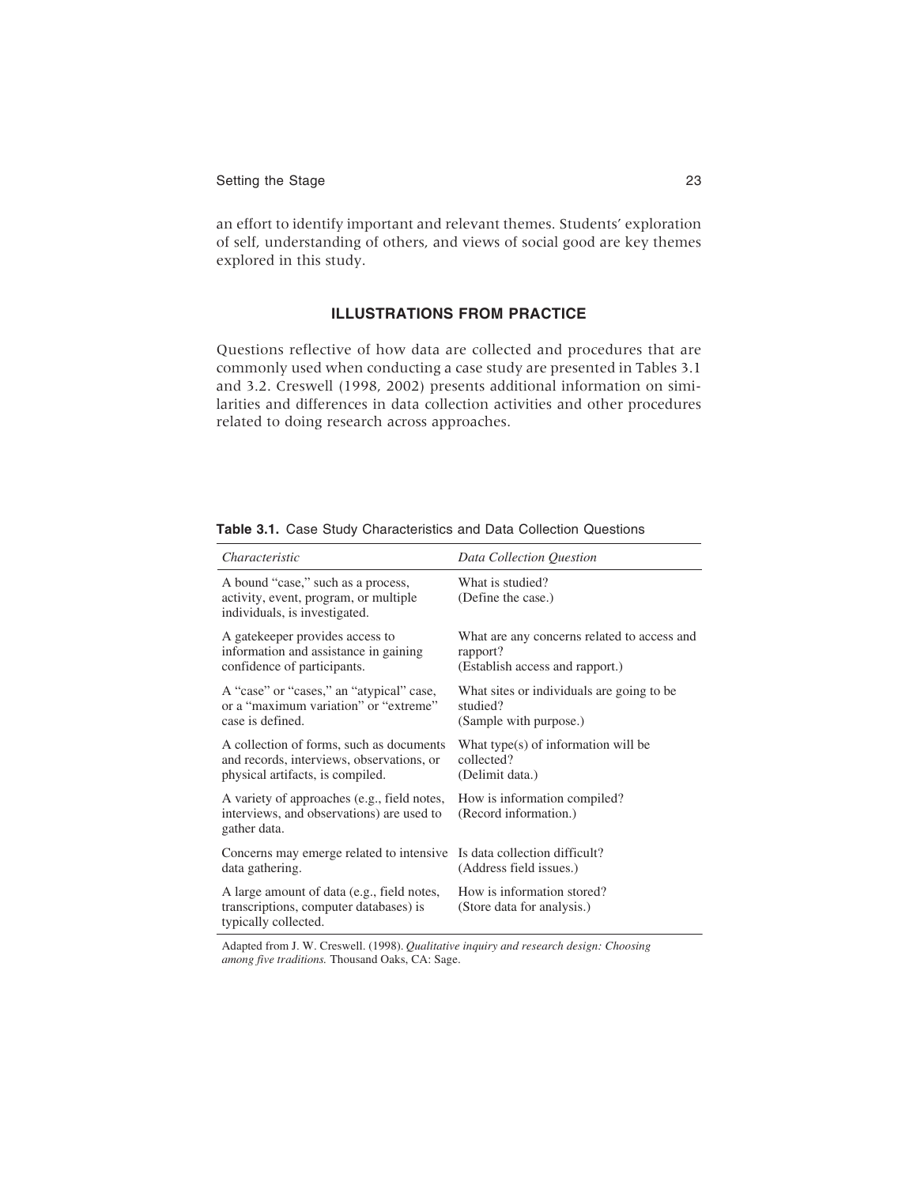an effort to identify important and relevant themes. Students' exploration of self, understanding of others, and views of social good are key themes explored in this study.

## ILLUSTRATIONS FROM PRACTICE

Questions reflective of how data are collected and procedures that are commonly used when conducting a case study are presented in Tables 3.1 and 3.2. Creswell (1998, 2002) presents additional information on similarities and differences in data collection activities and other procedures related to doing research across approaches.

**Table 3.1.** Case Study Characteristics and Data Collection Questions

| *Characteristic* | *Data Collection Question* |
|---|---|
| A bound "case," such as a process, activity, event, program, or multiple individuals, is investigated. | What is studied? (Define the case.) |
| A gatekeeper provides access to information and assistance in gaining confidence of participants. | What are any concerns related to access and rapport? (Establish access and rapport.) |
| A "case" or "cases," an "atypical" case, or a "maximum variation" or "extreme" case is defined. | What sites or individuals are going to be studied? (Sample with purpose.) |
| A collection of forms, such as documents and records, interviews, observations, or physical artifacts, is compiled. | What type(s) of information will be collected? (Delimit data.) |
| A variety of approaches (e.g., field notes, interviews, and observations) are used to gather data. | How is information compiled? (Record information.) |
| Concerns may emerge related to intensive data gathering. | Is data collection difficult? (Address field issues.) |
| A large amount of data (e.g., field notes, transcriptions, computer databases) is typically collected. | How is information stored? (Store data for analysis.) |

Adapted from J. W. Creswell. (1998). *Qualitative inquiry and research design: Choosing among five traditions.* Thousand Oaks, CA: Sage.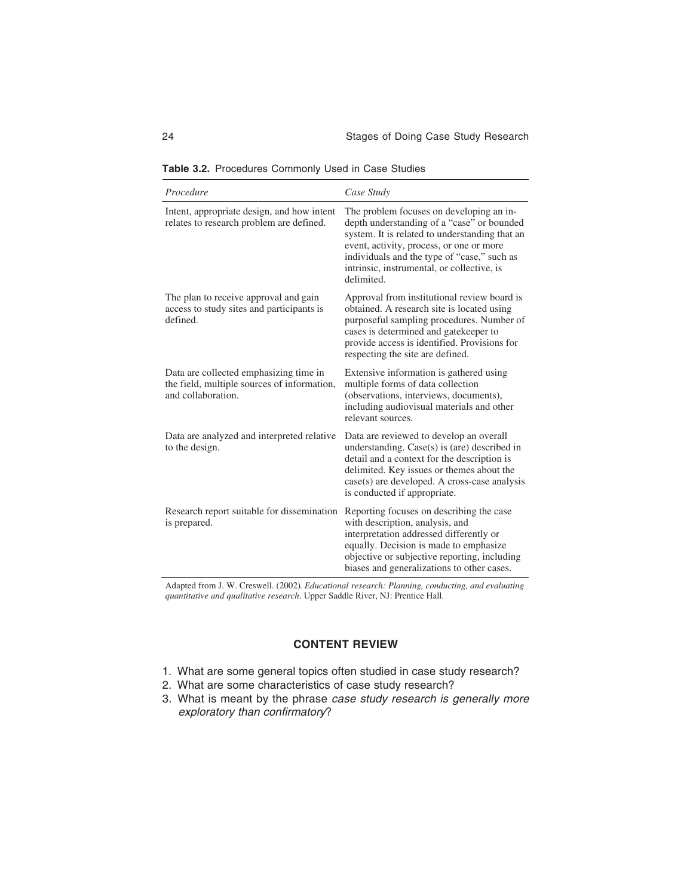**Table 3.2.** Procedures Commonly Used in Case Studies

| *Procedure* | *Case Study* |
|---|---|
| Intent, appropriate design, and how intent relates to research problem are defined. | The problem focuses on developing an in-depth understanding of a "case" or bounded system. It is related to understanding that an event, activity, process, or one or more individuals and the type of "case," such as intrinsic, instrumental, or collective, is delimited. |
| The plan to receive approval and gain access to study sites and participants is defined. | Approval from institutional review board is obtained. A research site is located using purposeful sampling procedures. Number of cases is determined and gatekeeper to provide access is identified. Provisions for respecting the site are defined. |
| Data are collected emphasizing time in the field, multiple sources of information, and collaboration. | Extensive information is gathered using multiple forms of data collection (observations, interviews, documents), including audiovisual materials and other relevant sources. |
| Data are analyzed and interpreted relative to the design. | Data are reviewed to develop an overall understanding. Case(s) is (are) described in detail and a context for the description is delimited. Key issues or themes about the case(s) are developed. A cross-case analysis is conducted if appropriate. |
| Research report suitable for dissemination is prepared. | Reporting focuses on describing the case with description, analysis, and interpretation addressed differently or equally. Decision is made to emphasize objective or subjective reporting, including biases and generalizations to other cases. |

Adapted from J. W. Creswell. (2002). *Educational research: Planning, conducting, and evaluating quantitative and qualitative research*. Upper Saddle River, NJ: Prentice Hall.

## CONTENT REVIEW

1. What are some general topics often studied in case study research?
2. What are some characteristics of case study research?
3. What is meant by the phrase *case study research is generally more exploratory than confirmatory*?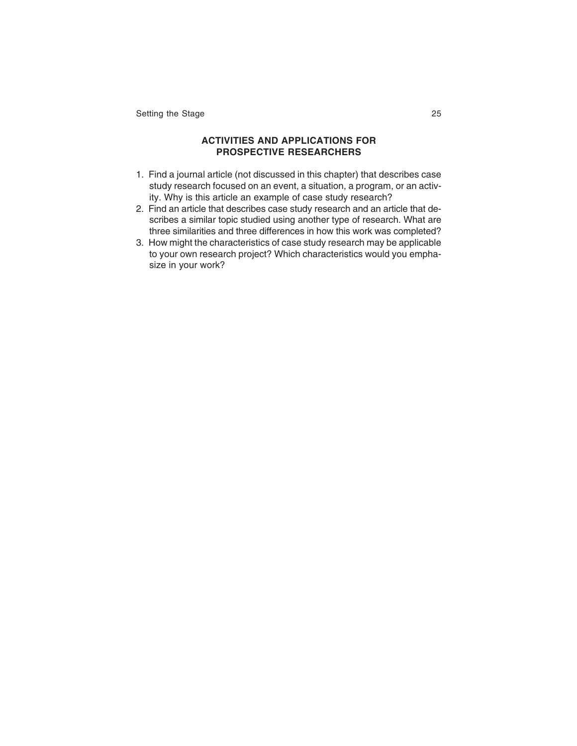## ACTIVITIES AND APPLICATIONS FOR PROSPECTIVE RESEARCHERS

1. Find a journal article (not discussed in this chapter) that describes case study research focused on an event, a situation, a program, or an activity. Why is this article an example of case study research?
2. Find an article that describes case study research and an article that describes a similar topic studied using another type of research. What are three similarities and three differences in how this work was completed?
3. How might the characteristics of case study research may be applicable to your own research project? Which characteristics would you emphasize in your work?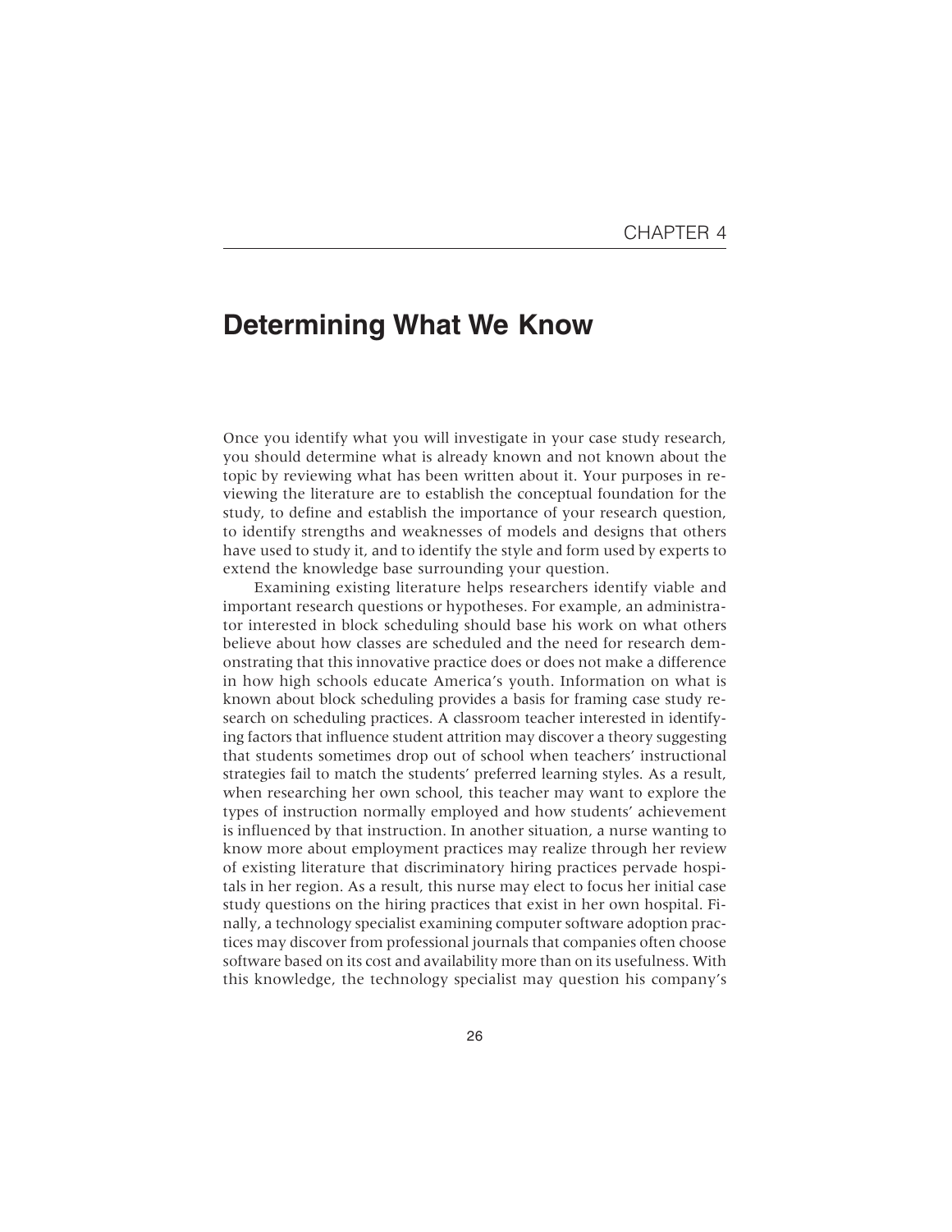CHAPTER 4

# Determining What We Know

Once you identify what you will investigate in your case study research, you should determine what is already known and not known about the topic by reviewing what has been written about it. Your purposes in reviewing the literature are to establish the conceptual foundation for the study, to define and establish the importance of your research question, to identify strengths and weaknesses of models and designs that others have used to study it, and to identify the style and form used by experts to extend the knowledge base surrounding your question.

Examining existing literature helps researchers identify viable and important research questions or hypotheses. For example, an administrator interested in block scheduling should base his work on what others believe about how classes are scheduled and the need for research demonstrating that this innovative practice does or does not make a difference in how high schools educate America's youth. Information on what is known about block scheduling provides a basis for framing case study research on scheduling practices. A classroom teacher interested in identifying factors that influence student attrition may discover a theory suggesting that students sometimes drop out of school when teachers' instructional strategies fail to match the students' preferred learning styles. As a result, when researching her own school, this teacher may want to explore the types of instruction normally employed and how students' achievement is influenced by that instruction. In another situation, a nurse wanting to know more about employment practices may realize through her review of existing literature that discriminatory hiring practices pervade hospitals in her region. As a result, this nurse may elect to focus her initial case study questions on the hiring practices that exist in her own hospital. Finally, a technology specialist examining computer software adoption practices may discover from professional journals that companies often choose software based on its cost and availability more than on its usefulness. With this knowledge, the technology specialist may question his company's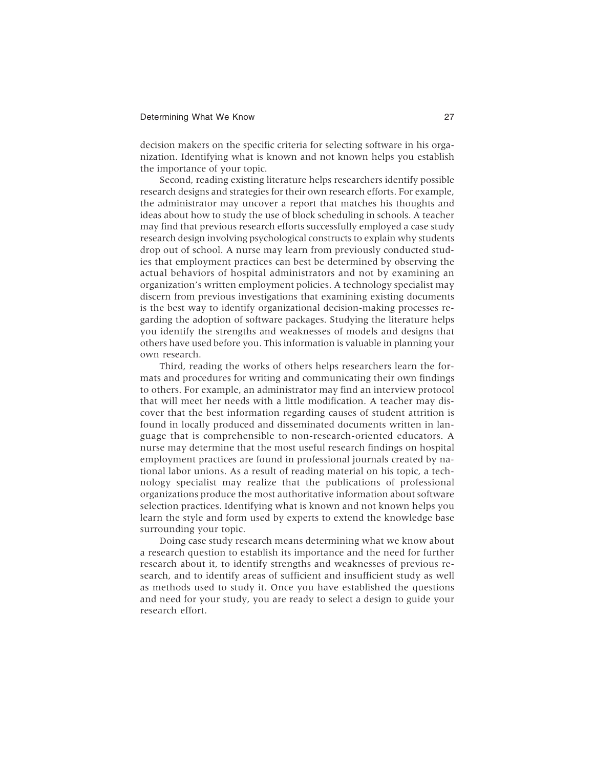decision makers on the specific criteria for selecting software in his organization. Identifying what is known and not known helps you establish the importance of your topic.

Second, reading existing literature helps researchers identify possible research designs and strategies for their own research efforts. For example, the administrator may uncover a report that matches his thoughts and ideas about how to study the use of block scheduling in schools. A teacher may find that previous research efforts successfully employed a case study research design involving psychological constructs to explain why students drop out of school. A nurse may learn from previously conducted studies that employment practices can best be determined by observing the actual behaviors of hospital administrators and not by examining an organization's written employment policies. A technology specialist may discern from previous investigations that examining existing documents is the best way to identify organizational decision-making processes regarding the adoption of software packages. Studying the literature helps you identify the strengths and weaknesses of models and designs that others have used before you. This information is valuable in planning your own research.

Third, reading the works of others helps researchers learn the formats and procedures for writing and communicating their own findings to others. For example, an administrator may find an interview protocol that will meet her needs with a little modification. A teacher may discover that the best information regarding causes of student attrition is found in locally produced and disseminated documents written in language that is comprehensible to non-research-oriented educators. A nurse may determine that the most useful research findings on hospital employment practices are found in professional journals created by national labor unions. As a result of reading material on his topic, a technology specialist may realize that the publications of professional organizations produce the most authoritative information about software selection practices. Identifying what is known and not known helps you learn the style and form used by experts to extend the knowledge base surrounding your topic.

Doing case study research means determining what we know about a research question to establish its importance and the need for further research about it, to identify strengths and weaknesses of previous research, and to identify areas of sufficient and insufficient study as well as methods used to study it. Once you have established the questions and need for your study, you are ready to select a design to guide your research effort.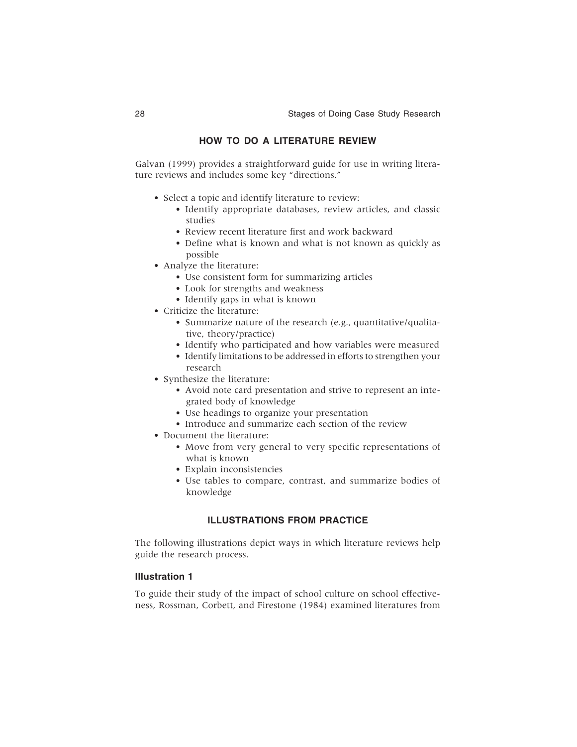## HOW TO DO A LITERATURE REVIEW

Galvan (1999) provides a straightforward guide for use in writing literature reviews and includes some key "directions."

- Select a topic and identify literature to review:
    - Identify appropriate databases, review articles, and classic studies
    - Review recent literature first and work backward
    - Define what is known and what is not known as quickly as possible
- Analyze the literature:
    - Use consistent form for summarizing articles
    - Look for strengths and weakness
    - Identify gaps in what is known
- Criticize the literature:
    - Summarize nature of the research (e.g., quantitative/qualitative, theory/practice)
    - Identify who participated and how variables were measured
    - Identify limitations to be addressed in efforts to strengthen your research
- Synthesize the literature:
    - Avoid note card presentation and strive to represent an integrated body of knowledge
    - Use headings to organize your presentation
    - Introduce and summarize each section of the review
- Document the literature:
    - Move from very general to very specific representations of what is known
    - Explain inconsistencies
    - Use tables to compare, contrast, and summarize bodies of knowledge

## ILLUSTRATIONS FROM PRACTICE

The following illustrations depict ways in which literature reviews help guide the research process.

### Illustration 1

To guide their study of the impact of school culture on school effectiveness, Rossman, Corbett, and Firestone (1984) examined literatures from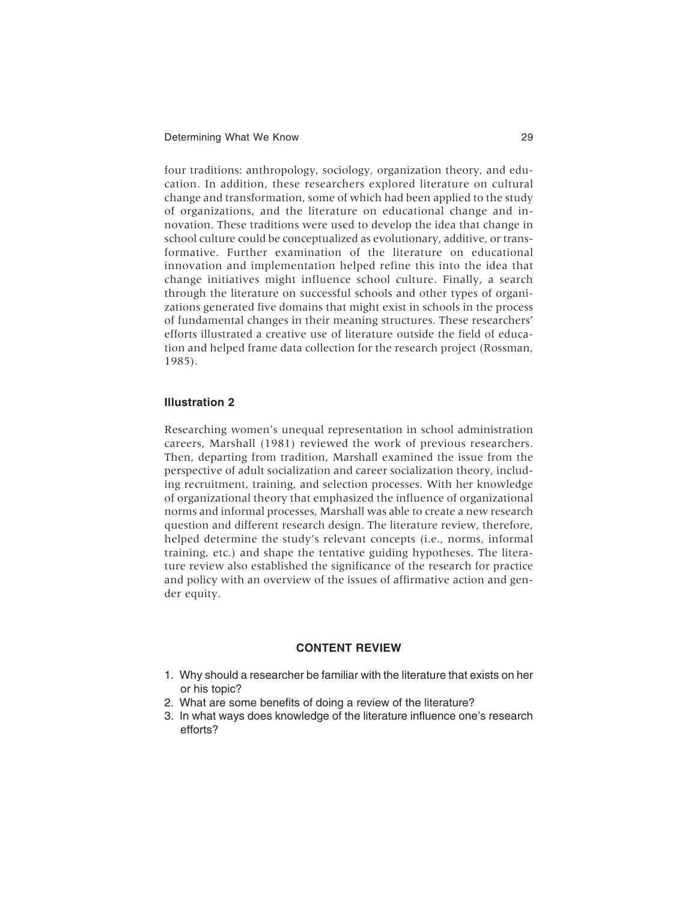four traditions: anthropology, sociology, organization theory, and education. In addition, these researchers explored literature on cultural change and transformation, some of which had been applied to the study of organizations, and the literature on educational change and innovation. These traditions were used to develop the idea that change in school culture could be conceptualized as evolutionary, additive, or transformative. Further examination of the literature on educational innovation and implementation helped refine this into the idea that change initiatives might influence school culture. Finally, a search through the literature on successful schools and other types of organizations generated five domains that might exist in schools in the process of fundamental changes in their meaning structures. These researchers' efforts illustrated a creative use of literature outside the field of education and helped frame data collection for the research project (Rossman, 1985).

### Illustration 2

Researching women's unequal representation in school administration careers, Marshall (1981) reviewed the work of previous researchers. Then, departing from tradition, Marshall examined the issue from the perspective of adult socialization and career socialization theory, including recruitment, training, and selection processes. With her knowledge of organizational theory that emphasized the influence of organizational norms and informal processes, Marshall was able to create a new research question and different research design. The literature review, therefore, helped determine the study's relevant concepts (i.e., norms, informal training, etc.) and shape the tentative guiding hypotheses. The literature review also established the significance of the research for practice and policy with an overview of the issues of affirmative action and gender equity.

## CONTENT REVIEW

1. Why should a researcher be familiar with the literature that exists on her or his topic?
2. What are some benefits of doing a review of the literature?
3. In what ways does knowledge of the literature influence one's research efforts?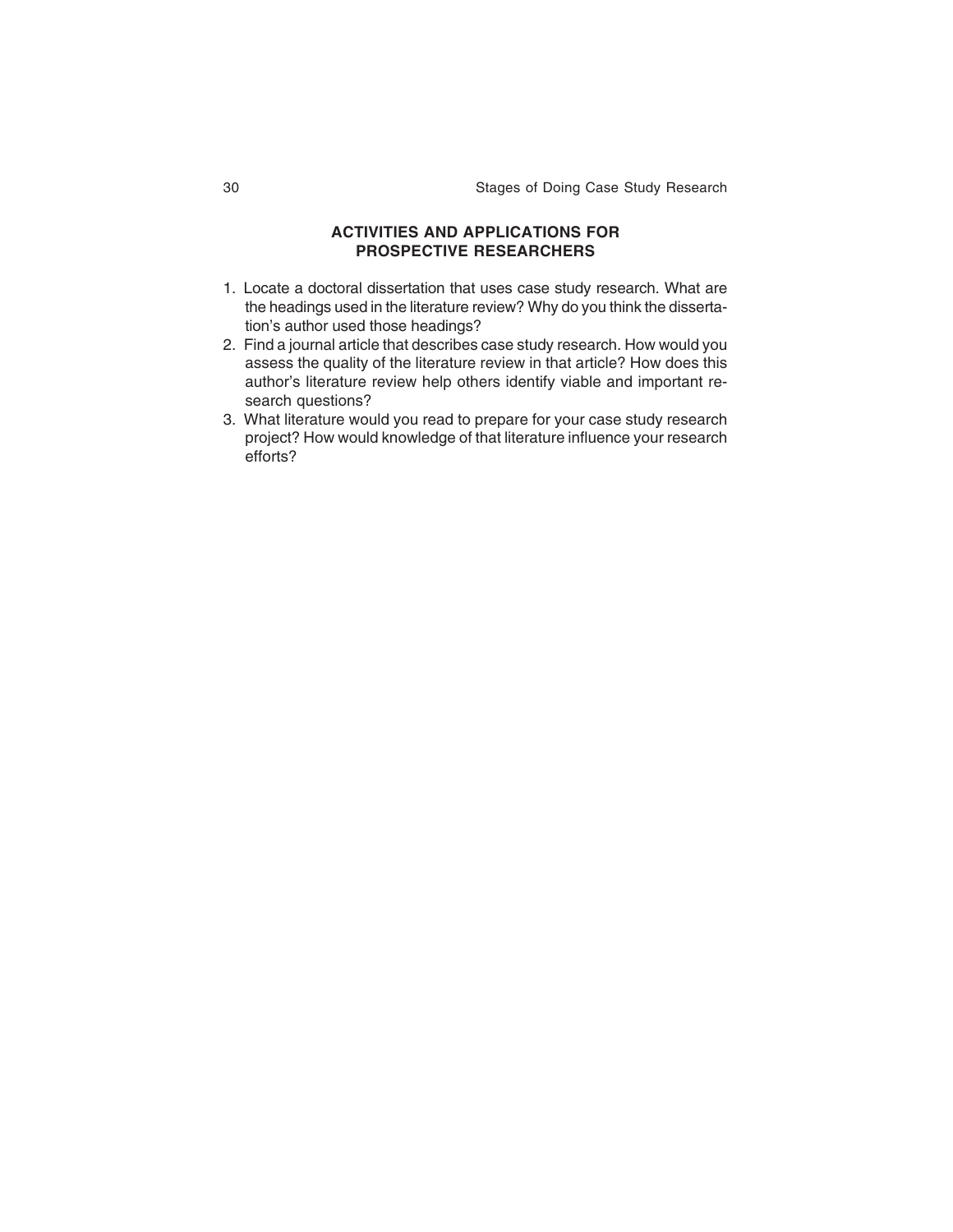## ACTIVITIES AND APPLICATIONS FOR PROSPECTIVE RESEARCHERS

1. Locate a doctoral dissertation that uses case study research. What are the headings used in the literature review? Why do you think the dissertation's author used those headings?
2. Find a journal article that describes case study research. How would you assess the quality of the literature review in that article? How does this author's literature review help others identify viable and important research questions?
3. What literature would you read to prepare for your case study research project? How would knowledge of that literature influence your research efforts?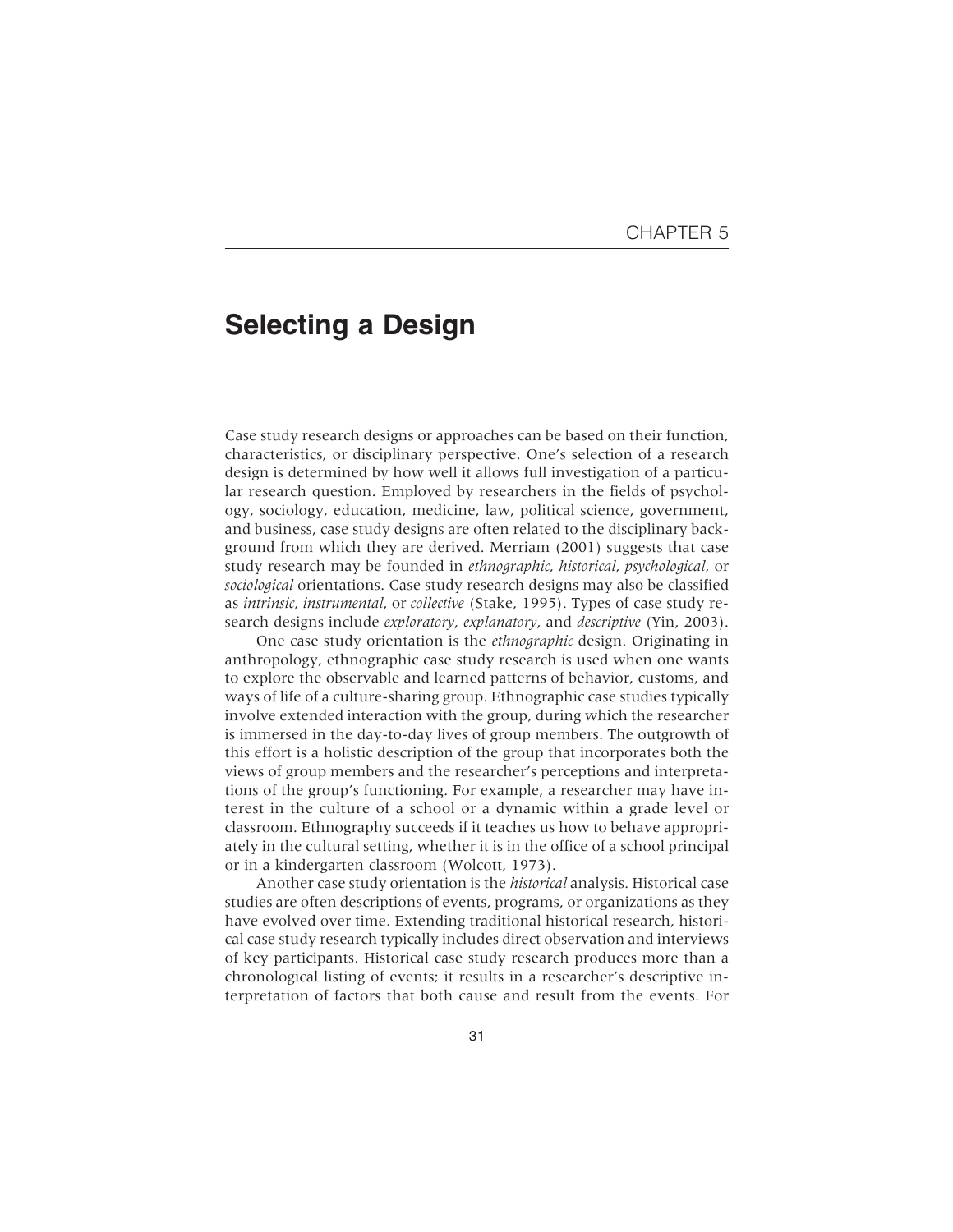CHAPTER 5

# Selecting a Design

Case study research designs or approaches can be based on their function, characteristics, or disciplinary perspective. One's selection of a research design is determined by how well it allows full investigation of a particular research question. Employed by researchers in the fields of psychology, sociology, education, medicine, law, political science, government, and business, case study designs are often related to the disciplinary background from which they are derived. Merriam (2001) suggests that case study research may be founded in *ethnographic*, *historical*, *psychological*, or *sociological* orientations. Case study research designs may also be classified as *intrinsic*, *instrumental*, or *collective* (Stake, 1995). Types of case study research designs include *exploratory*, *explanatory*, and *descriptive* (Yin, 2003).

One case study orientation is the *ethnographic* design. Originating in anthropology, ethnographic case study research is used when one wants to explore the observable and learned patterns of behavior, customs, and ways of life of a culture-sharing group. Ethnographic case studies typically involve extended interaction with the group, during which the researcher is immersed in the day-to-day lives of group members. The outgrowth of this effort is a holistic description of the group that incorporates both the views of group members and the researcher's perceptions and interpretations of the group's functioning. For example, a researcher may have interest in the culture of a school or a dynamic within a grade level or classroom. Ethnography succeeds if it teaches us how to behave appropriately in the cultural setting, whether it is in the office of a school principal or in a kindergarten classroom (Wolcott, 1973).

Another case study orientation is the *historical* analysis. Historical case studies are often descriptions of events, programs, or organizations as they have evolved over time. Extending traditional historical research, historical case study research typically includes direct observation and interviews of key participants. Historical case study research produces more than a chronological listing of events; it results in a researcher's descriptive interpretation of factors that both cause and result from the events. For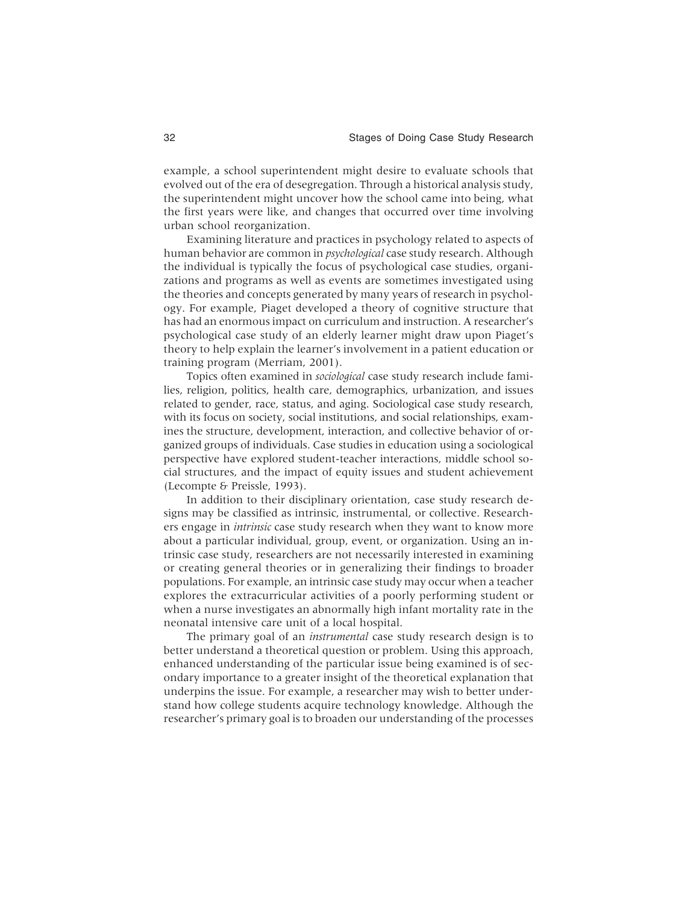example, a school superintendent might desire to evaluate schools that evolved out of the era of desegregation. Through a historical analysis study, the superintendent might uncover how the school came into being, what the first years were like, and changes that occurred over time involving urban school reorganization.

Examining literature and practices in psychology related to aspects of human behavior are common in *psychological* case study research. Although the individual is typically the focus of psychological case studies, organizations and programs as well as events are sometimes investigated using the theories and concepts generated by many years of research in psychology. For example, Piaget developed a theory of cognitive structure that has had an enormous impact on curriculum and instruction. A researcher's psychological case study of an elderly learner might draw upon Piaget's theory to help explain the learner's involvement in a patient education or training program (Merriam, 2001).

Topics often examined in *sociological* case study research include families, religion, politics, health care, demographics, urbanization, and issues related to gender, race, status, and aging. Sociological case study research, with its focus on society, social institutions, and social relationships, examines the structure, development, interaction, and collective behavior of organized groups of individuals. Case studies in education using a sociological perspective have explored student-teacher interactions, middle school social structures, and the impact of equity issues and student achievement (Lecompte & Preissle, 1993).

In addition to their disciplinary orientation, case study research designs may be classified as intrinsic, instrumental, or collective. Researchers engage in *intrinsic* case study research when they want to know more about a particular individual, group, event, or organization. Using an intrinsic case study, researchers are not necessarily interested in examining or creating general theories or in generalizing their findings to broader populations. For example, an intrinsic case study may occur when a teacher explores the extracurricular activities of a poorly performing student or when a nurse investigates an abnormally high infant mortality rate in the neonatal intensive care unit of a local hospital.

The primary goal of an *instrumental* case study research design is to better understand a theoretical question or problem. Using this approach, enhanced understanding of the particular issue being examined is of secondary importance to a greater insight of the theoretical explanation that underpins the issue. For example, a researcher may wish to better understand how college students acquire technology knowledge. Although the researcher's primary goal is to broaden our understanding of the processes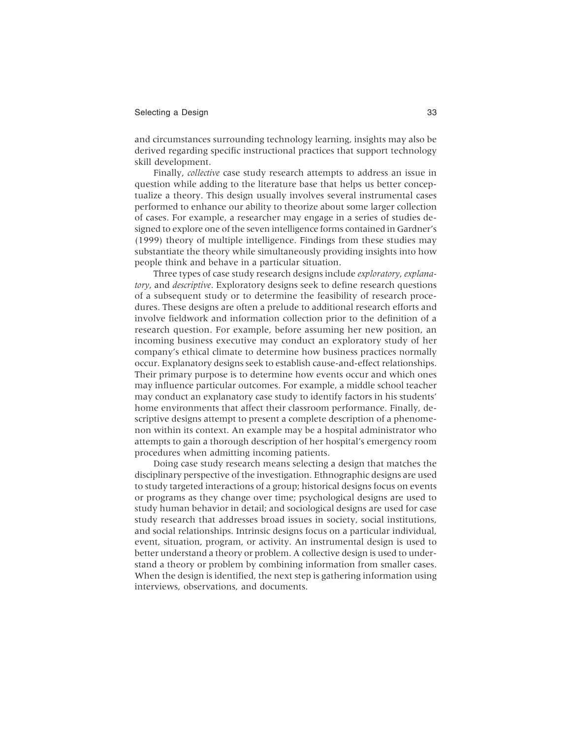and circumstances surrounding technology learning, insights may also be derived regarding specific instructional practices that support technology skill development.

Finally, *collective* case study research attempts to address an issue in question while adding to the literature base that helps us better conceptualize a theory. This design usually involves several instrumental cases performed to enhance our ability to theorize about some larger collection of cases. For example, a researcher may engage in a series of studies designed to explore one of the seven intelligence forms contained in Gardner's (1999) theory of multiple intelligence. Findings from these studies may substantiate the theory while simultaneously providing insights into how people think and behave in a particular situation.

Three types of case study research designs include *exploratory*, *explanatory*, and *descriptive*. Exploratory designs seek to define research questions of a subsequent study or to determine the feasibility of research procedures. These designs are often a prelude to additional research efforts and involve fieldwork and information collection prior to the definition of a research question. For example, before assuming her new position, an incoming business executive may conduct an exploratory study of her company's ethical climate to determine how business practices normally occur. Explanatory designs seek to establish cause-and-effect relationships. Their primary purpose is to determine how events occur and which ones may influence particular outcomes. For example, a middle school teacher may conduct an explanatory case study to identify factors in his students' home environments that affect their classroom performance. Finally, descriptive designs attempt to present a complete description of a phenomenon within its context. An example may be a hospital administrator who attempts to gain a thorough description of her hospital's emergency room procedures when admitting incoming patients.

Doing case study research means selecting a design that matches the disciplinary perspective of the investigation. Ethnographic designs are used to study targeted interactions of a group; historical designs focus on events or programs as they change over time; psychological designs are used to study human behavior in detail; and sociological designs are used for case study research that addresses broad issues in society, social institutions, and social relationships. Intrinsic designs focus on a particular individual, event, situation, program, or activity. An instrumental design is used to better understand a theory or problem. A collective design is used to understand a theory or problem by combining information from smaller cases. When the design is identified, the next step is gathering information using interviews, observations, and documents.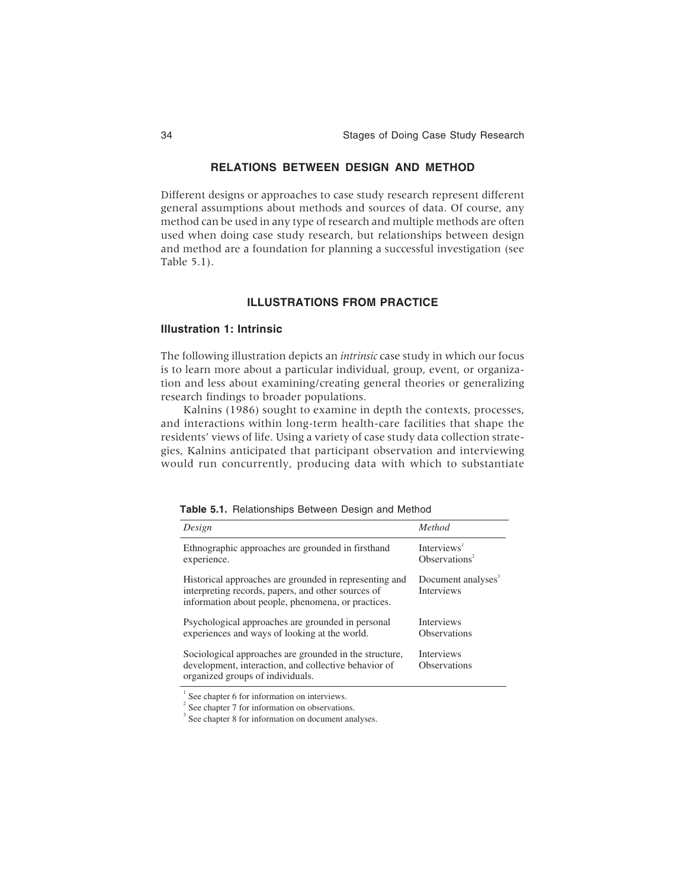## RELATIONS BETWEEN DESIGN AND METHOD

Different designs or approaches to case study research represent different general assumptions about methods and sources of data. Of course, any method can be used in any type of research and multiple methods are often used when doing case study research, but relationships between design and method are a foundation for planning a successful investigation (see Table 5.1).

## ILLUSTRATIONS FROM PRACTICE

### Illustration 1: Intrinsic

The following illustration depicts an *intrinsic* case study in which our focus is to learn more about a particular individual, group, event, or organization and less about examining/creating general theories or generalizing research findings to broader populations.

Kalnins (1986) sought to examine in depth the contexts, processes, and interactions within long-term health-care facilities that shape the residents' views of life. Using a variety of case study data collection strategies, Kalnins anticipated that participant observation and interviewing would run concurrently, producing data with which to substantiate

**Table 5.1.** Relationships Between Design and Method

| *Design* | *Method* |
|---|---|
| Ethnographic approaches are grounded in firsthand experience. | Interviews[1]<br>Observations[2] |
| Historical approaches are grounded in representing and interpreting records, papers, and other sources of information about people, phenomena, or practices. | Document analyses[3]<br>Interviews |
| Psychological approaches are grounded in personal experiences and ways of looking at the world. | Interviews<br>Observations |
| Sociological approaches are grounded in the structure, development, interaction, and collective behavior of organized groups of individuals. | Interviews<br>Observations |

[1] See chapter 6 for information on interviews.
[2] See chapter 7 for information on observations.
[3] See chapter 8 for information on document analyses.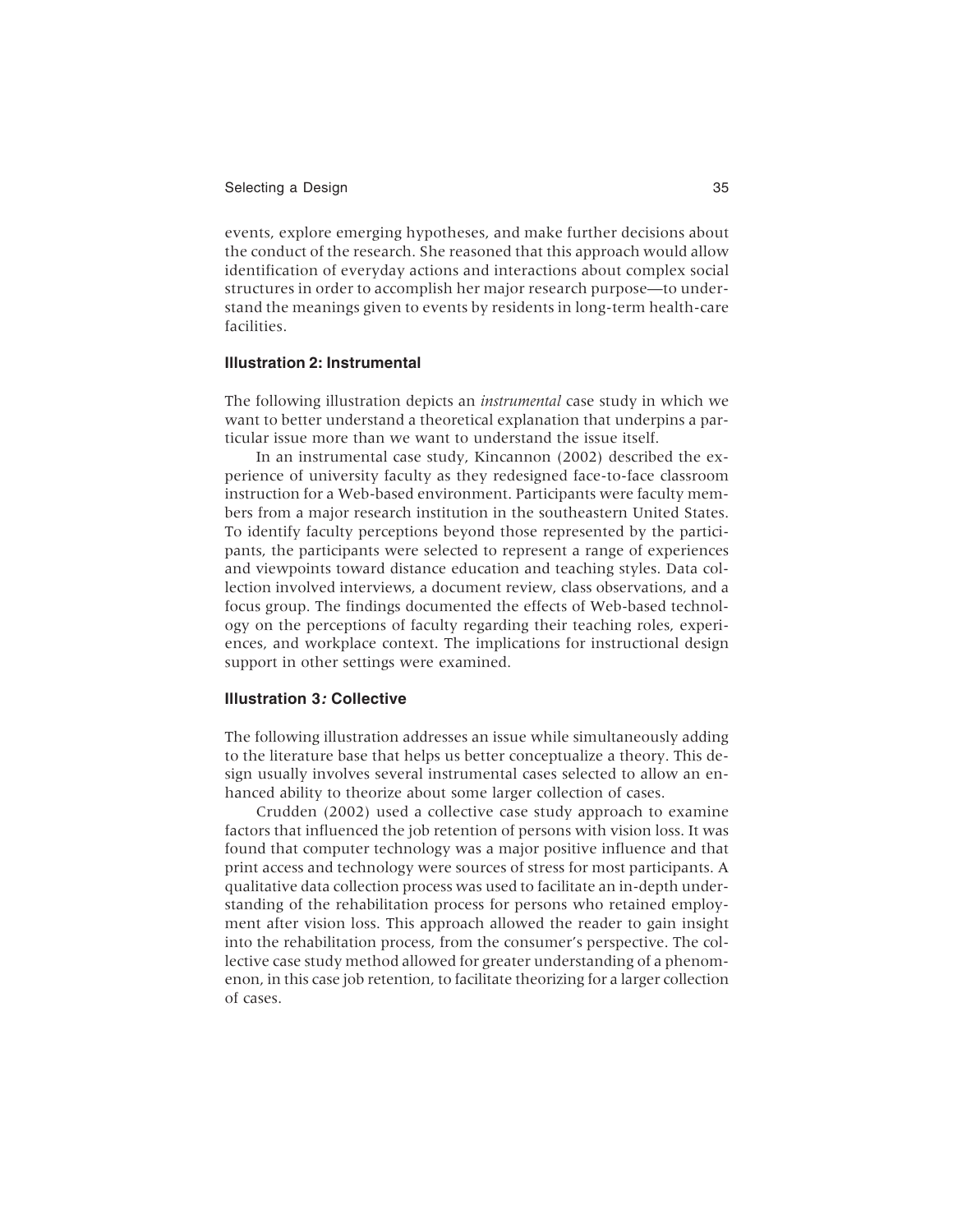events, explore emerging hypotheses, and make further decisions about the conduct of the research. She reasoned that this approach would allow identification of everyday actions and interactions about complex social structures in order to accomplish her major research purpose—to understand the meanings given to events by residents in long-term health-care facilities.

### Illustration 2: Instrumental

The following illustration depicts an *instrumental* case study in which we want to better understand a theoretical explanation that underpins a particular issue more than we want to understand the issue itself.

In an instrumental case study, Kincannon (2002) described the experience of university faculty as they redesigned face-to-face classroom instruction for a Web-based environment. Participants were faculty members from a major research institution in the southeastern United States. To identify faculty perceptions beyond those represented by the participants, the participants were selected to represent a range of experiences and viewpoints toward distance education and teaching styles. Data collection involved interviews, a document review, class observations, and a focus group. The findings documented the effects of Web-based technology on the perceptions of faculty regarding their teaching roles, experiences, and workplace context. The implications for instructional design support in other settings were examined.

### Illustration 3*:* Collective

The following illustration addresses an issue while simultaneously adding to the literature base that helps us better conceptualize a theory. This design usually involves several instrumental cases selected to allow an enhanced ability to theorize about some larger collection of cases.

Crudden (2002) used a collective case study approach to examine factors that influenced the job retention of persons with vision loss. It was found that computer technology was a major positive influence and that print access and technology were sources of stress for most participants. A qualitative data collection process was used to facilitate an in-depth understanding of the rehabilitation process for persons who retained employment after vision loss. This approach allowed the reader to gain insight into the rehabilitation process, from the consumer's perspective. The collective case study method allowed for greater understanding of a phenomenon, in this case job retention, to facilitate theorizing for a larger collection of cases.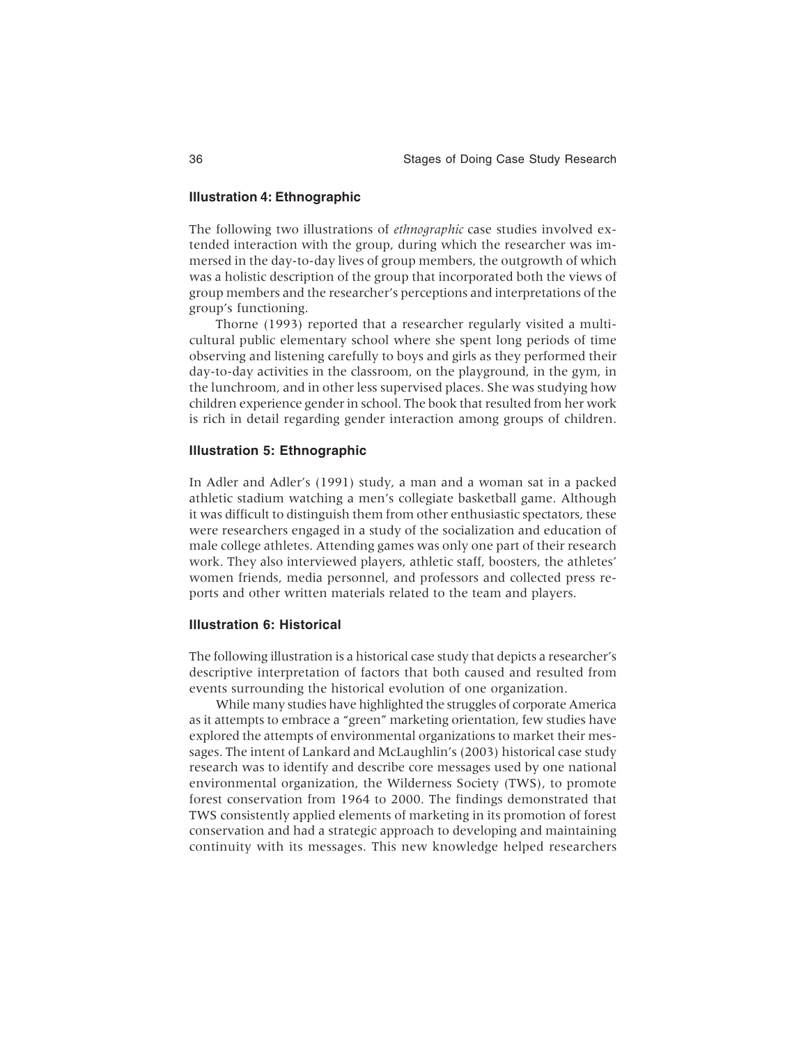### Illustration 4: Ethnographic

The following two illustrations of *ethnographic* case studies involved extended interaction with the group, during which the researcher was immersed in the day-to-day lives of group members, the outgrowth of which was a holistic description of the group that incorporated both the views of group members and the researcher's perceptions and interpretations of the group's functioning.

Thorne (1993) reported that a researcher regularly visited a multicultural public elementary school where she spent long periods of time observing and listening carefully to boys and girls as they performed their day-to-day activities in the classroom, on the playground, in the gym, in the lunchroom, and in other less supervised places. She was studying how children experience gender in school. The book that resulted from her work is rich in detail regarding gender interaction among groups of children.

### Illustration 5: Ethnographic

In Adler and Adler's (1991) study, a man and a woman sat in a packed athletic stadium watching a men's collegiate basketball game. Although it was difficult to distinguish them from other enthusiastic spectators, these were researchers engaged in a study of the socialization and education of male college athletes. Attending games was only one part of their research work. They also interviewed players, athletic staff, boosters, the athletes' women friends, media personnel, and professors and collected press reports and other written materials related to the team and players.

### Illustration 6: Historical

The following illustration is a historical case study that depicts a researcher's descriptive interpretation of factors that both caused and resulted from events surrounding the historical evolution of one organization.

While many studies have highlighted the struggles of corporate America as it attempts to embrace a "green" marketing orientation, few studies have explored the attempts of environmental organizations to market their messages. The intent of Lankard and McLaughlin's (2003) historical case study research was to identify and describe core messages used by one national environmental organization, the Wilderness Society (TWS), to promote forest conservation from 1964 to 2000. The findings demonstrated that TWS consistently applied elements of marketing in its promotion of forest conservation and had a strategic approach to developing and maintaining continuity with its messages. This new knowledge helped researchers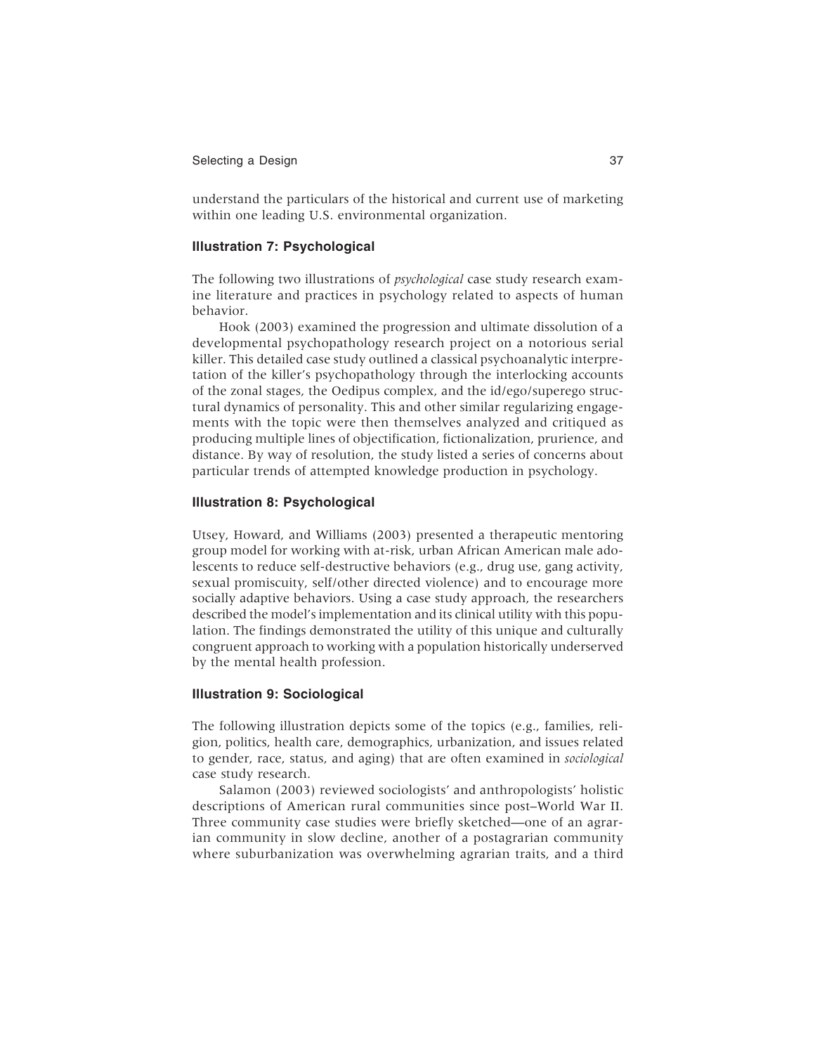understand the particulars of the historical and current use of marketing within one leading U.S. environmental organization.

### Illustration 7: Psychological

The following two illustrations of *psychological* case study research examine literature and practices in psychology related to aspects of human behavior.

Hook (2003) examined the progression and ultimate dissolution of a developmental psychopathology research project on a notorious serial killer. This detailed case study outlined a classical psychoanalytic interpretation of the killer's psychopathology through the interlocking accounts of the zonal stages, the Oedipus complex, and the id/ego/superego structural dynamics of personality. This and other similar regularizing engagements with the topic were then themselves analyzed and critiqued as producing multiple lines of objectification, fictionalization, prurience, and distance. By way of resolution, the study listed a series of concerns about particular trends of attempted knowledge production in psychology.

### Illustration 8: Psychological

Utsey, Howard, and Williams (2003) presented a therapeutic mentoring group model for working with at-risk, urban African American male adolescents to reduce self-destructive behaviors (e.g., drug use, gang activity, sexual promiscuity, self/other directed violence) and to encourage more socially adaptive behaviors. Using a case study approach, the researchers described the model's implementation and its clinical utility with this population. The findings demonstrated the utility of this unique and culturally congruent approach to working with a population historically underserved by the mental health profession.

### Illustration 9: Sociological

The following illustration depicts some of the topics (e.g., families, religion, politics, health care, demographics, urbanization, and issues related to gender, race, status, and aging) that are often examined in *sociological* case study research.

Salamon (2003) reviewed sociologists' and anthropologists' holistic descriptions of American rural communities since post–World War II. Three community case studies were briefly sketched—one of an agrarian community in slow decline, another of a postagrarian community where suburbanization was overwhelming agrarian traits, and a third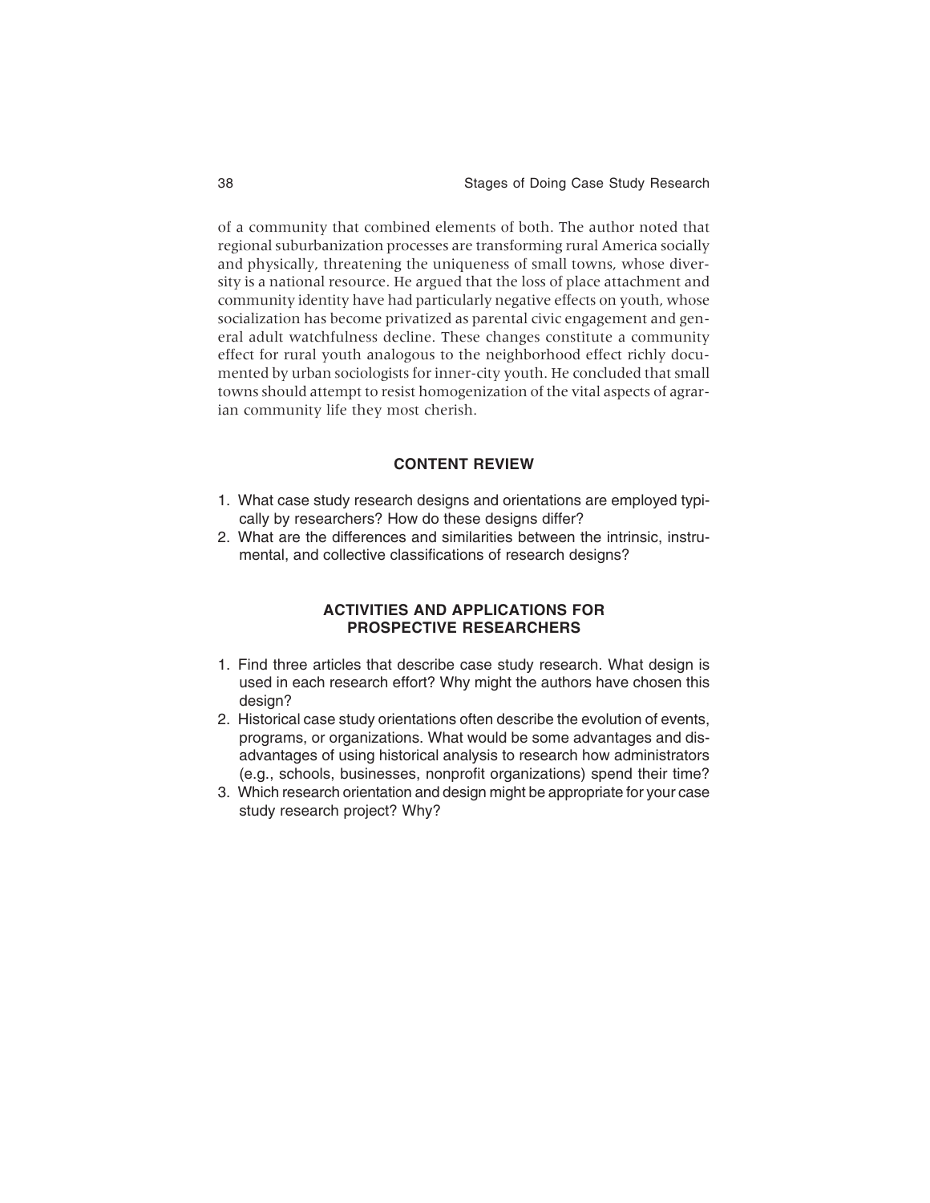of a community that combined elements of both. The author noted that regional suburbanization processes are transforming rural America socially and physically, threatening the uniqueness of small towns, whose diversity is a national resource. He argued that the loss of place attachment and community identity have had particularly negative effects on youth, whose socialization has become privatized as parental civic engagement and general adult watchfulness decline. These changes constitute a community effect for rural youth analogous to the neighborhood effect richly documented by urban sociologists for inner-city youth. He concluded that small towns should attempt to resist homogenization of the vital aspects of agrarian community life they most cherish.

## CONTENT REVIEW

1. What case study research designs and orientations are employed typically by researchers? How do these designs differ?
2. What are the differences and similarities between the intrinsic, instrumental, and collective classifications of research designs?

## ACTIVITIES AND APPLICATIONS FOR PROSPECTIVE RESEARCHERS

1. Find three articles that describe case study research. What design is used in each research effort? Why might the authors have chosen this design?
2. Historical case study orientations often describe the evolution of events, programs, or organizations. What would be some advantages and disadvantages of using historical analysis to research how administrators (e.g., schools, businesses, nonprofit organizations) spend their time?
3. Which research orientation and design might be appropriate for your case study research project? Why?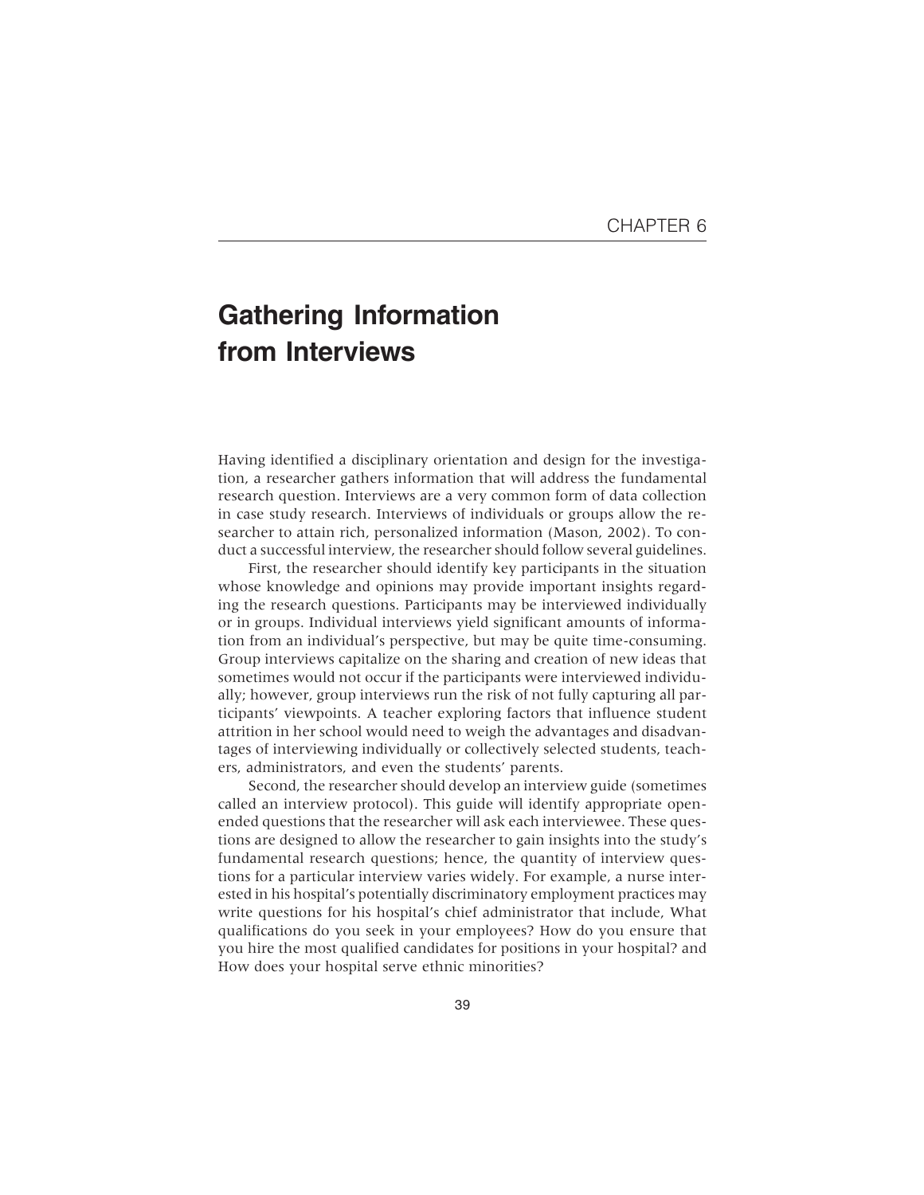CHAPTER 6

# Gathering Information from Interviews

Having identified a disciplinary orientation and design for the investigation, a researcher gathers information that will address the fundamental research question. Interviews are a very common form of data collection in case study research. Interviews of individuals or groups allow the researcher to attain rich, personalized information (Mason, 2002). To conduct a successful interview, the researcher should follow several guidelines.

First, the researcher should identify key participants in the situation whose knowledge and opinions may provide important insights regarding the research questions. Participants may be interviewed individually or in groups. Individual interviews yield significant amounts of information from an individual's perspective, but may be quite time-consuming. Group interviews capitalize on the sharing and creation of new ideas that sometimes would not occur if the participants were interviewed individually; however, group interviews run the risk of not fully capturing all participants' viewpoints. A teacher exploring factors that influence student attrition in her school would need to weigh the advantages and disadvantages of interviewing individually or collectively selected students, teachers, administrators, and even the students' parents.

Second, the researcher should develop an interview guide (sometimes called an interview protocol). This guide will identify appropriate open-ended questions that the researcher will ask each interviewee. These questions are designed to allow the researcher to gain insights into the study's fundamental research questions; hence, the quantity of interview questions for a particular interview varies widely. For example, a nurse interested in his hospital's potentially discriminatory employment practices may write questions for his hospital's chief administrator that include, What qualifications do you seek in your employees? How do you ensure that you hire the most qualified candidates for positions in your hospital? and How does your hospital serve ethnic minorities?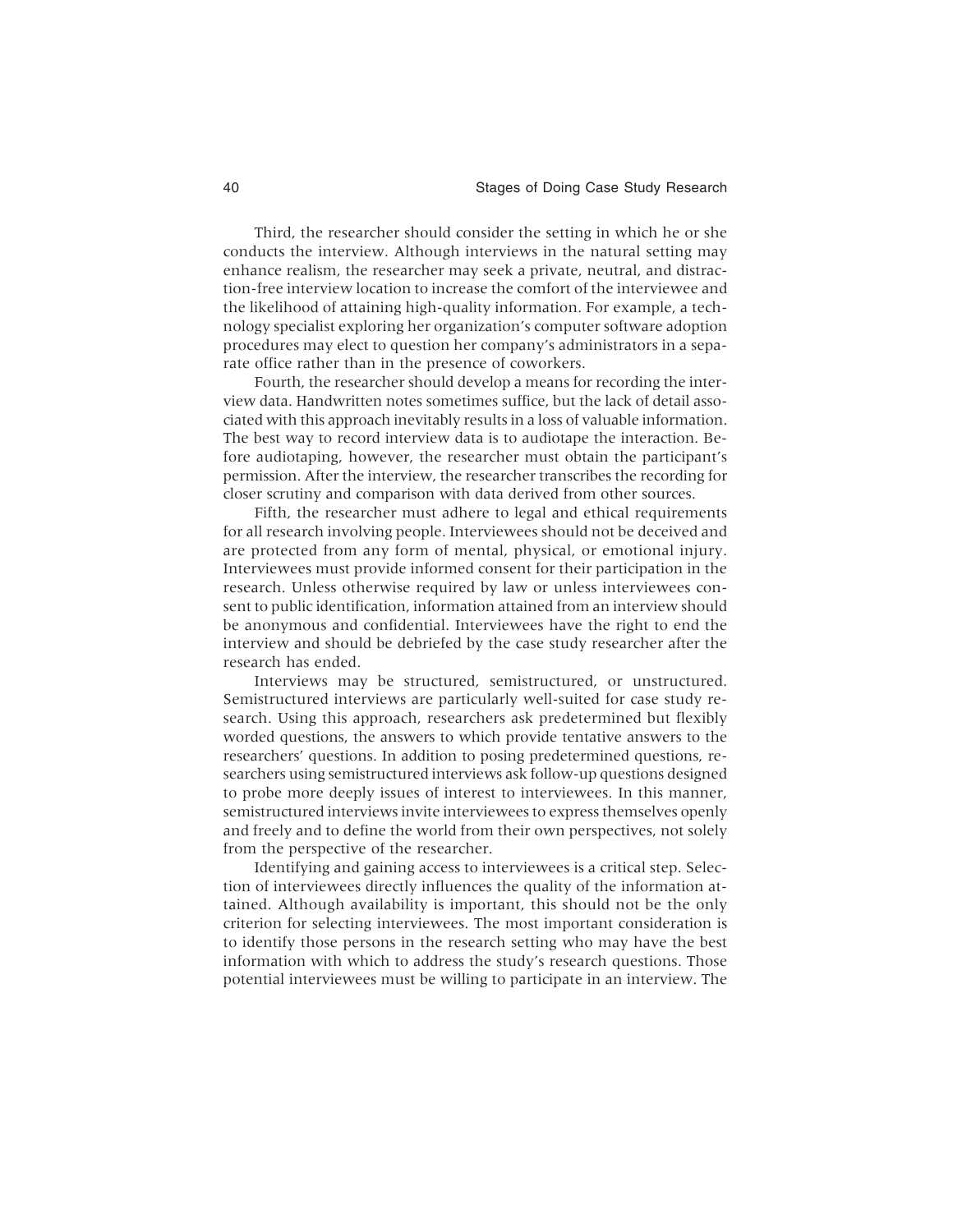Third, the researcher should consider the setting in which he or she conducts the interview. Although interviews in the natural setting may enhance realism, the researcher may seek a private, neutral, and distraction-free interview location to increase the comfort of the interviewee and the likelihood of attaining high-quality information. For example, a technology specialist exploring her organization's computer software adoption procedures may elect to question her company's administrators in a separate office rather than in the presence of coworkers.

Fourth, the researcher should develop a means for recording the interview data. Handwritten notes sometimes suffice, but the lack of detail associated with this approach inevitably results in a loss of valuable information. The best way to record interview data is to audiotape the interaction. Before audiotaping, however, the researcher must obtain the participant's permission. After the interview, the researcher transcribes the recording for closer scrutiny and comparison with data derived from other sources.

Fifth, the researcher must adhere to legal and ethical requirements for all research involving people. Interviewees should not be deceived and are protected from any form of mental, physical, or emotional injury. Interviewees must provide informed consent for their participation in the research. Unless otherwise required by law or unless interviewees consent to public identification, information attained from an interview should be anonymous and confidential. Interviewees have the right to end the interview and should be debriefed by the case study researcher after the research has ended.

Interviews may be structured, semistructured, or unstructured. Semistructured interviews are particularly well-suited for case study research. Using this approach, researchers ask predetermined but flexibly worded questions, the answers to which provide tentative answers to the researchers' questions. In addition to posing predetermined questions, researchers using semistructured interviews ask follow-up questions designed to probe more deeply issues of interest to interviewees. In this manner, semistructured interviews invite interviewees to express themselves openly and freely and to define the world from their own perspectives, not solely from the perspective of the researcher.

Identifying and gaining access to interviewees is a critical step. Selection of interviewees directly influences the quality of the information attained. Although availability is important, this should not be the only criterion for selecting interviewees. The most important consideration is to identify those persons in the research setting who may have the best information with which to address the study's research questions. Those potential interviewees must be willing to participate in an interview. The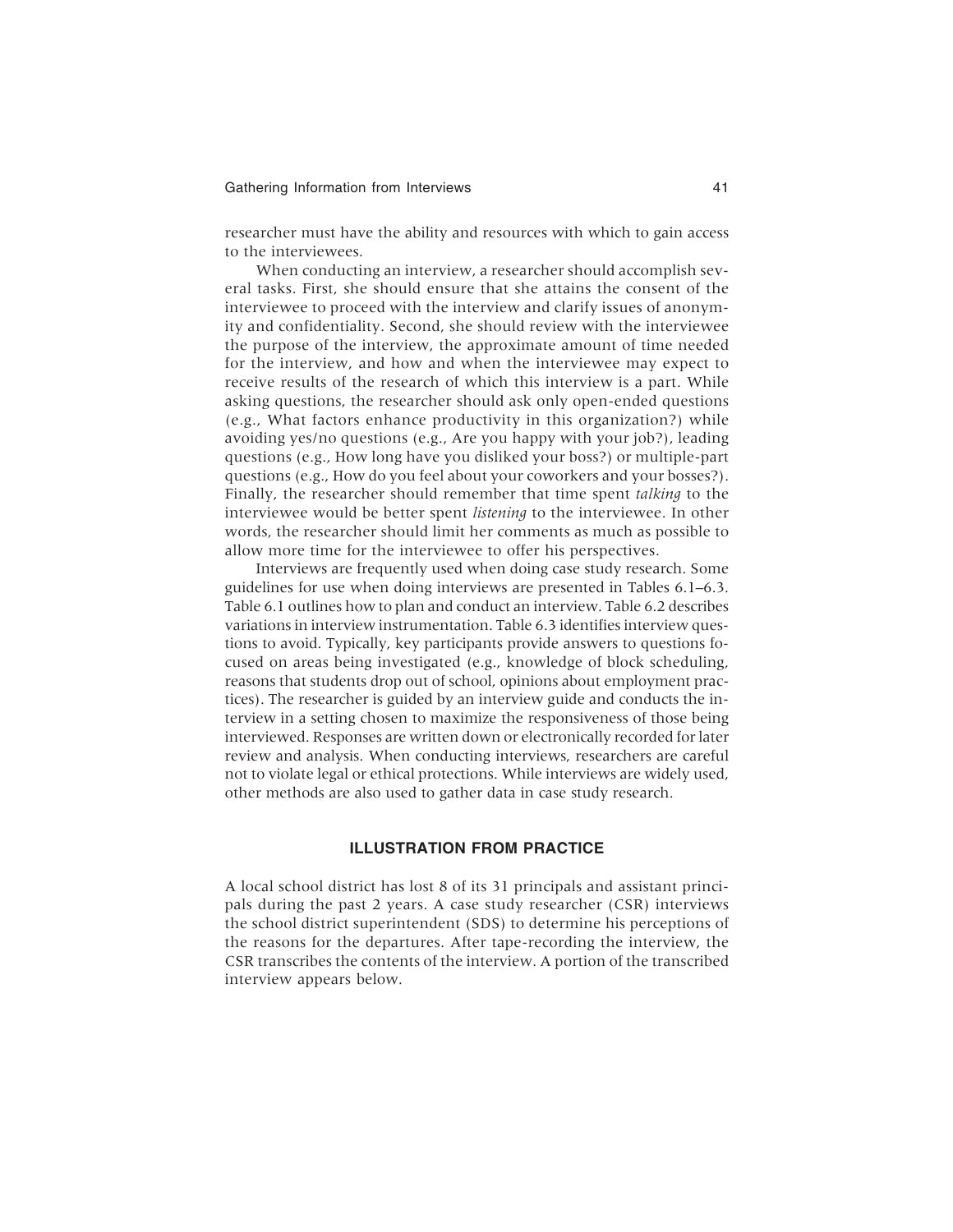researcher must have the ability and resources with which to gain access to the interviewees.

When conducting an interview, a researcher should accomplish several tasks. First, she should ensure that she attains the consent of the interviewee to proceed with the interview and clarify issues of anonymity and confidentiality. Second, she should review with the interviewee the purpose of the interview, the approximate amount of time needed for the interview, and how and when the interviewee may expect to receive results of the research of which this interview is a part. While asking questions, the researcher should ask only open-ended questions (e.g., What factors enhance productivity in this organization?) while avoiding yes/no questions (e.g., Are you happy with your job?), leading questions (e.g., How long have you disliked your boss?) or multiple-part questions (e.g., How do you feel about your coworkers and your bosses?). Finally, the researcher should remember that time spent *talking* to the interviewee would be better spent *listening* to the interviewee. In other words, the researcher should limit her comments as much as possible to allow more time for the interviewee to offer his perspectives.

Interviews are frequently used when doing case study research. Some guidelines for use when doing interviews are presented in Tables 6.1–6.3. Table 6.1 outlines how to plan and conduct an interview. Table 6.2 describes variations in interview instrumentation. Table 6.3 identifies interview questions to avoid. Typically, key participants provide answers to questions focused on areas being investigated (e.g., knowledge of block scheduling, reasons that students drop out of school, opinions about employment practices). The researcher is guided by an interview guide and conducts the interview in a setting chosen to maximize the responsiveness of those being interviewed. Responses are written down or electronically recorded for later review and analysis. When conducting interviews, researchers are careful not to violate legal or ethical protections. While interviews are widely used, other methods are also used to gather data in case study research.

## ILLUSTRATION FROM PRACTICE

A local school district has lost 8 of its 31 principals and assistant principals during the past 2 years. A case study researcher (CSR) interviews the school district superintendent (SDS) to determine his perceptions of the reasons for the departures. After tape-recording the interview, the CSR transcribes the contents of the interview. A portion of the transcribed interview appears below.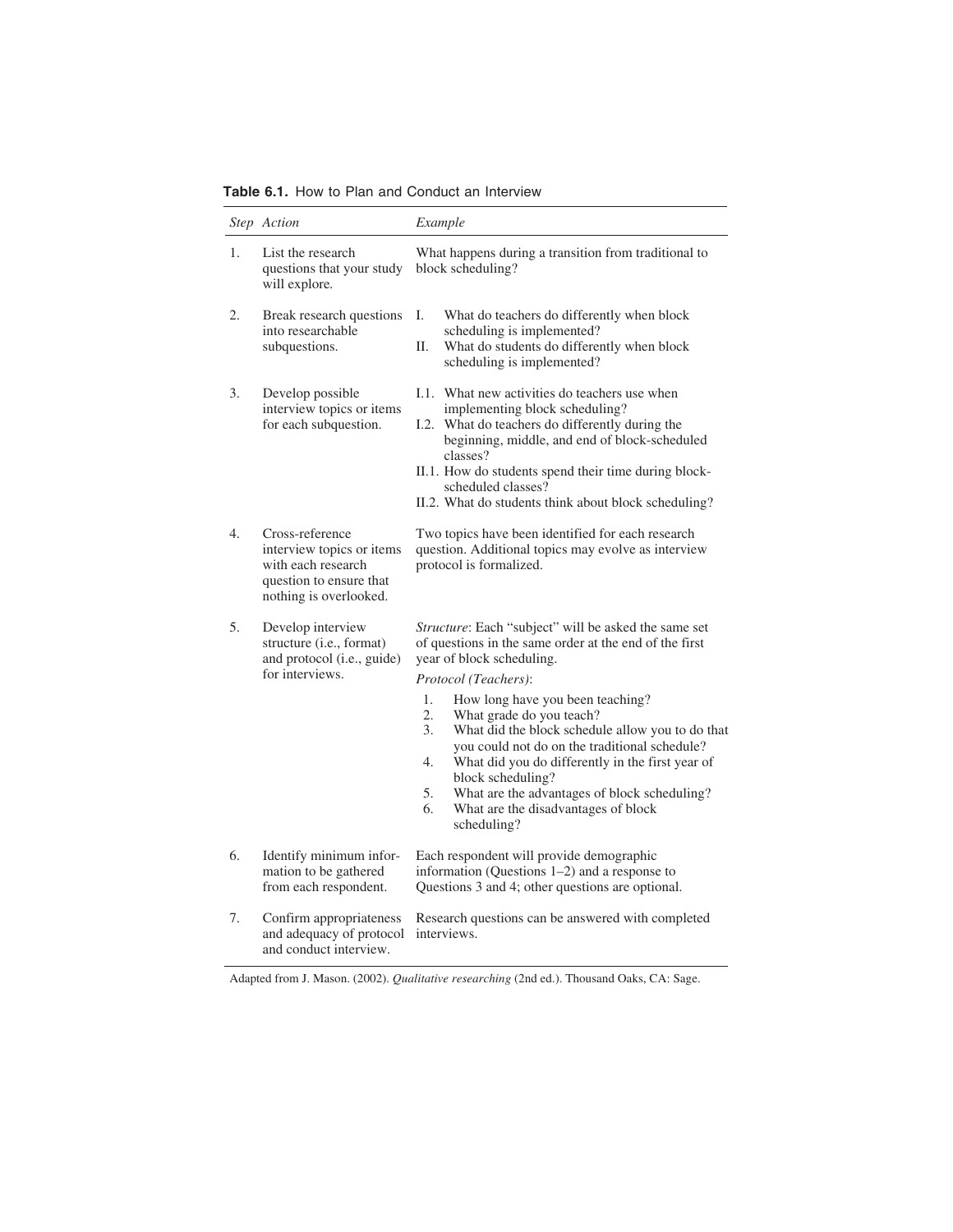**Table 6.1.** How to Plan and Conduct an Interview

| *Step* | *Action* | *Example* |
|---|---|---|
| 1. | List the research questions that your study will explore. | What happens during a transition from traditional to block scheduling? |
| 2. | Break research questions into researchable subquestions. | I. What do teachers do differently when block scheduling is implemented?<br>II. What do students do differently when block scheduling is implemented? |
| 3. | Develop possible interview topics or items for each subquestion. | I.1. What new activities do teachers use when implementing block scheduling?<br>I.2. What do teachers do differently during the beginning, middle, and end of block-scheduled classes?<br>II.1. How do students spend their time during block-scheduled classes?<br>II.2. What do students think about block scheduling? |
| 4. | Cross-reference interview topics or items with each research question to ensure that nothing is overlooked. | Two topics have been identified for each research question. Additional topics may evolve as interview protocol is formalized. |
| 5. | Develop interview structure (i.e., format) and protocol (i.e., guide) for interviews. | *Structure*: Each "subject" will be asked the same set of questions in the same order at the end of the first year of block scheduling.<br>*Protocol (Teachers)*:<br>1. How long have you been teaching?<br>2. What grade do you teach?<br>3. What did the block schedule allow you to do that you could not do on the traditional schedule?<br>4. What did you do differently in the first year of block scheduling?<br>5. What are the advantages of block scheduling?<br>6. What are the disadvantages of block scheduling? |
| 6. | Identify minimum information to be gathered from each respondent. | Each respondent will provide demographic information (Questions 1–2) and a response to Questions 3 and 4; other questions are optional. |
| 7. | Confirm appropriateness and adequacy of protocol and conduct interview. | Research questions can be answered with completed interviews. |

Adapted from J. Mason. (2002). *Qualitative researching* (2nd ed.). Thousand Oaks, CA: Sage.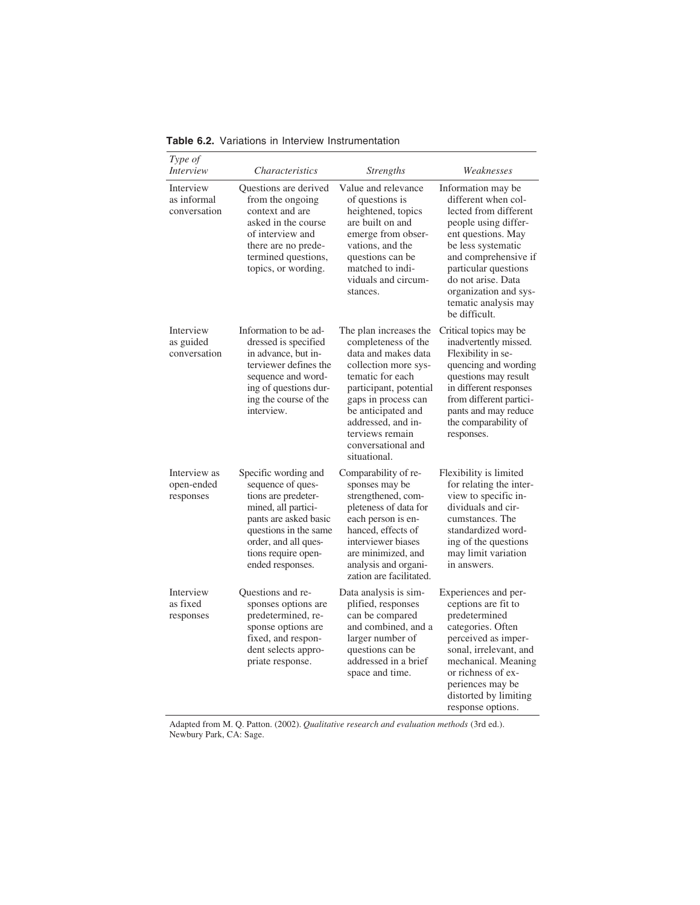**Table 6.2.** Variations in Interview Instrumentation

| *Type of Interview* | *Characteristics* | *Strengths* | *Weaknesses* |
|---|---|---|---|
| Interview as informal conversation | Questions are derived from the ongoing context and are asked in the course of interview and there are no predetermined questions, topics, or wording. | Value and relevance of questions is heightened, topics are built on and emerge from observations, and the questions can be matched to individuals and circumstances. | Information may be different when collected from different people using different questions. May be less systematic and comprehensive if particular questions do not arise. Data organization and systematic analysis may be difficult. |
| Interview as guided conversation | Information to be addressed is specified in advance, but interviewer defines the sequence and wording of questions during the course of the interview. | The plan increases the completeness of the data and makes data collection more systematic for each participant, potential gaps in process can be anticipated and addressed, and interviews remain conversational and situational. | Critical topics may be inadvertently missed. Flexibility in sequencing and wording questions may result in different responses from different participants and may reduce the comparability of responses. |
| Interview as open-ended responses | Specific wording and sequence of questions are predetermined, all participants are asked basic questions in the same order, and all questions require open-ended responses. | Comparability of responses may be strengthened, completeness of data for each person is enhanced, effects of interviewer biases are minimized, and analysis and organization are facilitated. | Flexibility is limited for relating the interview to specific individuals and circumstances. The standardized wording of the questions may limit variation in answers. |
| Interview as fixed responses | Questions and responses options are predetermined, response options are fixed, and respondent selects appropriate response. | Data analysis is simplified, responses can be compared and combined, and a larger number of questions can be addressed in a brief space and time. | Experiences and perceptions are fit to predetermined categories. Often perceived as impersonal, irrelevant, and mechanical. Meaning or richness of experiences may be distorted by limiting response options. |

Adapted from M. Q. Patton. (2002). *Qualitative research and evaluation methods* (3rd ed.). Newbury Park, CA: Sage.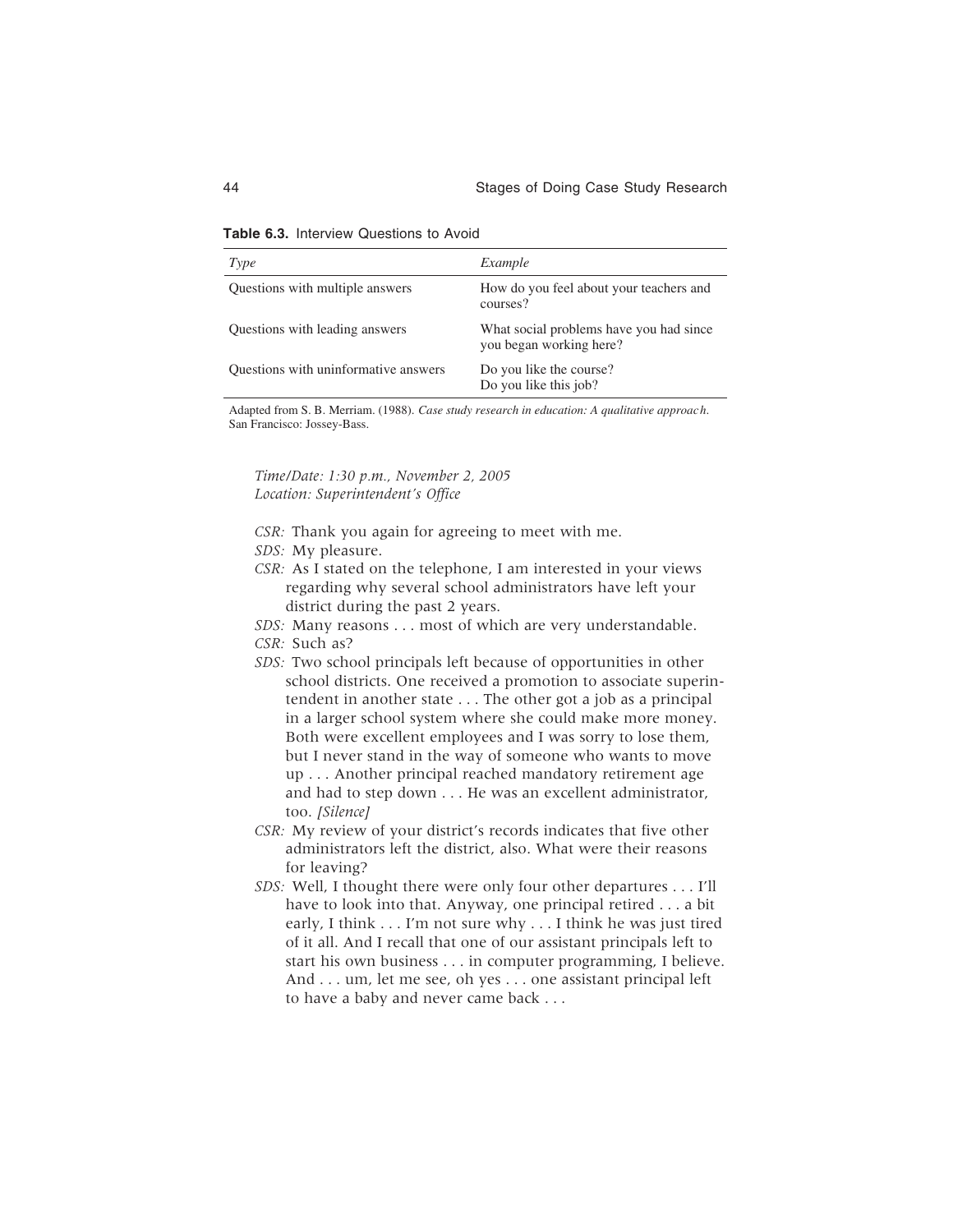**Table 6.3.** Interview Questions to Avoid

| *Type* | *Example* |
| --- | --- |
| Questions with multiple answers | How do you feel about your teachers and courses? |
| Questions with leading answers | What social problems have you had since you began working here? |
| Questions with uninformative answers | Do you like the course?<br>Do you like this job? |

Adapted from S. B. Merriam. (1988). *Case study research in education: A qualitative approach*. San Francisco: Jossey-Bass.

*Time/Date: 1:30 p.m., November 2, 2005*
*Location: Superintendent's Office*

*CSR:* Thank you again for agreeing to meet with me.

*SDS:* My pleasure.

*CSR:* As I stated on the telephone, I am interested in your views regarding why several school administrators have left your district during the past 2 years.

*SDS:* Many reasons . . . most of which are very understandable.

*CSR:* Such as?

*SDS:* Two school principals left because of opportunities in other school districts. One received a promotion to associate superintendent in another state . . . The other got a job as a principal in a larger school system where she could make more money. Both were excellent employees and I was sorry to lose them, but I never stand in the way of someone who wants to move up . . . Another principal reached mandatory retirement age and had to step down . . . He was an excellent administrator, too. *[Silence]*

*CSR:* My review of your district's records indicates that five other administrators left the district, also. What were their reasons for leaving?

*SDS:* Well, I thought there were only four other departures . . . I'll have to look into that. Anyway, one principal retired . . . a bit early, I think . . . I'm not sure why . . . I think he was just tired of it all. And I recall that one of our assistant principals left to start his own business . . . in computer programming, I believe. And . . . um, let me see, oh yes . . . one assistant principal left to have a baby and never came back . . .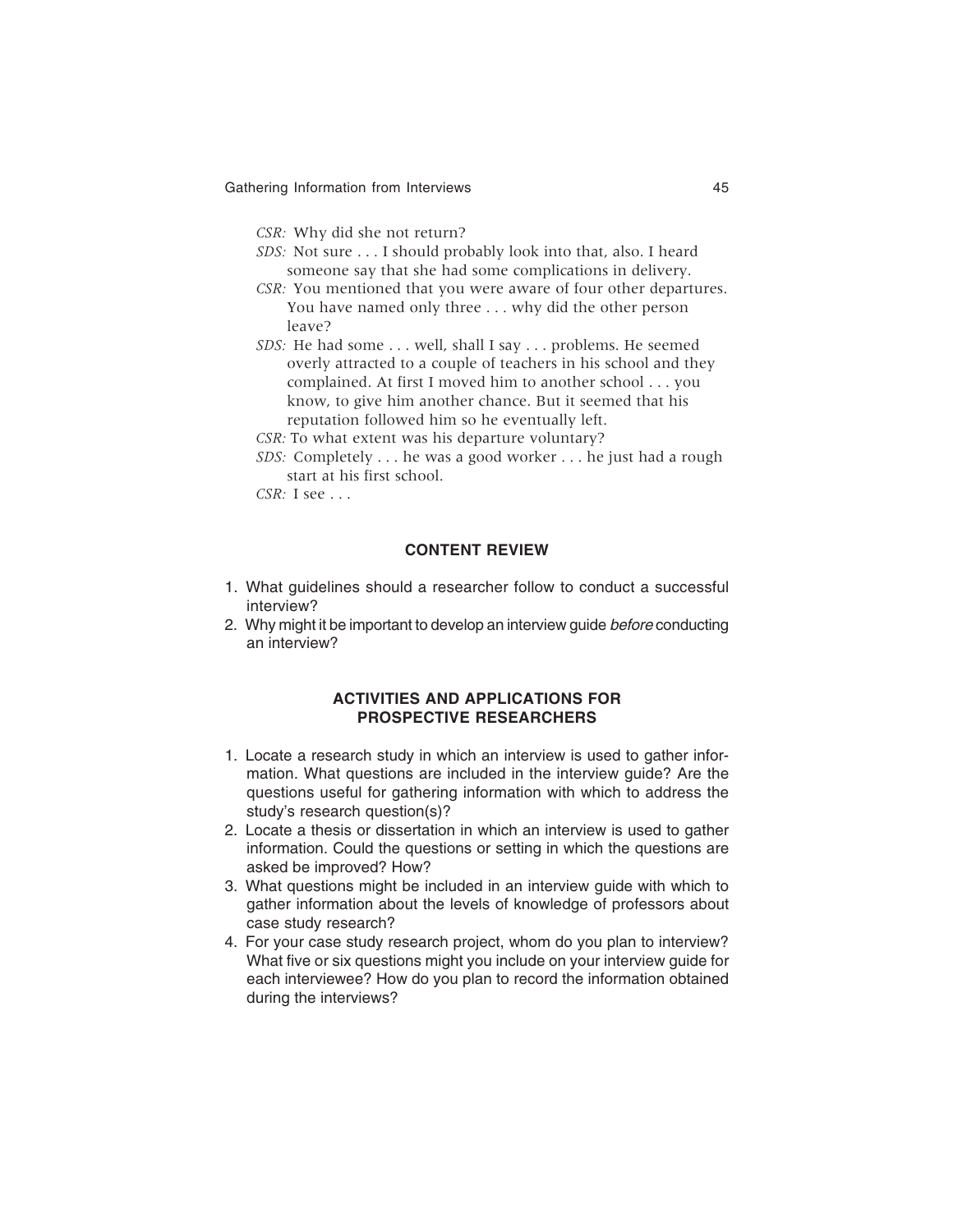*CSR:* Why did she not return?

*SDS:* Not sure . . . I should probably look into that, also. I heard someone say that she had some complications in delivery.

*CSR:* You mentioned that you were aware of four other departures. You have named only three . . . why did the other person leave?

*SDS:* He had some . . . well, shall I say . . . problems. He seemed overly attracted to a couple of teachers in his school and they complained. At first I moved him to another school . . . you know, to give him another chance. But it seemed that his reputation followed him so he eventually left.

*CSR:* To what extent was his departure voluntary?

*SDS:* Completely . . . he was a good worker . . . he just had a rough start at his first school.

*CSR:* I see . . .

## CONTENT REVIEW

1. What guidelines should a researcher follow to conduct a successful interview?
2. Why might it be important to develop an interview guide *before* conducting an interview?

## ACTIVITIES AND APPLICATIONS FOR PROSPECTIVE RESEARCHERS

1. Locate a research study in which an interview is used to gather information. What questions are included in the interview guide? Are the questions useful for gathering information with which to address the study's research question(s)?
2. Locate a thesis or dissertation in which an interview is used to gather information. Could the questions or setting in which the questions are asked be improved? How?
3. What questions might be included in an interview guide with which to gather information about the levels of knowledge of professors about case study research?
4. For your case study research project, whom do you plan to interview? What five or six questions might you include on your interview guide for each interviewee? How do you plan to record the information obtained during the interviews?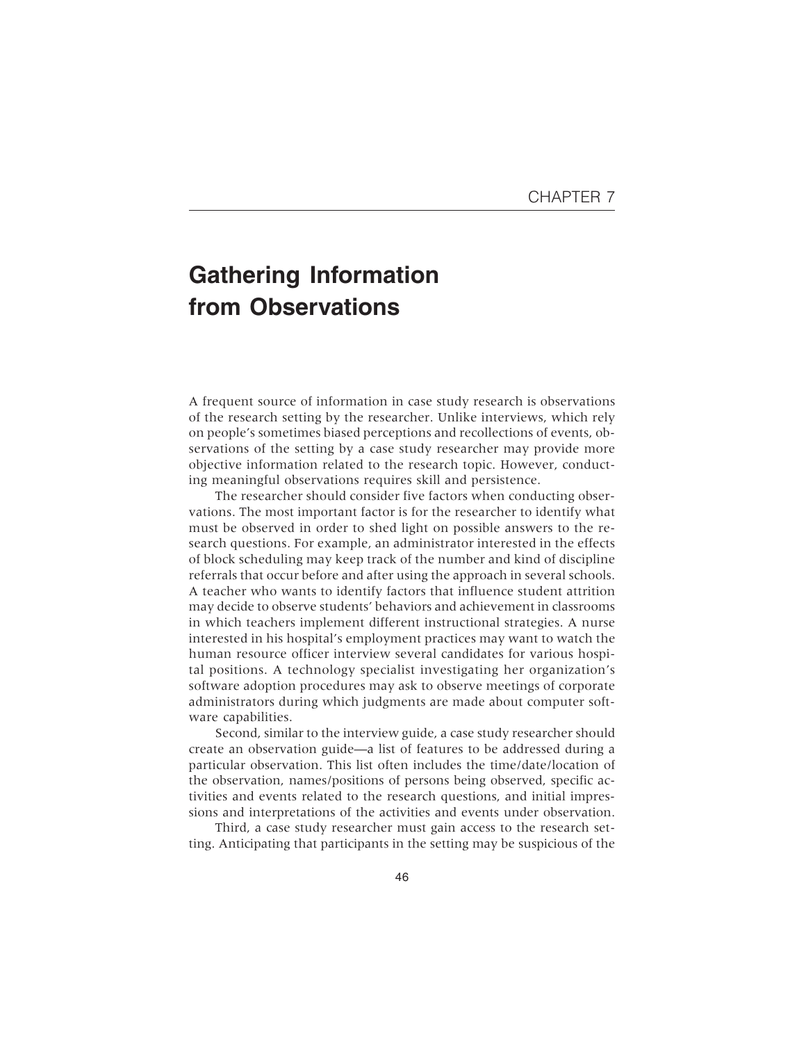CHAPTER 7

# Gathering Information from Observations

A frequent source of information in case study research is observations of the research setting by the researcher. Unlike interviews, which rely on people's sometimes biased perceptions and recollections of events, observations of the setting by a case study researcher may provide more objective information related to the research topic. However, conducting meaningful observations requires skill and persistence.

The researcher should consider five factors when conducting observations. The most important factor is for the researcher to identify what must be observed in order to shed light on possible answers to the research questions. For example, an administrator interested in the effects of block scheduling may keep track of the number and kind of discipline referrals that occur before and after using the approach in several schools. A teacher who wants to identify factors that influence student attrition may decide to observe students' behaviors and achievement in classrooms in which teachers implement different instructional strategies. A nurse interested in his hospital's employment practices may want to watch the human resource officer interview several candidates for various hospital positions. A technology specialist investigating her organization's software adoption procedures may ask to observe meetings of corporate administrators during which judgments are made about computer software capabilities.

Second, similar to the interview guide, a case study researcher should create an observation guide—a list of features to be addressed during a particular observation. This list often includes the time/date/location of the observation, names/positions of persons being observed, specific activities and events related to the research questions, and initial impressions and interpretations of the activities and events under observation.

Third, a case study researcher must gain access to the research setting. Anticipating that participants in the setting may be suspicious of the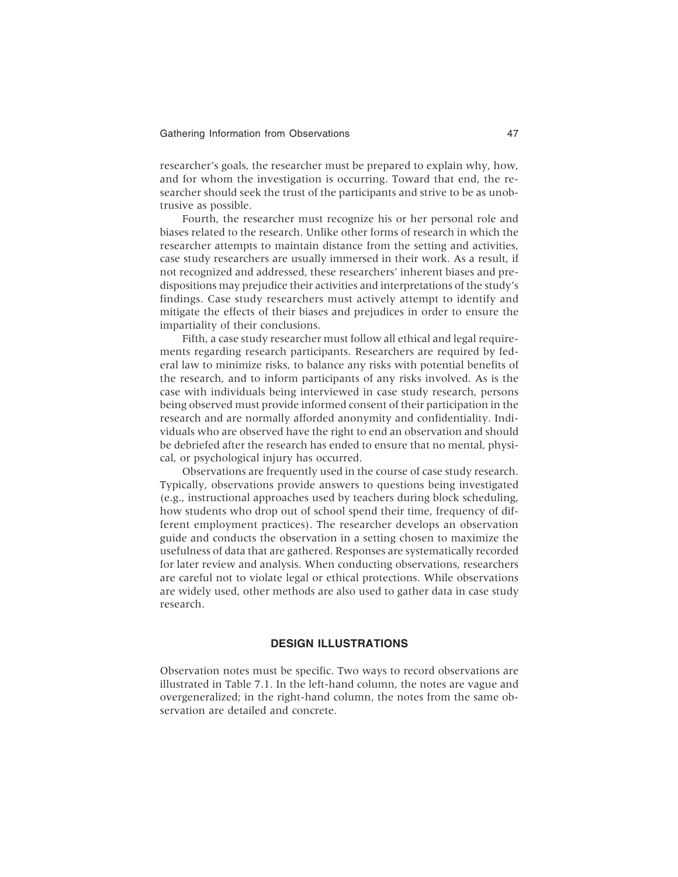researcher's goals, the researcher must be prepared to explain why, how, and for whom the investigation is occurring. Toward that end, the researcher should seek the trust of the participants and strive to be as unobtrusive as possible.

Fourth, the researcher must recognize his or her personal role and biases related to the research. Unlike other forms of research in which the researcher attempts to maintain distance from the setting and activities, case study researchers are usually immersed in their work. As a result, if not recognized and addressed, these researchers' inherent biases and predispositions may prejudice their activities and interpretations of the study's findings. Case study researchers must actively attempt to identify and mitigate the effects of their biases and prejudices in order to ensure the impartiality of their conclusions.

Fifth, a case study researcher must follow all ethical and legal requirements regarding research participants. Researchers are required by federal law to minimize risks, to balance any risks with potential benefits of the research, and to inform participants of any risks involved. As is the case with individuals being interviewed in case study research, persons being observed must provide informed consent of their participation in the research and are normally afforded anonymity and confidentiality. Individuals who are observed have the right to end an observation and should be debriefed after the research has ended to ensure that no mental, physical, or psychological injury has occurred.

Observations are frequently used in the course of case study research. Typically, observations provide answers to questions being investigated (e.g., instructional approaches used by teachers during block scheduling, how students who drop out of school spend their time, frequency of different employment practices). The researcher develops an observation guide and conducts the observation in a setting chosen to maximize the usefulness of data that are gathered. Responses are systematically recorded for later review and analysis. When conducting observations, researchers are careful not to violate legal or ethical protections. While observations are widely used, other methods are also used to gather data in case study research.

## DESIGN ILLUSTRATIONS

Observation notes must be specific. Two ways to record observations are illustrated in Table 7.1. In the left-hand column, the notes are vague and overgeneralized; in the right-hand column, the notes from the same observation are detailed and concrete.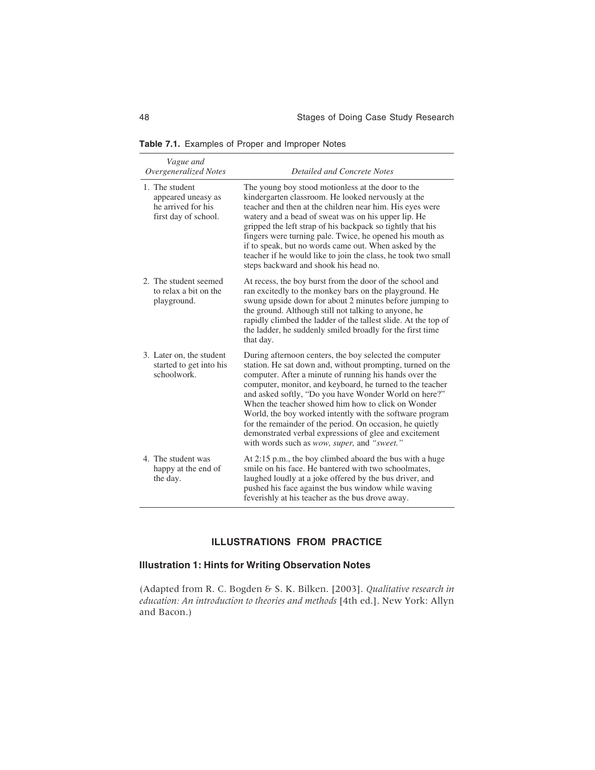**Table 7.1.** Examples of Proper and Improper Notes

| *Vague and Overgeneralized Notes* | *Detailed and Concrete Notes* |
|---|---|
| 1. The student appeared uneasy as he arrived for his first day of school. | The young boy stood motionless at the door to the kindergarten classroom. He looked nervously at the teacher and then at the children near him. His eyes were watery and a bead of sweat was on his upper lip. He gripped the left strap of his backpack so tightly that his fingers were turning pale. Twice, he opened his mouth as if to speak, but no words came out. When asked by the teacher if he would like to join the class, he took two small steps backward and shook his head no. |
| 2. The student seemed to relax a bit on the playground. | At recess, the boy burst from the door of the school and ran excitedly to the monkey bars on the playground. He swung upside down for about 2 minutes before jumping to the ground. Although still not talking to anyone, he rapidly climbed the ladder of the tallest slide. At the top of the ladder, he suddenly smiled broadly for the first time that day. |
| 3. Later on, the student started to get into his schoolwork. | During afternoon centers, the boy selected the computer station. He sat down and, without prompting, turned on the computer. After a minute of running his hands over the computer, monitor, and keyboard, he turned to the teacher and asked softly, "Do you have Wonder World on here?" When the teacher showed him how to click on Wonder World, the boy worked intently with the software program for the remainder of the period. On occasion, he quietly demonstrated verbal expressions of glee and excitement with words such as *wow, super,* and *"sweet."* |
| 4. The student was happy at the end of the day. | At 2:15 p.m., the boy climbed aboard the bus with a huge smile on his face. He bantered with two schoolmates, laughed loudly at a joke offered by the bus driver, and pushed his face against the bus window while waving feverishly at his teacher as the bus drove away. |

## ILLUSTRATIONS FROM PRACTICE

### Illustration 1: Hints for Writing Observation Notes

(Adapted from R. C. Bogden & S. K. Bilken. [2003]. *Qualitative research in education: An introduction to theories and methods* [4th ed.]. New York: Allyn and Bacon.)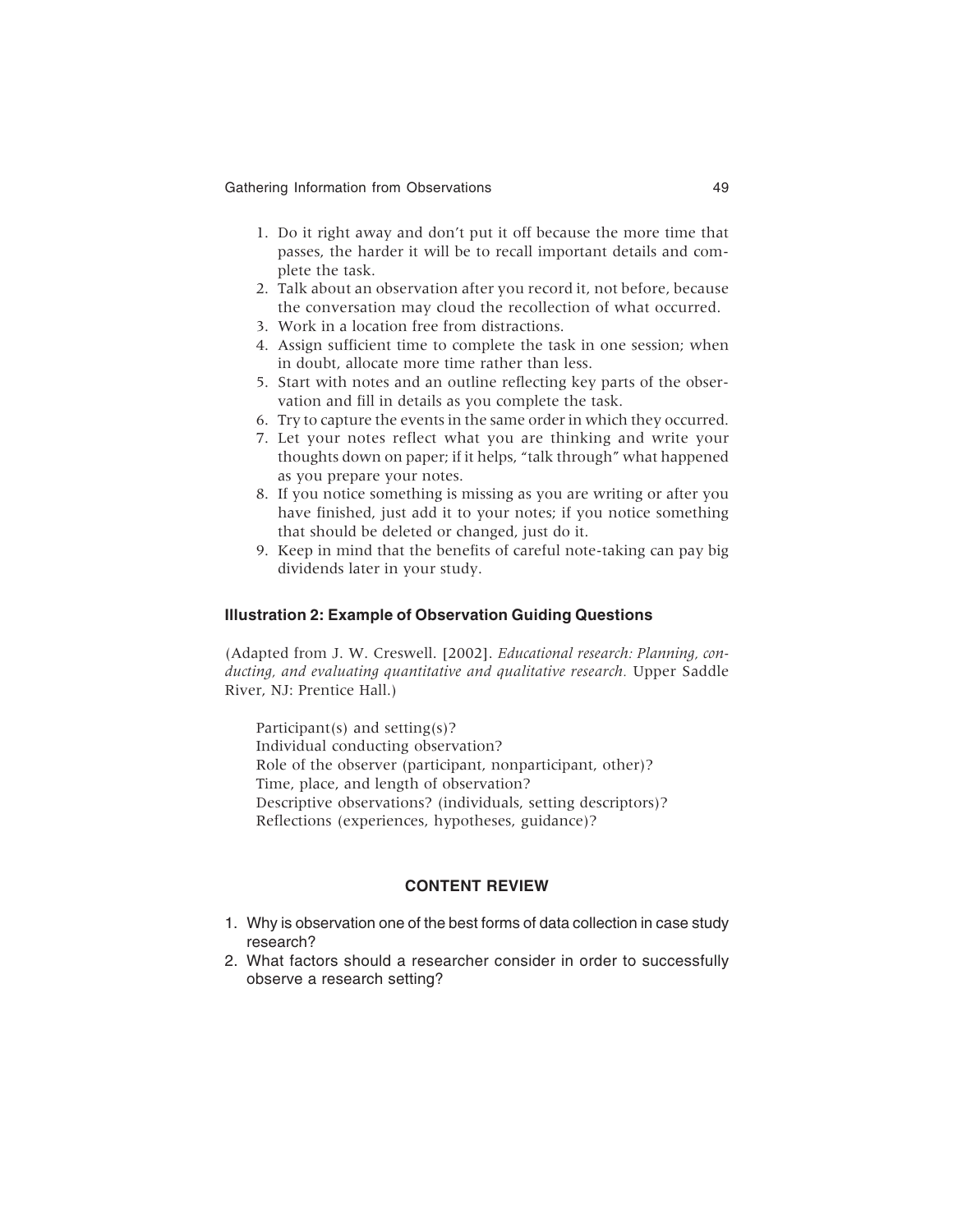1. Do it right away and don't put it off because the more time that passes, the harder it will be to recall important details and complete the task.
2. Talk about an observation after you record it, not before, because the conversation may cloud the recollection of what occurred.
3. Work in a location free from distractions.
4. Assign sufficient time to complete the task in one session; when in doubt, allocate more time rather than less.
5. Start with notes and an outline reflecting key parts of the observation and fill in details as you complete the task.
6. Try to capture the events in the same order in which they occurred.
7. Let your notes reflect what you are thinking and write your thoughts down on paper; if it helps, "talk through" what happened as you prepare your notes.
8. If you notice something is missing as you are writing or after you have finished, just add it to your notes; if you notice something that should be deleted or changed, just do it.
9. Keep in mind that the benefits of careful note-taking can pay big dividends later in your study.

### Illustration 2: Example of Observation Guiding Questions

(Adapted from J. W. Creswell. [2002]. *Educational research: Planning, conducting, and evaluating quantitative and qualitative research.* Upper Saddle River, NJ: Prentice Hall.)

Participant(s) and setting(s)?
Individual conducting observation?
Role of the observer (participant, nonparticipant, other)?
Time, place, and length of observation?
Descriptive observations? (individuals, setting descriptors)?
Reflections (experiences, hypotheses, guidance)?

## CONTENT REVIEW

1. Why is observation one of the best forms of data collection in case study research?
2. What factors should a researcher consider in order to successfully observe a research setting?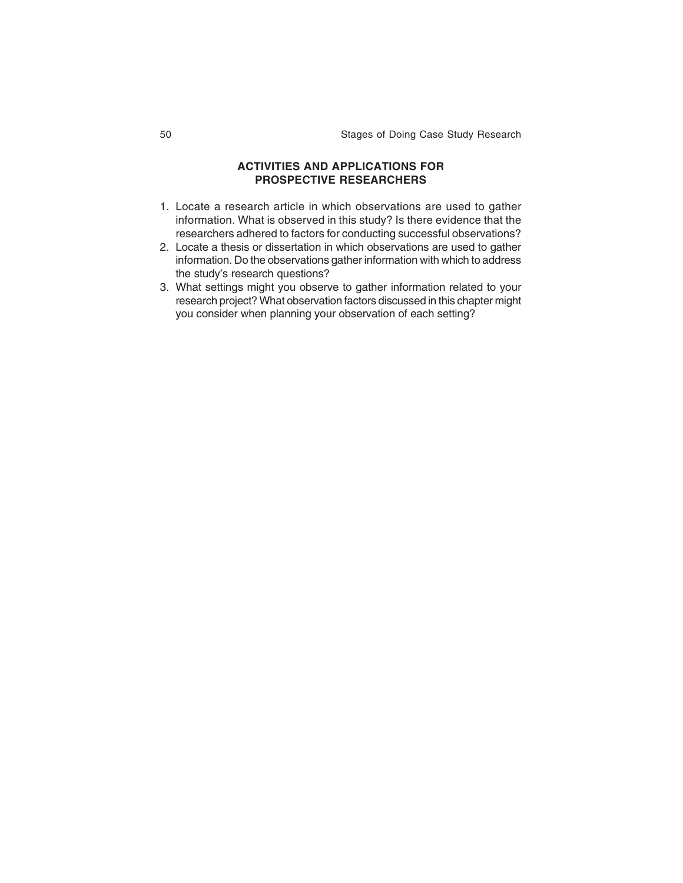## ACTIVITIES AND APPLICATIONS FOR PROSPECTIVE RESEARCHERS

1. Locate a research article in which observations are used to gather information. What is observed in this study? Is there evidence that the researchers adhered to factors for conducting successful observations?
2. Locate a thesis or dissertation in which observations are used to gather information. Do the observations gather information with which to address the study's research questions?
3. What settings might you observe to gather information related to your research project? What observation factors discussed in this chapter might you consider when planning your observation of each setting?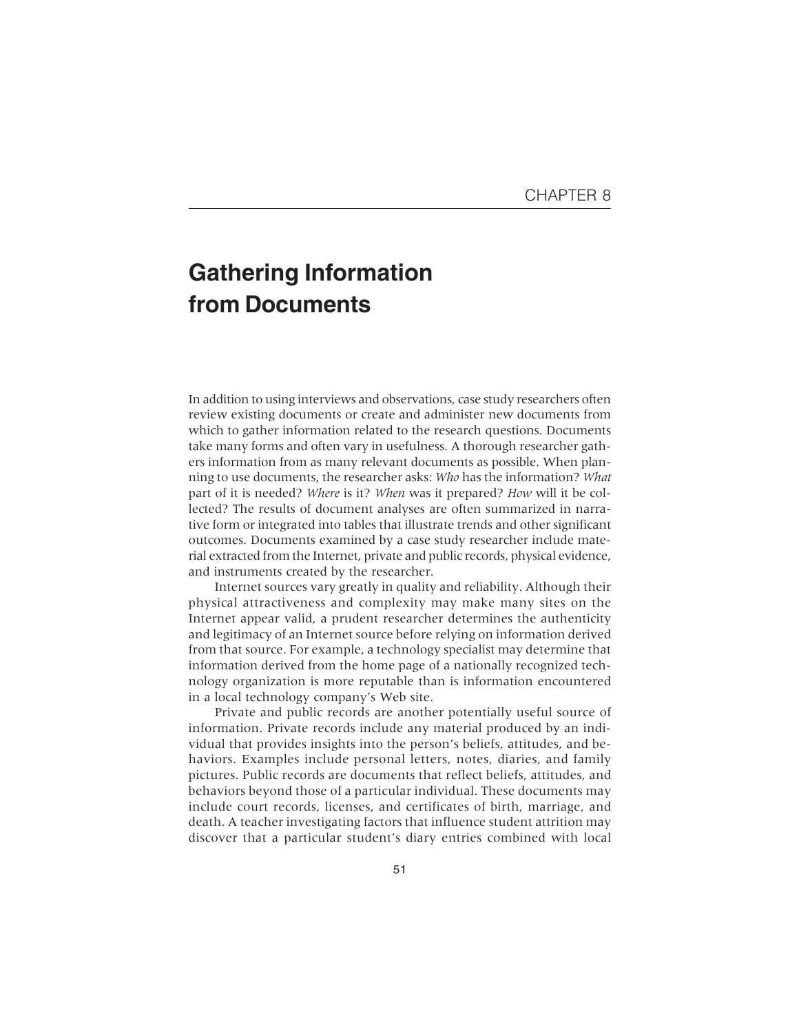CHAPTER 8

# Gathering Information from Documents

In addition to using interviews and observations, case study researchers often review existing documents or create and administer new documents from which to gather information related to the research questions. Documents take many forms and often vary in usefulness. A thorough researcher gathers information from as many relevant documents as possible. When planning to use documents, the researcher asks: *Who* has the information? *What* part of it is needed? *Where* is it? *When* was it prepared? *How* will it be collected? The results of document analyses are often summarized in narrative form or integrated into tables that illustrate trends and other significant outcomes. Documents examined by a case study researcher include material extracted from the Internet, private and public records, physical evidence, and instruments created by the researcher.

Internet sources vary greatly in quality and reliability. Although their physical attractiveness and complexity may make many sites on the Internet appear valid, a prudent researcher determines the authenticity and legitimacy of an Internet source before relying on information derived from that source. For example, a technology specialist may determine that information derived from the home page of a nationally recognized technology organization is more reputable than is information encountered in a local technology company's Web site.

Private and public records are another potentially useful source of information. Private records include any material produced by an individual that provides insights into the person's beliefs, attitudes, and behaviors. Examples include personal letters, notes, diaries, and family pictures. Public records are documents that reflect beliefs, attitudes, and behaviors beyond those of a particular individual. These documents may include court records, licenses, and certificates of birth, marriage, and death. A teacher investigating factors that influence student attrition may discover that a particular student's diary entries combined with local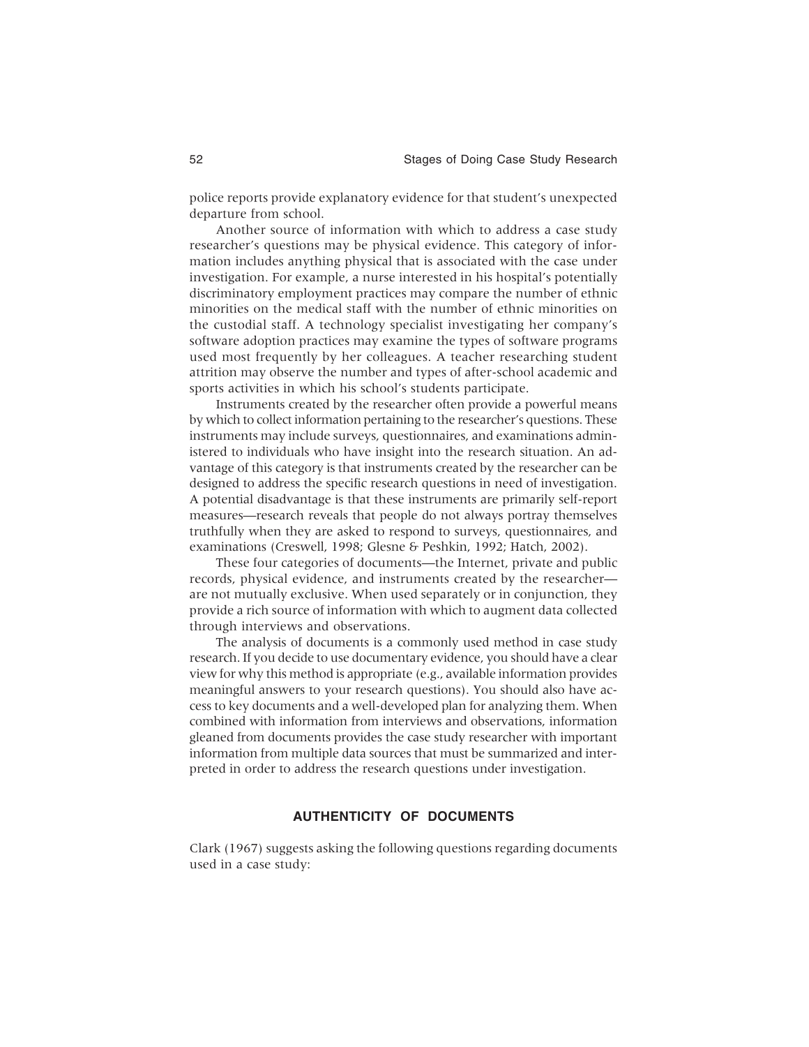police reports provide explanatory evidence for that student's unexpected departure from school.

Another source of information with which to address a case study researcher's questions may be physical evidence. This category of information includes anything physical that is associated with the case under investigation. For example, a nurse interested in his hospital's potentially discriminatory employment practices may compare the number of ethnic minorities on the medical staff with the number of ethnic minorities on the custodial staff. A technology specialist investigating her company's software adoption practices may examine the types of software programs used most frequently by her colleagues. A teacher researching student attrition may observe the number and types of after-school academic and sports activities in which his school's students participate.

Instruments created by the researcher often provide a powerful means by which to collect information pertaining to the researcher's questions. These instruments may include surveys, questionnaires, and examinations administered to individuals who have insight into the research situation. An advantage of this category is that instruments created by the researcher can be designed to address the specific research questions in need of investigation. A potential disadvantage is that these instruments are primarily self-report measures—research reveals that people do not always portray themselves truthfully when they are asked to respond to surveys, questionnaires, and examinations (Creswell, 1998; Glesne & Peshkin, 1992; Hatch, 2002).

These four categories of documents—the Internet, private and public records, physical evidence, and instruments created by the researcher—are not mutually exclusive. When used separately or in conjunction, they provide a rich source of information with which to augment data collected through interviews and observations.

The analysis of documents is a commonly used method in case study research. If you decide to use documentary evidence, you should have a clear view for why this method is appropriate (e.g., available information provides meaningful answers to your research questions). You should also have access to key documents and a well-developed plan for analyzing them. When combined with information from interviews and observations, information gleaned from documents provides the case study researcher with important information from multiple data sources that must be summarized and interpreted in order to address the research questions under investigation.

## AUTHENTICITY OF DOCUMENTS

Clark (1967) suggests asking the following questions regarding documents used in a case study: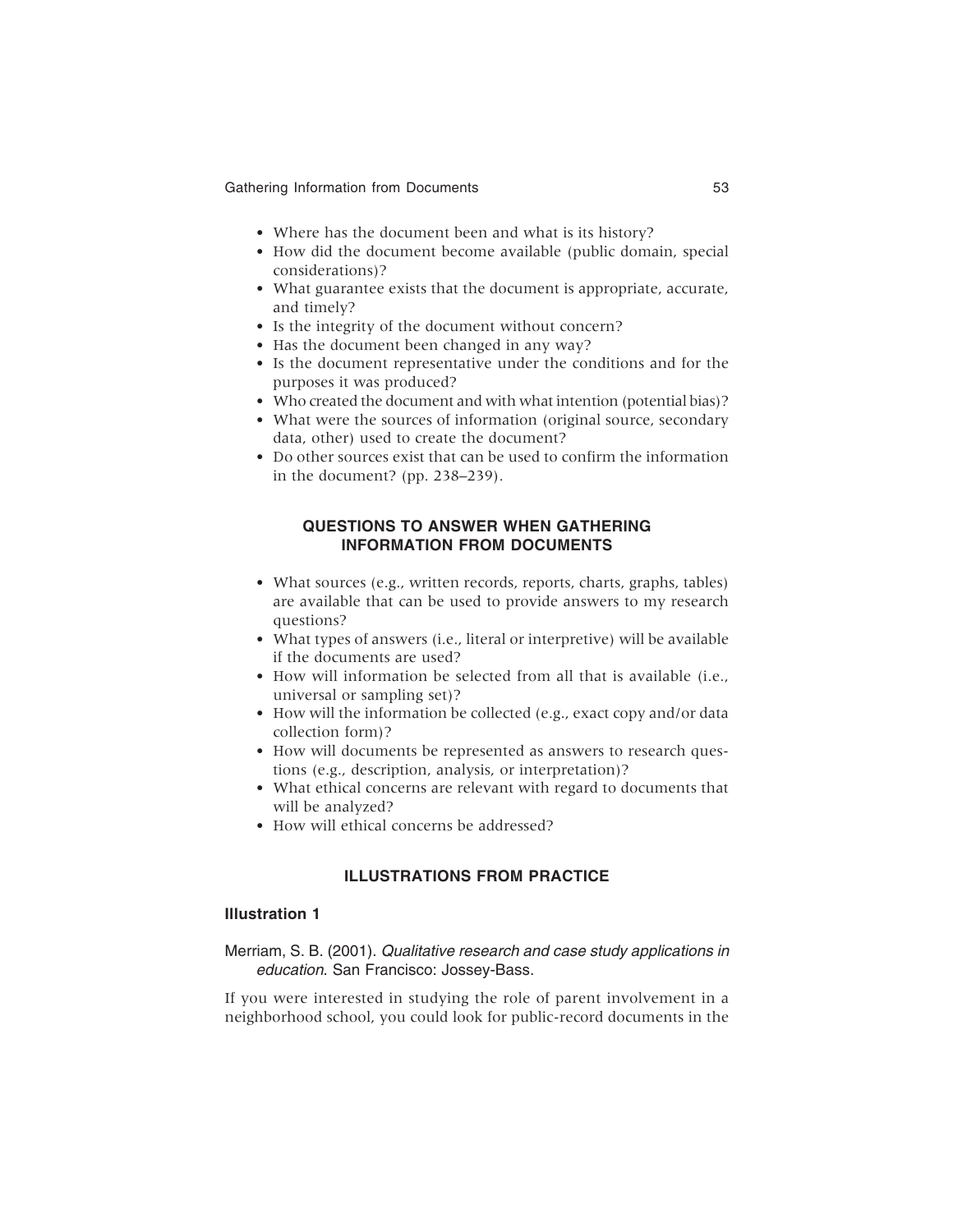- Where has the document been and what is its history?
- How did the document become available (public domain, special considerations)?
- What guarantee exists that the document is appropriate, accurate, and timely?
- Is the integrity of the document without concern?
- Has the document been changed in any way?
- Is the document representative under the conditions and for the purposes it was produced?
- Who created the document and with what intention (potential bias)?
- What were the sources of information (original source, secondary data, other) used to create the document?
- Do other sources exist that can be used to confirm the information in the document? (pp. 238–239).

## QUESTIONS TO ANSWER WHEN GATHERING INFORMATION FROM DOCUMENTS

- What sources (e.g., written records, reports, charts, graphs, tables) are available that can be used to provide answers to my research questions?
- What types of answers (i.e., literal or interpretive) will be available if the documents are used?
- How will information be selected from all that is available (i.e., universal or sampling set)?
- How will the information be collected (e.g., exact copy and/or data collection form)?
- How will documents be represented as answers to research questions (e.g., description, analysis, or interpretation)?
- What ethical concerns are relevant with regard to documents that will be analyzed?
- How will ethical concerns be addressed?

## ILLUSTRATIONS FROM PRACTICE

### Illustration 1

Merriam, S. B. (2001). *Qualitative research and case study applications in education*. San Francisco: Jossey-Bass.

If you were interested in studying the role of parent involvement in a neighborhood school, you could look for public-record documents in the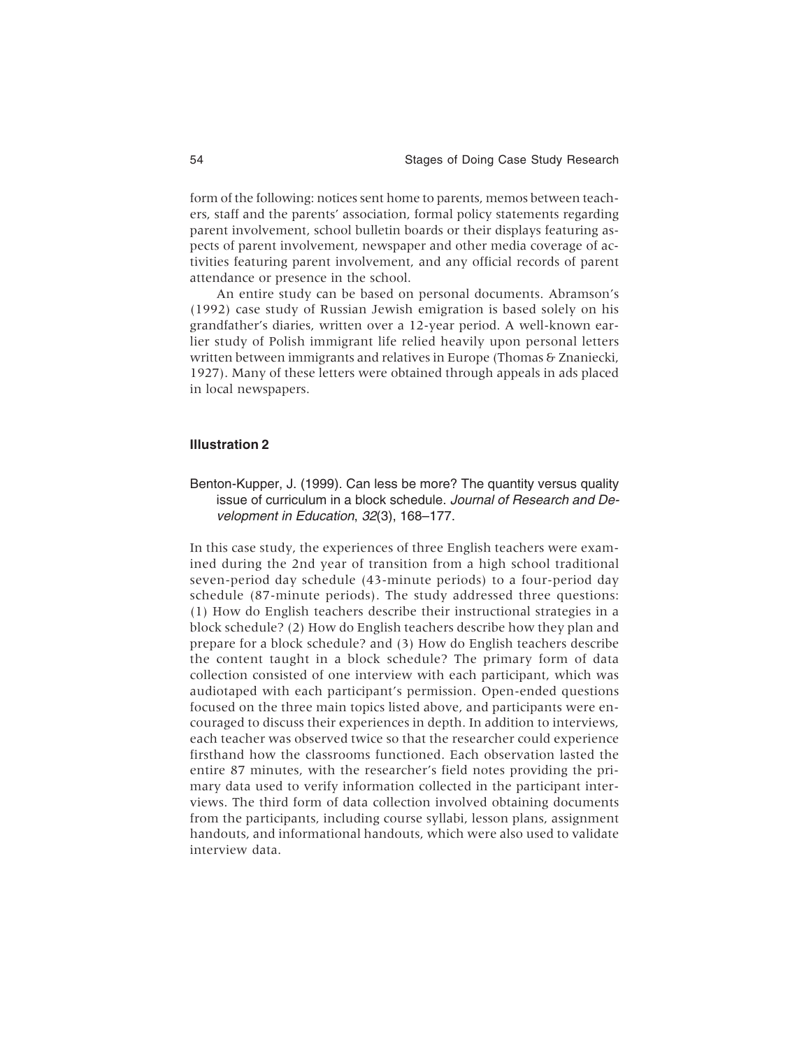form of the following: notices sent home to parents, memos between teachers, staff and the parents' association, formal policy statements regarding parent involvement, school bulletin boards or their displays featuring aspects of parent involvement, newspaper and other media coverage of activities featuring parent involvement, and any official records of parent attendance or presence in the school.

An entire study can be based on personal documents. Abramson's (1992) case study of Russian Jewish emigration is based solely on his grandfather's diaries, written over a 12-year period. A well-known earlier study of Polish immigrant life relied heavily upon personal letters written between immigrants and relatives in Europe (Thomas & Znaniecki, 1927). Many of these letters were obtained through appeals in ads placed in local newspapers.

### Illustration 2

Benton-Kupper, J. (1999). Can less be more? The quantity versus quality issue of curriculum in a block schedule. *Journal of Research and Development in Education*, *32*(3), 168–177.

In this case study, the experiences of three English teachers were examined during the 2nd year of transition from a high school traditional seven-period day schedule (43-minute periods) to a four-period day schedule (87-minute periods). The study addressed three questions: (1) How do English teachers describe their instructional strategies in a block schedule? (2) How do English teachers describe how they plan and prepare for a block schedule? and (3) How do English teachers describe the content taught in a block schedule? The primary form of data collection consisted of one interview with each participant, which was audiotaped with each participant's permission. Open-ended questions focused on the three main topics listed above, and participants were encouraged to discuss their experiences in depth. In addition to interviews, each teacher was observed twice so that the researcher could experience firsthand how the classrooms functioned. Each observation lasted the entire 87 minutes, with the researcher's field notes providing the primary data used to verify information collected in the participant interviews. The third form of data collection involved obtaining documents from the participants, including course syllabi, lesson plans, assignment handouts, and informational handouts, which were also used to validate interview data.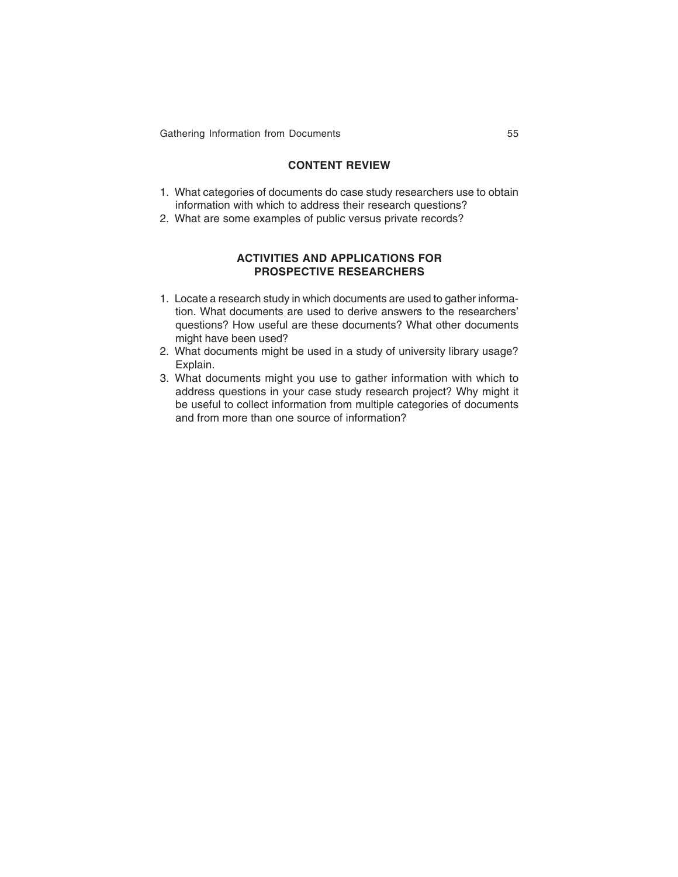## CONTENT REVIEW

1. What categories of documents do case study researchers use to obtain information with which to address their research questions?
2. What are some examples of public versus private records?

## ACTIVITIES AND APPLICATIONS FOR PROSPECTIVE RESEARCHERS

1. Locate a research study in which documents are used to gather information. What documents are used to derive answers to the researchers' questions? How useful are these documents? What other documents might have been used?
2. What documents might be used in a study of university library usage? Explain.
3. What documents might you use to gather information with which to address questions in your case study research project? Why might it be useful to collect information from multiple categories of documents and from more than one source of information?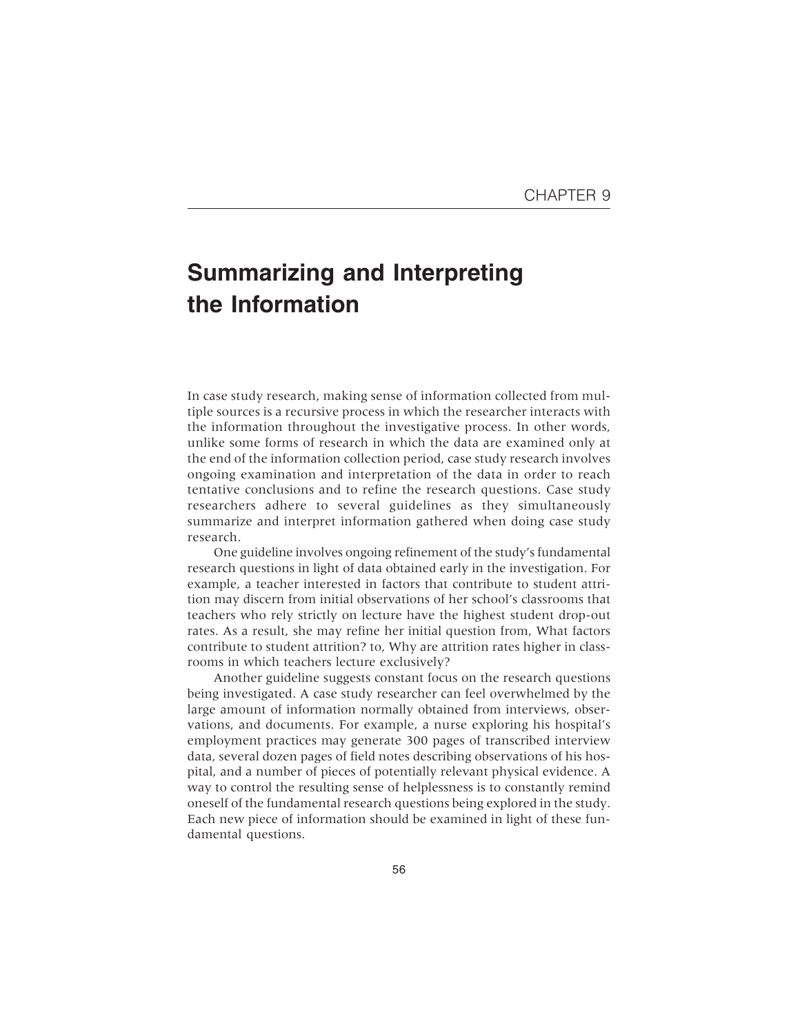CHAPTER 9

# Summarizing and Interpreting the Information

In case study research, making sense of information collected from multiple sources is a recursive process in which the researcher interacts with the information throughout the investigative process. In other words, unlike some forms of research in which the data are examined only at the end of the information collection period, case study research involves ongoing examination and interpretation of the data in order to reach tentative conclusions and to refine the research questions. Case study researchers adhere to several guidelines as they simultaneously summarize and interpret information gathered when doing case study research.

One guideline involves ongoing refinement of the study's fundamental research questions in light of data obtained early in the investigation. For example, a teacher interested in factors that contribute to student attrition may discern from initial observations of her school's classrooms that teachers who rely strictly on lecture have the highest student drop-out rates. As a result, she may refine her initial question from, What factors contribute to student attrition? to, Why are attrition rates higher in classrooms in which teachers lecture exclusively?

Another guideline suggests constant focus on the research questions being investigated. A case study researcher can feel overwhelmed by the large amount of information normally obtained from interviews, observations, and documents. For example, a nurse exploring his hospital's employment practices may generate 300 pages of transcribed interview data, several dozen pages of field notes describing observations of his hospital, and a number of pieces of potentially relevant physical evidence. A way to control the resulting sense of helplessness is to constantly remind oneself of the fundamental research questions being explored in the study. Each new piece of information should be examined in light of these fundamental questions.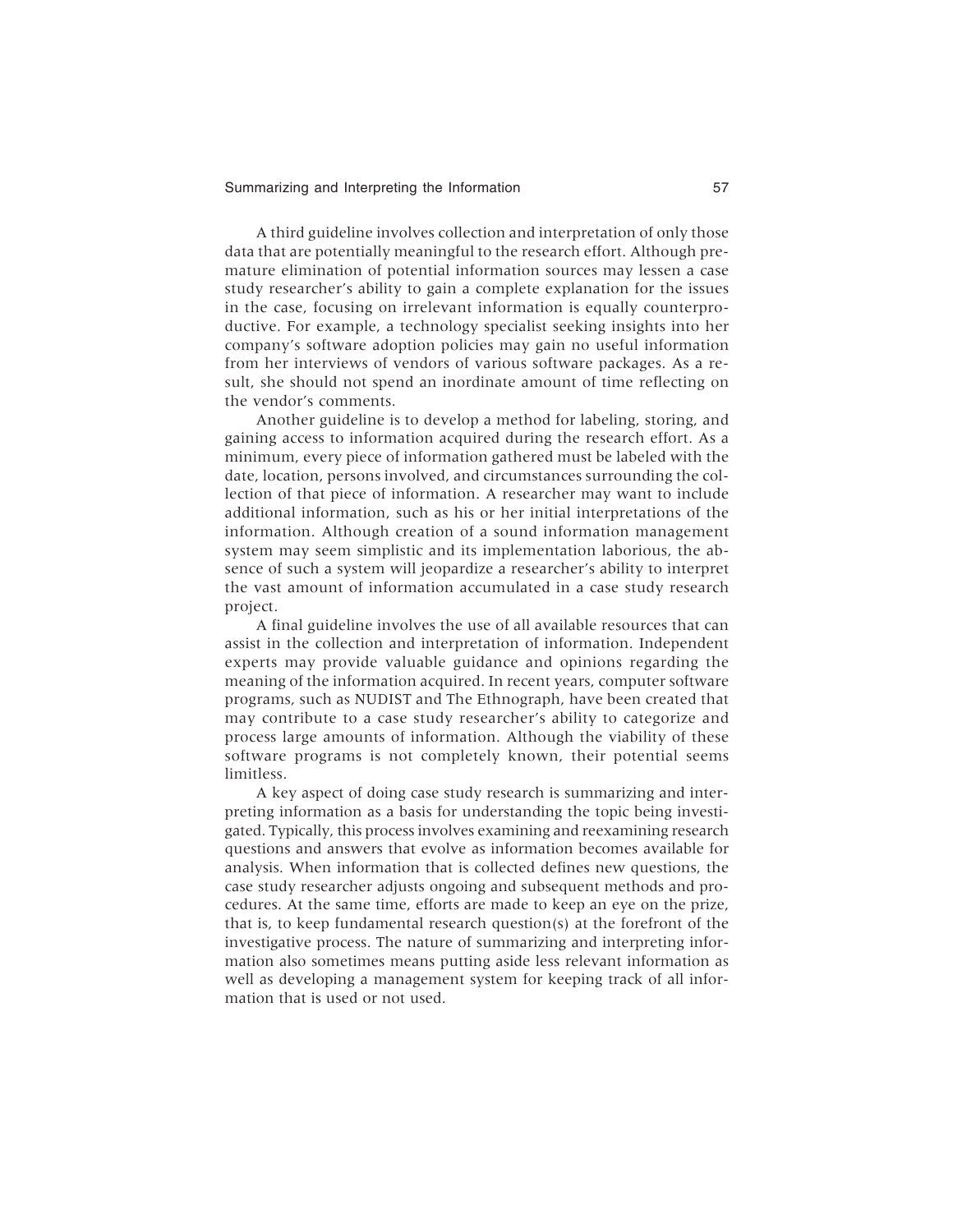A third guideline involves collection and interpretation of only those data that are potentially meaningful to the research effort. Although premature elimination of potential information sources may lessen a case study researcher's ability to gain a complete explanation for the issues in the case, focusing on irrelevant information is equally counterproductive. For example, a technology specialist seeking insights into her company's software adoption policies may gain no useful information from her interviews of vendors of various software packages. As a result, she should not spend an inordinate amount of time reflecting on the vendor's comments.

Another guideline is to develop a method for labeling, storing, and gaining access to information acquired during the research effort. As a minimum, every piece of information gathered must be labeled with the date, location, persons involved, and circumstances surrounding the collection of that piece of information. A researcher may want to include additional information, such as his or her initial interpretations of the information. Although creation of a sound information management system may seem simplistic and its implementation laborious, the absence of such a system will jeopardize a researcher's ability to interpret the vast amount of information accumulated in a case study research project.

A final guideline involves the use of all available resources that can assist in the collection and interpretation of information. Independent experts may provide valuable guidance and opinions regarding the meaning of the information acquired. In recent years, computer software programs, such as NUDIST and The Ethnograph, have been created that may contribute to a case study researcher's ability to categorize and process large amounts of information. Although the viability of these software programs is not completely known, their potential seems limitless.

A key aspect of doing case study research is summarizing and interpreting information as a basis for understanding the topic being investigated. Typically, this process involves examining and reexamining research questions and answers that evolve as information becomes available for analysis. When information that is collected defines new questions, the case study researcher adjusts ongoing and subsequent methods and procedures. At the same time, efforts are made to keep an eye on the prize, that is, to keep fundamental research question(s) at the forefront of the investigative process. The nature of summarizing and interpreting information also sometimes means putting aside less relevant information as well as developing a management system for keeping track of all information that is used or not used.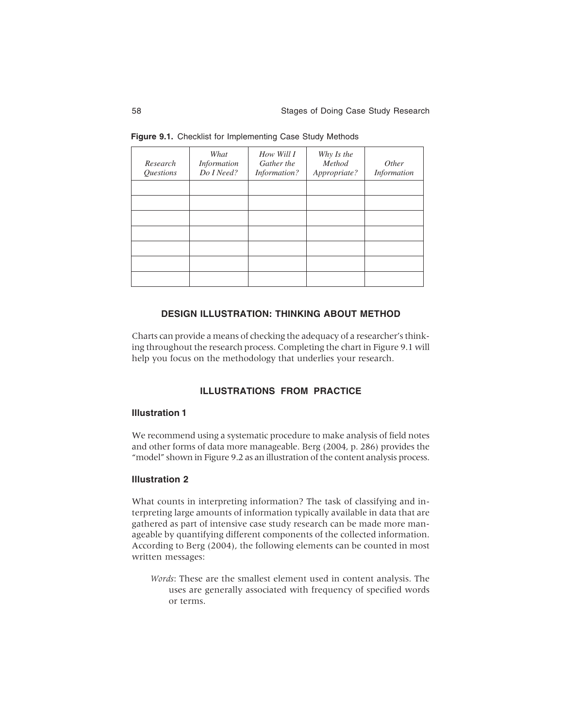**Figure 9.1.** Checklist for Implementing Case Study Methods

| *Research Questions* | *What Information Do I Need?* | *How Will I Gather the Information?* | *Why Is the Method Appropriate?* | *Other Information* |
|---|---|---|---|---|
| | | | | |
| | | | | |
| | | | | |
| | | | | |
| | | | | |
| | | | | |
| | | | | |

## DESIGN ILLUSTRATION: THINKING ABOUT METHOD

Charts can provide a means of checking the adequacy of a researcher's thinking throughout the research process. Completing the chart in Figure 9.1 will help you focus on the methodology that underlies your research.

## ILLUSTRATIONS FROM PRACTICE

### Illustration 1

We recommend using a systematic procedure to make analysis of field notes and other forms of data more manageable. Berg (2004, p. 286) provides the "model" shown in Figure 9.2 as an illustration of the content analysis process.

### Illustration 2

What counts in interpreting information? The task of classifying and interpreting large amounts of information typically available in data that are gathered as part of intensive case study research can be made more manageable by quantifying different components of the collected information. According to Berg (2004), the following elements can be counted in most written messages:

*Words*: These are the smallest element used in content analysis. The uses are generally associated with frequency of specified words or terms.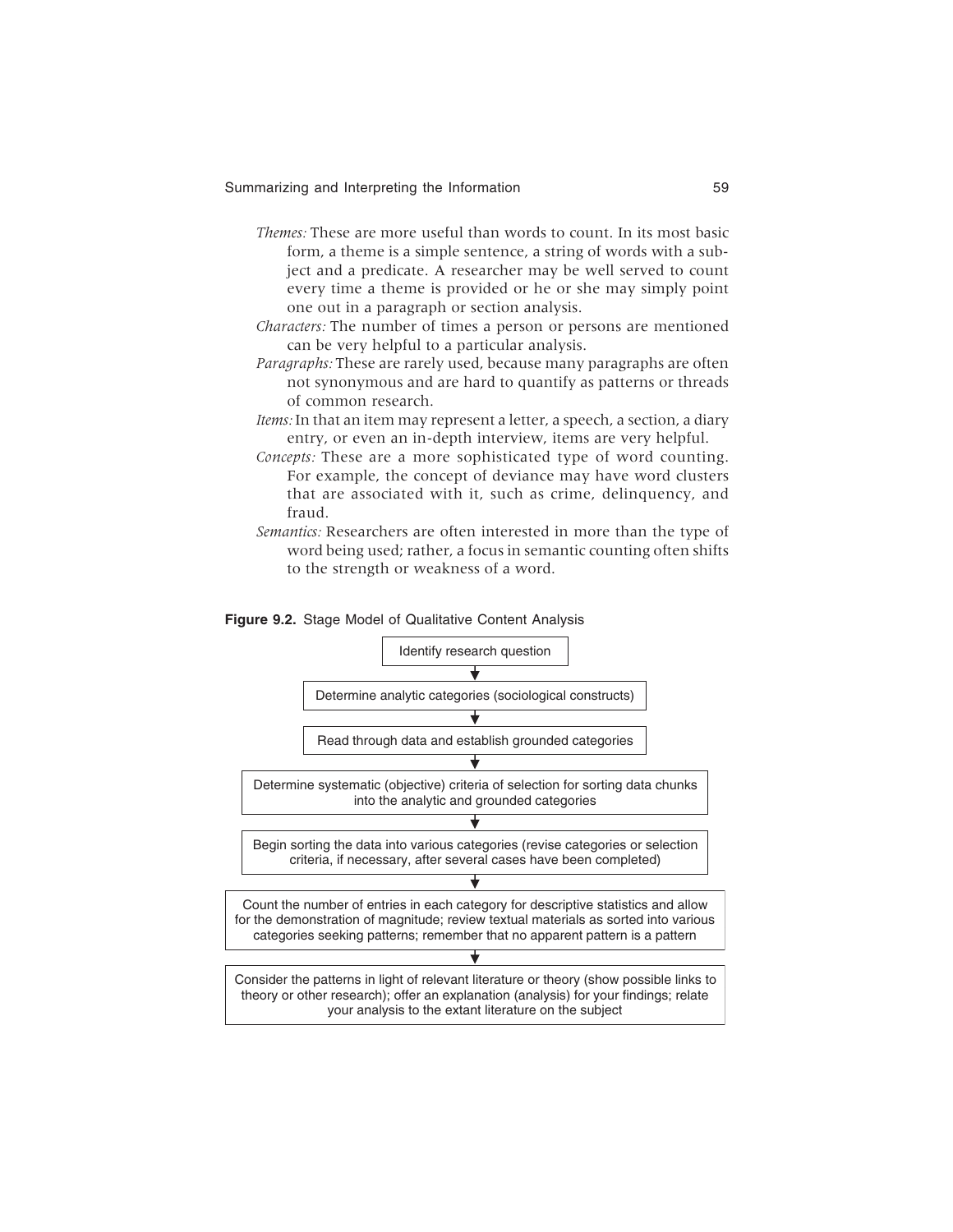*Themes:* These are more useful than words to count. In its most basic form, a theme is a simple sentence, a string of words with a subject and a predicate. A researcher may be well served to count every time a theme is provided or he or she may simply point one out in a paragraph or section analysis.

*Characters:* The number of times a person or persons are mentioned can be very helpful to a particular analysis.

*Paragraphs:* These are rarely used, because many paragraphs are often not synonymous and are hard to quantify as patterns or threads of common research.

*Items:* In that an item may represent a letter, a speech, a section, a diary entry, or even an in-depth interview, items are very helpful.

*Concepts:* These are a more sophisticated type of word counting. For example, the concept of deviance may have word clusters that are associated with it, such as crime, delinquency, and fraud.

*Semantics:* Researchers are often interested in more than the type of word being used; rather, a focus in semantic counting often shifts to the strength or weakness of a word.

**Figure 9.2.** Stage Model of Qualitative Content Analysis

Identify research question

↓

Determine analytic categories (sociological constructs)

↓

Read through data and establish grounded categories

↓

Determine systematic (objective) criteria of selection for sorting data chunks into the analytic and grounded categories

↓

Begin sorting the data into various categories (revise categories or selection criteria, if necessary, after several cases have been completed)

↓

Count the number of entries in each category for descriptive statistics and allow for the demonstration of magnitude; review textual materials as sorted into various categories seeking patterns; remember that no apparent pattern is a pattern

↓

Consider the patterns in light of relevant literature or theory (show possible links to theory or other research); offer an explanation (analysis) for your findings; relate your analysis to the extant literature on the subject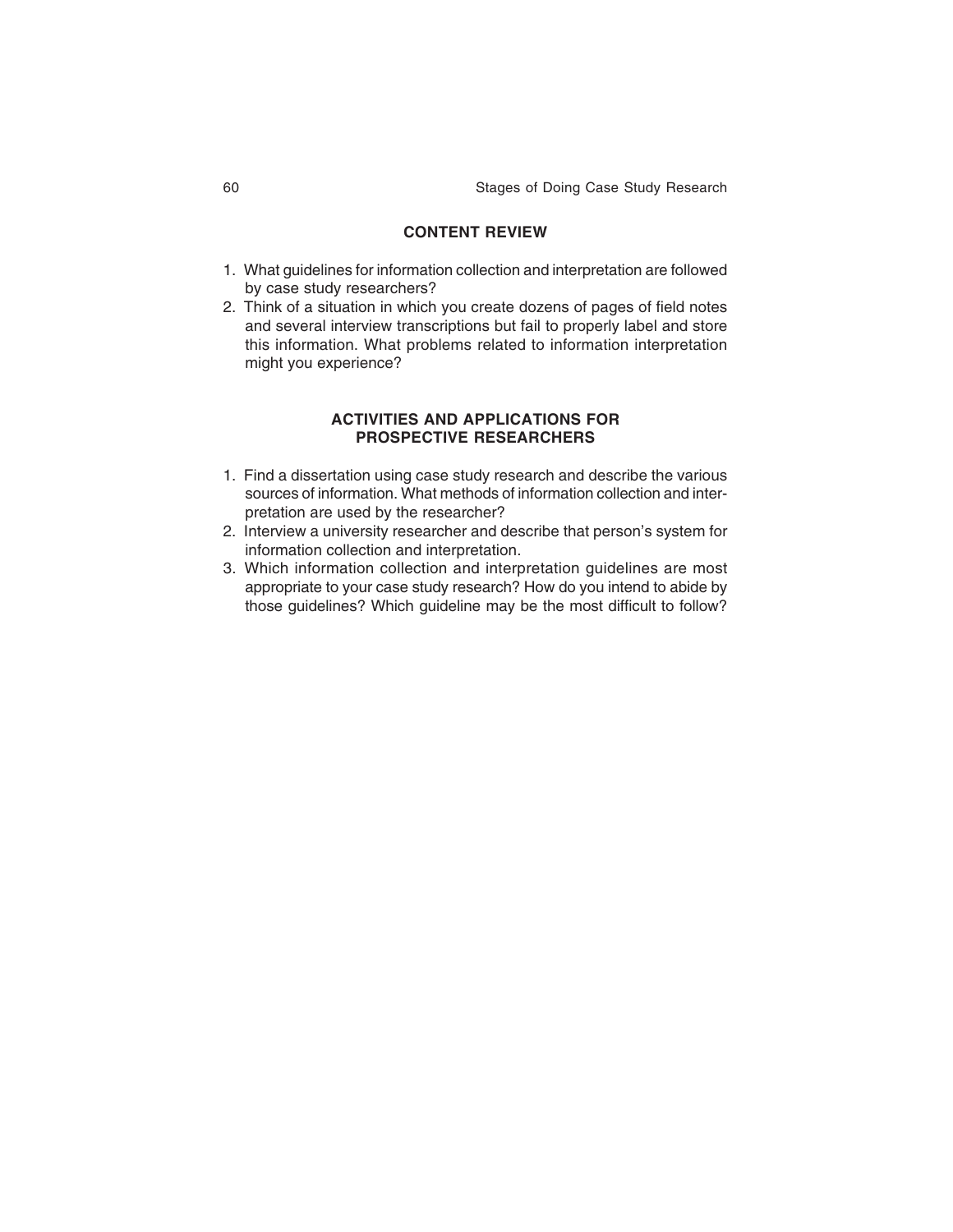## CONTENT REVIEW

1. What guidelines for information collection and interpretation are followed by case study researchers?
2. Think of a situation in which you create dozens of pages of field notes and several interview transcriptions but fail to properly label and store this information. What problems related to information interpretation might you experience?

## ACTIVITIES AND APPLICATIONS FOR PROSPECTIVE RESEARCHERS

1. Find a dissertation using case study research and describe the various sources of information. What methods of information collection and interpretation are used by the researcher?
2. Interview a university researcher and describe that person's system for information collection and interpretation.
3. Which information collection and interpretation guidelines are most appropriate to your case study research? How do you intend to abide by those guidelines? Which guideline may be the most difficult to follow?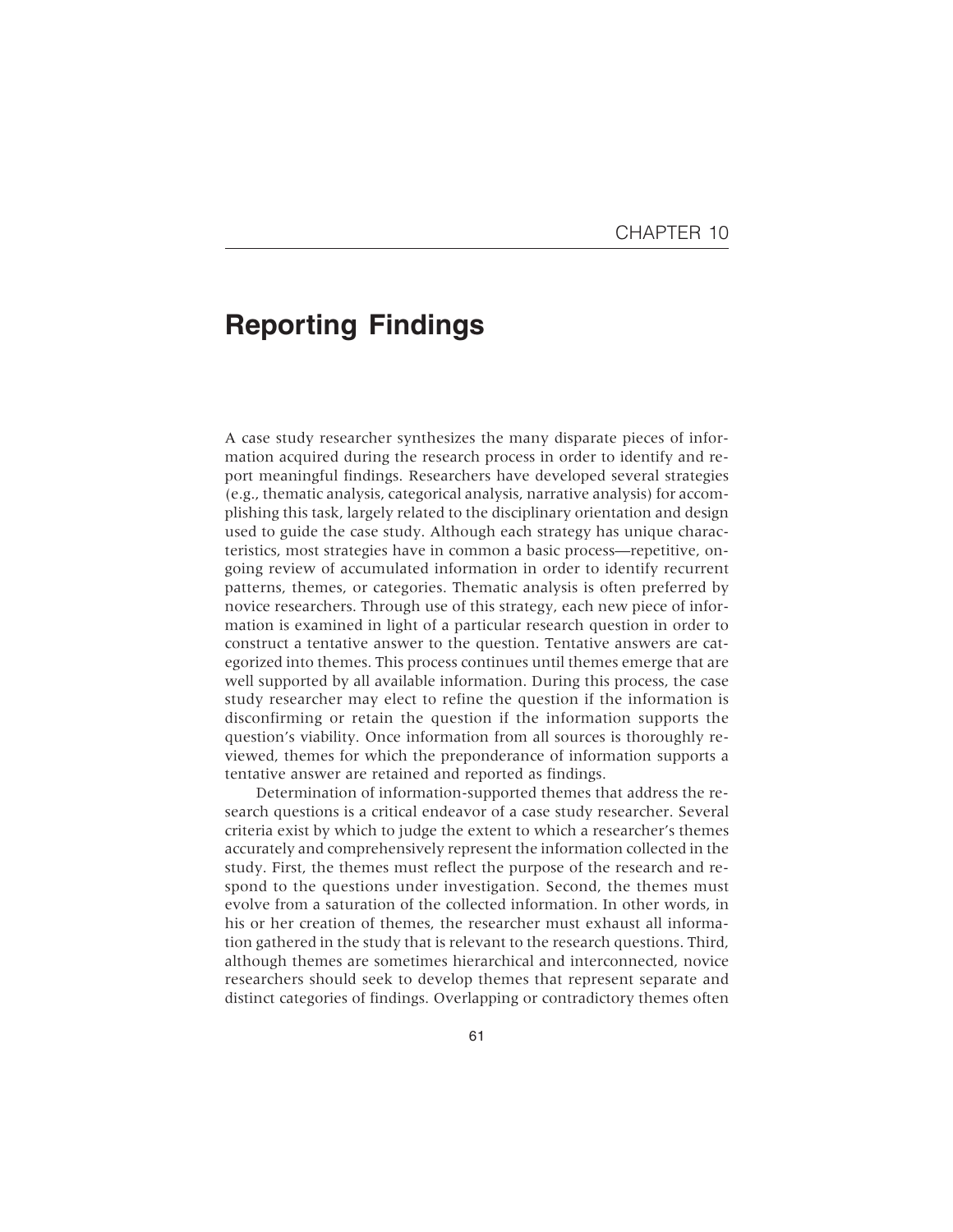CHAPTER 10

# Reporting Findings

A case study researcher synthesizes the many disparate pieces of information acquired during the research process in order to identify and report meaningful findings. Researchers have developed several strategies (e.g., thematic analysis, categorical analysis, narrative analysis) for accomplishing this task, largely related to the disciplinary orientation and design used to guide the case study. Although each strategy has unique characteristics, most strategies have in common a basic process—repetitive, ongoing review of accumulated information in order to identify recurrent patterns, themes, or categories. Thematic analysis is often preferred by novice researchers. Through use of this strategy, each new piece of information is examined in light of a particular research question in order to construct a tentative answer to the question. Tentative answers are categorized into themes. This process continues until themes emerge that are well supported by all available information. During this process, the case study researcher may elect to refine the question if the information is disconfirming or retain the question if the information supports the question's viability. Once information from all sources is thoroughly reviewed, themes for which the preponderance of information supports a tentative answer are retained and reported as findings.

Determination of information-supported themes that address the research questions is a critical endeavor of a case study researcher. Several criteria exist by which to judge the extent to which a researcher's themes accurately and comprehensively represent the information collected in the study. First, the themes must reflect the purpose of the research and respond to the questions under investigation. Second, the themes must evolve from a saturation of the collected information. In other words, in his or her creation of themes, the researcher must exhaust all information gathered in the study that is relevant to the research questions. Third, although themes are sometimes hierarchical and interconnected, novice researchers should seek to develop themes that represent separate and distinct categories of findings. Overlapping or contradictory themes often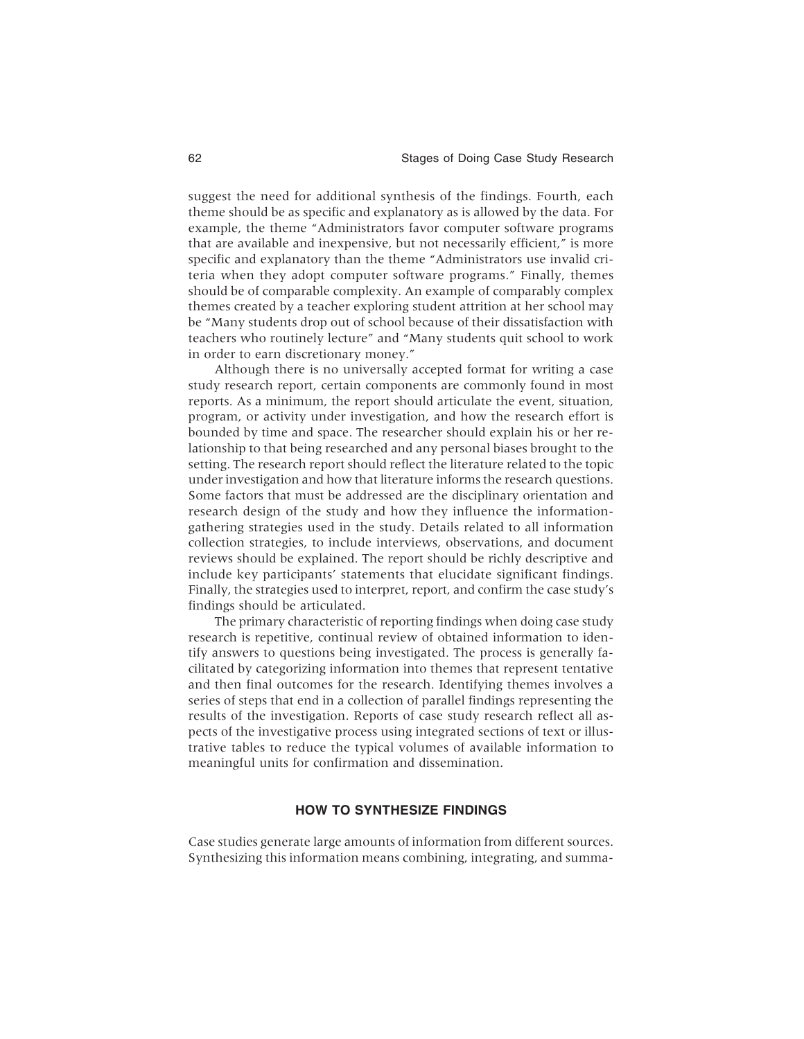suggest the need for additional synthesis of the findings. Fourth, each theme should be as specific and explanatory as is allowed by the data. For example, the theme "Administrators favor computer software programs that are available and inexpensive, but not necessarily efficient," is more specific and explanatory than the theme "Administrators use invalid criteria when they adopt computer software programs." Finally, themes should be of comparable complexity. An example of comparably complex themes created by a teacher exploring student attrition at her school may be "Many students drop out of school because of their dissatisfaction with teachers who routinely lecture" and "Many students quit school to work in order to earn discretionary money."

Although there is no universally accepted format for writing a case study research report, certain components are commonly found in most reports. As a minimum, the report should articulate the event, situation, program, or activity under investigation, and how the research effort is bounded by time and space. The researcher should explain his or her relationship to that being researched and any personal biases brought to the setting. The research report should reflect the literature related to the topic under investigation and how that literature informs the research questions. Some factors that must be addressed are the disciplinary orientation and research design of the study and how they influence the information-gathering strategies used in the study. Details related to all information collection strategies, to include interviews, observations, and document reviews should be explained. The report should be richly descriptive and include key participants' statements that elucidate significant findings. Finally, the strategies used to interpret, report, and confirm the case study's findings should be articulated.

The primary characteristic of reporting findings when doing case study research is repetitive, continual review of obtained information to identify answers to questions being investigated. The process is generally facilitated by categorizing information into themes that represent tentative and then final outcomes for the research. Identifying themes involves a series of steps that end in a collection of parallel findings representing the results of the investigation. Reports of case study research reflect all aspects of the investigative process using integrated sections of text or illustrative tables to reduce the typical volumes of available information to meaningful units for confirmation and dissemination.

## HOW TO SYNTHESIZE FINDINGS

Case studies generate large amounts of information from different sources. Synthesizing this information means combining, integrating, and summa-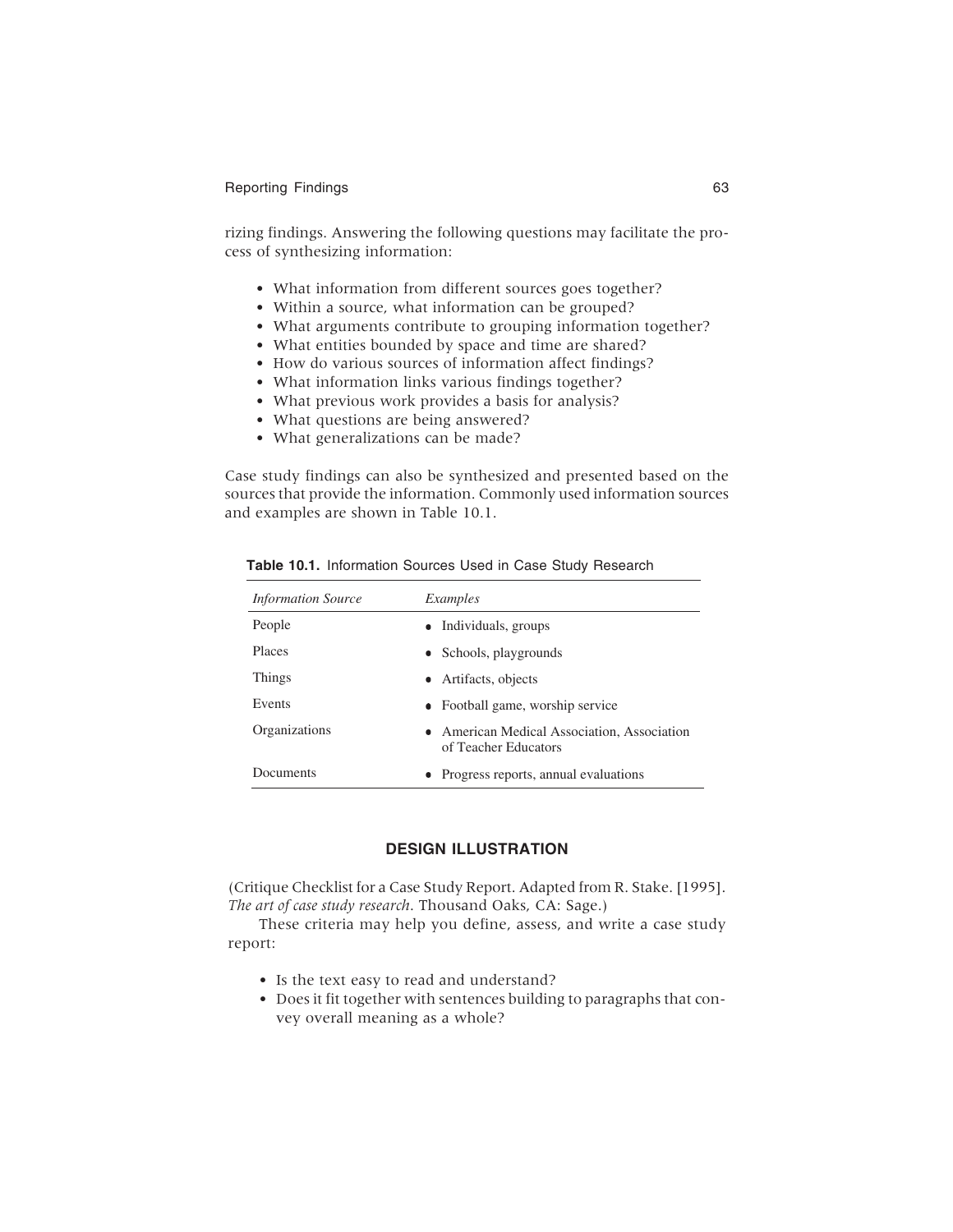rizing findings. Answering the following questions may facilitate the process of synthesizing information:

- What information from different sources goes together?
- Within a source, what information can be grouped?
- What arguments contribute to grouping information together?
- What entities bounded by space and time are shared?
- How do various sources of information affect findings?
- What information links various findings together?
- What previous work provides a basis for analysis?
- What questions are being answered?
- What generalizations can be made?

Case study findings can also be synthesized and presented based on the sources that provide the information. Commonly used information sources and examples are shown in Table 10.1.

**Table 10.1.** Information Sources Used in Case Study Research

| *Information Source* | *Examples* |
|---|---|
| People | • Individuals, groups |
| Places | • Schools, playgrounds |
| Things | • Artifacts, objects |
| Events | • Football game, worship service |
| Organizations | • American Medical Association, Association of Teacher Educators |
| Documents | • Progress reports, annual evaluations |

## DESIGN ILLUSTRATION

(Critique Checklist for a Case Study Report. Adapted from R. Stake. [1995]. *The art of case study research*. Thousand Oaks, CA: Sage.)

These criteria may help you define, assess, and write a case study report:

- Is the text easy to read and understand?
- Does it fit together with sentences building to paragraphs that convey overall meaning as a whole?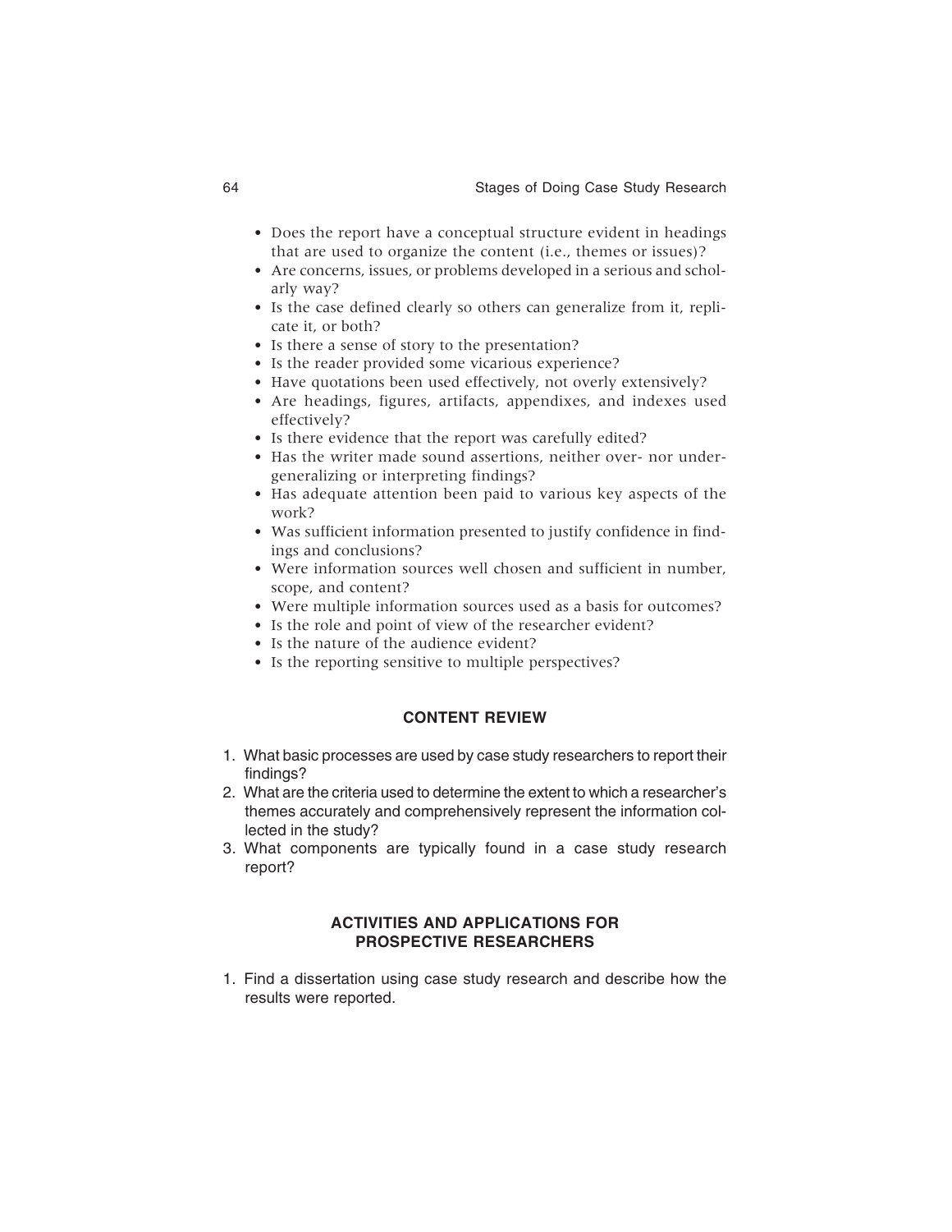- Does the report have a conceptual structure evident in headings that are used to organize the content (i.e., themes or issues)?
- Are concerns, issues, or problems developed in a serious and scholarly way?
- Is the case defined clearly so others can generalize from it, replicate it, or both?
- Is there a sense of story to the presentation?
- Is the reader provided some vicarious experience?
- Have quotations been used effectively, not overly extensively?
- Are headings, figures, artifacts, appendixes, and indexes used effectively?
- Is there evidence that the report was carefully edited?
- Has the writer made sound assertions, neither over- nor under-generalizing or interpreting findings?
- Has adequate attention been paid to various key aspects of the work?
- Was sufficient information presented to justify confidence in findings and conclusions?
- Were information sources well chosen and sufficient in number, scope, and content?
- Were multiple information sources used as a basis for outcomes?
- Is the role and point of view of the researcher evident?
- Is the nature of the audience evident?
- Is the reporting sensitive to multiple perspectives?

## CONTENT REVIEW

1. What basic processes are used by case study researchers to report their findings?
2. What are the criteria used to determine the extent to which a researcher's themes accurately and comprehensively represent the information collected in the study?
3. What components are typically found in a case study research report?

## ACTIVITIES AND APPLICATIONS FOR PROSPECTIVE RESEARCHERS

1. Find a dissertation using case study research and describe how the results were reported.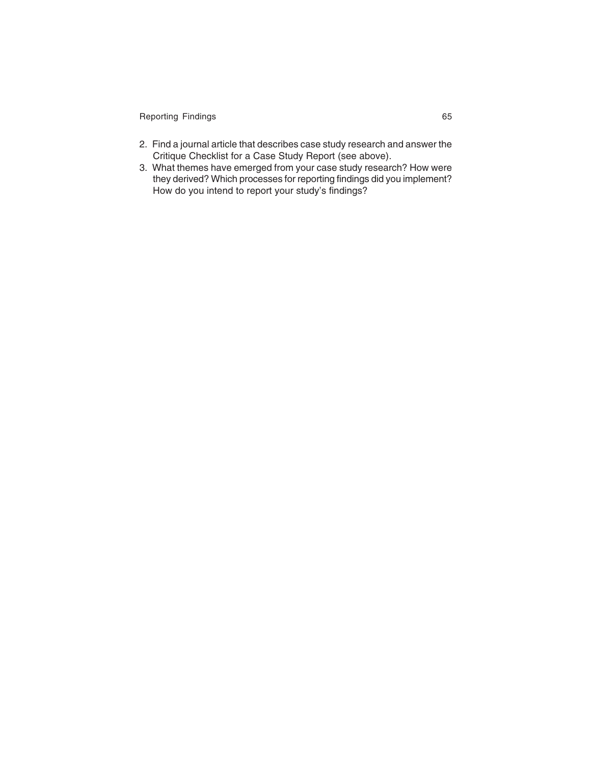2. Find a journal article that describes case study research and answer the Critique Checklist for a Case Study Report (see above).
3. What themes have emerged from your case study research? How were they derived? Which processes for reporting findings did you implement? How do you intend to report your study's findings?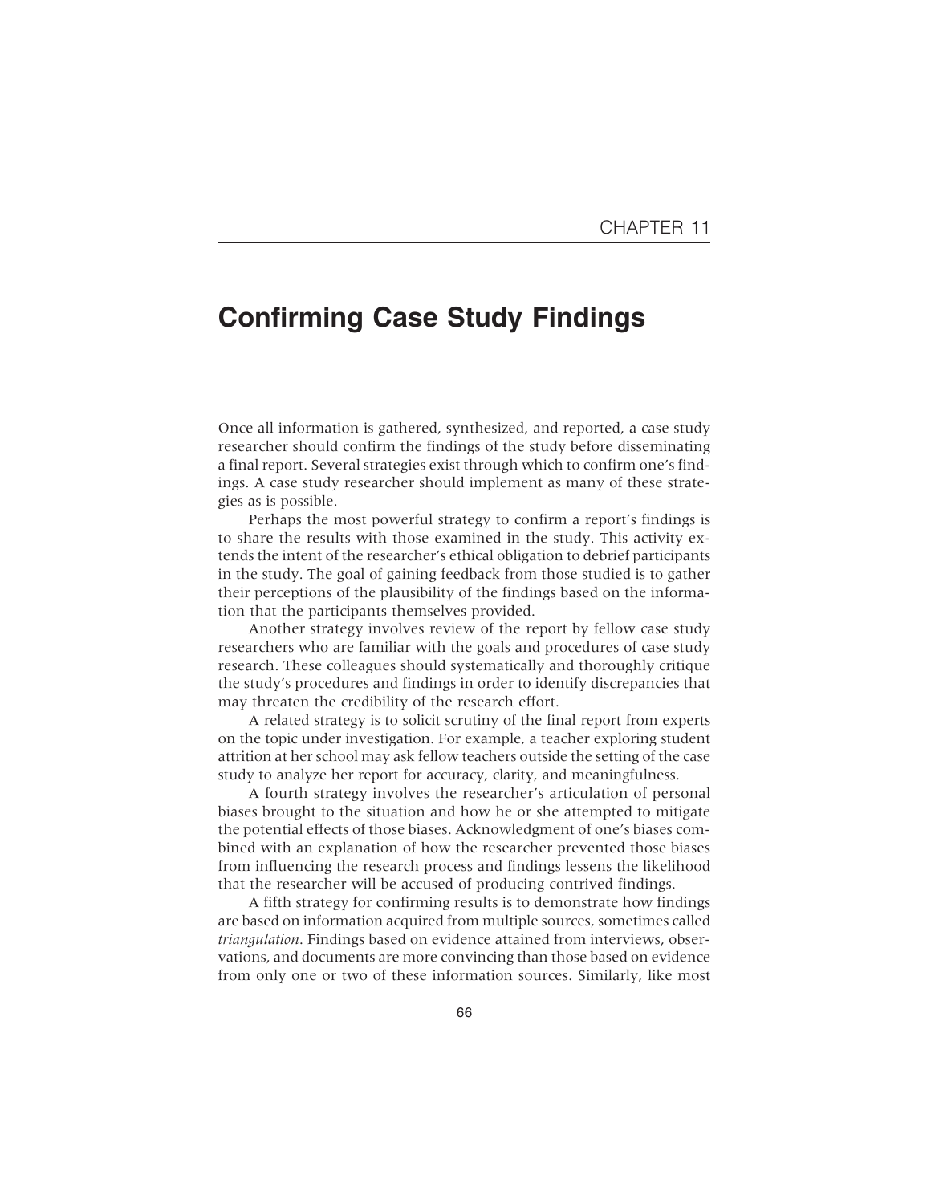CHAPTER 11

# Confirming Case Study Findings

Once all information is gathered, synthesized, and reported, a case study researcher should confirm the findings of the study before disseminating a final report. Several strategies exist through which to confirm one's findings. A case study researcher should implement as many of these strategies as is possible.

Perhaps the most powerful strategy to confirm a report's findings is to share the results with those examined in the study. This activity extends the intent of the researcher's ethical obligation to debrief participants in the study. The goal of gaining feedback from those studied is to gather their perceptions of the plausibility of the findings based on the information that the participants themselves provided.

Another strategy involves review of the report by fellow case study researchers who are familiar with the goals and procedures of case study research. These colleagues should systematically and thoroughly critique the study's procedures and findings in order to identify discrepancies that may threaten the credibility of the research effort.

A related strategy is to solicit scrutiny of the final report from experts on the topic under investigation. For example, a teacher exploring student attrition at her school may ask fellow teachers outside the setting of the case study to analyze her report for accuracy, clarity, and meaningfulness.

A fourth strategy involves the researcher's articulation of personal biases brought to the situation and how he or she attempted to mitigate the potential effects of those biases. Acknowledgment of one's biases combined with an explanation of how the researcher prevented those biases from influencing the research process and findings lessens the likelihood that the researcher will be accused of producing contrived findings.

A fifth strategy for confirming results is to demonstrate how findings are based on information acquired from multiple sources, sometimes called *triangulation*. Findings based on evidence attained from interviews, observations, and documents are more convincing than those based on evidence from only one or two of these information sources. Similarly, like most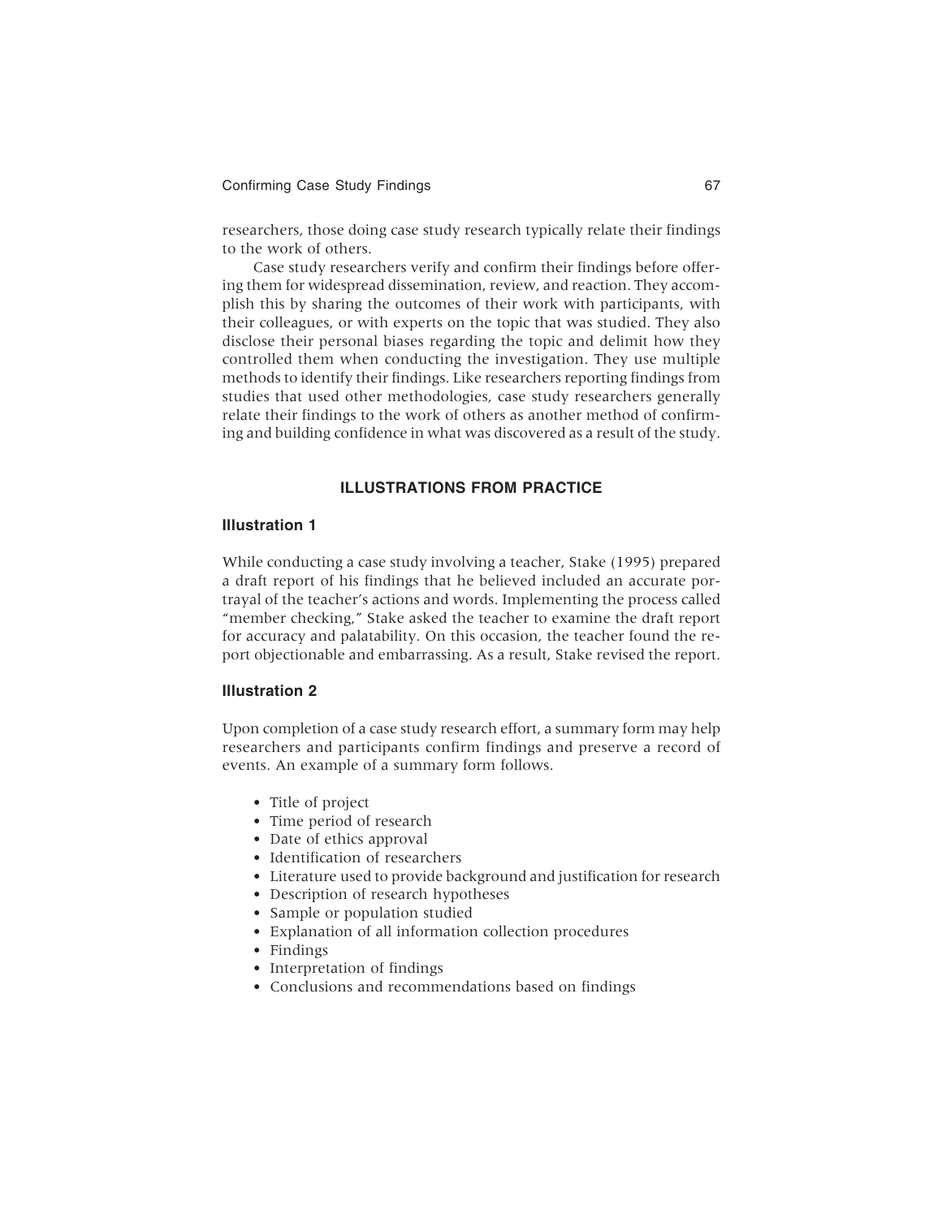researchers, those doing case study research typically relate their findings to the work of others.

Case study researchers verify and confirm their findings before offering them for widespread dissemination, review, and reaction. They accomplish this by sharing the outcomes of their work with participants, with their colleagues, or with experts on the topic that was studied. They also disclose their personal biases regarding the topic and delimit how they controlled them when conducting the investigation. They use multiple methods to identify their findings. Like researchers reporting findings from studies that used other methodologies, case study researchers generally relate their findings to the work of others as another method of confirming and building confidence in what was discovered as a result of the study.

## ILLUSTRATIONS FROM PRACTICE

### Illustration 1

While conducting a case study involving a teacher, Stake (1995) prepared a draft report of his findings that he believed included an accurate portrayal of the teacher's actions and words. Implementing the process called "member checking," Stake asked the teacher to examine the draft report for accuracy and palatability. On this occasion, the teacher found the report objectionable and embarrassing. As a result, Stake revised the report.

### Illustration 2

Upon completion of a case study research effort, a summary form may help researchers and participants confirm findings and preserve a record of events. An example of a summary form follows.

- Title of project
- Time period of research
- Date of ethics approval
- Identification of researchers
- Literature used to provide background and justification for research
- Description of research hypotheses
- Sample or population studied
- Explanation of all information collection procedures
- Findings
- Interpretation of findings
- Conclusions and recommendations based on findings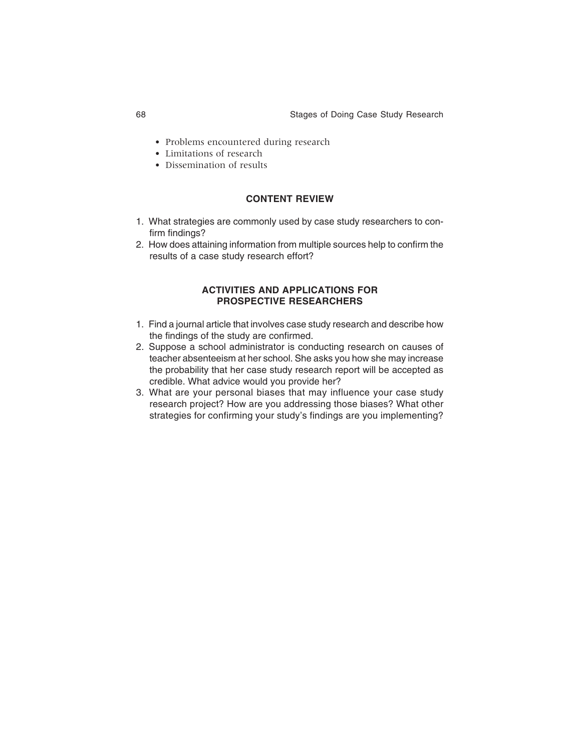- Problems encountered during research
- Limitations of research
- Dissemination of results

## CONTENT REVIEW

1. What strategies are commonly used by case study researchers to confirm findings?
2. How does attaining information from multiple sources help to confirm the results of a case study research effort?

## ACTIVITIES AND APPLICATIONS FOR PROSPECTIVE RESEARCHERS

1. Find a journal article that involves case study research and describe how the findings of the study are confirmed.
2. Suppose a school administrator is conducting research on causes of teacher absenteeism at her school. She asks you how she may increase the probability that her case study research report will be accepted as credible. What advice would you provide her?
3. What are your personal biases that may influence your case study research project? How are you addressing those biases? What other strategies for confirming your study's findings are you implementing?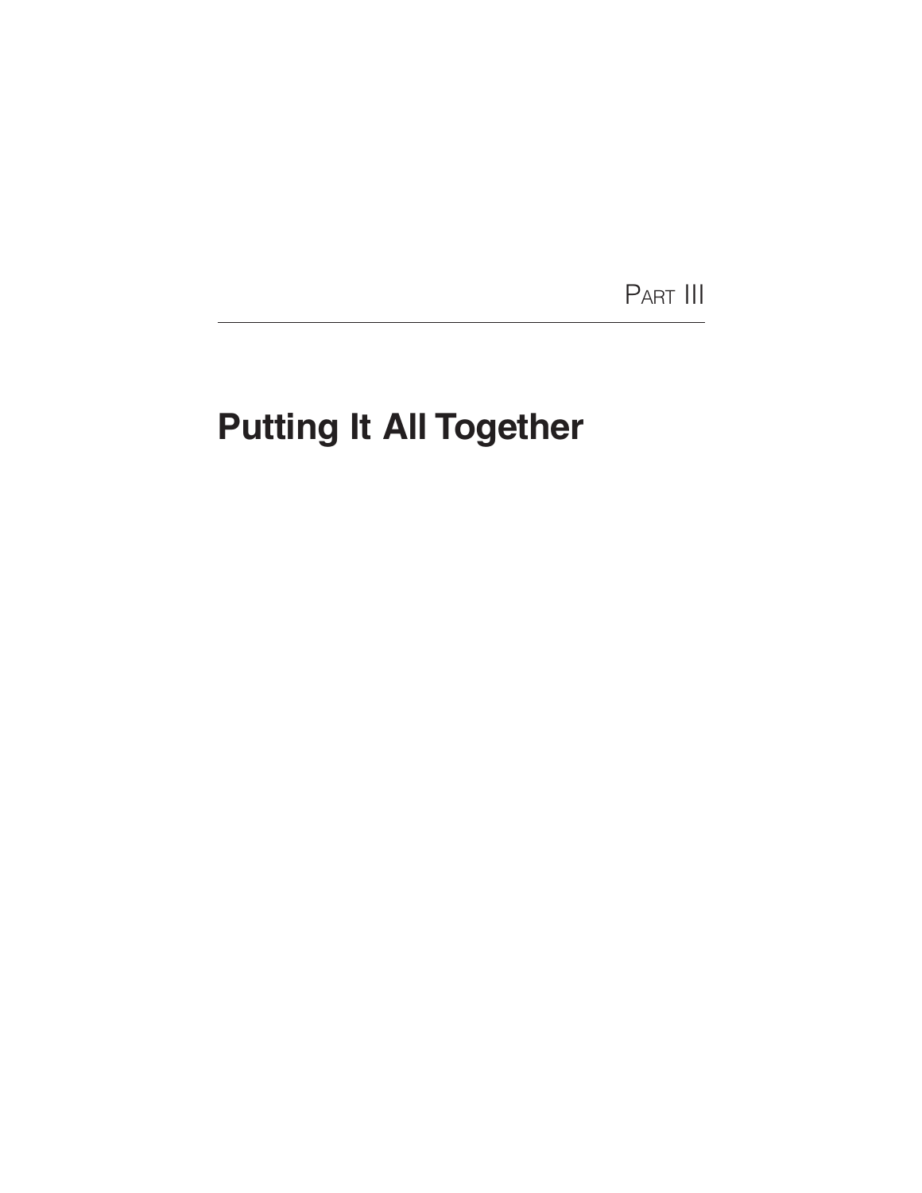Part III

# Putting It All Together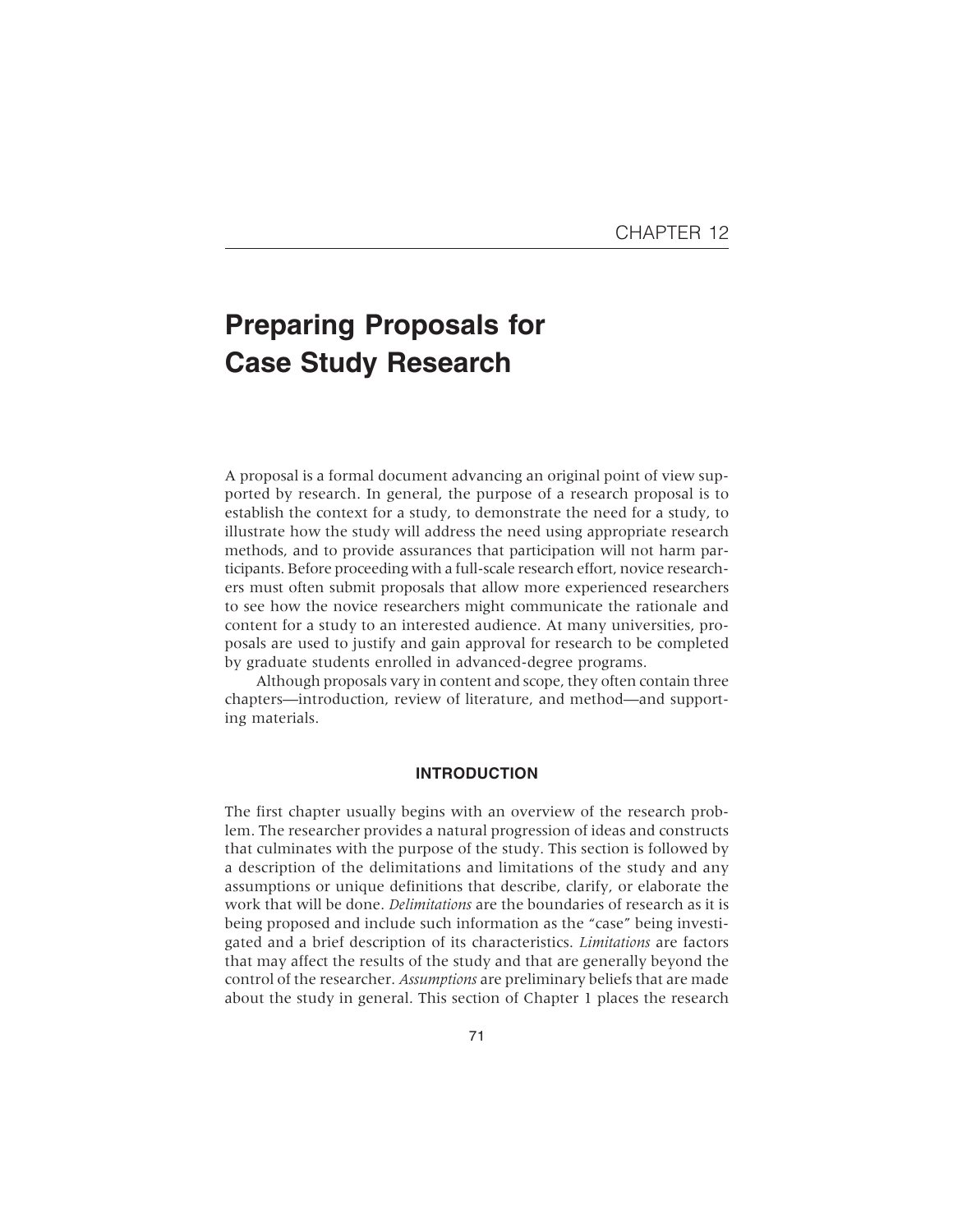CHAPTER 12

# Preparing Proposals for Case Study Research

A proposal is a formal document advancing an original point of view supported by research. In general, the purpose of a research proposal is to establish the context for a study, to demonstrate the need for a study, to illustrate how the study will address the need using appropriate research methods, and to provide assurances that participation will not harm participants. Before proceeding with a full-scale research effort, novice researchers must often submit proposals that allow more experienced researchers to see how the novice researchers might communicate the rationale and content for a study to an interested audience. At many universities, proposals are used to justify and gain approval for research to be completed by graduate students enrolled in advanced-degree programs.

Although proposals vary in content and scope, they often contain three chapters—introduction, review of literature, and method—and supporting materials.

## INTRODUCTION

The first chapter usually begins with an overview of the research problem. The researcher provides a natural progression of ideas and constructs that culminates with the purpose of the study. This section is followed by a description of the delimitations and limitations of the study and any assumptions or unique definitions that describe, clarify, or elaborate the work that will be done. *Delimitations* are the boundaries of research as it is being proposed and include such information as the "case" being investigated and a brief description of its characteristics. *Limitations* are factors that may affect the results of the study and that are generally beyond the control of the researcher. *Assumptions* are preliminary beliefs that are made about the study in general. This section of Chapter 1 places the research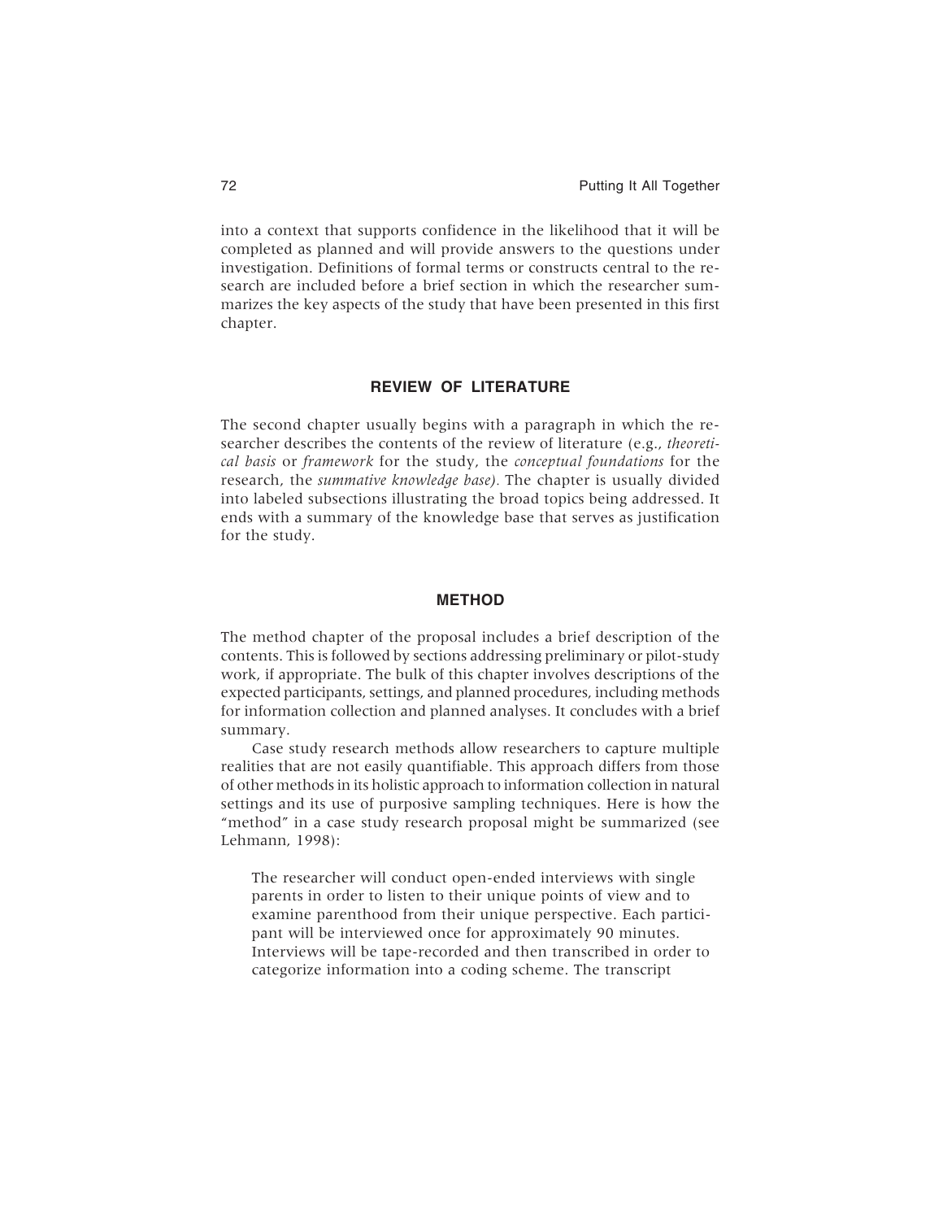into a context that supports confidence in the likelihood that it will be completed as planned and will provide answers to the questions under investigation. Definitions of formal terms or constructs central to the research are included before a brief section in which the researcher summarizes the key aspects of the study that have been presented in this first chapter.

## REVIEW OF LITERATURE

The second chapter usually begins with a paragraph in which the researcher describes the contents of the review of literature (e.g., *theoretical basis* or *framework* for the study, the *conceptual foundations* for the research, the *summative knowledge base).* The chapter is usually divided into labeled subsections illustrating the broad topics being addressed. It ends with a summary of the knowledge base that serves as justification for the study.

## METHOD

The method chapter of the proposal includes a brief description of the contents. This is followed by sections addressing preliminary or pilot-study work, if appropriate. The bulk of this chapter involves descriptions of the expected participants, settings, and planned procedures, including methods for information collection and planned analyses. It concludes with a brief summary.

Case study research methods allow researchers to capture multiple realities that are not easily quantifiable. This approach differs from those of other methods in its holistic approach to information collection in natural settings and its use of purposive sampling techniques. Here is how the "method" in a case study research proposal might be summarized (see Lehmann, 1998):

> The researcher will conduct open-ended interviews with single parents in order to listen to their unique points of view and to examine parenthood from their unique perspective. Each participant will be interviewed once for approximately 90 minutes. Interviews will be tape-recorded and then transcribed in order to categorize information into a coding scheme. The transcript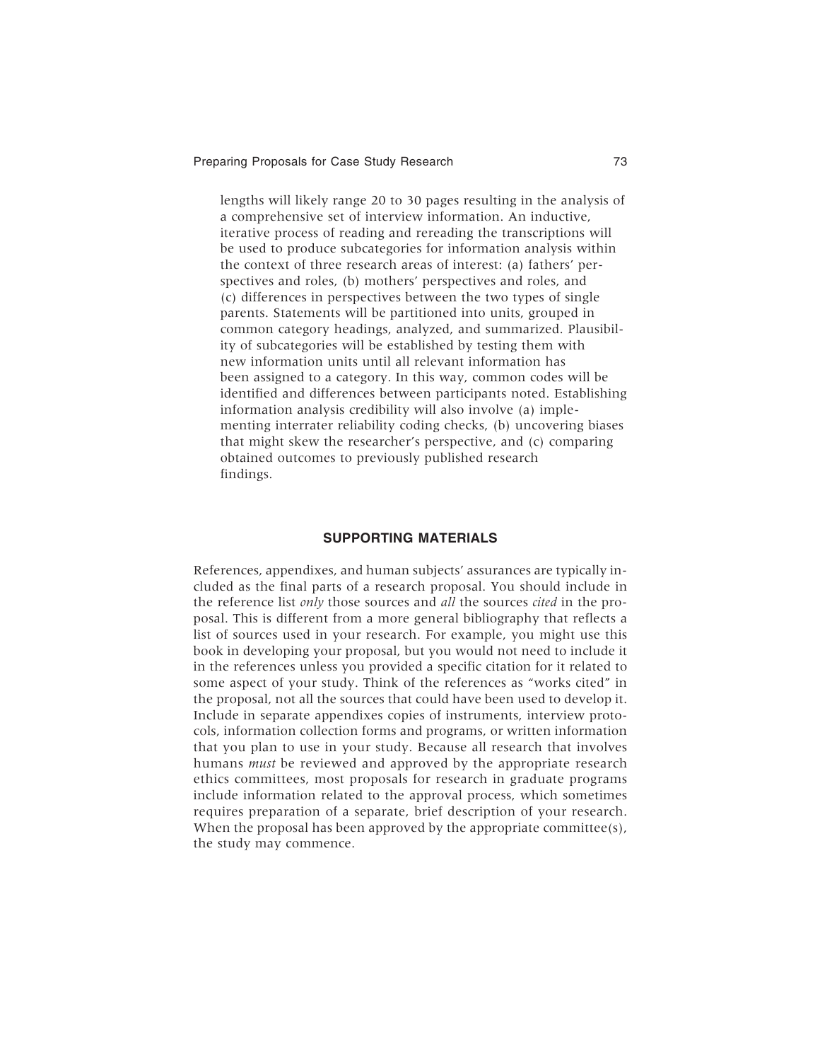lengths will likely range 20 to 30 pages resulting in the analysis of a comprehensive set of interview information. An inductive, iterative process of reading and rereading the transcriptions will be used to produce subcategories for information analysis within the context of three research areas of interest: (a) fathers' perspectives and roles, (b) mothers' perspectives and roles, and (c) differences in perspectives between the two types of single parents. Statements will be partitioned into units, grouped in common category headings, analyzed, and summarized. Plausibility of subcategories will be established by testing them with new information units until all relevant information has been assigned to a category. In this way, common codes will be identified and differences between participants noted. Establishing information analysis credibility will also involve (a) implementing interrater reliability coding checks, (b) uncovering biases that might skew the researcher's perspective, and (c) comparing obtained outcomes to previously published research findings.

## SUPPORTING MATERIALS

References, appendixes, and human subjects' assurances are typically included as the final parts of a research proposal. You should include in the reference list *only* those sources and *all* the sources *cited* in the proposal. This is different from a more general bibliography that reflects a list of sources used in your research. For example, you might use this book in developing your proposal, but you would not need to include it in the references unless you provided a specific citation for it related to some aspect of your study. Think of the references as "works cited" in the proposal, not all the sources that could have been used to develop it. Include in separate appendixes copies of instruments, interview protocols, information collection forms and programs, or written information that you plan to use in your study. Because all research that involves humans *must* be reviewed and approved by the appropriate research ethics committees, most proposals for research in graduate programs include information related to the approval process, which sometimes requires preparation of a separate, brief description of your research. When the proposal has been approved by the appropriate committee(s), the study may commence.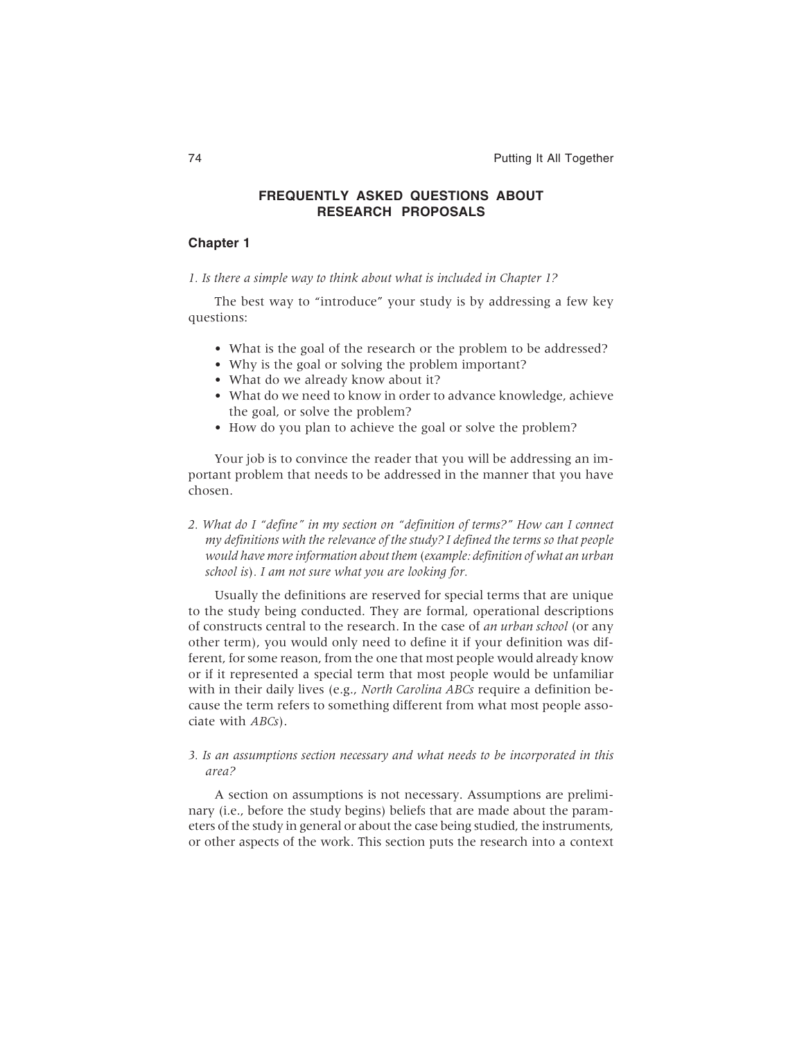## FREQUENTLY ASKED QUESTIONS ABOUT RESEARCH PROPOSALS

### Chapter 1

*1. Is there a simple way to think about what is included in Chapter 1?*

The best way to "introduce" your study is by addressing a few key questions:

- What is the goal of the research or the problem to be addressed?
- Why is the goal or solving the problem important?
- What do we already know about it?
- What do we need to know in order to advance knowledge, achieve the goal, or solve the problem?
- How do you plan to achieve the goal or solve the problem?

Your job is to convince the reader that you will be addressing an important problem that needs to be addressed in the manner that you have chosen.

*2. What do I "define" in my section on "definition of terms?" How can I connect my definitions with the relevance of the study? I defined the terms so that people would have more information about them (example: definition of what an urban school is). I am not sure what you are looking for.*

Usually the definitions are reserved for special terms that are unique to the study being conducted. They are formal, operational descriptions of constructs central to the research. In the case of *an urban school* (or any other term), you would only need to define it if your definition was different, for some reason, from the one that most people would already know or if it represented a special term that most people would be unfamiliar with in their daily lives (e.g., *North Carolina ABCs* require a definition because the term refers to something different from what most people associate with *ABCs*).

*3. Is an assumptions section necessary and what needs to be incorporated in this area?*

A section on assumptions is not necessary. Assumptions are preliminary (i.e., before the study begins) beliefs that are made about the parameters of the study in general or about the case being studied, the instruments, or other aspects of the work. This section puts the research into a context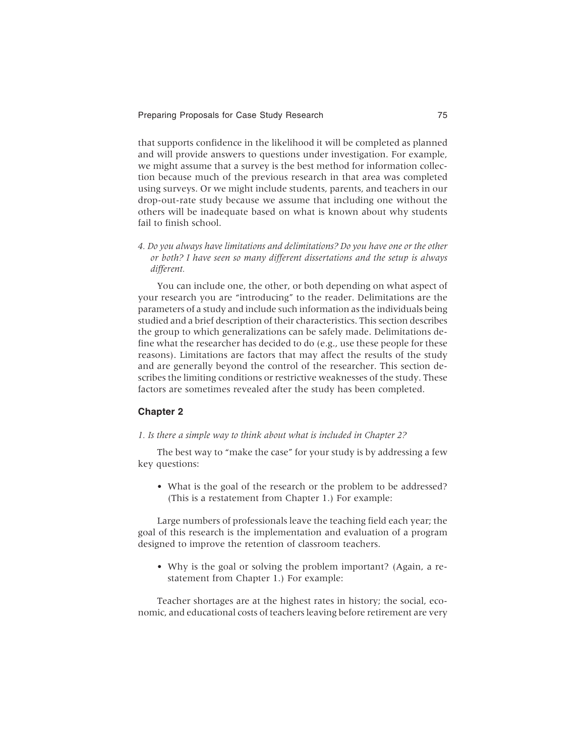that supports confidence in the likelihood it will be completed as planned and will provide answers to questions under investigation. For example, we might assume that a survey is the best method for information collection because much of the previous research in that area was completed using surveys. Or we might include students, parents, and teachers in our drop-out-rate study because we assume that including one without the others will be inadequate based on what is known about why students fail to finish school.

*4. Do you always have limitations and delimitations? Do you have one or the other or both? I have seen so many different dissertations and the setup is always different.*

You can include one, the other, or both depending on what aspect of your research you are "introducing" to the reader. Delimitations are the parameters of a study and include such information as the individuals being studied and a brief description of their characteristics. This section describes the group to which generalizations can be safely made. Delimitations define what the researcher has decided to do (e.g., use these people for these reasons). Limitations are factors that may affect the results of the study and are generally beyond the control of the researcher. This section describes the limiting conditions or restrictive weaknesses of the study. These factors are sometimes revealed after the study has been completed.

### Chapter 2

*1. Is there a simple way to think about what is included in Chapter 2?*

The best way to "make the case" for your study is by addressing a few key questions:

- What is the goal of the research or the problem to be addressed? (This is a restatement from Chapter 1.) For example:

Large numbers of professionals leave the teaching field each year; the goal of this research is the implementation and evaluation of a program designed to improve the retention of classroom teachers.

- Why is the goal or solving the problem important? (Again, a restatement from Chapter 1.) For example:

Teacher shortages are at the highest rates in history; the social, economic, and educational costs of teachers leaving before retirement are very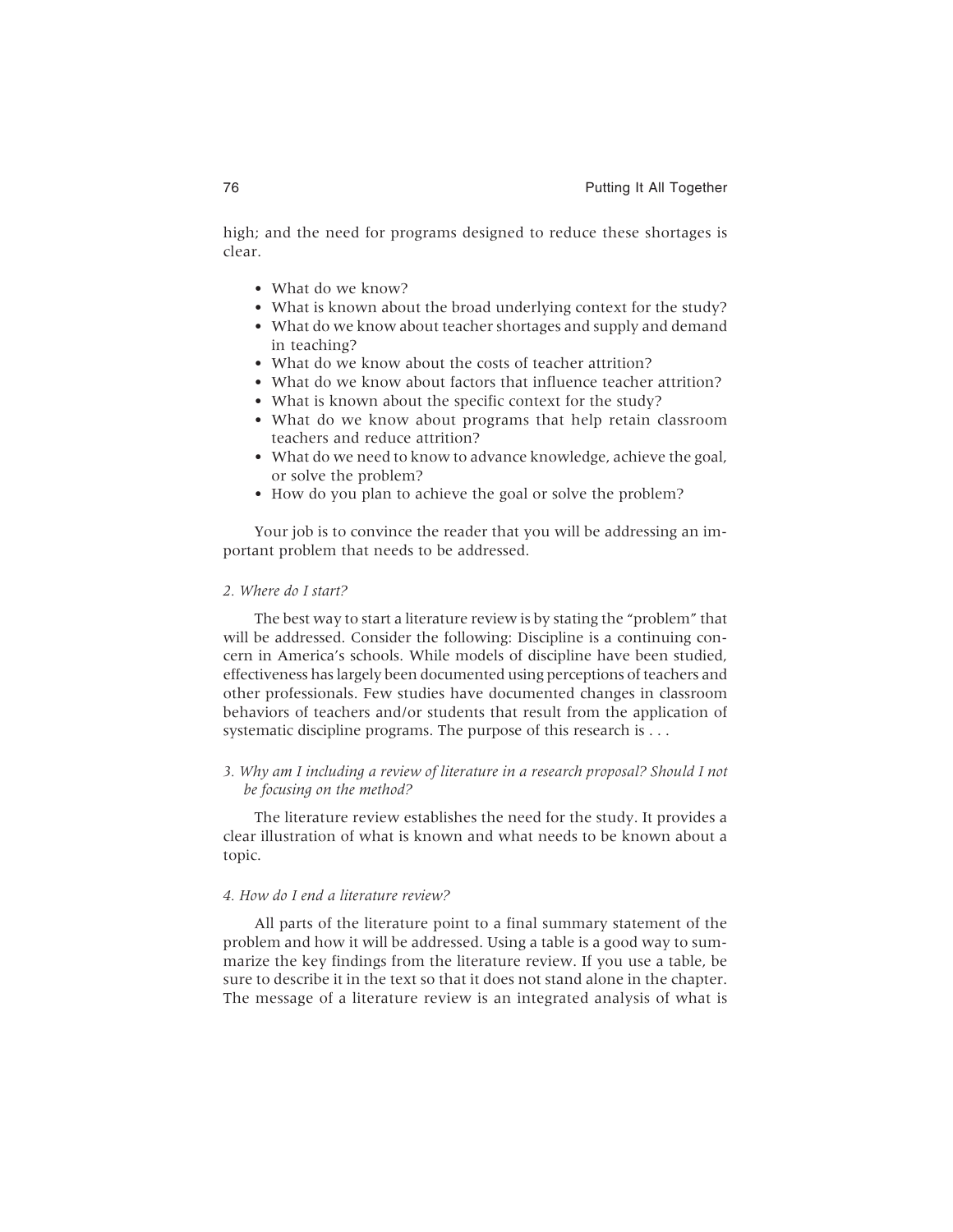high; and the need for programs designed to reduce these shortages is clear.

- What do we know?
- What is known about the broad underlying context for the study?
- What do we know about teacher shortages and supply and demand in teaching?
- What do we know about the costs of teacher attrition?
- What do we know about factors that influence teacher attrition?
- What is known about the specific context for the study?
- What do we know about programs that help retain classroom teachers and reduce attrition?
- What do we need to know to advance knowledge, achieve the goal, or solve the problem?
- How do you plan to achieve the goal or solve the problem?

Your job is to convince the reader that you will be addressing an important problem that needs to be addressed.

*2. Where do I start?*

The best way to start a literature review is by stating the "problem" that will be addressed. Consider the following: Discipline is a continuing concern in America's schools. While models of discipline have been studied, effectiveness has largely been documented using perceptions of teachers and other professionals. Few studies have documented changes in classroom behaviors of teachers and/or students that result from the application of systematic discipline programs. The purpose of this research is . . .

*3. Why am I including a review of literature in a research proposal? Should I not be focusing on the method?*

The literature review establishes the need for the study. It provides a clear illustration of what is known and what needs to be known about a topic.

*4. How do I end a literature review?*

All parts of the literature point to a final summary statement of the problem and how it will be addressed. Using a table is a good way to summarize the key findings from the literature review. If you use a table, be sure to describe it in the text so that it does not stand alone in the chapter. The message of a literature review is an integrated analysis of what is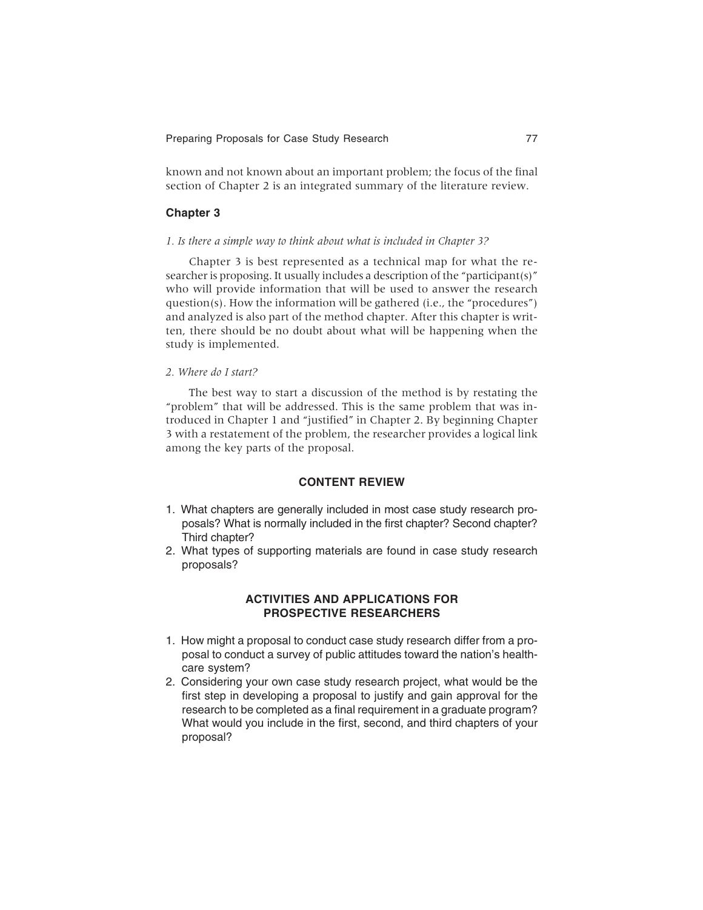known and not known about an important problem; the focus of the final section of Chapter 2 is an integrated summary of the literature review.

### Chapter 3

*1. Is there a simple way to think about what is included in Chapter 3?*

Chapter 3 is best represented as a technical map for what the researcher is proposing. It usually includes a description of the "participant(s)" who will provide information that will be used to answer the research question(s). How the information will be gathered (i.e., the "procedures") and analyzed is also part of the method chapter. After this chapter is written, there should be no doubt about what will be happening when the study is implemented.

*2. Where do I start?*

The best way to start a discussion of the method is by restating the "problem" that will be addressed. This is the same problem that was introduced in Chapter 1 and "justified" in Chapter 2. By beginning Chapter 3 with a restatement of the problem, the researcher provides a logical link among the key parts of the proposal.

## CONTENT REVIEW

1. What chapters are generally included in most case study research proposals? What is normally included in the first chapter? Second chapter? Third chapter?
2. What types of supporting materials are found in case study research proposals?

## ACTIVITIES AND APPLICATIONS FOR PROSPECTIVE RESEARCHERS

1. How might a proposal to conduct case study research differ from a proposal to conduct a survey of public attitudes toward the nation's healthcare system?
2. Considering your own case study research project, what would be the first step in developing a proposal to justify and gain approval for the research to be completed as a final requirement in a graduate program? What would you include in the first, second, and third chapters of your proposal?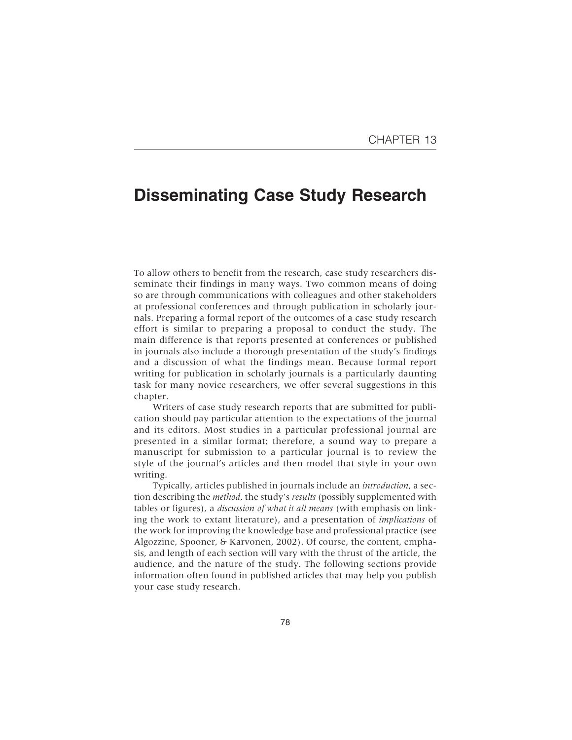# CHAPTER 13

## Disseminating Case Study Research

To allow others to benefit from the research, case study researchers disseminate their findings in many ways. Two common means of doing so are through communications with colleagues and other stakeholders at professional conferences and through publication in scholarly journals. Preparing a formal report of the outcomes of a case study research effort is similar to preparing a proposal to conduct the study. The main difference is that reports presented at conferences or published in journals also include a thorough presentation of the study's findings and a discussion of what the findings mean. Because formal report writing for publication in scholarly journals is a particularly daunting task for many novice researchers, we offer several suggestions in this chapter.

Writers of case study research reports that are submitted for publication should pay particular attention to the expectations of the journal and its editors. Most studies in a particular professional journal are presented in a similar format; therefore, a sound way to prepare a manuscript for submission to a particular journal is to review the style of the journal's articles and then model that style in your own writing.

Typically, articles published in journals include an *introduction*, a section describing the *method*, the study's *results* (possibly supplemented with tables or figures), a *discussion of what it all means* (with emphasis on linking the work to extant literature), and a presentation of *implications* of the work for improving the knowledge base and professional practice (see Algozzine, Spooner, & Karvonen, 2002). Of course, the content, emphasis, and length of each section will vary with the thrust of the article, the audience, and the nature of the study. The following sections provide information often found in published articles that may help you publish your case study research.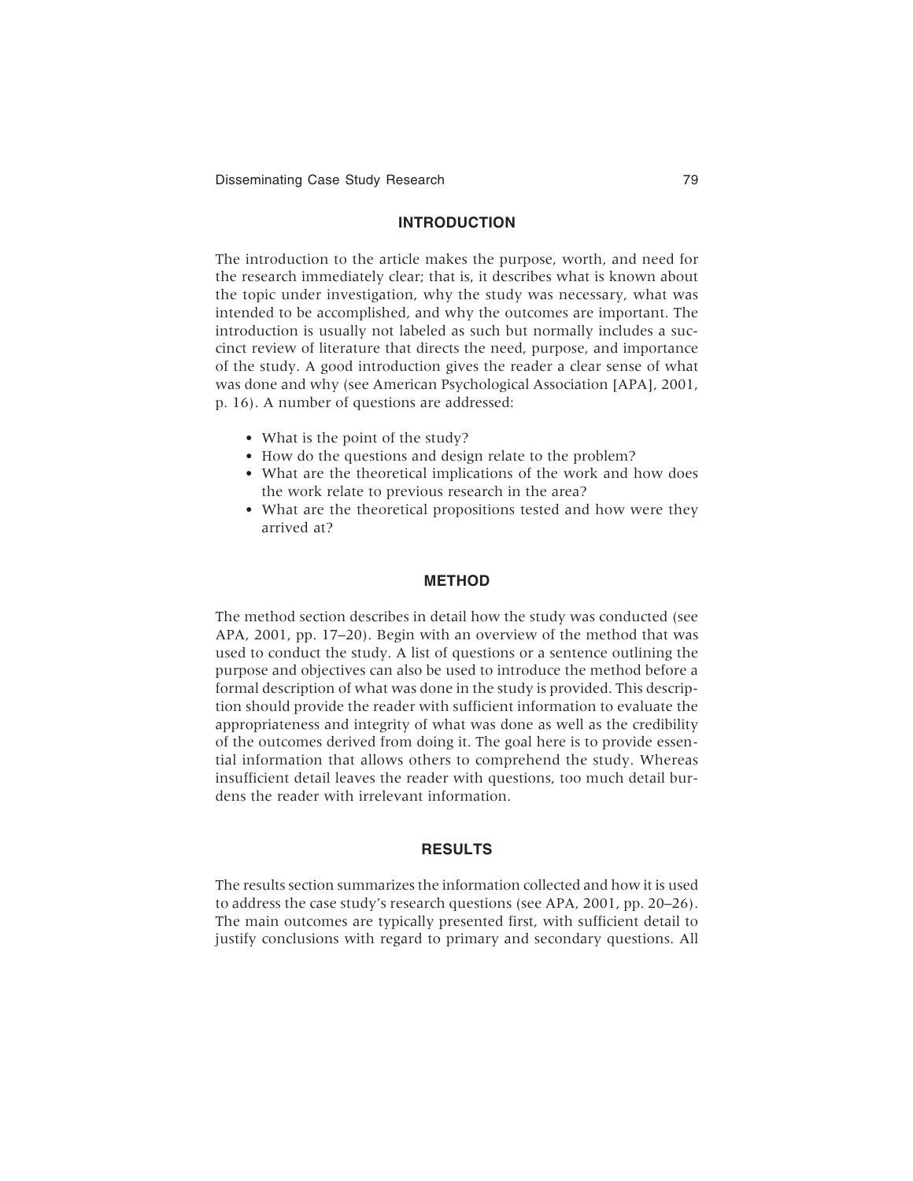## INTRODUCTION

The introduction to the article makes the purpose, worth, and need for the research immediately clear; that is, it describes what is known about the topic under investigation, why the study was necessary, what was intended to be accomplished, and why the outcomes are important. The introduction is usually not labeled as such but normally includes a succinct review of literature that directs the need, purpose, and importance of the study. A good introduction gives the reader a clear sense of what was done and why (see American Psychological Association [APA], 2001, p. 16). A number of questions are addressed:

- What is the point of the study?
- How do the questions and design relate to the problem?
- What are the theoretical implications of the work and how does the work relate to previous research in the area?
- What are the theoretical propositions tested and how were they arrived at?

## METHOD

The method section describes in detail how the study was conducted (see APA, 2001, pp. 17–20). Begin with an overview of the method that was used to conduct the study. A list of questions or a sentence outlining the purpose and objectives can also be used to introduce the method before a formal description of what was done in the study is provided. This description should provide the reader with sufficient information to evaluate the appropriateness and integrity of what was done as well as the credibility of the outcomes derived from doing it. The goal here is to provide essential information that allows others to comprehend the study. Whereas insufficient detail leaves the reader with questions, too much detail burdens the reader with irrelevant information.

## RESULTS

The results section summarizes the information collected and how it is used to address the case study's research questions (see APA, 2001, pp. 20–26). The main outcomes are typically presented first, with sufficient detail to justify conclusions with regard to primary and secondary questions. All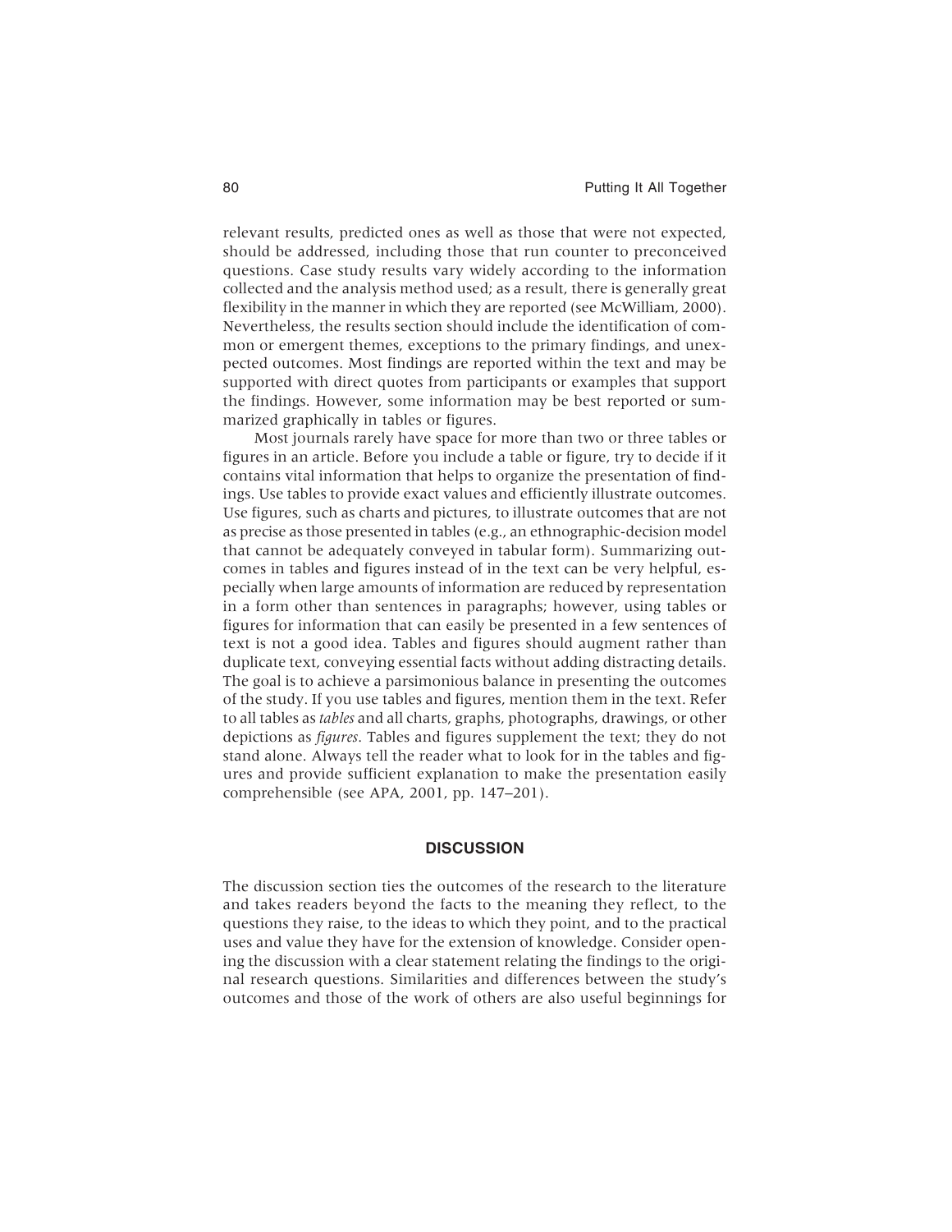relevant results, predicted ones as well as those that were not expected, should be addressed, including those that run counter to preconceived questions. Case study results vary widely according to the information collected and the analysis method used; as a result, there is generally great flexibility in the manner in which they are reported (see McWilliam, 2000). Nevertheless, the results section should include the identification of common or emergent themes, exceptions to the primary findings, and unexpected outcomes. Most findings are reported within the text and may be supported with direct quotes from participants or examples that support the findings. However, some information may be best reported or summarized graphically in tables or figures.

Most journals rarely have space for more than two or three tables or figures in an article. Before you include a table or figure, try to decide if it contains vital information that helps to organize the presentation of findings. Use tables to provide exact values and efficiently illustrate outcomes. Use figures, such as charts and pictures, to illustrate outcomes that are not as precise as those presented in tables (e.g., an ethnographic-decision model that cannot be adequately conveyed in tabular form). Summarizing outcomes in tables and figures instead of in the text can be very helpful, especially when large amounts of information are reduced by representation in a form other than sentences in paragraphs; however, using tables or figures for information that can easily be presented in a few sentences of text is not a good idea. Tables and figures should augment rather than duplicate text, conveying essential facts without adding distracting details. The goal is to achieve a parsimonious balance in presenting the outcomes of the study. If you use tables and figures, mention them in the text. Refer to all tables as *tables* and all charts, graphs, photographs, drawings, or other depictions as *figures*. Tables and figures supplement the text; they do not stand alone. Always tell the reader what to look for in the tables and figures and provide sufficient explanation to make the presentation easily comprehensible (see APA, 2001, pp. 147–201).

## DISCUSSION

The discussion section ties the outcomes of the research to the literature and takes readers beyond the facts to the meaning they reflect, to the questions they raise, to the ideas to which they point, and to the practical uses and value they have for the extension of knowledge. Consider opening the discussion with a clear statement relating the findings to the original research questions. Similarities and differences between the study's outcomes and those of the work of others are also useful beginnings for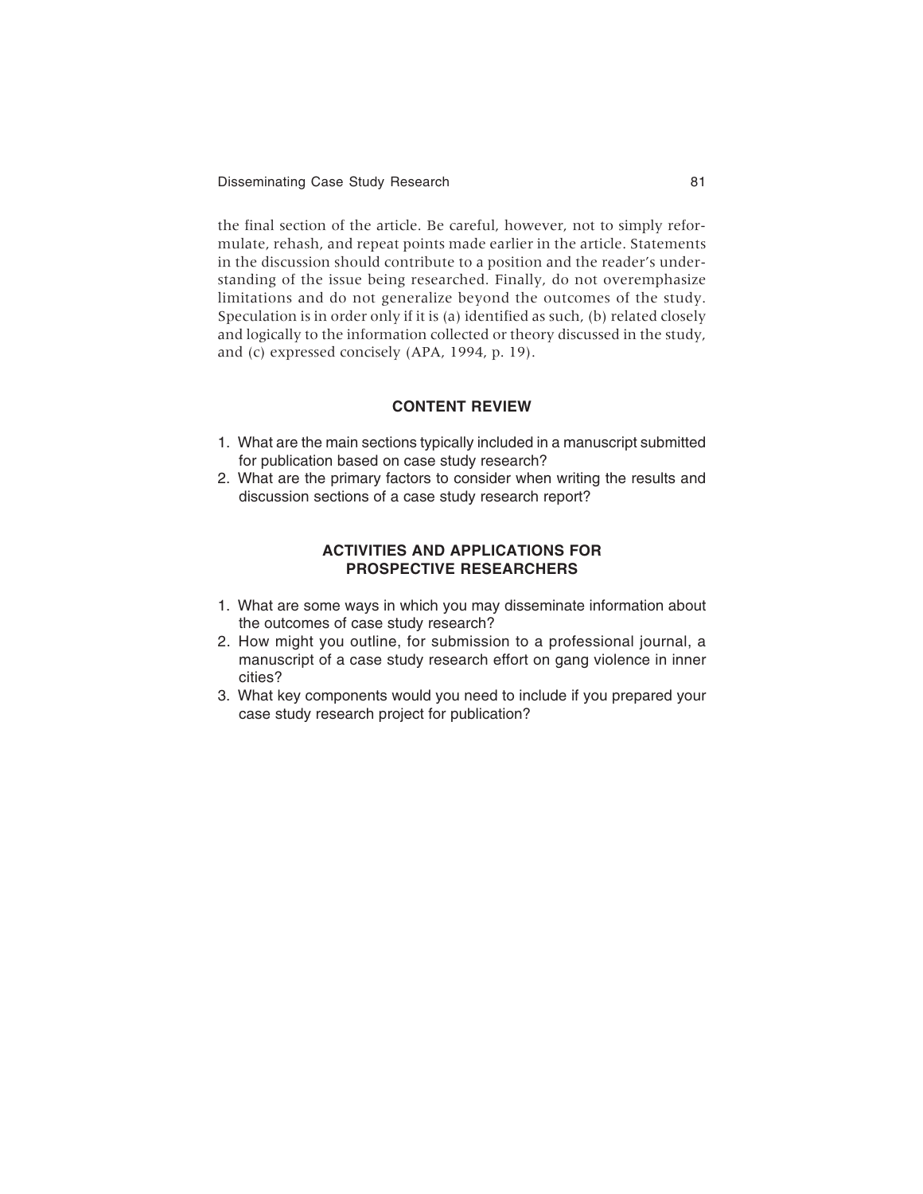the final section of the article. Be careful, however, not to simply reformulate, rehash, and repeat points made earlier in the article. Statements in the discussion should contribute to a position and the reader's understanding of the issue being researched. Finally, do not overemphasize limitations and do not generalize beyond the outcomes of the study. Speculation is in order only if it is (a) identified as such, (b) related closely and logically to the information collected or theory discussed in the study, and (c) expressed concisely (APA, 1994, p. 19).

## CONTENT REVIEW

1. What are the main sections typically included in a manuscript submitted for publication based on case study research?
2. What are the primary factors to consider when writing the results and discussion sections of a case study research report?

## ACTIVITIES AND APPLICATIONS FOR PROSPECTIVE RESEARCHERS

1. What are some ways in which you may disseminate information about the outcomes of case study research?
2. How might you outline, for submission to a professional journal, a manuscript of a case study research effort on gang violence in inner cities?
3. What key components would you need to include if you prepared your case study research project for publication?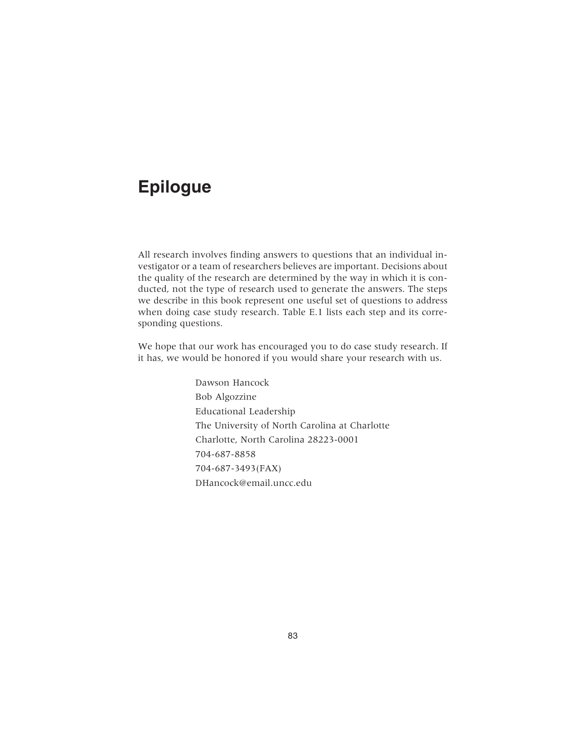# Epilogue

All research involves finding answers to questions that an individual investigator or a team of researchers believes are important. Decisions about the quality of the research are determined by the way in which it is conducted, not the type of research used to generate the answers. The steps we describe in this book represent one useful set of questions to address when doing case study research. Table E.1 lists each step and its corresponding questions.

We hope that our work has encouraged you to do case study research. If it has, we would be honored if you would share your research with us.

Dawson Hancock
Bob Algozzine
Educational Leadership
The University of North Carolina at Charlotte
Charlotte, North Carolina 28223-0001
704-687-8858
704-687-3493(FAX)
DHancock@email.uncc.edu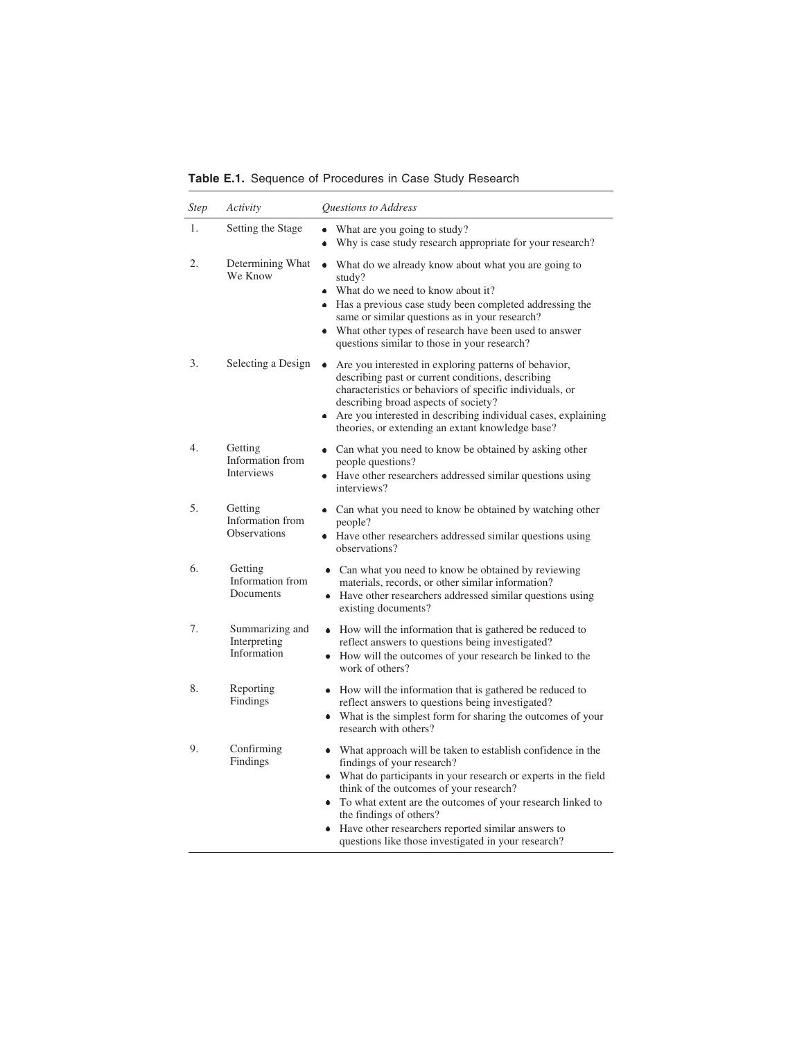**Table E.1.** Sequence of Procedures in Case Study Research

| *Step* | *Activity* | *Questions to Address* |
|---|---|---|
| 1. | Setting the Stage | • What are you going to study?<br>• Why is case study research appropriate for your research? |
| 2. | Determining What We Know | • What do we already know about what you are going to study?<br>• What do we need to know about it?<br>• Has a previous case study been completed addressing the same or similar questions as in your research?<br>• What other types of research have been used to answer questions similar to those in your research? |
| 3. | Selecting a Design | • Are you interested in exploring patterns of behavior, describing past or current conditions, describing characteristics or behaviors of specific individuals, or describing broad aspects of society?<br>• Are you interested in describing individual cases, explaining theories, or extending an extant knowledge base? |
| 4. | Getting Information from Interviews | • Can what you need to know be obtained by asking other people questions?<br>• Have other researchers addressed similar questions using interviews? |
| 5. | Getting Information from Observations | • Can what you need to know be obtained by watching other people?<br>• Have other researchers addressed similar questions using observations? |
| 6. | Getting Information from Documents | • Can what you need to know be obtained by reviewing materials, records, or other similar information?<br>• Have other researchers addressed similar questions using existing documents? |
| 7. | Summarizing and Interpreting Information | • How will the information that is gathered be reduced to reflect answers to questions being investigated?<br>• How will the outcomes of your research be linked to the work of others? |
| 8. | Reporting Findings | • How will the information that is gathered be reduced to reflect answers to questions being investigated?<br>• What is the simplest form for sharing the outcomes of your research with others? |
| 9. | Confirming Findings | • What approach will be taken to establish confidence in the findings of your research?<br>• What do participants in your research or experts in the field think of the outcomes of your research?<br>• To what extent are the outcomes of your research linked to the findings of others?<br>• Have other researchers reported similar answers to questions like those investigated in your research? |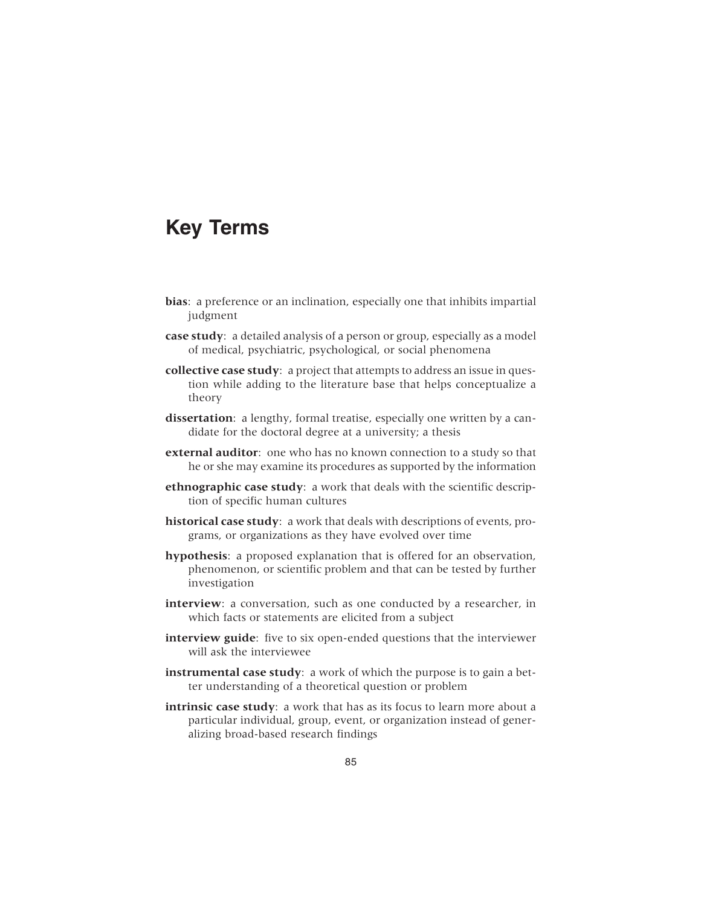# Key Terms

**bias**: a preference or an inclination, especially one that inhibits impartial judgment

**case study**: a detailed analysis of a person or group, especially as a model of medical, psychiatric, psychological, or social phenomena

**collective case study**: a project that attempts to address an issue in question while adding to the literature base that helps conceptualize a theory

**dissertation**: a lengthy, formal treatise, especially one written by a candidate for the doctoral degree at a university; a thesis

**external auditor**: one who has no known connection to a study so that he or she may examine its procedures as supported by the information

**ethnographic case study**: a work that deals with the scientific description of specific human cultures

**historical case study**: a work that deals with descriptions of events, programs, or organizations as they have evolved over time

**hypothesis**: a proposed explanation that is offered for an observation, phenomenon, or scientific problem and that can be tested by further investigation

**interview**: a conversation, such as one conducted by a researcher, in which facts or statements are elicited from a subject

**interview guide**: five to six open-ended questions that the interviewer will ask the interviewee

**instrumental case study**: a work of which the purpose is to gain a better understanding of a theoretical question or problem

**intrinsic case study**: a work that has as its focus to learn more about a particular individual, group, event, or organization instead of generalizing broad-based research findings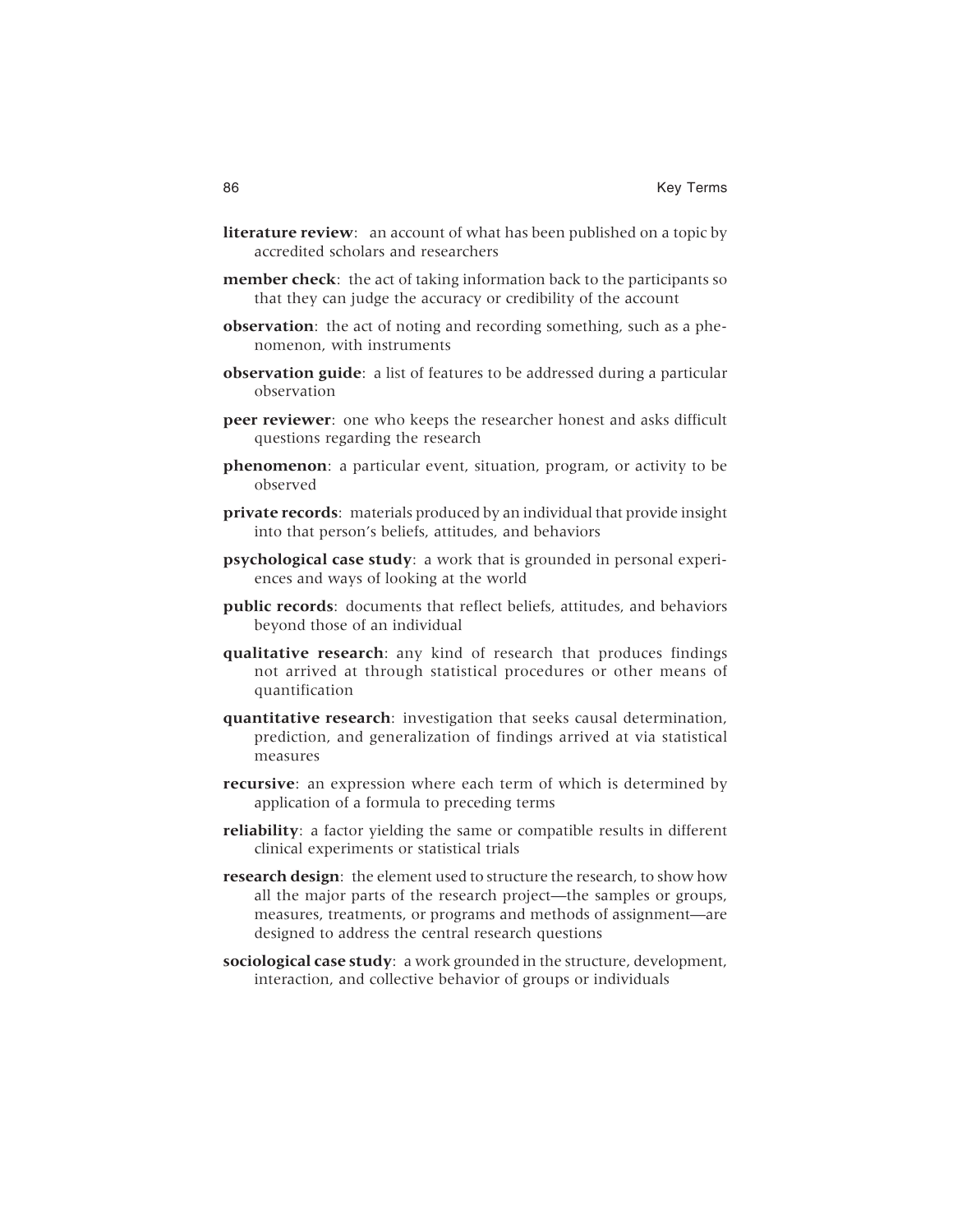**literature review**: an account of what has been published on a topic by accredited scholars and researchers

**member check**: the act of taking information back to the participants so that they can judge the accuracy or credibility of the account

**observation**: the act of noting and recording something, such as a phenomenon, with instruments

**observation guide**: a list of features to be addressed during a particular observation

**peer reviewer**: one who keeps the researcher honest and asks difficult questions regarding the research

**phenomenon**: a particular event, situation, program, or activity to be observed

**private records**: materials produced by an individual that provide insight into that person's beliefs, attitudes, and behaviors

**psychological case study**: a work that is grounded in personal experiences and ways of looking at the world

**public records**: documents that reflect beliefs, attitudes, and behaviors beyond those of an individual

**qualitative research**: any kind of research that produces findings not arrived at through statistical procedures or other means of quantification

**quantitative research**: investigation that seeks causal determination, prediction, and generalization of findings arrived at via statistical measures

**recursive**: an expression where each term of which is determined by application of a formula to preceding terms

**reliability**: a factor yielding the same or compatible results in different clinical experiments or statistical trials

**research design**: the element used to structure the research, to show how all the major parts of the research project—the samples or groups, measures, treatments, or programs and methods of assignment—are designed to address the central research questions

**sociological case study**: a work grounded in the structure, development, interaction, and collective behavior of groups or individuals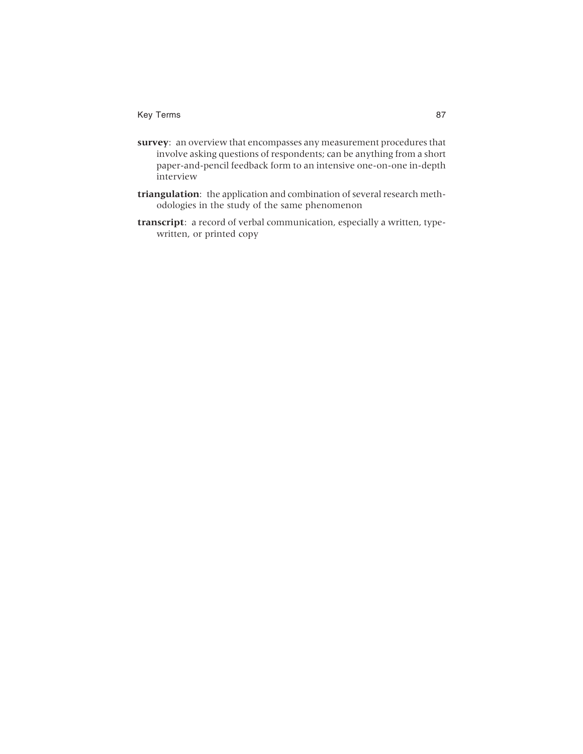**survey**: an overview that encompasses any measurement procedures that involve asking questions of respondents; can be anything from a short paper-and-pencil feedback form to an intensive one-on-one in-depth interview

**triangulation**: the application and combination of several research methodologies in the study of the same phenomenon

**transcript**: a record of verbal communication, especially a written, typewritten, or printed copy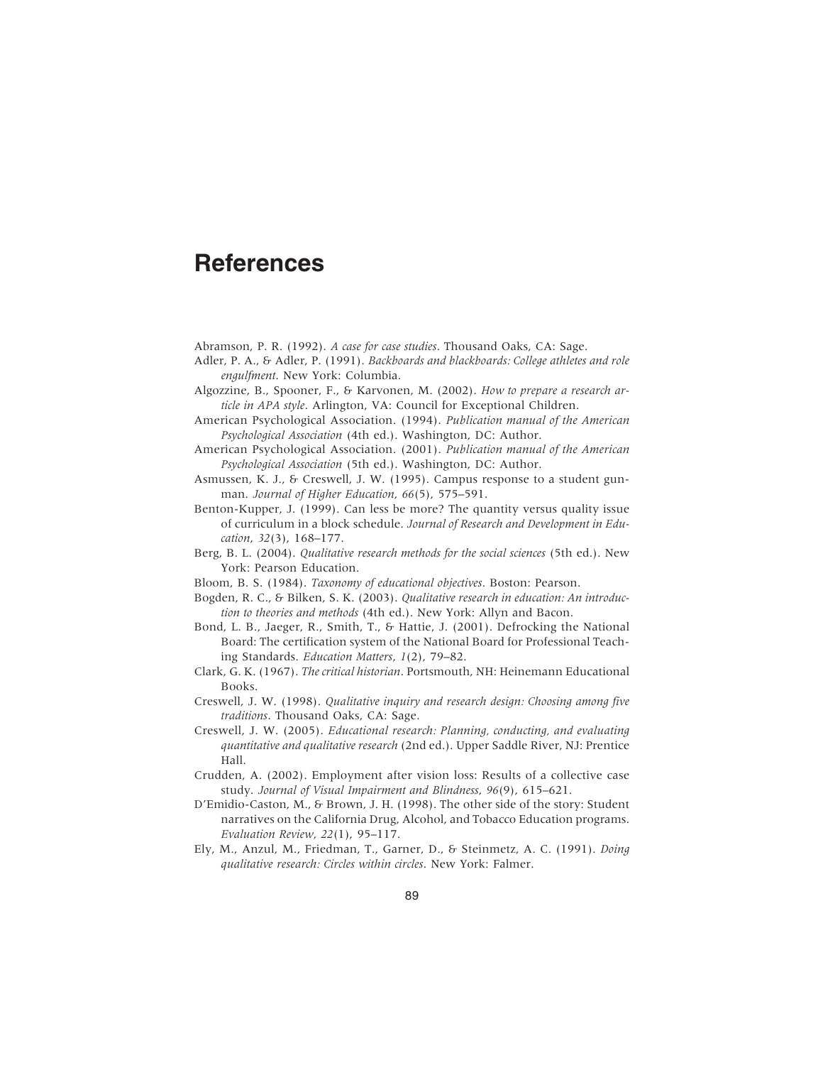# References

Abramson, P. R. (1992). *A case for case studies*. Thousand Oaks, CA: Sage.

Adler, P. A., & Adler, P. (1991). *Backboards and blackboards: College athletes and role engulfment*. New York: Columbia.

Algozzine, B., Spooner, F., & Karvonen, M. (2002). *How to prepare a research article in APA style*. Arlington, VA: Council for Exceptional Children.

American Psychological Association. (1994). *Publication manual of the American Psychological Association* (4th ed.). Washington, DC: Author.

American Psychological Association. (2001). *Publication manual of the American Psychological Association* (5th ed.). Washington, DC: Author.

Asmussen, K. J., & Creswell, J. W. (1995). Campus response to a student gunman. *Journal of Higher Education, 66*(5), 575–591.

Benton-Kupper, J. (1999). Can less be more? The quantity versus quality issue of curriculum in a block schedule. *Journal of Research and Development in Education, 32*(3), 168–177.

Berg, B. L. (2004). *Qualitative research methods for the social sciences* (5th ed.). New York: Pearson Education.

Bloom, B. S. (1984). *Taxonomy of educational objectives*. Boston: Pearson.

Bogden, R. C., & Bilken, S. K. (2003). *Qualitative research in education: An introduction to theories and methods* (4th ed.). New York: Allyn and Bacon.

Bond, L. B., Jaeger, R., Smith, T., & Hattie, J. (2001). Defrocking the National Board: The certification system of the National Board for Professional Teaching Standards. *Education Matters, 1*(2), 79–82.

Clark, G. K. (1967). *The critical historian*. Portsmouth, NH: Heinemann Educational Books.

Creswell, J. W. (1998). *Qualitative inquiry and research design: Choosing among five traditions*. Thousand Oaks, CA: Sage.

Creswell, J. W. (2005). *Educational research: Planning, conducting, and evaluating quantitative and qualitative research* (2nd ed.). Upper Saddle River, NJ: Prentice Hall.

Crudden, A. (2002). Employment after vision loss: Results of a collective case study. *Journal of Visual Impairment and Blindness, 96*(9), 615–621.

D'Emidio-Caston, M., & Brown, J. H. (1998). The other side of the story: Student narratives on the California Drug, Alcohol, and Tobacco Education programs. *Evaluation Review, 22*(1), 95–117.

Ely, M., Anzul, M., Friedman, T., Garner, D., & Steinmetz, A. C. (1991). *Doing qualitative research: Circles within circles*. New York: Falmer.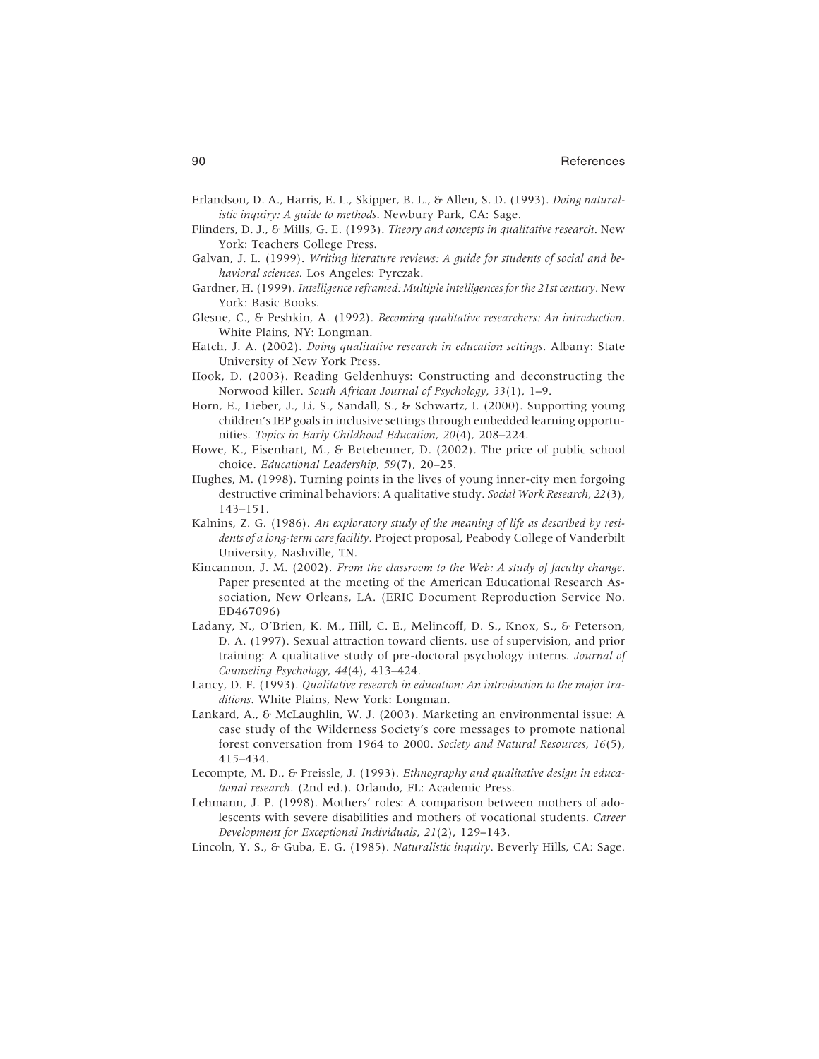Erlandson, D. A., Harris, E. L., Skipper, B. L., & Allen, S. D. (1993). *Doing naturalistic inquiry: A guide to methods*. Newbury Park, CA: Sage.

Flinders, D. J., & Mills, G. E. (1993). *Theory and concepts in qualitative research*. New York: Teachers College Press.

Galvan, J. L. (1999). *Writing literature reviews: A guide for students of social and behavioral sciences*. Los Angeles: Pyrczak.

Gardner, H. (1999). *Intelligence reframed: Multiple intelligences for the 21st century*. New York: Basic Books.

Glesne, C., & Peshkin, A. (1992). *Becoming qualitative researchers: An introduction*. White Plains, NY: Longman.

Hatch, J. A. (2002). *Doing qualitative research in education settings*. Albany: State University of New York Press.

Hook, D. (2003). Reading Geldenhuys: Constructing and deconstructing the Norwood killer. *South African Journal of Psychology*, *33*(1), 1–9.

Horn, E., Lieber, J., Li, S., Sandall, S., & Schwartz, I. (2000). Supporting young children's IEP goals in inclusive settings through embedded learning opportunities. *Topics in Early Childhood Education*, *20*(4), 208–224.

Howe, K., Eisenhart, M., & Betebenner, D. (2002). The price of public school choice. *Educational Leadership*, *59*(7), 20–25.

Hughes, M. (1998). Turning points in the lives of young inner-city men forgoing destructive criminal behaviors: A qualitative study. *Social Work Research*, *22*(3), 143–151.

Kalnins, Z. G. (1986). *An exploratory study of the meaning of life as described by residents of a long-term care facility*. Project proposal, Peabody College of Vanderbilt University, Nashville, TN.

Kincannon, J. M. (2002). *From the classroom to the Web: A study of faculty change*. Paper presented at the meeting of the American Educational Research Association, New Orleans, LA. (ERIC Document Reproduction Service No. ED467096)

Ladany, N., O'Brien, K. M., Hill, C. E., Melincoff, D. S., Knox, S., & Peterson, D. A. (1997). Sexual attraction toward clients, use of supervision, and prior training: A qualitative study of pre-doctoral psychology interns. *Journal of Counseling Psychology*, *44*(4), 413–424.

Lancy, D. F. (1993). *Qualitative research in education: An introduction to the major traditions*. White Plains, New York: Longman.

Lankard, A., & McLaughlin, W. J. (2003). Marketing an environmental issue: A case study of the Wilderness Society's core messages to promote national forest conversation from 1964 to 2000. *Society and Natural Resources*, *16*(5), 415–434.

Lecompte, M. D., & Preissle, J. (1993). *Ethnography and qualitative design in educational research*. (2nd ed.). Orlando, FL: Academic Press.

Lehmann, J. P. (1998). Mothers' roles: A comparison between mothers of adolescents with severe disabilities and mothers of vocational students. *Career Development for Exceptional Individuals*, *21*(2), 129–143.

Lincoln, Y. S., & Guba, E. G. (1985). *Naturalistic inquiry*. Beverly Hills, CA: Sage.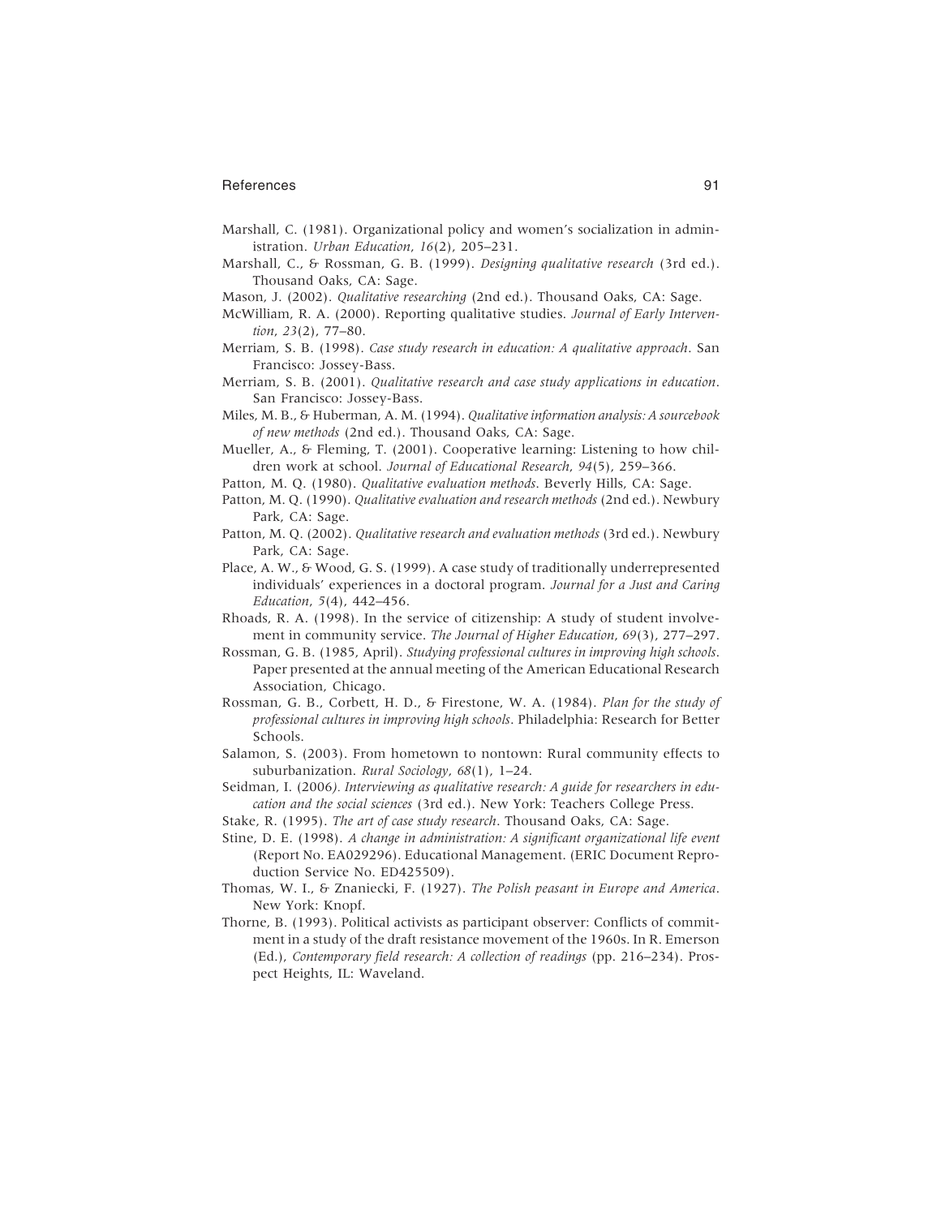Marshall, C. (1981). Organizational policy and women's socialization in administration. *Urban Education*, *16*(2), 205–231.

Marshall, C., & Rossman, G. B. (1999). *Designing qualitative research* (3rd ed.). Thousand Oaks, CA: Sage.

Mason, J. (2002). *Qualitative researching* (2nd ed.). Thousand Oaks, CA: Sage.

McWilliam, R. A. (2000). Reporting qualitative studies. *Journal of Early Intervention*, *23*(2), 77–80.

Merriam, S. B. (1998). *Case study research in education: A qualitative approach*. San Francisco: Jossey-Bass.

Merriam, S. B. (2001). *Qualitative research and case study applications in education*. San Francisco: Jossey-Bass.

Miles, M. B., & Huberman, A. M. (1994). *Qualitative information analysis: A sourcebook of new methods* (2nd ed.). Thousand Oaks, CA: Sage.

Mueller, A., & Fleming, T. (2001). Cooperative learning: Listening to how children work at school. *Journal of Educational Research*, *94*(5), 259–366.

Patton, M. Q. (1980). *Qualitative evaluation methods*. Beverly Hills, CA: Sage.

Patton, M. Q. (1990). *Qualitative evaluation and research methods* (2nd ed.). Newbury Park, CA: Sage.

Patton, M. Q. (2002). *Qualitative research and evaluation methods* (3rd ed.). Newbury Park, CA: Sage.

Place, A. W., & Wood, G. S. (1999). A case study of traditionally underrepresented individuals' experiences in a doctoral program. *Journal for a Just and Caring Education*, *5*(4), 442–456.

Rhoads, R. A. (1998). In the service of citizenship: A study of student involvement in community service. *The Journal of Higher Education*, *69*(3), 277–297.

Rossman, G. B. (1985, April). *Studying professional cultures in improving high schools*. Paper presented at the annual meeting of the American Educational Research Association, Chicago.

Rossman, G. B., Corbett, H. D., & Firestone, W. A. (1984). *Plan for the study of professional cultures in improving high schools*. Philadelphia: Research for Better Schools.

Salamon, S. (2003). From hometown to nontown: Rural community effects to suburbanization. *Rural Sociology*, *68*(1), 1–24.

Seidman, I. (2006). *Interviewing as qualitative research: A guide for researchers in education and the social sciences* (3rd ed.). New York: Teachers College Press.

Stake, R. (1995). *The art of case study research*. Thousand Oaks, CA: Sage.

Stine, D. E. (1998). *A change in administration: A significant organizational life event* (Report No. EA029296). Educational Management. (ERIC Document Reproduction Service No. ED425509).

Thomas, W. I., & Znaniecki, F. (1927). *The Polish peasant in Europe and America*. New York: Knopf.

Thorne, B. (1993). Political activists as participant observer: Conflicts of commitment in a study of the draft resistance movement of the 1960s. In R. Emerson (Ed.), *Contemporary field research: A collection of readings* (pp. 216–234). Prospect Heights, IL: Waveland.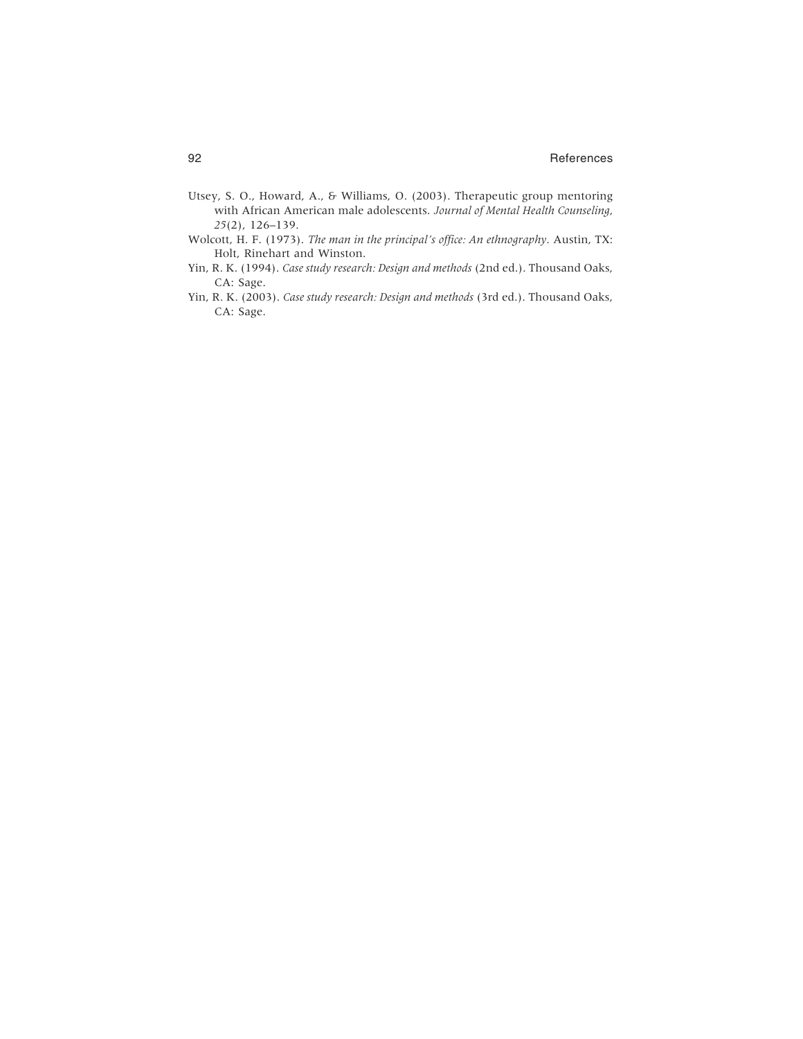Utsey, S. O., Howard, A., & Williams, O. (2003). Therapeutic group mentoring with African American male adolescents. *Journal of Mental Health Counseling, 25*(2), 126–139.

Wolcott, H. F. (1973). *The man in the principal's office: An ethnography*. Austin, TX: Holt, Rinehart and Winston.

Yin, R. K. (1994). *Case study research: Design and methods* (2nd ed.). Thousand Oaks, CA: Sage.

Yin, R. K. (2003). *Case study research: Design and methods* (3rd ed.). Thousand Oaks, CA: Sage.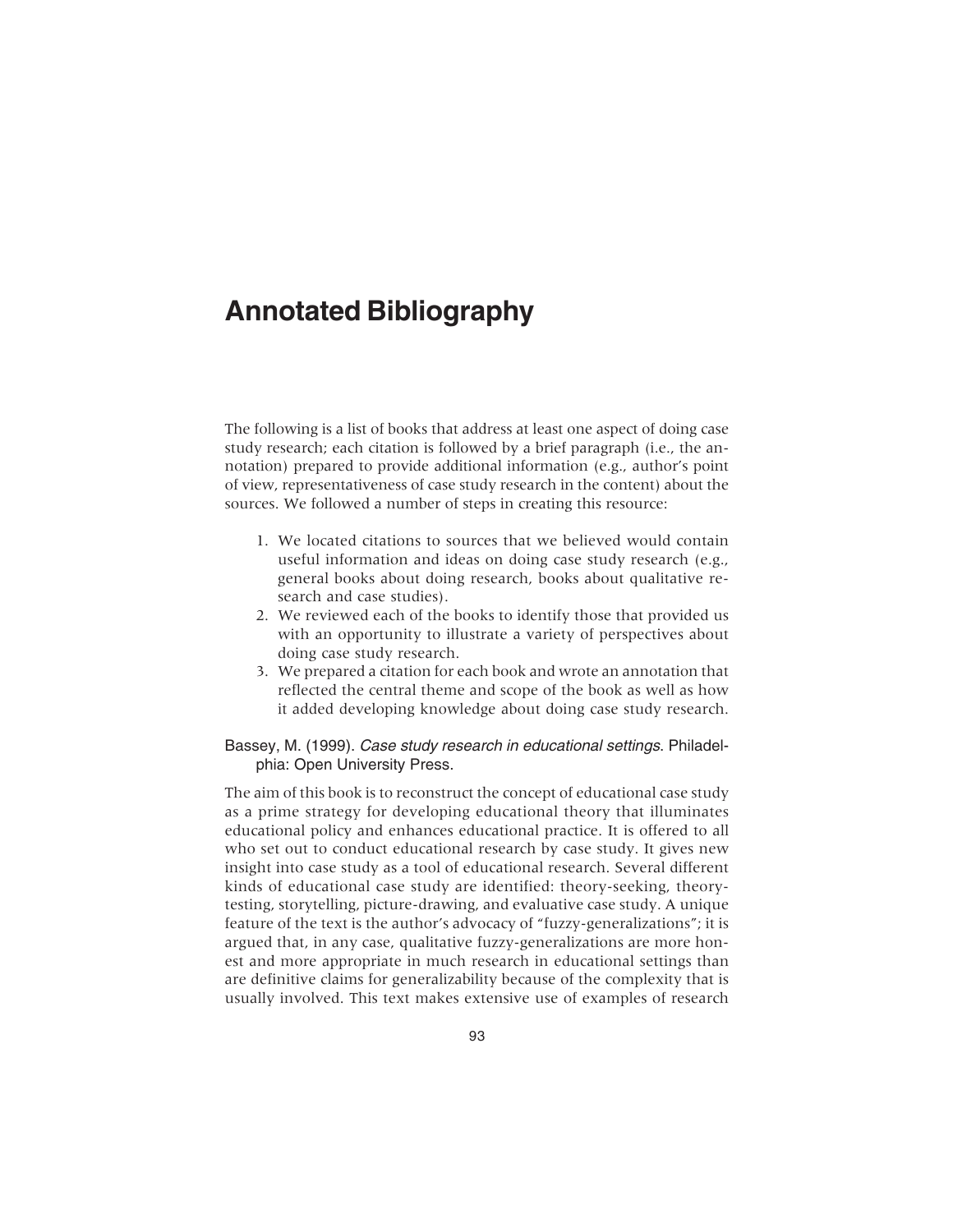# Annotated Bibliography

The following is a list of books that address at least one aspect of doing case study research; each citation is followed by a brief paragraph (i.e., the annotation) prepared to provide additional information (e.g., author's point of view, representativeness of case study research in the content) about the sources. We followed a number of steps in creating this resource:

1. We located citations to sources that we believed would contain useful information and ideas on doing case study research (e.g., general books about doing research, books about qualitative research and case studies).
2. We reviewed each of the books to identify those that provided us with an opportunity to illustrate a variety of perspectives about doing case study research.
3. We prepared a citation for each book and wrote an annotation that reflected the central theme and scope of the book as well as how it added developing knowledge about doing case study research.

Bassey, M. (1999). *Case study research in educational settings*. Philadelphia: Open University Press.

The aim of this book is to reconstruct the concept of educational case study as a prime strategy for developing educational theory that illuminates educational policy and enhances educational practice. It is offered to all who set out to conduct educational research by case study. It gives new insight into case study as a tool of educational research. Several different kinds of educational case study are identified: theory-seeking, theory-testing, storytelling, picture-drawing, and evaluative case study. A unique feature of the text is the author's advocacy of "fuzzy-generalizations"; it is argued that, in any case, qualitative fuzzy-generalizations are more honest and more appropriate in much research in educational settings than are definitive claims for generalizability because of the complexity that is usually involved. This text makes extensive use of examples of research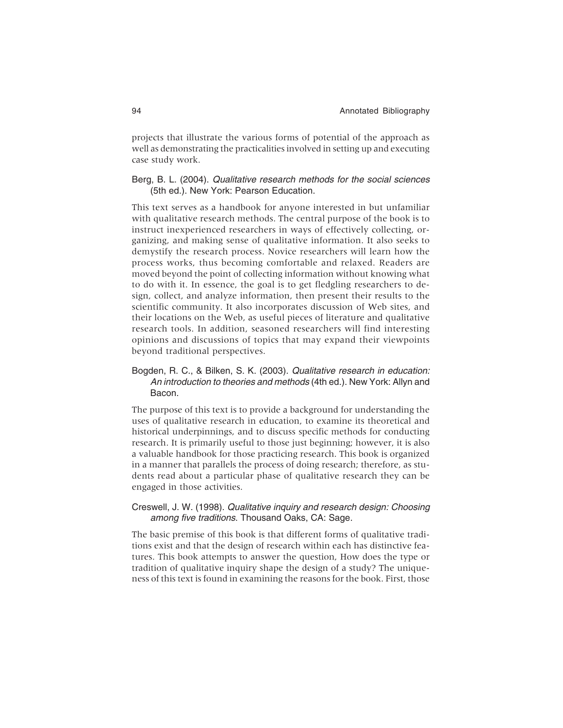projects that illustrate the various forms of potential of the approach as well as demonstrating the practicalities involved in setting up and executing case study work.

Berg, B. L. (2004). *Qualitative research methods for the social sciences* (5th ed.). New York: Pearson Education.

This text serves as a handbook for anyone interested in but unfamiliar with qualitative research methods. The central purpose of the book is to instruct inexperienced researchers in ways of effectively collecting, organizing, and making sense of qualitative information. It also seeks to demystify the research process. Novice researchers will learn how the process works, thus becoming comfortable and relaxed. Readers are moved beyond the point of collecting information without knowing what to do with it. In essence, the goal is to get fledgling researchers to design, collect, and analyze information, then present their results to the scientific community. It also incorporates discussion of Web sites, and their locations on the Web, as useful pieces of literature and qualitative research tools. In addition, seasoned researchers will find interesting opinions and discussions of topics that may expand their viewpoints beyond traditional perspectives.

Bogden, R. C., & Bilken, S. K. (2003). *Qualitative research in education: An introduction to theories and methods* (4th ed.). New York: Allyn and Bacon.

The purpose of this text is to provide a background for understanding the uses of qualitative research in education, to examine its theoretical and historical underpinnings, and to discuss specific methods for conducting research. It is primarily useful to those just beginning; however, it is also a valuable handbook for those practicing research. This book is organized in a manner that parallels the process of doing research; therefore, as students read about a particular phase of qualitative research they can be engaged in those activities.

Creswell, J. W. (1998). *Qualitative inquiry and research design: Choosing among five traditions*. Thousand Oaks, CA: Sage.

The basic premise of this book is that different forms of qualitative traditions exist and that the design of research within each has distinctive features. This book attempts to answer the question, How does the type or tradition of qualitative inquiry shape the design of a study? The uniqueness of this text is found in examining the reasons for the book. First, those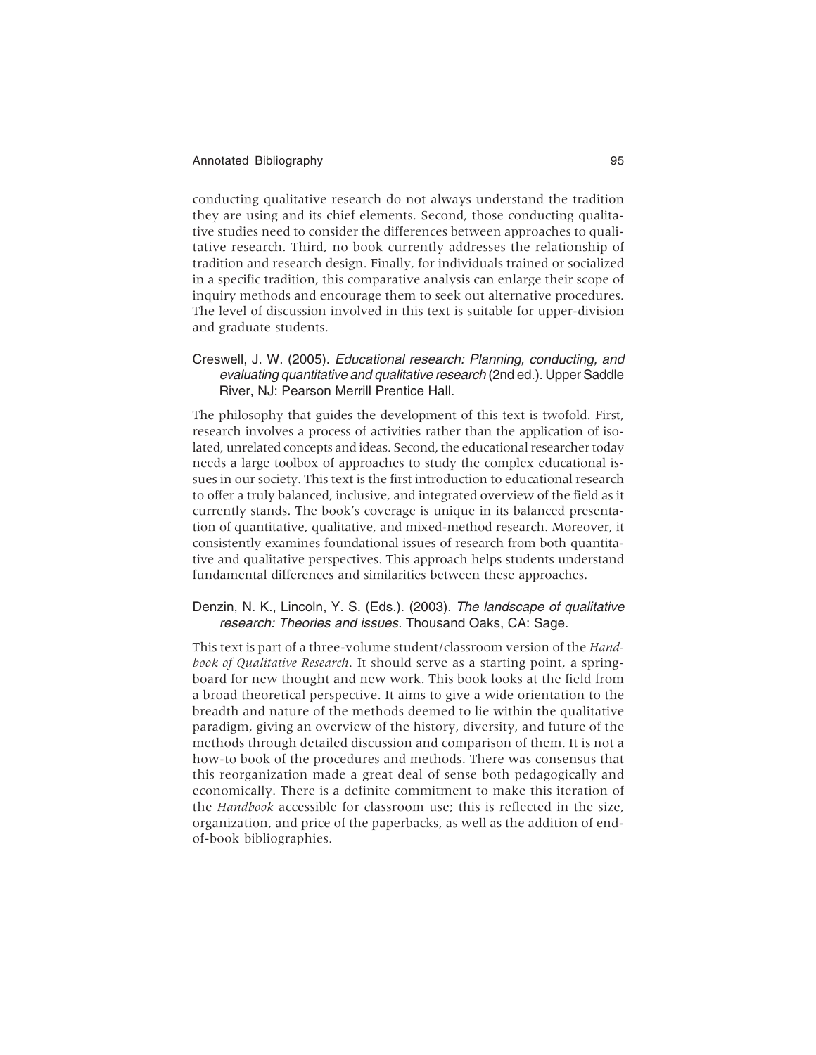conducting qualitative research do not always understand the tradition they are using and its chief elements. Second, those conducting qualitative studies need to consider the differences between approaches to qualitative research. Third, no book currently addresses the relationship of tradition and research design. Finally, for individuals trained or socialized in a specific tradition, this comparative analysis can enlarge their scope of inquiry methods and encourage them to seek out alternative procedures. The level of discussion involved in this text is suitable for upper-division and graduate students.

Creswell, J. W. (2005). *Educational research: Planning, conducting, and evaluating quantitative and qualitative research* (2nd ed.). Upper Saddle River, NJ: Pearson Merrill Prentice Hall.

The philosophy that guides the development of this text is twofold. First, research involves a process of activities rather than the application of isolated, unrelated concepts and ideas. Second, the educational researcher today needs a large toolbox of approaches to study the complex educational issues in our society. This text is the first introduction to educational research to offer a truly balanced, inclusive, and integrated overview of the field as it currently stands. The book's coverage is unique in its balanced presentation of quantitative, qualitative, and mixed-method research. Moreover, it consistently examines foundational issues of research from both quantitative and qualitative perspectives. This approach helps students understand fundamental differences and similarities between these approaches.

Denzin, N. K., Lincoln, Y. S. (Eds.). (2003). *The landscape of qualitative research: Theories and issues*. Thousand Oaks, CA: Sage.

This text is part of a three-volume student/classroom version of the *Handbook of Qualitative Research*. It should serve as a starting point, a springboard for new thought and new work. This book looks at the field from a broad theoretical perspective. It aims to give a wide orientation to the breadth and nature of the methods deemed to lie within the qualitative paradigm, giving an overview of the history, diversity, and future of the methods through detailed discussion and comparison of them. It is not a how-to book of the procedures and methods. There was consensus that this reorganization made a great deal of sense both pedagogically and economically. There is a definite commitment to make this iteration of the *Handbook* accessible for classroom use; this is reflected in the size, organization, and price of the paperbacks, as well as the addition of end-of-book bibliographies.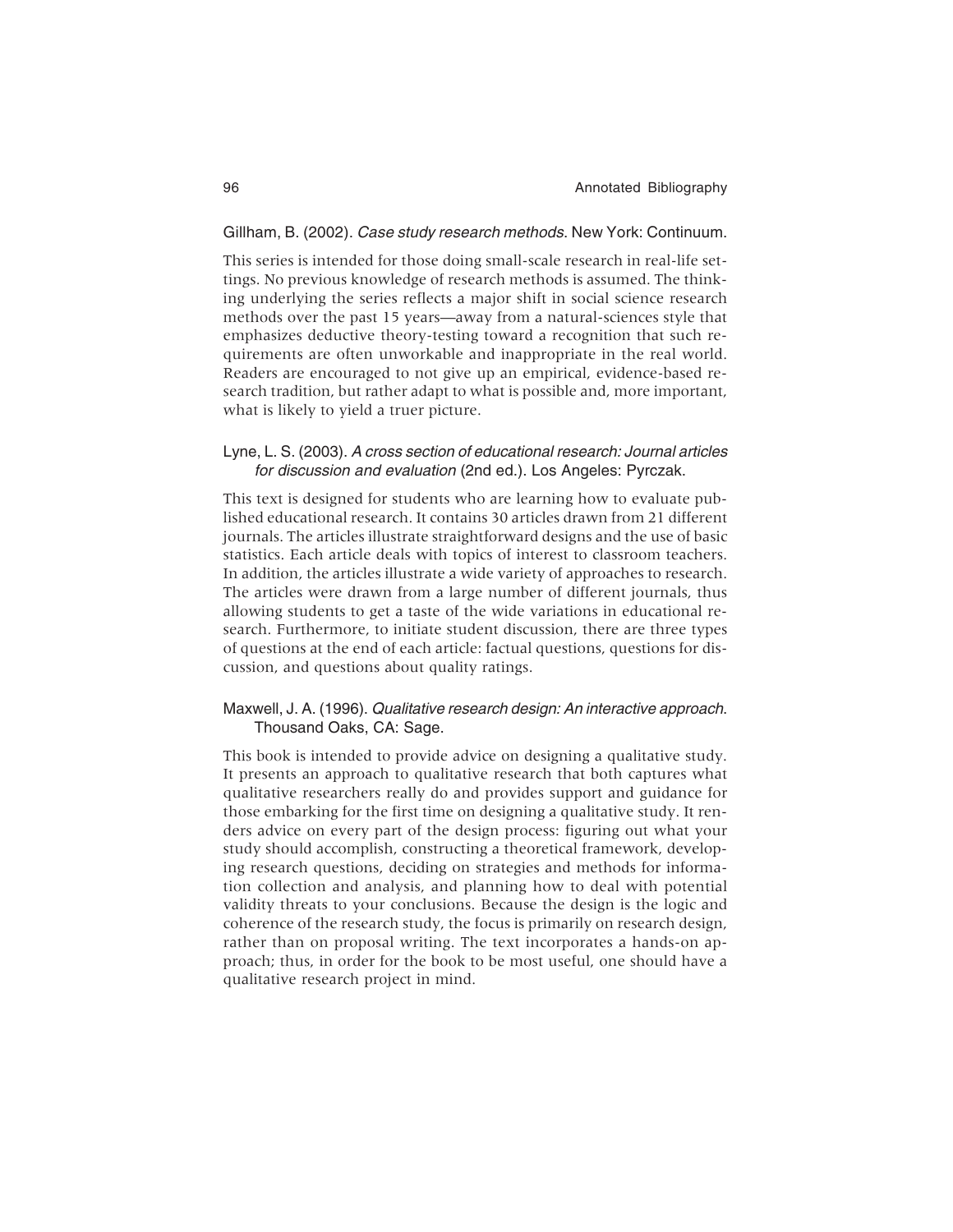Gillham, B. (2002). *Case study research methods*. New York: Continuum.

This series is intended for those doing small-scale research in real-life settings. No previous knowledge of research methods is assumed. The thinking underlying the series reflects a major shift in social science research methods over the past 15 years—away from a natural-sciences style that emphasizes deductive theory-testing toward a recognition that such requirements are often unworkable and inappropriate in the real world. Readers are encouraged to not give up an empirical, evidence-based research tradition, but rather adapt to what is possible and, more important, what is likely to yield a truer picture.

Lyne, L. S. (2003). *A cross section of educational research: Journal articles for discussion and evaluation* (2nd ed.). Los Angeles: Pyrczak.

This text is designed for students who are learning how to evaluate published educational research. It contains 30 articles drawn from 21 different journals. The articles illustrate straightforward designs and the use of basic statistics. Each article deals with topics of interest to classroom teachers. In addition, the articles illustrate a wide variety of approaches to research. The articles were drawn from a large number of different journals, thus allowing students to get a taste of the wide variations in educational research. Furthermore, to initiate student discussion, there are three types of questions at the end of each article: factual questions, questions for discussion, and questions about quality ratings.

Maxwell, J. A. (1996). *Qualitative research design: An interactive approach*. Thousand Oaks, CA: Sage.

This book is intended to provide advice on designing a qualitative study. It presents an approach to qualitative research that both captures what qualitative researchers really do and provides support and guidance for those embarking for the first time on designing a qualitative study. It renders advice on every part of the design process: figuring out what your study should accomplish, constructing a theoretical framework, developing research questions, deciding on strategies and methods for information collection and analysis, and planning how to deal with potential validity threats to your conclusions. Because the design is the logic and coherence of the research study, the focus is primarily on research design, rather than on proposal writing. The text incorporates a hands-on approach; thus, in order for the book to be most useful, one should have a qualitative research project in mind.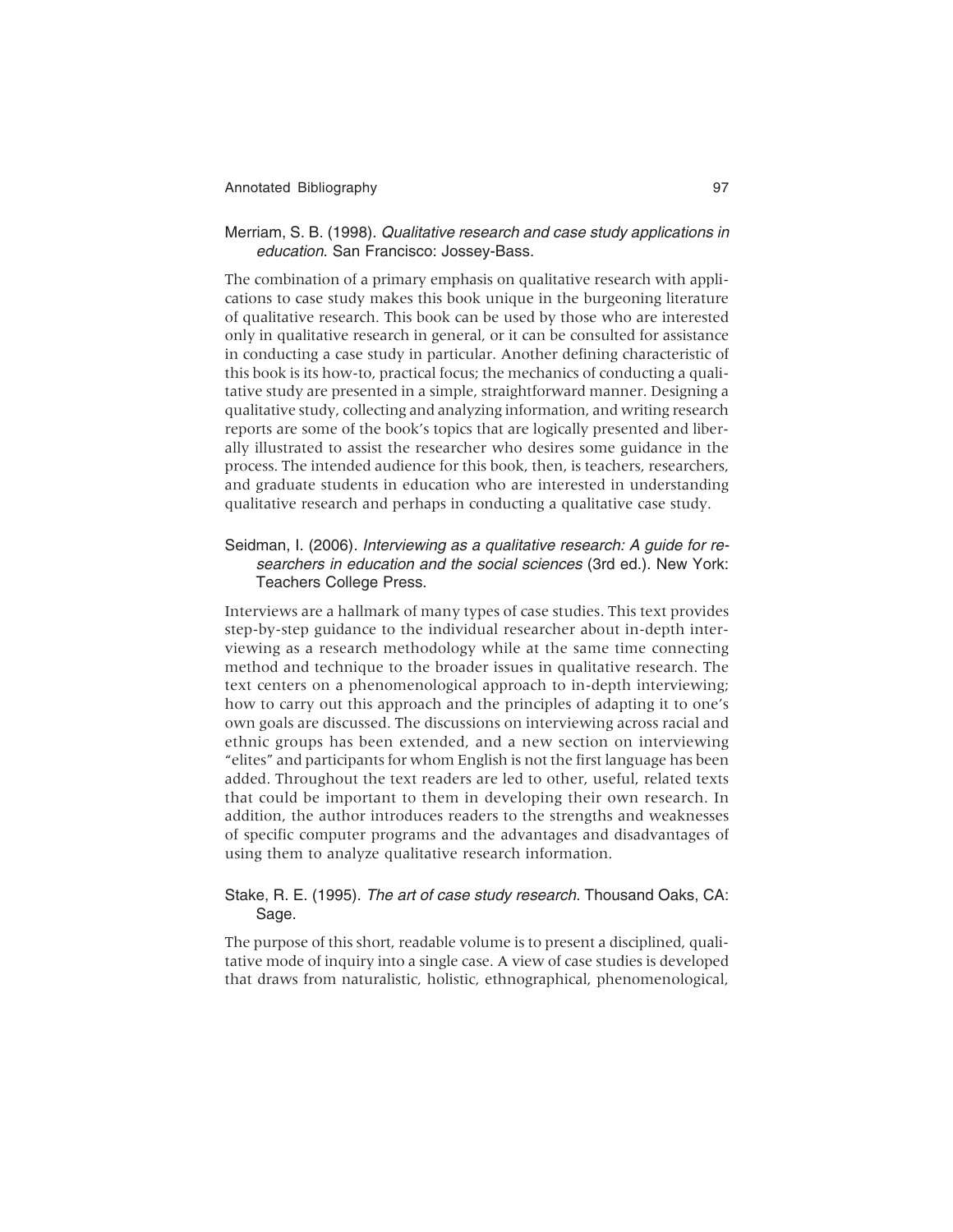Merriam, S. B. (1998). *Qualitative research and case study applications in education*. San Francisco: Jossey-Bass.

The combination of a primary emphasis on qualitative research with applications to case study makes this book unique in the burgeoning literature of qualitative research. This book can be used by those who are interested only in qualitative research in general, or it can be consulted for assistance in conducting a case study in particular. Another defining characteristic of this book is its how-to, practical focus; the mechanics of conducting a qualitative study are presented in a simple, straightforward manner. Designing a qualitative study, collecting and analyzing information, and writing research reports are some of the book's topics that are logically presented and liberally illustrated to assist the researcher who desires some guidance in the process. The intended audience for this book, then, is teachers, researchers, and graduate students in education who are interested in understanding qualitative research and perhaps in conducting a qualitative case study.

Seidman, I. (2006). *Interviewing as a qualitative research: A guide for researchers in education and the social sciences* (3rd ed.). New York: Teachers College Press.

Interviews are a hallmark of many types of case studies. This text provides step-by-step guidance to the individual researcher about in-depth interviewing as a research methodology while at the same time connecting method and technique to the broader issues in qualitative research. The text centers on a phenomenological approach to in-depth interviewing; how to carry out this approach and the principles of adapting it to one's own goals are discussed. The discussions on interviewing across racial and ethnic groups has been extended, and a new section on interviewing "elites" and participants for whom English is not the first language has been added. Throughout the text readers are led to other, useful, related texts that could be important to them in developing their own research. In addition, the author introduces readers to the strengths and weaknesses of specific computer programs and the advantages and disadvantages of using them to analyze qualitative research information.

Stake, R. E. (1995). *The art of case study research*. Thousand Oaks, CA: Sage.

The purpose of this short, readable volume is to present a disciplined, qualitative mode of inquiry into a single case. A view of case studies is developed that draws from naturalistic, holistic, ethnographical, phenomenological,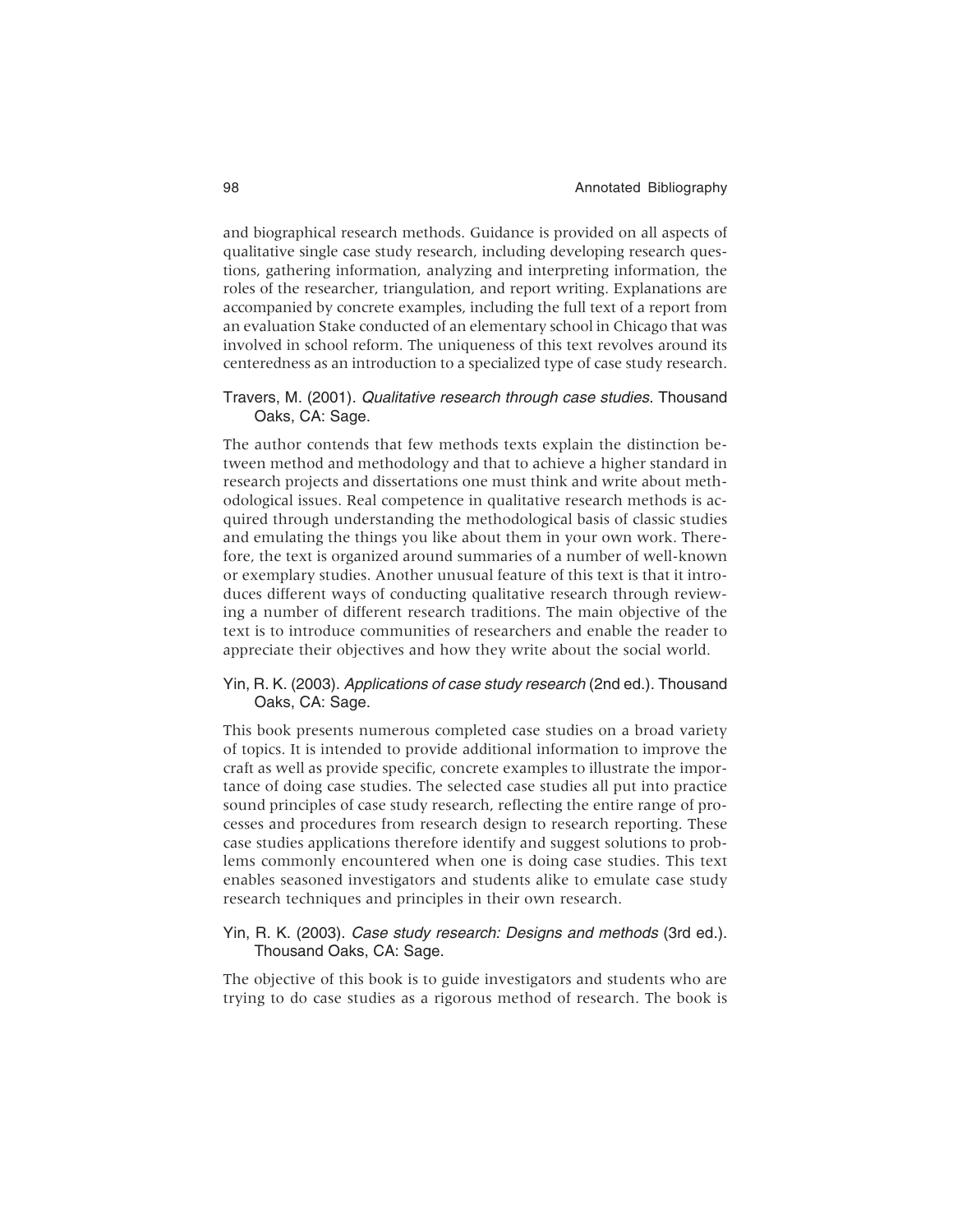and biographical research methods. Guidance is provided on all aspects of qualitative single case study research, including developing research questions, gathering information, analyzing and interpreting information, the roles of the researcher, triangulation, and report writing. Explanations are accompanied by concrete examples, including the full text of a report from an evaluation Stake conducted of an elementary school in Chicago that was involved in school reform. The uniqueness of this text revolves around its centeredness as an introduction to a specialized type of case study research.

Travers, M. (2001). *Qualitative research through case studies*. Thousand Oaks, CA: Sage.

The author contends that few methods texts explain the distinction between method and methodology and that to achieve a higher standard in research projects and dissertations one must think and write about methodological issues. Real competence in qualitative research methods is acquired through understanding the methodological basis of classic studies and emulating the things you like about them in your own work. Therefore, the text is organized around summaries of a number of well-known or exemplary studies. Another unusual feature of this text is that it introduces different ways of conducting qualitative research through reviewing a number of different research traditions. The main objective of the text is to introduce communities of researchers and enable the reader to appreciate their objectives and how they write about the social world.

Yin, R. K. (2003). *Applications of case study research* (2nd ed.). Thousand Oaks, CA: Sage.

This book presents numerous completed case studies on a broad variety of topics. It is intended to provide additional information to improve the craft as well as provide specific, concrete examples to illustrate the importance of doing case studies. The selected case studies all put into practice sound principles of case study research, reflecting the entire range of processes and procedures from research design to research reporting. These case studies applications therefore identify and suggest solutions to problems commonly encountered when one is doing case studies. This text enables seasoned investigators and students alike to emulate case study research techniques and principles in their own research.

Yin, R. K. (2003). *Case study research: Designs and methods* (3rd ed.). Thousand Oaks, CA: Sage.

The objective of this book is to guide investigators and students who are trying to do case studies as a rigorous method of research. The book is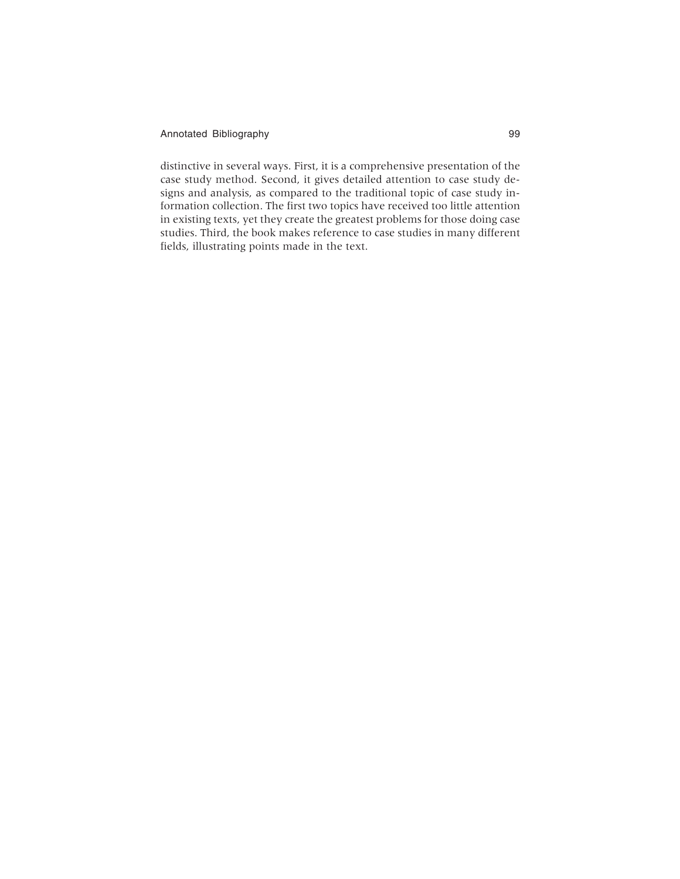distinctive in several ways. First, it is a comprehensive presentation of the case study method. Second, it gives detailed attention to case study designs and analysis, as compared to the traditional topic of case study information collection. The first two topics have received too little attention in existing texts, yet they create the greatest problems for those doing case studies. Third, the book makes reference to case studies in many different fields, illustrating points made in the text.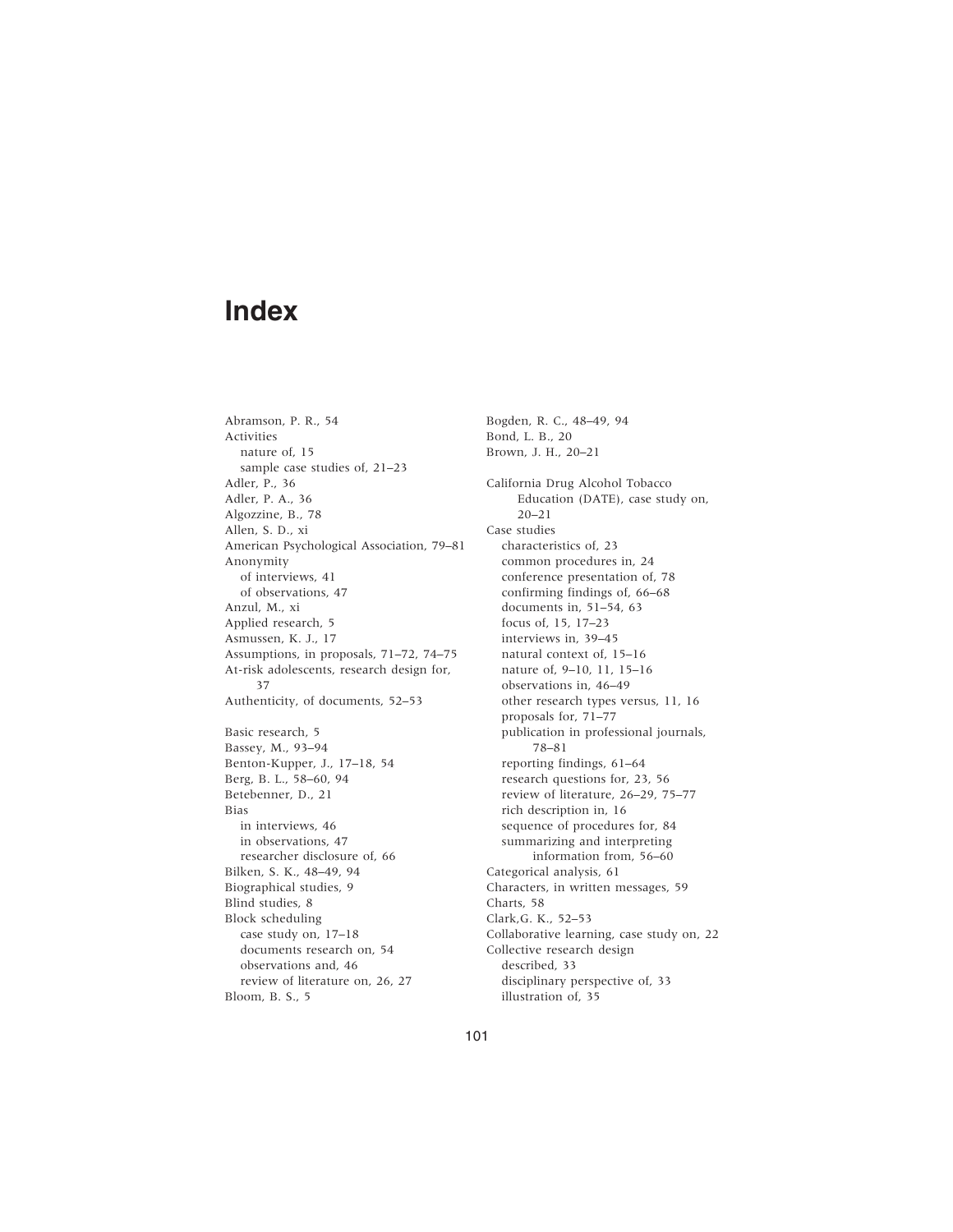# Index

Abramson, P. R., 54
Activities
  nature of, 15
  sample case studies of, 21–23
Adler, P., 36
Adler, P. A., 36
Algozzine, B., 78
Allen, S. D., xi
American Psychological Association, 79–81
Anonymity
  of interviews, 41
  of observations, 47
Anzul, M., xi
Applied research, 5
Asmussen, K. J., 17
Assumptions, in proposals, 71–72, 74–75
At-risk adolescents, research design for, 37
Authenticity, of documents, 52–53

Basic research, 5
Bassey, M., 93–94
Benton-Kupper, J., 17–18, 54
Berg, B. L., 58–60, 94
Betebenner, D., 21
Bias
  in interviews, 46
  in observations, 47
  researcher disclosure of, 66
Bilken, S. K., 48–49, 94
Biographical studies, 9
Blind studies, 8
Block scheduling
  case study on, 17–18
  documents research on, 54
  observations and, 46
  review of literature on, 26, 27
Bloom, B. S., 5

Bogden, R. C., 48–49, 94
Bond, L. B., 20
Brown, J. H., 20–21

California Drug Alcohol Tobacco Education (DATE), case study on, 20–21
Case studies
  characteristics of, 23
  common procedures in, 24
  conference presentation of, 78
  confirming findings of, 66–68
  documents in, 51–54, 63
  focus of, 15, 17–23
  interviews in, 39–45
  natural context of, 15–16
  nature of, 9–10, 11, 15–16
  observations in, 46–49
  other research types versus, 11, 16
  proposals for, 71–77
  publication in professional journals, 78–81
  reporting findings, 61–64
  research questions for, 23, 56
  review of literature, 26–29, 75–77
  rich description in, 16
  sequence of procedures for, 84
  summarizing and interpreting information from, 56–60
Categorical analysis, 61
Characters, in written messages, 59
Charts, 58
Clark,G. K., 52–53
Collaborative learning, case study on, 22
Collective research design
  described, 33
  disciplinary perspective of, 33
  illustration of, 35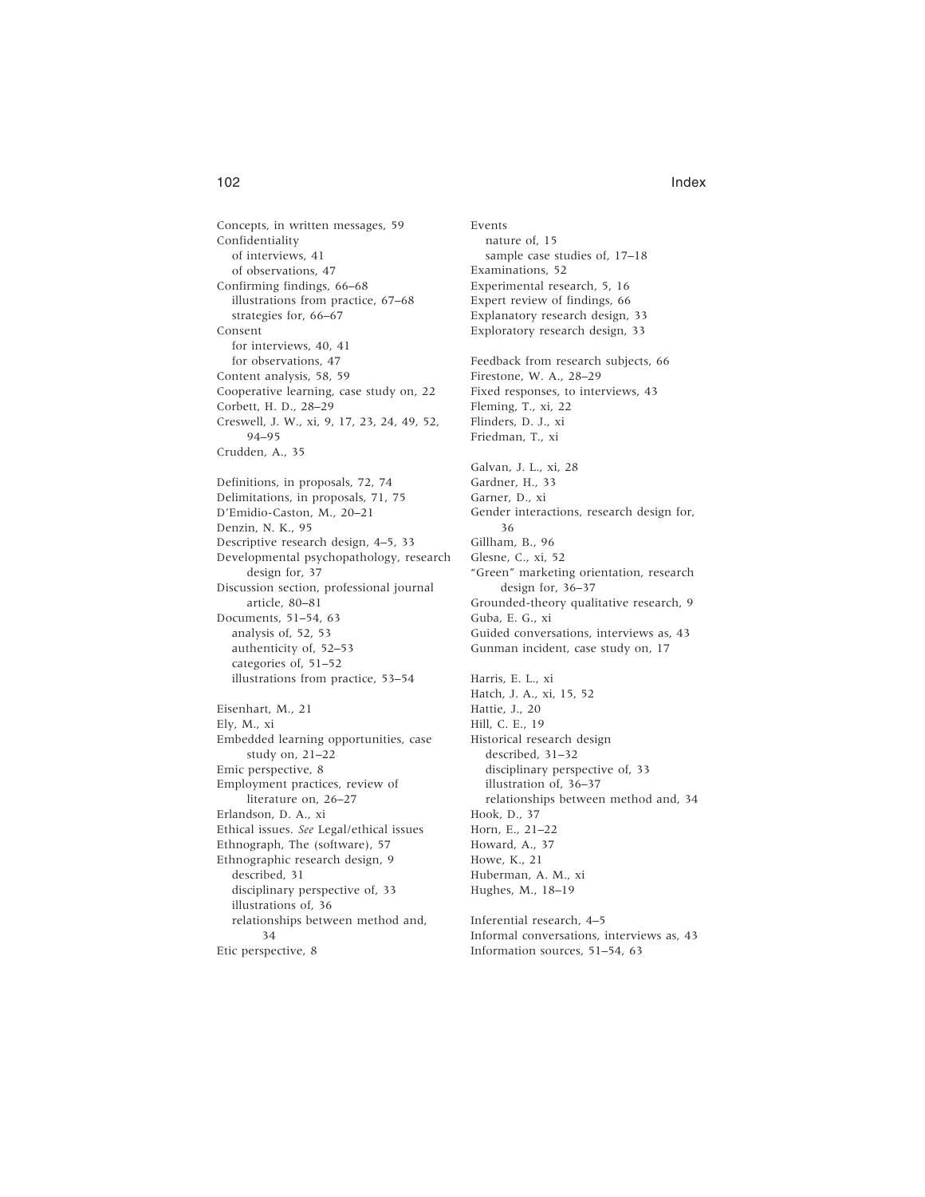Concepts, in written messages, 59
Confidentiality
  of interviews, 41
  of observations, 47
Confirming findings, 66–68
  illustrations from practice, 67–68
  strategies for, 66–67
Consent
  for interviews, 40, 41
  for observations, 47
Content analysis, 58, 59
Cooperative learning, case study on, 22
Corbett, H. D., 28–29
Creswell, J. W., xi, 9, 17, 23, 24, 49, 52, 94–95
Crudden, A., 35

Definitions, in proposals, 72, 74
Delimitations, in proposals, 71, 75
D'Emidio-Caston, M., 20–21
Denzin, N. K., 95
Descriptive research design, 4–5, 33
Developmental psychopathology, research design for, 37
Discussion section, professional journal article, 80–81
Documents, 51–54, 63
  analysis of, 52, 53
  authenticity of, 52–53
  categories of, 51–52
  illustrations from practice, 53–54

Eisenhart, M., 21
Ely, M., xi
Embedded learning opportunities, case study on, 21–22
Emic perspective, 8
Employment practices, review of literature on, 26–27
Erlandson, D. A., xi
Ethical issues. *See* Legal/ethical issues
Ethnograph, The (software), 57
Ethnographic research design, 9
  described, 31
  disciplinary perspective of, 33
  illustrations of, 36
  relationships between method and, 34
Etic perspective, 8

Events
  nature of, 15
  sample case studies of, 17–18
Examinations, 52
Experimental research, 5, 16
Expert review of findings, 66
Explanatory research design, 33
Exploratory research design, 33

Feedback from research subjects, 66
Firestone, W. A., 28–29
Fixed responses, to interviews, 43
Fleming, T., xi, 22
Flinders, D. J., xi
Friedman, T., xi

Galvan, J. L., xi, 28
Gardner, H., 33
Garner, D., xi
Gender interactions, research design for, 36
Gillham, B., 96
Glesne, C., xi, 52
"Green" marketing orientation, research design for, 36–37
Grounded-theory qualitative research, 9
Guba, E. G., xi
Guided conversations, interviews as, 43
Gunman incident, case study on, 17

Harris, E. L., xi
Hatch, J. A., xi, 15, 52
Hattie, J., 20
Hill, C. E., 19
Historical research design
  described, 31–32
  disciplinary perspective of, 33
  illustration of, 36–37
  relationships between method and, 34
Hook, D., 37
Horn, E., 21–22
Howard, A., 37
Howe, K., 21
Huberman, A. M., xi
Hughes, M., 18–19

Inferential research, 4–5
Informal conversations, interviews as, 43
Information sources, 51–54, 63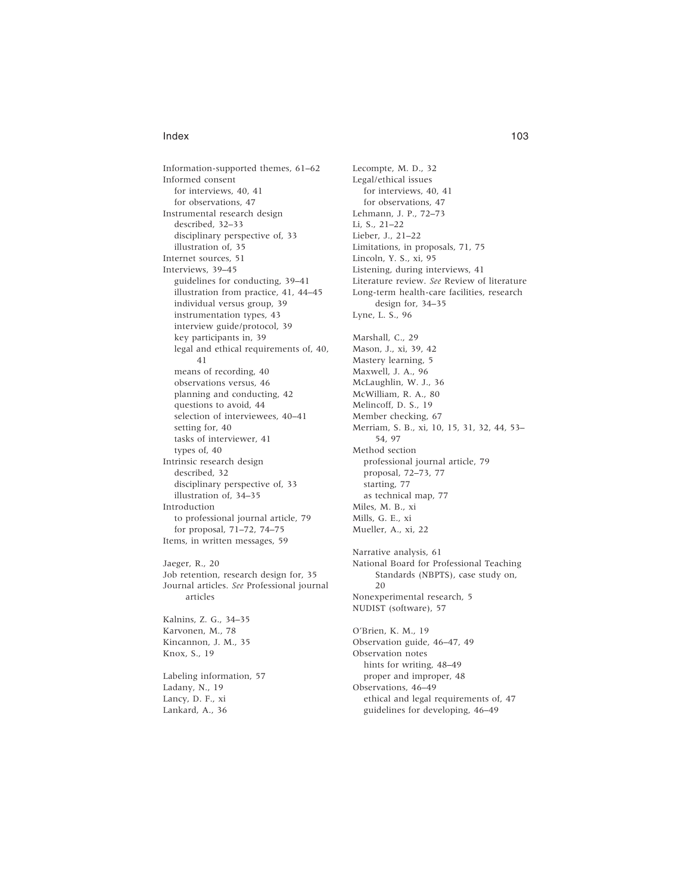Information-supported themes, 61–62
Informed consent
  for interviews, 40, 41
  for observations, 47
Instrumental research design
  described, 32–33
  disciplinary perspective of, 33
  illustration of, 35
Internet sources, 51
Interviews, 39–45
  guidelines for conducting, 39–41
  illustration from practice, 41, 44–45
  individual versus group, 39
  instrumentation types, 43
  interview guide/protocol, 39
  key participants in, 39
  legal and ethical requirements of, 40, 41
  means of recording, 40
  observations versus, 46
  planning and conducting, 42
  questions to avoid, 44
  selection of interviewees, 40–41
  setting for, 40
  tasks of interviewer, 41
  types of, 40
Intrinsic research design
  described, 32
  disciplinary perspective of, 33
  illustration of, 34–35
Introduction
  to professional journal article, 79
  for proposal, 71–72, 74–75
Items, in written messages, 59

Jaeger, R., 20
Job retention, research design for, 35
Journal articles. *See* Professional journal articles

Kalnins, Z. G., 34–35
Karvonen, M., 78
Kincannon, J. M., 35
Knox, S., 19

Labeling information, 57
Ladany, N., 19
Lancy, D. F., xi
Lankard, A., 36

Lecompte, M. D., 32
Legal/ethical issues
  for interviews, 40, 41
  for observations, 47
Lehmann, J. P., 72–73
Li, S., 21–22
Lieber, J., 21–22
Limitations, in proposals, 71, 75
Lincoln, Y. S., xi, 95
Listening, during interviews, 41
Literature review. *See* Review of literature
Long-term health-care facilities, research design for, 34–35
Lyne, L. S., 96

Marshall, C., 29
Mason, J., xi, 39, 42
Mastery learning, 5
Maxwell, J. A., 96
McLaughlin, W. J., 36
McWilliam, R. A., 80
Melincoff, D. S., 19
Member checking, 67
Merriam, S. B., xi, 10, 15, 31, 32, 44, 53–54, 97
Method section
  professional journal article, 79
  proposal, 72–73, 77
  starting, 77
  as technical map, 77
Miles, M. B., xi
Mills, G. E., xi
Mueller, A., xi, 22

Narrative analysis, 61
National Board for Professional Teaching Standards (NBPTS), case study on, 20
Nonexperimental research, 5
NUDIST (software), 57

O'Brien, K. M., 19
Observation guide, 46–47, 49
Observation notes
  hints for writing, 48–49
  proper and improper, 48
Observations, 46–49
  ethical and legal requirements of, 47
  guidelines for developing, 46–49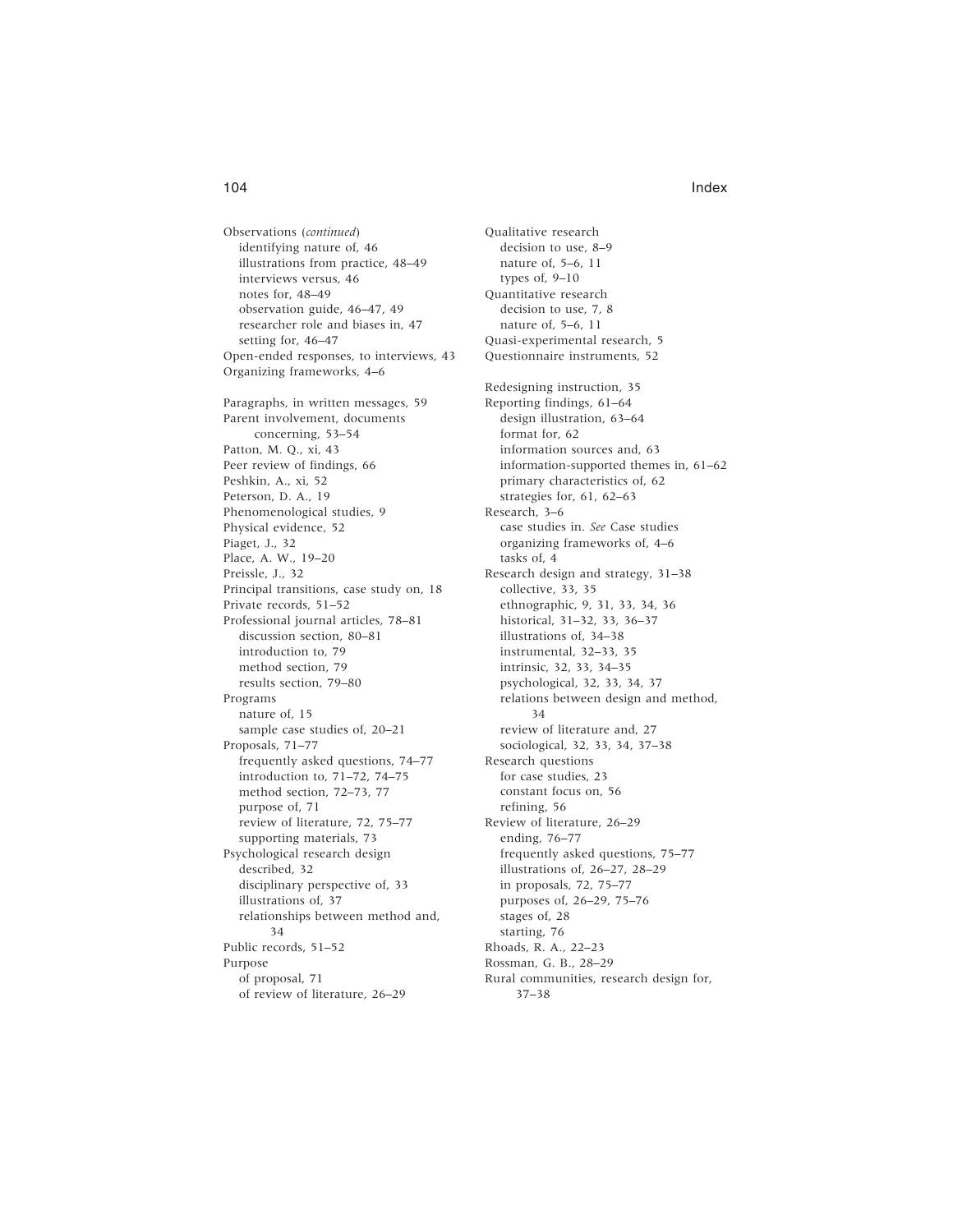Observations (*continued*)
  identifying nature of, 46
  illustrations from practice, 48–49
  interviews versus, 46
  notes for, 48–49
  observation guide, 46–47, 49
  researcher role and biases in, 47
  setting for, 46–47
Open-ended responses, to interviews, 43
Organizing frameworks, 4–6

Paragraphs, in written messages, 59
Parent involvement, documents concerning, 53–54
Patton, M. Q., xi, 43
Peer review of findings, 66
Peshkin, A., xi, 52
Peterson, D. A., 19
Phenomenological studies, 9
Physical evidence, 52
Piaget, J., 32
Place, A. W., 19–20
Preissle, J., 32
Principal transitions, case study on, 18
Private records, 51–52
Professional journal articles, 78–81
  discussion section, 80–81
  introduction to, 79
  method section, 79
  results section, 79–80
Programs
  nature of, 15
  sample case studies of, 20–21
Proposals, 71–77
  frequently asked questions, 74–77
  introduction to, 71–72, 74–75
  method section, 72–73, 77
  purpose of, 71
  review of literature, 72, 75–77
  supporting materials, 73
Psychological research design
  described, 32
  disciplinary perspective of, 33
  illustrations of, 37
  relationships between method and, 34
Public records, 51–52
Purpose
  of proposal, 71
  of review of literature, 26–29

Qualitative research
  decision to use, 8–9
  nature of, 5–6, 11
  types of, 9–10
Quantitative research
  decision to use, 7, 8
  nature of, 5–6, 11
Quasi-experimental research, 5
Questionnaire instruments, 52

Redesigning instruction, 35
Reporting findings, 61–64
  design illustration, 63–64
  format for, 62
  information sources and, 63
  information-supported themes in, 61–62
  primary characteristics of, 62
  strategies for, 61, 62–63
Research, 3–6
  case studies in. *See* Case studies
  organizing frameworks of, 4–6
  tasks of, 4
Research design and strategy, 31–38
  collective, 33, 35
  ethnographic, 9, 31, 33, 34, 36
  historical, 31–32, 33, 36–37
  illustrations of, 34–38
  instrumental, 32–33, 35
  intrinsic, 32, 33, 34–35
  psychological, 32, 33, 34, 37
  relations between design and method, 34
  review of literature and, 27
  sociological, 32, 33, 34, 37–38
Research questions
  for case studies, 23
  constant focus on, 56
  refining, 56
Review of literature, 26–29
  ending, 76–77
  frequently asked questions, 75–77
  illustrations of, 26–27, 28–29
  in proposals, 72, 75–77
  purposes of, 26–29, 75–76
  stages of, 28
  starting, 76
Rhoads, R. A., 22–23
Rossman, G. B., 28–29
Rural communities, research design for, 37–38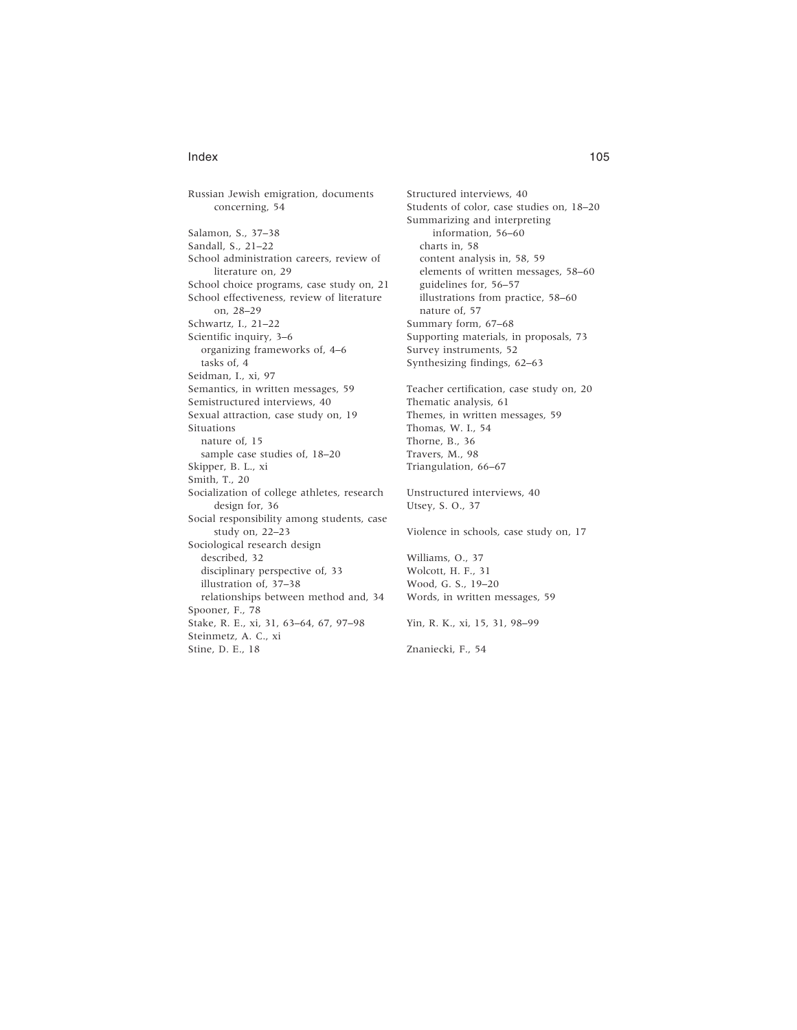Russian Jewish emigration, documents concerning, 54

Salamon, S., 37–38
Sandall, S., 21–22
School administration careers, review of literature on, 29
School choice programs, case study on, 21
School effectiveness, review of literature on, 28–29
Schwartz, I., 21–22
Scientific inquiry, 3–6
- organizing frameworks of, 4–6
- tasks of, 4

Seidman, I., xi, 97
Semantics, in written messages, 59
Semistructured interviews, 40
Sexual attraction, case study on, 19
Situations
- nature of, 15
- sample case studies of, 18–20

Skipper, B. L., xi
Smith, T., 20
Socialization of college athletes, research design for, 36
Social responsibility among students, case study on, 22–23
Sociological research design
- described, 32
- disciplinary perspective of, 33
- illustration of, 37–38
- relationships between method and, 34

Spooner, F., 78
Stake, R. E., xi, 31, 63–64, 67, 97–98
Steinmetz, A. C., xi
Stine, D. E., 18

Structured interviews, 40
Students of color, case studies on, 18–20
Summarizing and interpreting information, 56–60
- charts in, 58
- content analysis in, 58, 59
- elements of written messages, 58–60
- guidelines for, 56–57
- illustrations from practice, 58–60
- nature of, 57

Summary form, 67–68
Supporting materials, in proposals, 73
Survey instruments, 52
Synthesizing findings, 62–63

Teacher certification, case study on, 20
Thematic analysis, 61
Themes, in written messages, 59
Thomas, W. I., 54
Thorne, B., 36
Travers, M., 98
Triangulation, 66–67

Unstructured interviews, 40
Utsey, S. O., 37

Violence in schools, case study on, 17

Williams, O., 37
Wolcott, H. F., 31
Wood, G. S., 19–20
Words, in written messages, 59

Yin, R. K., xi, 15, 31, 98–99

Znaniecki, F., 54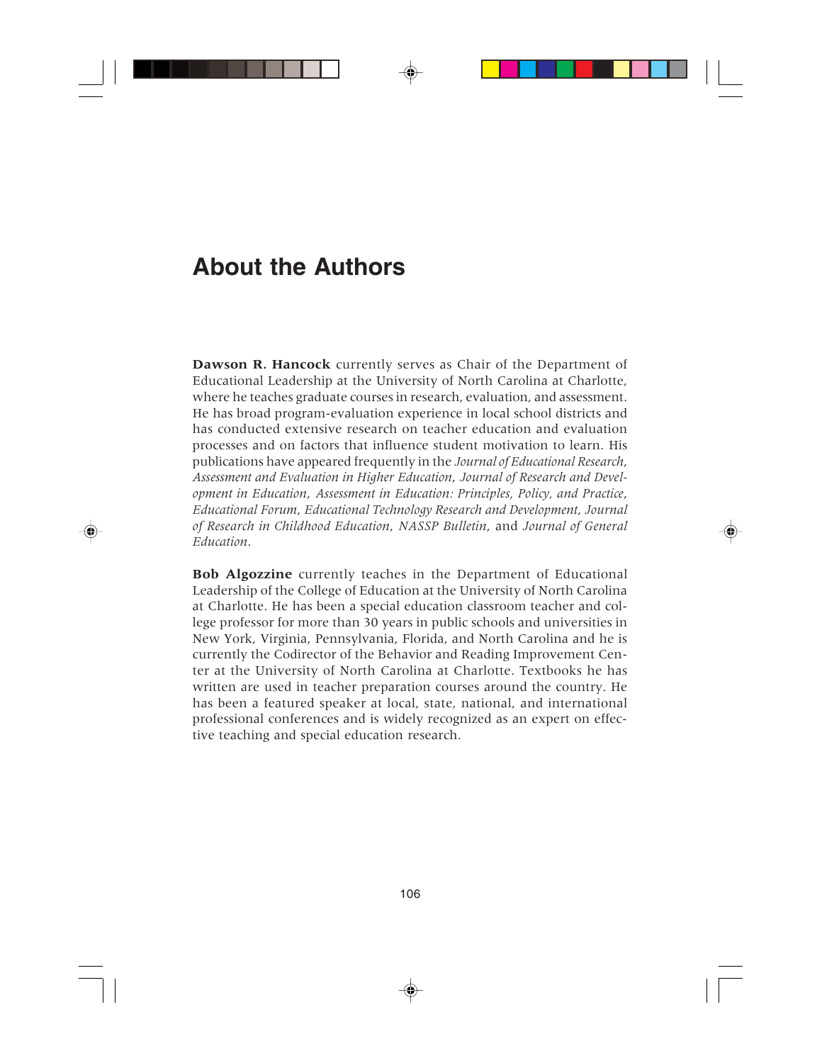# About the Authors

**Dawson R. Hancock** currently serves as Chair of the Department of Educational Leadership at the University of North Carolina at Charlotte, where he teaches graduate courses in research, evaluation, and assessment. He has broad program-evaluation experience in local school districts and has conducted extensive research on teacher education and evaluation processes and on factors that influence student motivation to learn. His publications have appeared frequently in the *Journal of Educational Research*, *Assessment and Evaluation in Higher Education*, *Journal of Research and Development in Education*, *Assessment in Education: Principles, Policy, and Practice*, *Educational Forum*, *Educational Technology Research and Development*, *Journal of Research in Childhood Education*, *NASSP Bulletin*, and *Journal of General Education*.

**Bob Algozzine** currently teaches in the Department of Educational Leadership of the College of Education at the University of North Carolina at Charlotte. He has been a special education classroom teacher and college professor for more than 30 years in public schools and universities in New York, Virginia, Pennsylvania, Florida, and North Carolina and he is currently the Codirector of the Behavior and Reading Improvement Center at the University of North Carolina at Charlotte. Textbooks he has written are used in teacher preparation courses around the country. He has been a featured speaker at local, state, national, and international professional conferences and is widely recognized as an expert on effective teaching and special education research.